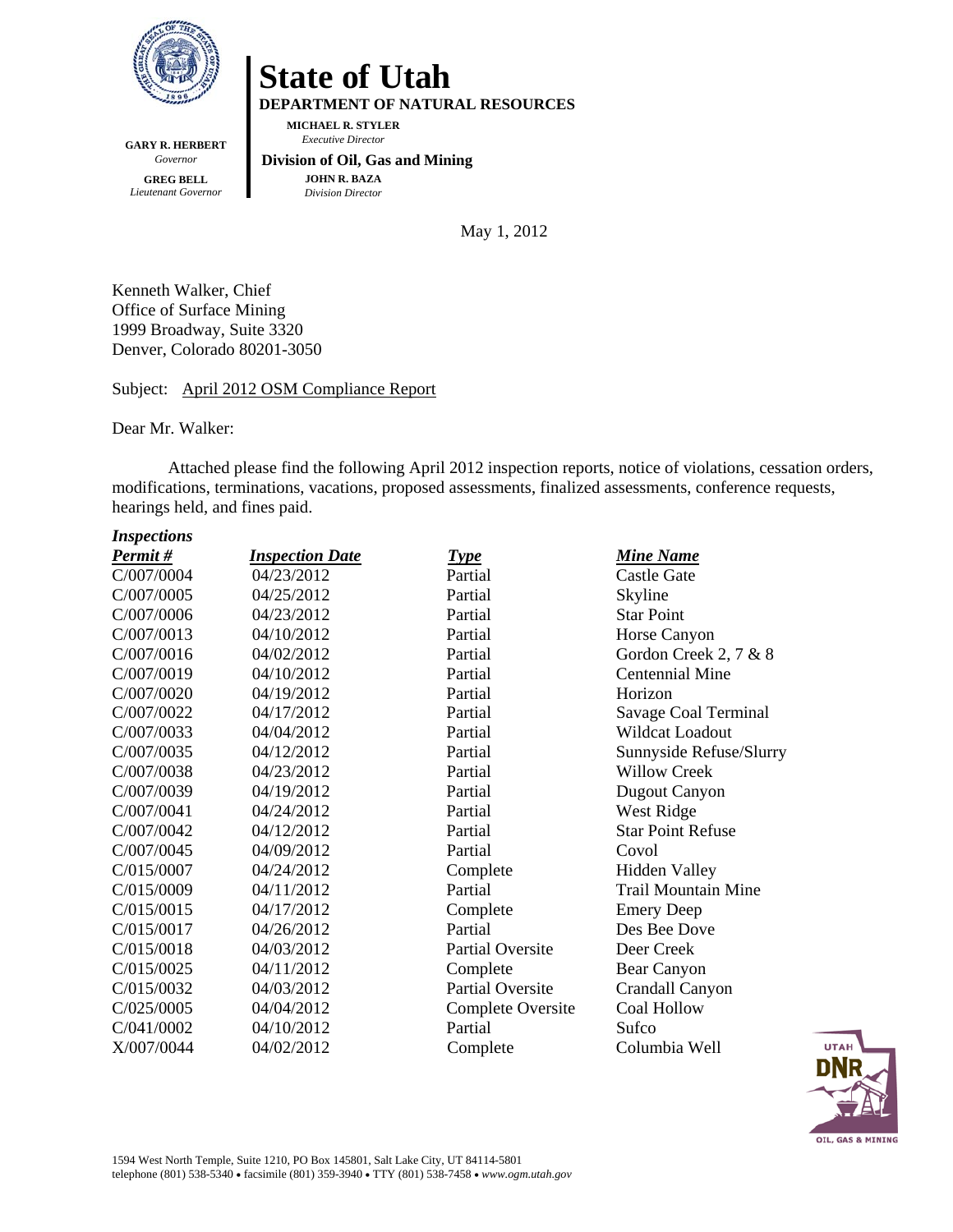# State of Utah

**DEPARTMENT OF NATURAL RESOURCES**

**MICHAEL R. STYLER**
*Executive Director*

**Division of Oil, Gas and Mining**

**JOHN R. BAZA**
*Division Director*

**GARY R. HERBERT**
*Governor*

**GREG BELL**
*Lieutenant Governor*

May 1, 2012

Kenneth Walker, Chief
Office of Surface Mining
1999 Broadway, Suite 3320
Denver, Colorado 80201-3050

Subject: April 2012 OSM Compliance Report

Dear Mr. Walker:

Attached please find the following April 2012 inspection reports, notice of violations, cessation orders, modifications, terminations, vacations, proposed assessments, finalized assessments, conference requests, hearings held, and fines paid.

***Inspections***

| ***Permit #*** | ***Inspection Date*** | ***Type*** | ***Mine Name*** |
|---|---|---|---|
| C/007/0004 | 04/23/2012 | Partial | Castle Gate |
| C/007/0005 | 04/25/2012 | Partial | Skyline |
| C/007/0006 | 04/23/2012 | Partial | Star Point |
| C/007/0013 | 04/10/2012 | Partial | Horse Canyon |
| C/007/0016 | 04/02/2012 | Partial | Gordon Creek 2, 7 & 8 |
| C/007/0019 | 04/10/2012 | Partial | Centennial Mine |
| C/007/0020 | 04/19/2012 | Partial | Horizon |
| C/007/0022 | 04/17/2012 | Partial | Savage Coal Terminal |
| C/007/0033 | 04/04/2012 | Partial | Wildcat Loadout |
| C/007/0035 | 04/12/2012 | Partial | Sunnyside Refuse/Slurry |
| C/007/0038 | 04/23/2012 | Partial | Willow Creek |
| C/007/0039 | 04/19/2012 | Partial | Dugout Canyon |
| C/007/0041 | 04/24/2012 | Partial | West Ridge |
| C/007/0042 | 04/12/2012 | Partial | Star Point Refuse |
| C/007/0045 | 04/09/2012 | Partial | Covol |
| C/015/0007 | 04/24/2012 | Complete | Hidden Valley |
| C/015/0009 | 04/11/2012 | Partial | Trail Mountain Mine |
| C/015/0015 | 04/17/2012 | Complete | Emery Deep |
| C/015/0017 | 04/26/2012 | Partial | Des Bee Dove |
| C/015/0018 | 04/03/2012 | Partial Oversite | Deer Creek |
| C/015/0025 | 04/11/2012 | Complete | Bear Canyon |
| C/015/0032 | 04/03/2012 | Partial Oversite | Crandall Canyon |
| C/025/0005 | 04/04/2012 | Complete Oversite | Coal Hollow |
| C/041/0002 | 04/10/2012 | Partial | Sufco |
| X/007/0044 | 04/02/2012 | Complete | Columbia Well |

1594 West North Temple, Suite 1210, PO Box 145801, Salt Lake City, UT 84114-5801
telephone (801) 538-5340 • facsimile (801) 359-3940 • TTY (801) 538-7458 • *www.ogm.utah.gov*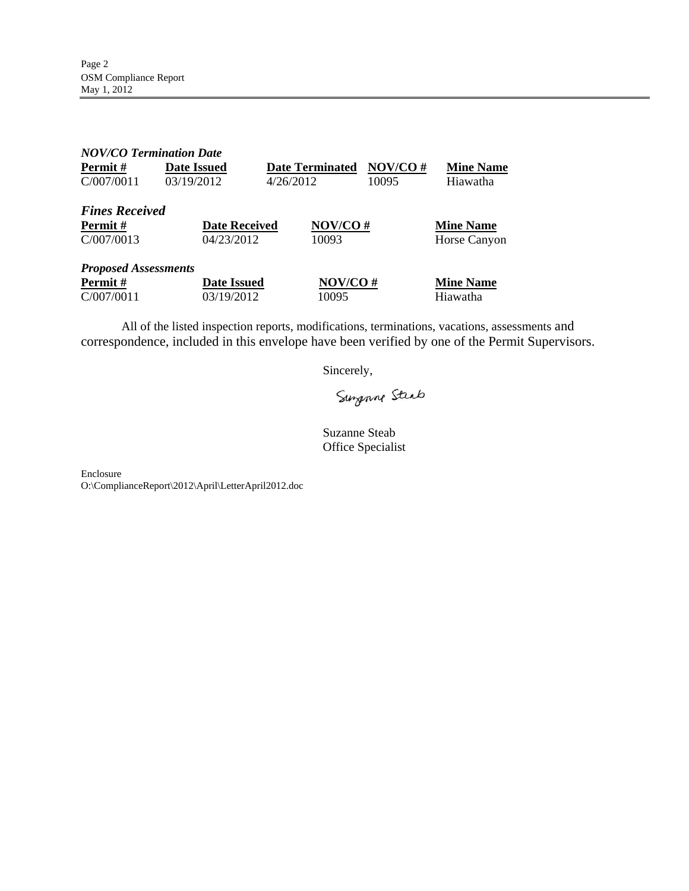***NOV/CO Termination Date***

| Permit # | Date Issued | Date Terminated | NOV/CO # | Mine Name |
| --- | --- | --- | --- | --- |
| C/007/0011 | 03/19/2012 | 4/26/2012 | 10095 | Hiawatha |

***Fines Received***

| Permit # | Date Received | NOV/CO # | Mine Name |
| --- | --- | --- | --- |
| C/007/0013 | 04/23/2012 | 10093 | Horse Canyon |

***Proposed Assessments***

| Permit # | Date Issued | NOV/CO # | Mine Name |
| --- | --- | --- | --- |
| C/007/0011 | 03/19/2012 | 10095 | Hiawatha |

All of the listed inspection reports, modifications, terminations, vacations, assessments and correspondence, included in this envelope have been verified by one of the Permit Supervisors.

Sincerely,

Suzanne Steab

Suzanne Steab
Office Specialist

Enclosure
O:\ComplianceReport\2012\April\LetterApril2012.doc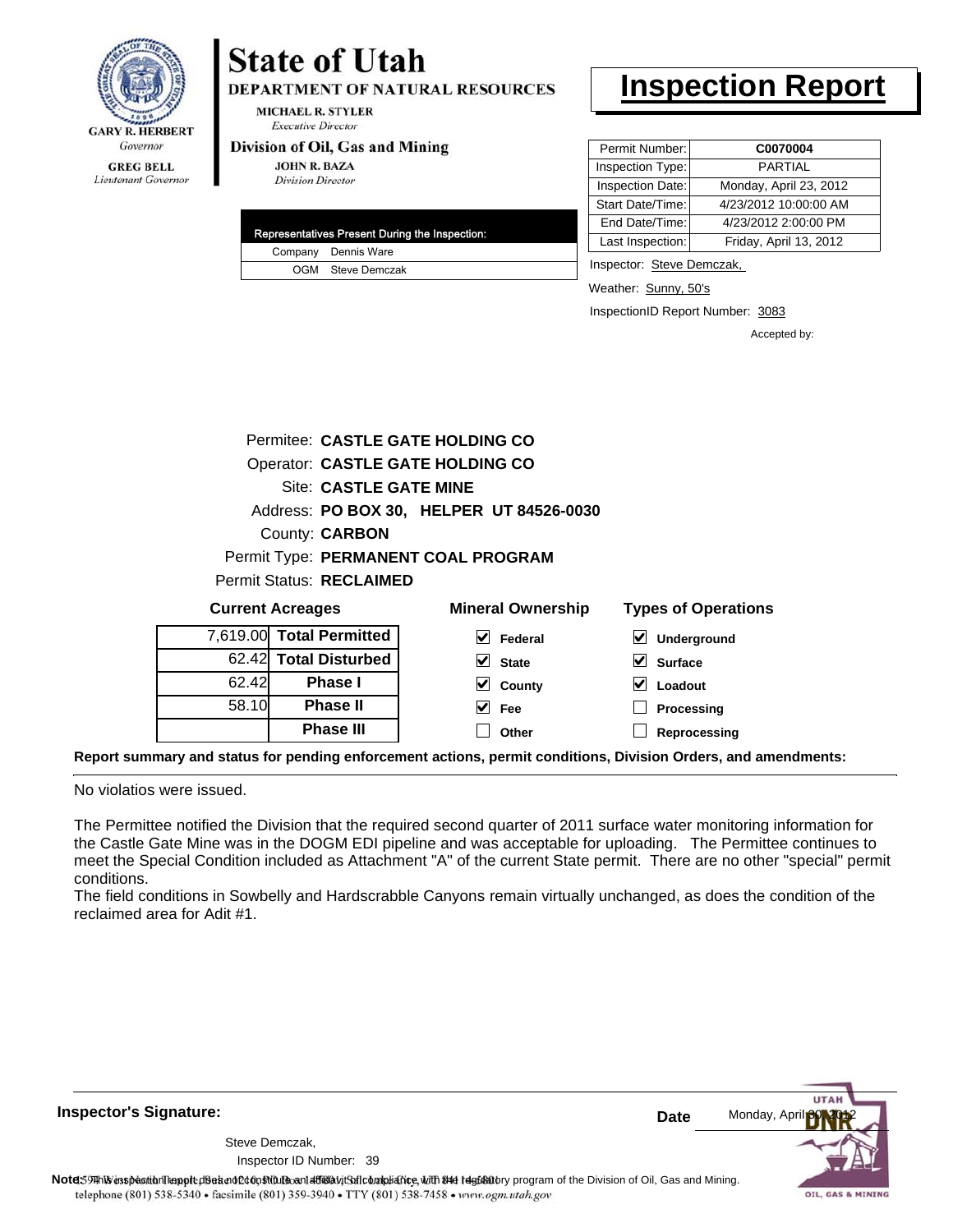GARY R. HERBERT
*Governor*

GREG BELL
*Lieutenant Governor*

# State of Utah

**DEPARTMENT OF NATURAL RESOURCES**

MICHAEL R. STYLER
*Executive Director*

**Division of Oil, Gas and Mining**

JOHN R. BAZA
*Division Director*

# Inspection Report

| | |
|---|---|
| Permit Number: | **C0070004** |
| Inspection Type: | PARTIAL |
| Inspection Date: | Monday, April 23, 2012 |
| Start Date/Time: | 4/23/2012 10:00:00 AM |
| End Date/Time: | 4/23/2012 2:00:00 PM |
| Last Inspection: | Friday, April 13, 2012 |

| Representatives Present During the Inspection: | |
|---|---|
| Company | Dennis Ware |
| OGM | Steve Demczak |

Inspector: Steve Demczak,

Weather: Sunny, 50's

InspectionID Report Number: 3083

Accepted by:

Permitee: **CASTLE GATE HOLDING CO**
Operator: **CASTLE GATE HOLDING CO**
Site: **CASTLE GATE MINE**
Address: **PO BOX 30, HELPER UT 84526-0030**
County: **CARBON**
Permit Type: **PERMANENT COAL PROGRAM**
Permit Status: **RECLAIMED**

**Current Acreages**

| | |
|---|---|
| 7,619.00 | **Total Permitted** |
| 62.42 | **Total Disturbed** |
| 62.42 | **Phase I** |
| 58.10 | **Phase II** |
| | **Phase III** |

**Mineral Ownership**

- [x] Federal
- [x] State
- [x] County
- [x] Fee
- [ ] Other

**Types of Operations**

- [x] Underground
- [x] Surface
- [x] Loadout
- [ ] Processing
- [ ] Reprocessing

**Report summary and status for pending enforcement actions, permit conditions, Division Orders, and amendments:**

No violatios were issued.

The Permittee notified the Division that the required second quarter of 2011 surface water monitoring information for the Castle Gate Mine was in the DOGM EDI pipeline and was acceptable for uploading. The Permittee continues to meet the Special Condition included as Attachment "A" of the current State permit. There are no other "special" permit conditions.
The field conditions in Sowbelly and Hardscrabble Canyons remain virtually unchanged, as does the condition of the reclaimed area for Adit #1.

**Inspector's Signature:**

Steve Demczak,
Inspector ID Number: 39

**Date** Monday, April 30, 2012

**Note:** This inspection report does not constitute an affidavit of compliance with the regulatory program of the Division of Oil, Gas and Mining.
telephone (801) 538-5340 • facsimile (801) 359-3940 • TTY (801) 538-7458 • www.ogm.utah.gov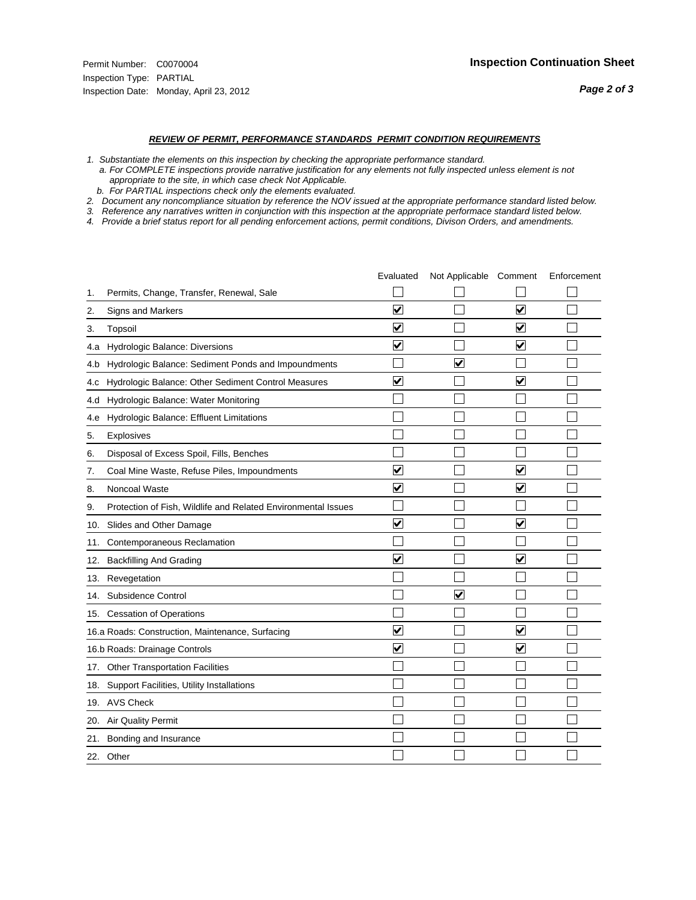Permit Number: C0070004
Inspection Type: PARTIAL
Inspection Date: Monday, April 23, 2012

**Inspection Continuation Sheet**

***REVIEW OF PERMIT, PERFORMANCE STANDARDS PERMIT CONDITION REQUIREMENTS***

*1. Substantiate the elements on this inspection by checking the appropriate performance standard.*
*a. For COMPLETE inspections provide narrative justification for any elements not fully inspected unless element is not appropriate to the site, in which case check Not Applicable.*
*b. For PARTIAL inspections check only the elements evaluated.*
*2. Document any noncompliance situation by reference the NOV issued at the appropriate performance standard listed below.*
*3. Reference any narratives written in conjunction with this inspection at the appropriate performace standard listed below.*
*4. Provide a brief status report for all pending enforcement actions, permit conditions, Divison Orders, and amendments.*

| | Evaluated | Not Applicable | Comment | Enforcement |
|---|---|---|---|---|
| 1. Permits, Change, Transfer, Renewal, Sale | ☐ | ☐ | ☐ | ☐ |
| 2. Signs and Markers | ☑ | ☐ | ☑ | ☐ |
| 3. Topsoil | ☑ | ☐ | ☑ | ☐ |
| 4.a Hydrologic Balance: Diversions | ☑ | ☐ | ☑ | ☐ |
| 4.b Hydrologic Balance: Sediment Ponds and Impoundments | ☐ | ☑ | ☐ | ☐ |
| 4.c Hydrologic Balance: Other Sediment Control Measures | ☑ | ☐ | ☑ | ☐ |
| 4.d Hydrologic Balance: Water Monitoring | ☐ | ☐ | ☐ | ☐ |
| 4.e Hydrologic Balance: Effluent Limitations | ☐ | ☐ | ☐ | ☐ |
| 5. Explosives | ☐ | ☐ | ☐ | ☐ |
| 6. Disposal of Excess Spoil, Fills, Benches | ☐ | ☐ | ☐ | ☐ |
| 7. Coal Mine Waste, Refuse Piles, Impoundments | ☑ | ☐ | ☑ | ☐ |
| 8. Noncoal Waste | ☑ | ☐ | ☑ | ☐ |
| 9. Protection of Fish, Wildlife and Related Environmental Issues | ☐ | ☐ | ☐ | ☐ |
| 10. Slides and Other Damage | ☑ | ☐ | ☑ | ☐ |
| 11. Contemporaneous Reclamation | ☐ | ☐ | ☐ | ☐ |
| 12. Backfilling And Grading | ☑ | ☐ | ☑ | ☐ |
| 13. Revegetation | ☐ | ☐ | ☐ | ☐ |
| 14. Subsidence Control | ☐ | ☑ | ☐ | ☐ |
| 15. Cessation of Operations | ☐ | ☐ | ☐ | ☐ |
| 16.a Roads: Construction, Maintenance, Surfacing | ☑ | ☐ | ☑ | ☐ |
| 16.b Roads: Drainage Controls | ☑ | ☐ | ☑ | ☐ |
| 17. Other Transportation Facilities | ☐ | ☐ | ☐ | ☐ |
| 18. Support Facilities, Utility Installations | ☐ | ☐ | ☐ | ☐ |
| 19. AVS Check | ☐ | ☐ | ☐ | ☐ |
| 20. Air Quality Permit | ☐ | ☐ | ☐ | ☐ |
| 21. Bonding and Insurance | ☐ | ☐ | ☐ | ☐ |
| 22. Other | ☐ | ☐ | ☐ | ☐ |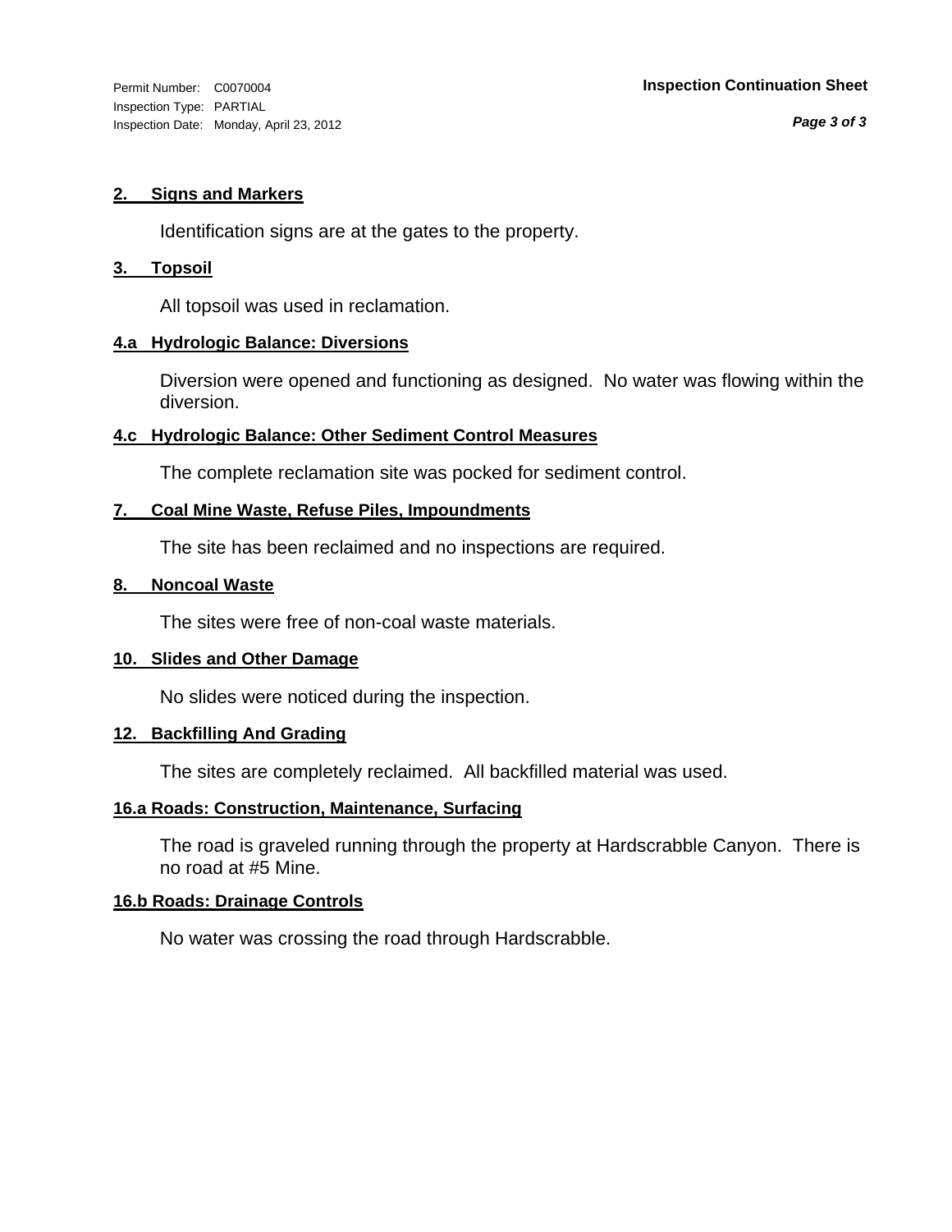## 2. Signs and Markers

Identification signs are at the gates to the property.

## 3. Topsoil

All topsoil was used in reclamation.

## 4.a Hydrologic Balance: Diversions

Diversion were opened and functioning as designed. No water was flowing within the diversion.

## 4.c Hydrologic Balance: Other Sediment Control Measures

The complete reclamation site was pocked for sediment control.

## 7. Coal Mine Waste, Refuse Piles, Impoundments

The site has been reclaimed and no inspections are required.

## 8. Noncoal Waste

The sites were free of non-coal waste materials.

## 10. Slides and Other Damage

No slides were noticed during the inspection.

## 12. Backfilling And Grading

The sites are completely reclaimed. All backfilled material was used.

## 16.a Roads: Construction, Maintenance, Surfacing

The road is graveled running through the property at Hardscrabble Canyon. There is no road at #5 Mine.

## 16.b Roads: Drainage Controls

No water was crossing the road through Hardscrabble.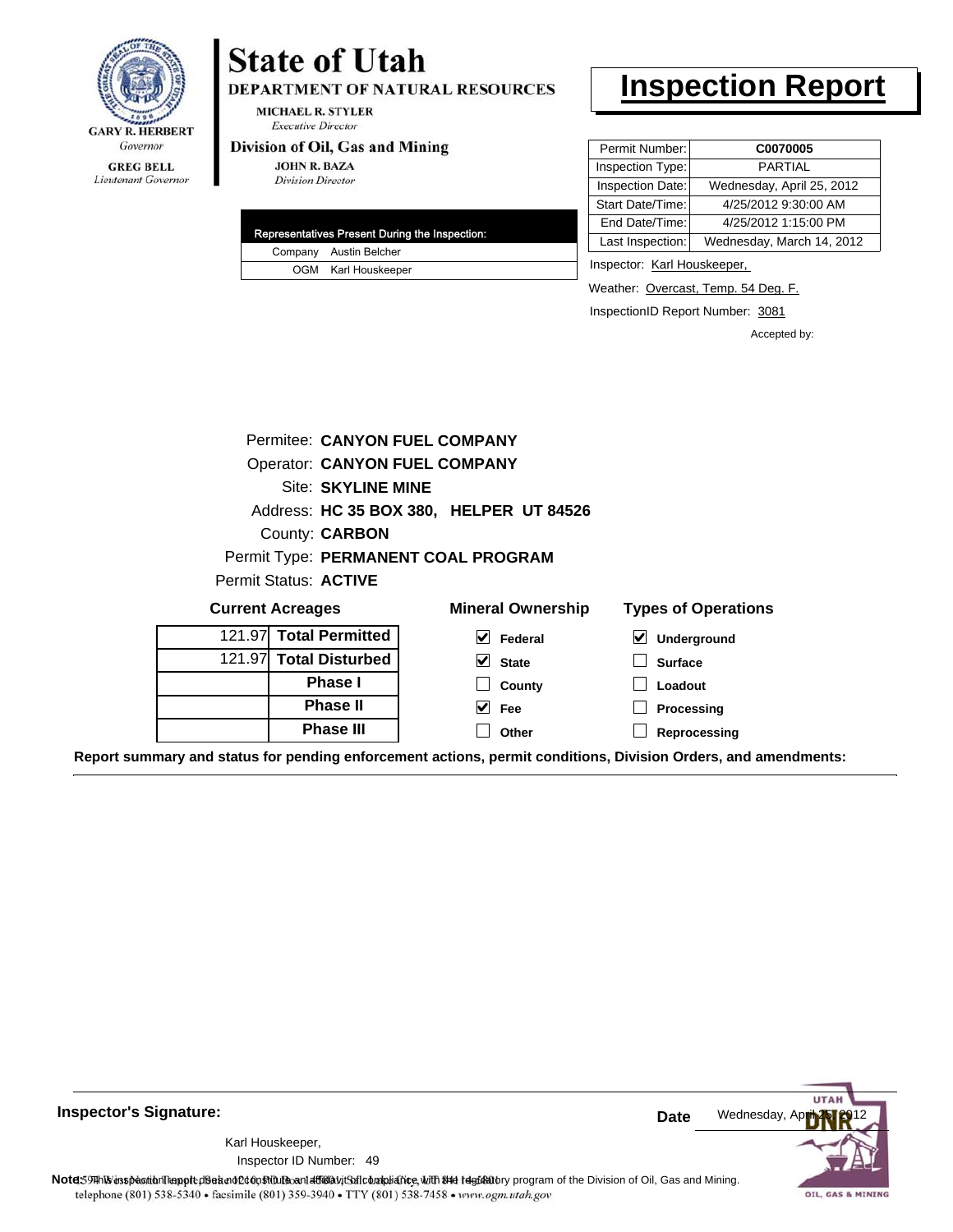GARY R. HERBERT
*Governor*

GREG BELL
*Lieutenant Governor*

# State of Utah

**DEPARTMENT OF NATURAL RESOURCES**

MICHAEL R. STYLER
*Executive Director*

**Division of Oil, Gas and Mining**

JOHN R. BAZA
*Division Director*

# Inspection Report

| Permit Number: | **C0070005** |
|---|---|
| Inspection Type: | PARTIAL |
| Inspection Date: | Wednesday, April 25, 2012 |
| Start Date/Time: | 4/25/2012 9:30:00 AM |
| End Date/Time: | 4/25/2012 1:15:00 PM |
| Last Inspection: | Wednesday, March 14, 2012 |

| Representatives Present During the Inspection: | |
|---|---|
| Company | Austin Belcher |
| OGM | Karl Houskeeper |

Inspector: Karl Houskeeper,

Weather: Overcast, Temp. 54 Deg. F.

InspectionID Report Number: 3081

Accepted by:

Permitee: **CANYON FUEL COMPANY**
Operator: **CANYON FUEL COMPANY**
Site: **SKYLINE MINE**
Address: **HC 35 BOX 380, HELPER UT 84526**
County: **CARBON**
Permit Type: **PERMANENT COAL PROGRAM**
Permit Status: **ACTIVE**

**Current Acreages**

| | |
|---|---|
| 121.97 | **Total Permitted** |
| 121.97 | **Total Disturbed** |
| | **Phase I** |
| | **Phase II** |
| | **Phase III** |

**Mineral Ownership**

- [x] **Federal**
- [x] **State**
- [ ] **County**
- [x] **Fee**
- [ ] **Other**

**Types of Operations**

- [x] **Underground**
- [ ] **Surface**
- [ ] **Loadout**
- [ ] **Processing**
- [ ] **Reprocessing**

**Report summary and status for pending enforcement actions, permit conditions, Division Orders, and amendments:**

**Inspector's Signature:**

Karl Houskeeper,
Inspector ID Number: 49

**Date** Wednesday, April 25, 2012

**Note:** This inspection report does not constitute an affidavit of compliance with the regulatory program of the Division of Oil, Gas and Mining.

telephone (801) 538-5340 • facsimile (801) 359-3940 • TTY (801) 538-7458 • www.ogm.utah.gov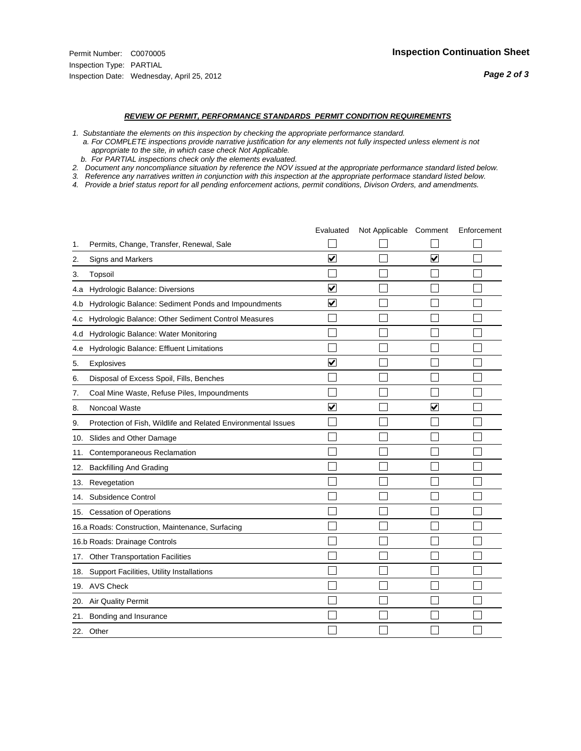Permit Number: C0070005
Inspection Type: PARTIAL
Inspection Date: Wednesday, April 25, 2012

**Inspection Continuation Sheet**

***REVIEW OF PERMIT, PERFORMANCE STANDARDS PERMIT CONDITION REQUIREMENTS***

*1. Substantiate the elements on this inspection by checking the appropriate performance standard.*
*a. For COMPLETE inspections provide narrative justification for any elements not fully inspected unless element is not appropriate to the site, in which case check Not Applicable.*
*b. For PARTIAL inspections check only the elements evaluated.*
*2. Document any noncompliance situation by reference the NOV issued at the appropriate performance standard listed below.*
*3. Reference any narratives written in conjunction with this inspection at the appropriate performace standard listed below.*
*4. Provide a brief status report for all pending enforcement actions, permit conditions, Divison Orders, and amendments.*

| | Evaluated | Not Applicable | Comment | Enforcement |
|---|---|---|---|---|
| 1. Permits, Change, Transfer, Renewal, Sale | ☐ | ☐ | ☐ | ☐ |
| 2. Signs and Markers | ☑ | ☐ | ☑ | ☐ |
| 3. Topsoil | ☐ | ☐ | ☐ | ☐ |
| 4.a Hydrologic Balance: Diversions | ☑ | ☐ | ☐ | ☐ |
| 4.b Hydrologic Balance: Sediment Ponds and Impoundments | ☑ | ☐ | ☐ | ☐ |
| 4.c Hydrologic Balance: Other Sediment Control Measures | ☐ | ☐ | ☐ | ☐ |
| 4.d Hydrologic Balance: Water Monitoring | ☐ | ☐ | ☐ | ☐ |
| 4.e Hydrologic Balance: Effluent Limitations | ☐ | ☐ | ☐ | ☐ |
| 5. Explosives | ☑ | ☐ | ☐ | ☐ |
| 6. Disposal of Excess Spoil, Fills, Benches | ☐ | ☐ | ☐ | ☐ |
| 7. Coal Mine Waste, Refuse Piles, Impoundments | ☐ | ☐ | ☐ | ☐ |
| 8. Noncoal Waste | ☑ | ☐ | ☑ | ☐ |
| 9. Protection of Fish, Wildlife and Related Environmental Issues | ☐ | ☐ | ☐ | ☐ |
| 10. Slides and Other Damage | ☐ | ☐ | ☐ | ☐ |
| 11. Contemporaneous Reclamation | ☐ | ☐ | ☐ | ☐ |
| 12. Backfilling And Grading | ☐ | ☐ | ☐ | ☐ |
| 13. Revegetation | ☐ | ☐ | ☐ | ☐ |
| 14. Subsidence Control | ☐ | ☐ | ☐ | ☐ |
| 15. Cessation of Operations | ☐ | ☐ | ☐ | ☐ |
| 16.a Roads: Construction, Maintenance, Surfacing | ☐ | ☐ | ☐ | ☐ |
| 16.b Roads: Drainage Controls | ☐ | ☐ | ☐ | ☐ |
| 17. Other Transportation Facilities | ☐ | ☐ | ☐ | ☐ |
| 18. Support Facilities, Utility Installations | ☐ | ☐ | ☐ | ☐ |
| 19. AVS Check | ☐ | ☐ | ☐ | ☐ |
| 20. Air Quality Permit | ☐ | ☐ | ☐ | ☐ |
| 21. Bonding and Insurance | ☐ | ☐ | ☐ | ☐ |
| 22. Other | ☐ | ☐ | ☐ | ☐ |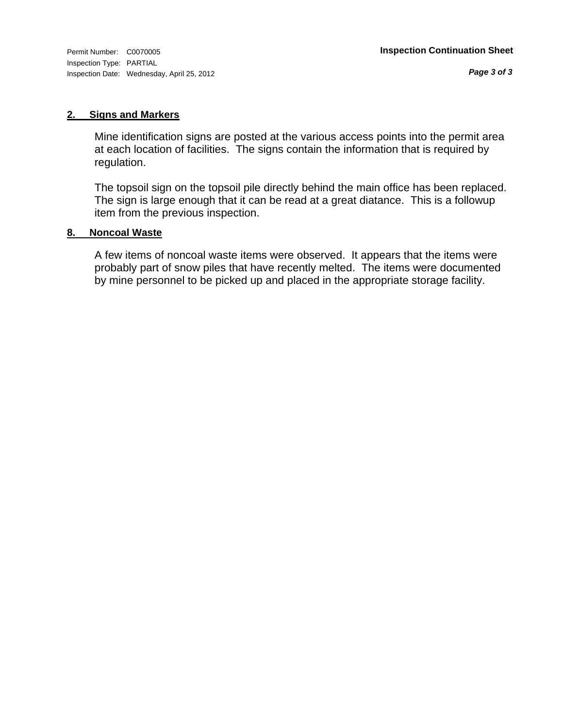## 2. Signs and Markers

Mine identification signs are posted at the various access points into the permit area at each location of facilities. The signs contain the information that is required by regulation.

The topsoil sign on the topsoil pile directly behind the main office has been replaced. The sign is large enough that it can be read at a great diatance. This is a followup item from the previous inspection.

## 8. Noncoal Waste

A few items of noncoal waste items were observed. It appears that the items were probably part of snow piles that have recently melted. The items were documented by mine personnel to be picked up and placed in the appropriate storage facility.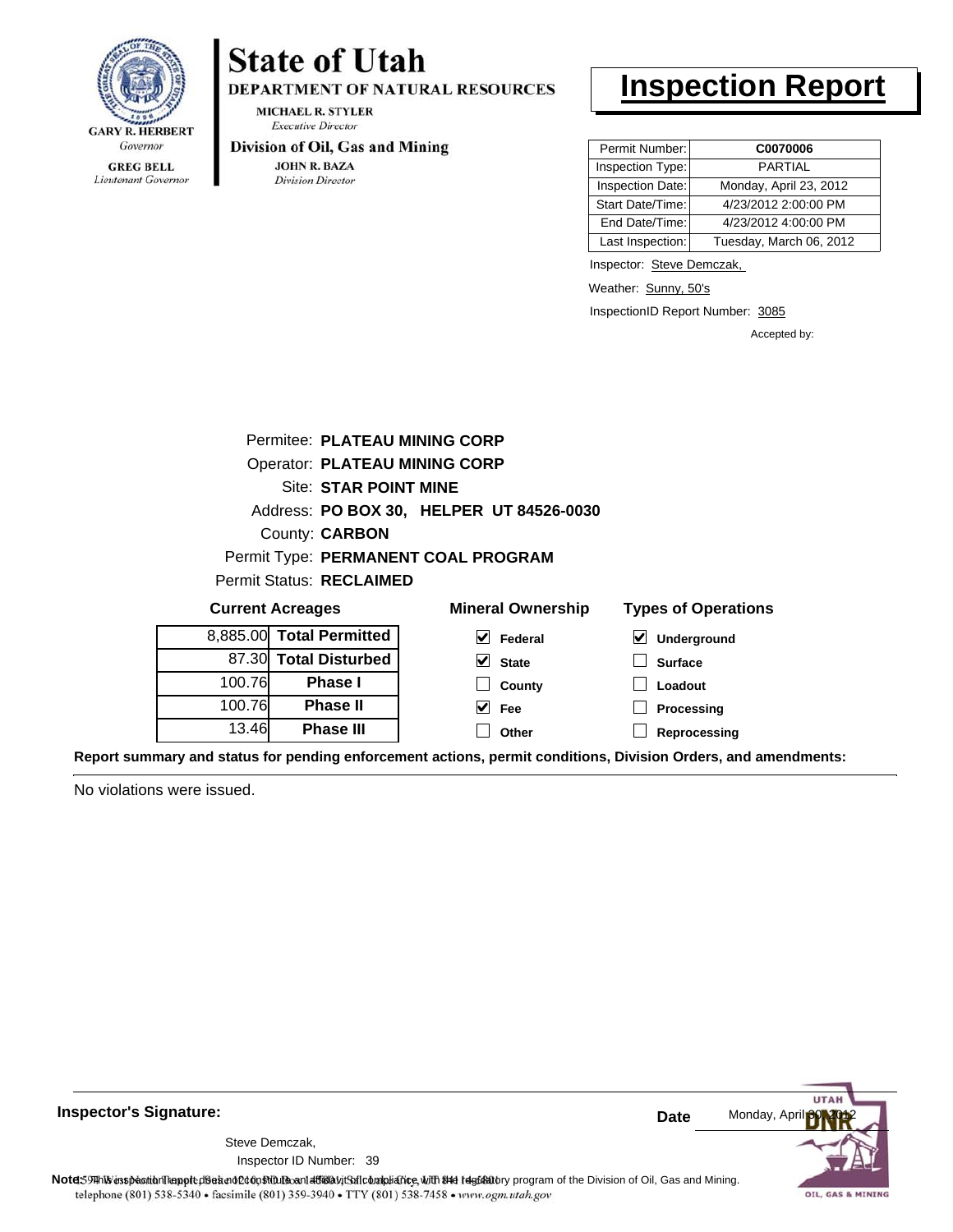GARY R. HERBERT
*Governor*

GREG BELL
*Lieutenant Governor*

# State of Utah

**DEPARTMENT OF NATURAL RESOURCES**

MICHAEL R. STYLER
*Executive Director*

**Division of Oil, Gas and Mining**

JOHN R. BAZA
*Division Director*

# Inspection Report

| | |
|---|---|
| Permit Number: | **C0070006** |
| Inspection Type: | PARTIAL |
| Inspection Date: | Monday, April 23, 2012 |
| Start Date/Time: | 4/23/2012 2:00:00 PM |
| End Date/Time: | 4/23/2012 4:00:00 PM |
| Last Inspection: | Tuesday, March 06, 2012 |

Inspector: Steve Demczak,

Weather: Sunny, 50's

InspectionID Report Number: 3085

Accepted by:

Permitee: **PLATEAU MINING CORP**

Operator: **PLATEAU MINING CORP**

Site: **STAR POINT MINE**

Address: **PO BOX 30, HELPER UT 84526-0030**

County: **CARBON**

Permit Type: **PERMANENT COAL PROGRAM**

Permit Status: **RECLAIMED**

**Current Acreages**

| | |
|---|---|
| 8,885.00 | **Total Permitted** |
| 87.30 | **Total Disturbed** |
| 100.76 | **Phase I** |
| 100.76 | **Phase II** |
| 13.46 | **Phase III** |

**Mineral Ownership**

- [x] Federal
- [x] State
- [ ] County
- [x] Fee
- [ ] Other

**Types of Operations**

- [x] Underground
- [ ] Surface
- [ ] Loadout
- [ ] Processing
- [ ] Reprocessing

**Report summary and status for pending enforcement actions, permit conditions, Division Orders, and amendments:**

No violations were issued.

**Inspector's Signature:**

Steve Demczak,

Inspector ID Number: 39

**Date** Monday, April 30, 2012

**Note:** This inspection report does not constitute an affidavit of compliance with the regulatory program of the Division of Oil, Gas and Mining.

telephone (801) 538-5340 • facsimile (801) 359-3940 • TTY (801) 538-7458 • www.ogm.utah.gov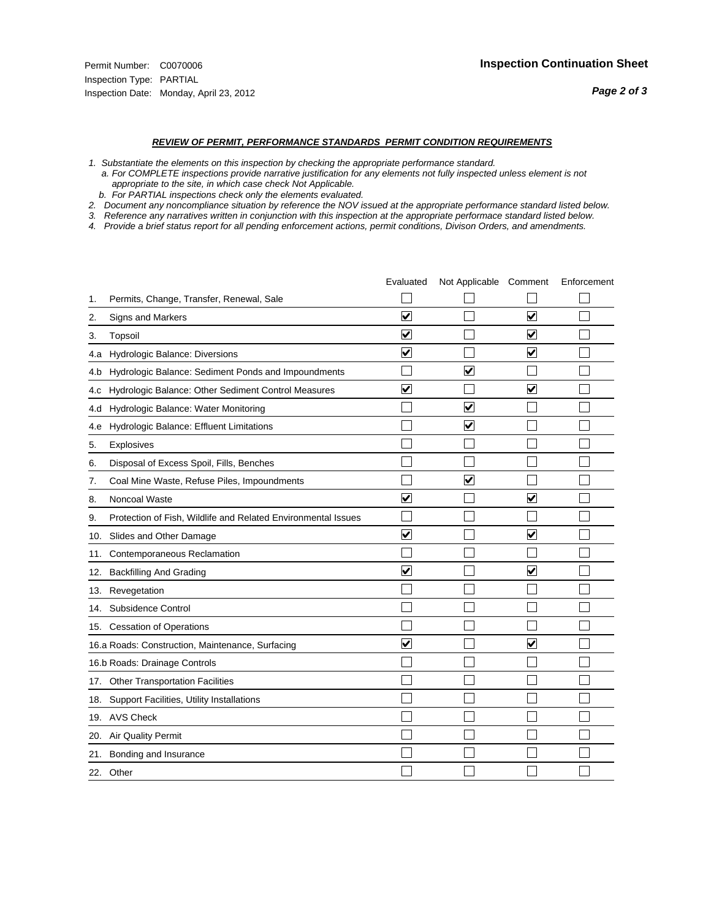Permit Number: C0070006
Inspection Type: PARTIAL
Inspection Date: Monday, April 23, 2012

**Inspection Continuation Sheet**

***REVIEW OF PERMIT, PERFORMANCE STANDARDS PERMIT CONDITION REQUIREMENTS***

*1. Substantiate the elements on this inspection by checking the appropriate performance standard.*
*a. For COMPLETE inspections provide narrative justification for any elements not fully inspected unless element is not appropriate to the site, in which case check Not Applicable.*
*b. For PARTIAL inspections check only the elements evaluated.*
*2. Document any noncompliance situation by reference the NOV issued at the appropriate performance standard listed below.*
*3. Reference any narratives written in conjunction with this inspection at the appropriate performace standard listed below.*
*4. Provide a brief status report for all pending enforcement actions, permit conditions, Divison Orders, and amendments.*

| | Evaluated | Not Applicable | Comment | Enforcement |
|---|---|---|---|---|
| 1. Permits, Change, Transfer, Renewal, Sale | ☐ | ☐ | ☐ | ☐ |
| 2. Signs and Markers | ☑ | ☐ | ☑ | ☐ |
| 3. Topsoil | ☑ | ☐ | ☑ | ☐ |
| 4.a Hydrologic Balance: Diversions | ☑ | ☐ | ☑ | ☐ |
| 4.b Hydrologic Balance: Sediment Ponds and Impoundments | ☐ | ☑ | ☐ | ☐ |
| 4.c Hydrologic Balance: Other Sediment Control Measures | ☑ | ☐ | ☑ | ☐ |
| 4.d Hydrologic Balance: Water Monitoring | ☐ | ☑ | ☐ | ☐ |
| 4.e Hydrologic Balance: Effluent Limitations | ☐ | ☑ | ☐ | ☐ |
| 5. Explosives | ☐ | ☐ | ☐ | ☐ |
| 6. Disposal of Excess Spoil, Fills, Benches | ☐ | ☐ | ☐ | ☐ |
| 7. Coal Mine Waste, Refuse Piles, Impoundments | ☐ | ☑ | ☐ | ☐ |
| 8. Noncoal Waste | ☑ | ☐ | ☑ | ☐ |
| 9. Protection of Fish, Wildlife and Related Environmental Issues | ☐ | ☐ | ☐ | ☐ |
| 10. Slides and Other Damage | ☑ | ☐ | ☑ | ☐ |
| 11. Contemporaneous Reclamation | ☐ | ☐ | ☐ | ☐ |
| 12. Backfilling And Grading | ☑ | ☐ | ☑ | ☐ |
| 13. Revegetation | ☐ | ☐ | ☐ | ☐ |
| 14. Subsidence Control | ☐ | ☐ | ☐ | ☐ |
| 15. Cessation of Operations | ☐ | ☐ | ☐ | ☐ |
| 16.a Roads: Construction, Maintenance, Surfacing | ☑ | ☐ | ☑ | ☐ |
| 16.b Roads: Drainage Controls | ☐ | ☐ | ☐ | ☐ |
| 17. Other Transportation Facilities | ☐ | ☐ | ☐ | ☐ |
| 18. Support Facilities, Utility Installations | ☐ | ☐ | ☐ | ☐ |
| 19. AVS Check | ☐ | ☐ | ☐ | ☐ |
| 20. Air Quality Permit | ☐ | ☐ | ☐ | ☐ |
| 21. Bonding and Insurance | ☐ | ☐ | ☐ | ☐ |
| 22. Other | ☐ | ☐ | ☐ | ☐ |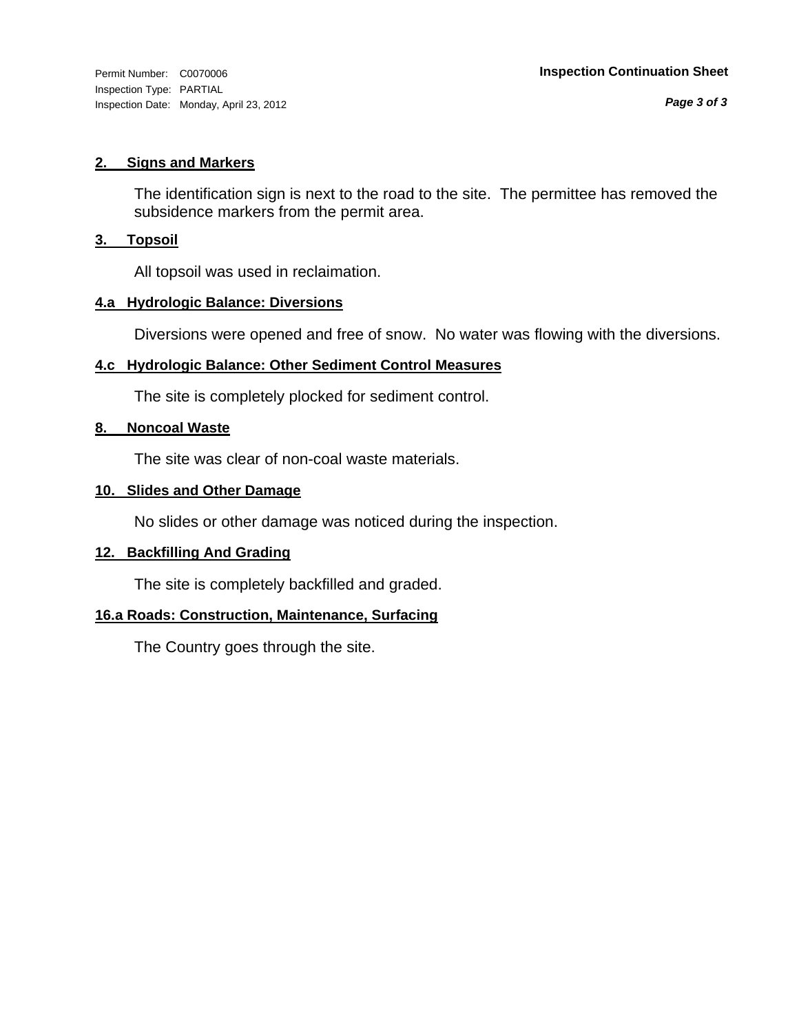## 2. Signs and Markers

The identification sign is next to the road to the site. The permittee has removed the subsidence markers from the permit area.

## 3. Topsoil

All topsoil was used in reclaimation.

## 4.a Hydrologic Balance: Diversions

Diversions were opened and free of snow. No water was flowing with the diversions.

## 4.c Hydrologic Balance: Other Sediment Control Measures

The site is completely plocked for sediment control.

## 8. Noncoal Waste

The site was clear of non-coal waste materials.

## 10. Slides and Other Damage

No slides or other damage was noticed during the inspection.

## 12. Backfilling And Grading

The site is completely backfilled and graded.

## 16.a Roads: Construction, Maintenance, Surfacing

The Country goes through the site.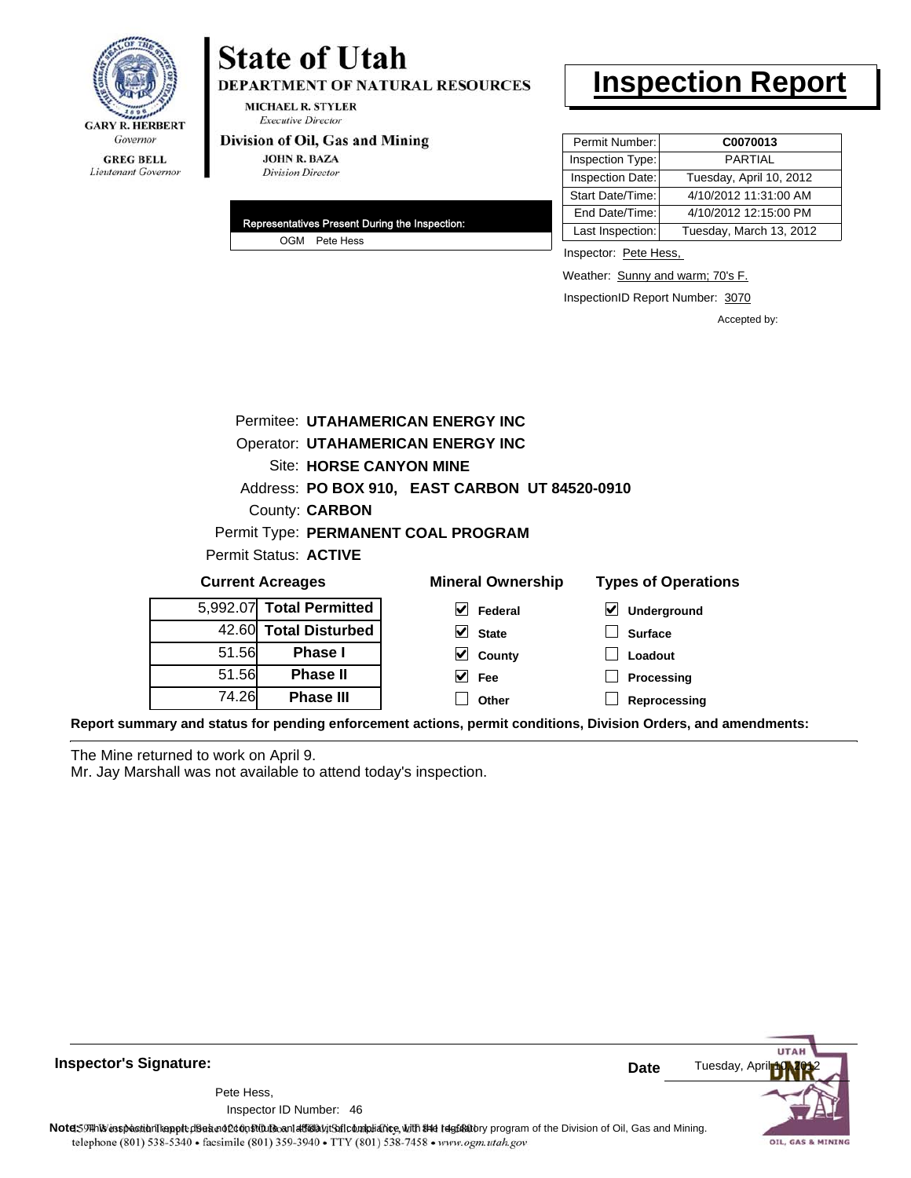GARY R. HERBERT
*Governor*

GREG BELL
*Lieutenant Governor*

# State of Utah

**DEPARTMENT OF NATURAL RESOURCES**

MICHAEL R. STYLER
*Executive Director*

**Division of Oil, Gas and Mining**

JOHN R. BAZA
*Division Director*

# Inspection Report

| | |
|---|---|
| Permit Number: | **C0070013** |
| Inspection Type: | PARTIAL |
| Inspection Date: | Tuesday, April 10, 2012 |
| Start Date/Time: | 4/10/2012 11:31:00 AM |
| End Date/Time: | 4/10/2012 12:15:00 PM |
| Last Inspection: | Tuesday, March 13, 2012 |

**Representatives Present During the Inspection:**

OGM Pete Hess

Inspector: Pete Hess,

Weather: Sunny and warm; 70's F.

InspectionID Report Number: 3070

Accepted by:

Permitee: **UTAHAMERICAN ENERGY INC**
Operator: **UTAHAMERICAN ENERGY INC**
Site: **HORSE CANYON MINE**
Address: **PO BOX 910, EAST CARBON UT 84520-0910**
County: **CARBON**
Permit Type: **PERMANENT COAL PROGRAM**
Permit Status: **ACTIVE**

**Current Acreages**

| | |
|---|---|
| 5,992.07 | **Total Permitted** |
| 42.60 | **Total Disturbed** |
| 51.56 | **Phase I** |
| 51.56 | **Phase II** |
| 74.26 | **Phase III** |

**Mineral Ownership**

- [x] Federal
- [x] State
- [x] County
- [x] Fee
- [ ] Other

**Types of Operations**

- [x] Underground
- [ ] Surface
- [ ] Loadout
- [ ] Processing
- [ ] Reprocessing

**Report summary and status for pending enforcement actions, permit conditions, Division Orders, and amendments:**

The Mine returned to work on April 9.
Mr. Jay Marshall was not available to attend today's inspection.

**Inspector's Signature:**

Pete Hess,
Inspector ID Number: 46

**Date** Tuesday, April 10, 2012

**Note:** This inspection report does not constitute an affidavit of compliance with the regulatory program of the Division of Oil, Gas and Mining.
telephone (801) 538-5340 • facsimile (801) 359-3940 • TTY (801) 538-7458 • www.ogm.utah.gov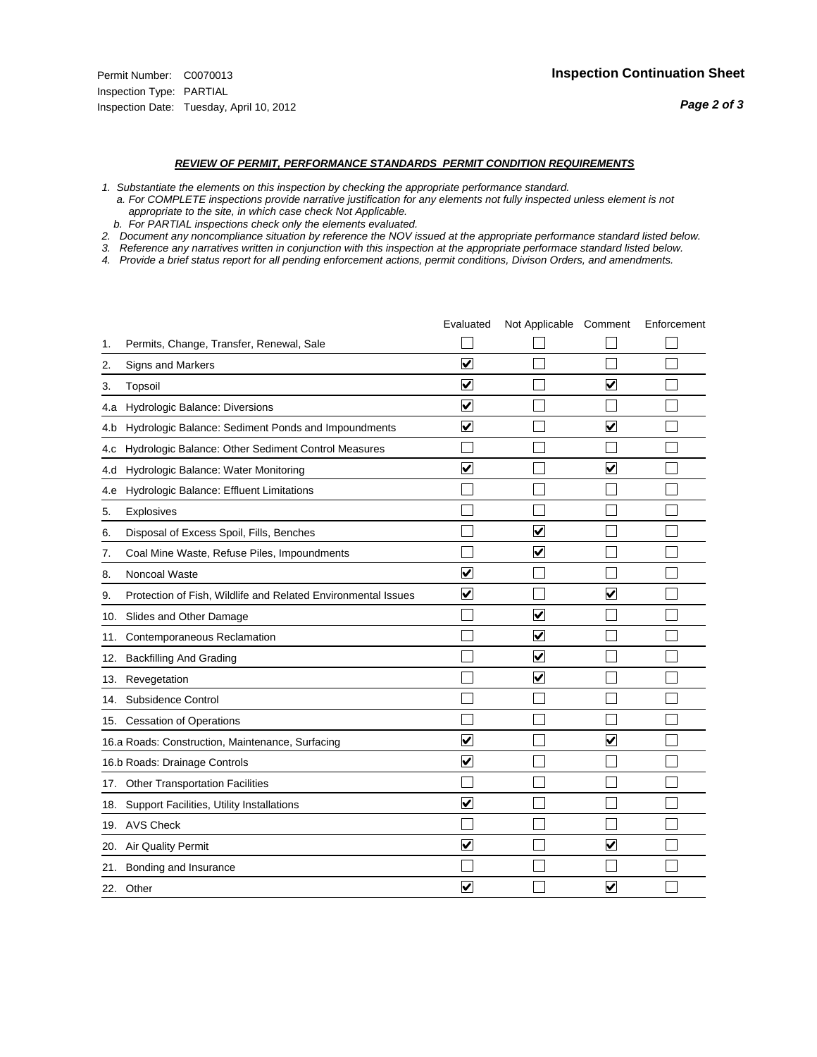Permit Number: C0070013
Inspection Type: PARTIAL
Inspection Date: Tuesday, April 10, 2012

**Inspection Continuation Sheet**

***REVIEW OF PERMIT, PERFORMANCE STANDARDS PERMIT CONDITION REQUIREMENTS***

*1. Substantiate the elements on this inspection by checking the appropriate performance standard.*
*a. For COMPLETE inspections provide narrative justification for any elements not fully inspected unless element is not appropriate to the site, in which case check Not Applicable.*
*b. For PARTIAL inspections check only the elements evaluated.*
*2. Document any noncompliance situation by reference the NOV issued at the appropriate performance standard listed below.*
*3. Reference any narratives written in conjunction with this inspection at the appropriate performace standard listed below.*
*4. Provide a brief status report for all pending enforcement actions, permit conditions, Divison Orders, and amendments.*

| | | Evaluated | Not Applicable | Comment | Enforcement |
|---|---|---|---|---|---|
| 1. | Permits, Change, Transfer, Renewal, Sale | ☐ | ☐ | ☐ | ☐ |
| 2. | Signs and Markers | ☑ | ☐ | ☐ | ☐ |
| 3. | Topsoil | ☑ | ☐ | ☑ | ☐ |
| 4.a | Hydrologic Balance: Diversions | ☑ | ☐ | ☐ | ☐ |
| 4.b | Hydrologic Balance: Sediment Ponds and Impoundments | ☑ | ☐ | ☑ | ☐ |
| 4.c | Hydrologic Balance: Other Sediment Control Measures | ☐ | ☐ | ☐ | ☐ |
| 4.d | Hydrologic Balance: Water Monitoring | ☑ | ☐ | ☑ | ☐ |
| 4.e | Hydrologic Balance: Effluent Limitations | ☐ | ☐ | ☐ | ☐ |
| 5. | Explosives | ☐ | ☐ | ☐ | ☐ |
| 6. | Disposal of Excess Spoil, Fills, Benches | ☐ | ☑ | ☐ | ☐ |
| 7. | Coal Mine Waste, Refuse Piles, Impoundments | ☐ | ☑ | ☐ | ☐ |
| 8. | Noncoal Waste | ☑ | ☐ | ☐ | ☐ |
| 9. | Protection of Fish, Wildlife and Related Environmental Issues | ☑ | ☐ | ☑ | ☐ |
| 10. | Slides and Other Damage | ☐ | ☑ | ☐ | ☐ |
| 11. | Contemporaneous Reclamation | ☐ | ☑ | ☐ | ☐ |
| 12. | Backfilling And Grading | ☐ | ☑ | ☐ | ☐ |
| 13. | Revegetation | ☐ | ☑ | ☐ | ☐ |
| 14. | Subsidence Control | ☐ | ☐ | ☐ | ☐ |
| 15. | Cessation of Operations | ☐ | ☐ | ☐ | ☐ |
| 16.a | Roads: Construction, Maintenance, Surfacing | ☑ | ☐ | ☑ | ☐ |
| 16.b | Roads: Drainage Controls | ☑ | ☐ | ☐ | ☐ |
| 17. | Other Transportation Facilities | ☐ | ☐ | ☐ | ☐ |
| 18. | Support Facilities, Utility Installations | ☑ | ☐ | ☐ | ☐ |
| 19. | AVS Check | ☐ | ☐ | ☐ | ☐ |
| 20. | Air Quality Permit | ☑ | ☐ | ☑ | ☐ |
| 21. | Bonding and Insurance | ☐ | ☐ | ☐ | ☐ |
| 22. | Other | ☑ | ☐ | ☑ | ☐ |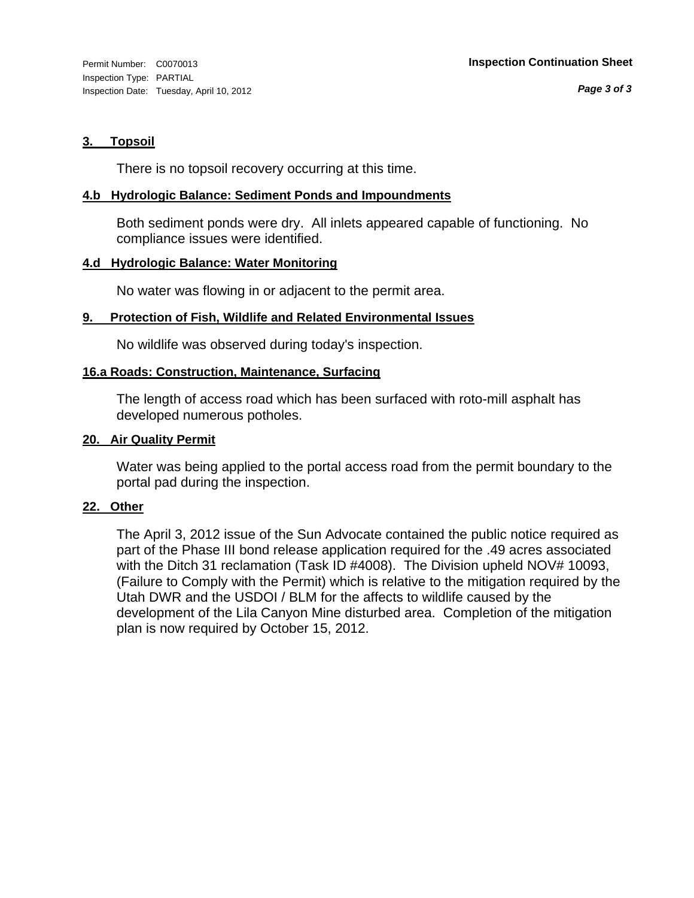### 3. Topsoil

There is no topsoil recovery occurring at this time.

### 4.b Hydrologic Balance: Sediment Ponds and Impoundments

Both sediment ponds were dry. All inlets appeared capable of functioning. No compliance issues were identified.

### 4.d Hydrologic Balance: Water Monitoring

No water was flowing in or adjacent to the permit area.

### 9. Protection of Fish, Wildlife and Related Environmental Issues

No wildlife was observed during today's inspection.

### 16.a Roads: Construction, Maintenance, Surfacing

The length of access road which has been surfaced with roto-mill asphalt has developed numerous potholes.

### 20. Air Quality Permit

Water was being applied to the portal access road from the permit boundary to the portal pad during the inspection.

### 22. Other

The April 3, 2012 issue of the Sun Advocate contained the public notice required as part of the Phase III bond release application required for the .49 acres associated with the Ditch 31 reclamation (Task ID #4008). The Division upheld NOV# 10093, (Failure to Comply with the Permit) which is relative to the mitigation required by the Utah DWR and the USDOI / BLM for the affects to wildlife caused by the development of the Lila Canyon Mine disturbed area. Completion of the mitigation plan is now required by October 15, 2012.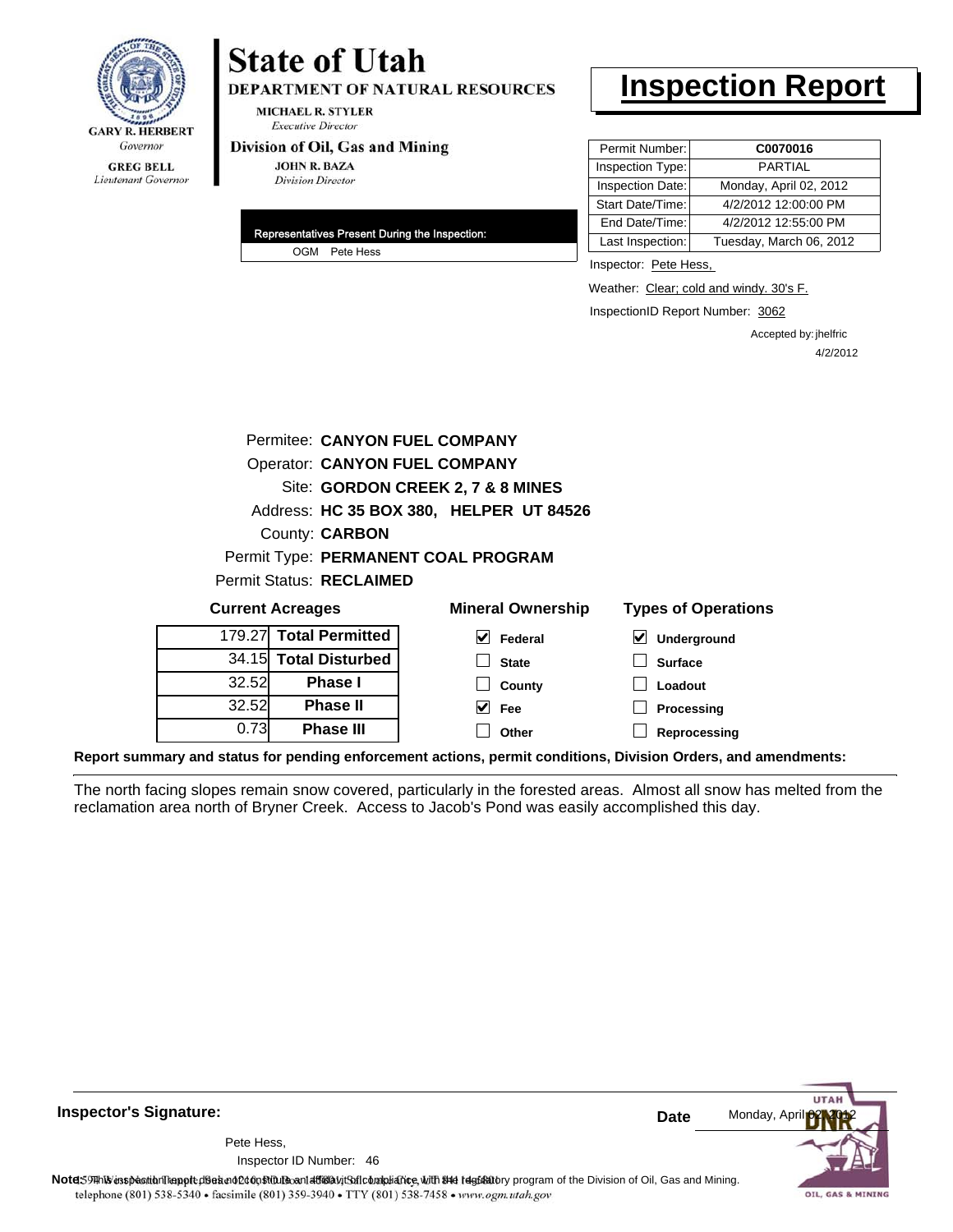GARY R. HERBERT
*Governor*

GREG BELL
*Lieutenant Governor*

# State of Utah

**DEPARTMENT OF NATURAL RESOURCES**

MICHAEL R. STYLER
*Executive Director*

**Division of Oil, Gas and Mining**

JOHN R. BAZA
*Division Director*

# Inspection Report

| | |
|---|---|
| Permit Number: | **C0070016** |
| Inspection Type: | PARTIAL |
| Inspection Date: | Monday, April 02, 2012 |
| Start Date/Time: | 4/2/2012 12:00:00 PM |
| End Date/Time: | 4/2/2012 12:55:00 PM |
| Last Inspection: | Tuesday, March 06, 2012 |

**Representatives Present During the Inspection:**

OGM Pete Hess

Inspector: Pete Hess,

Weather: Clear; cold and windy. 30's F.

InspectionID Report Number: 3062

Accepted by: jhelfric
4/2/2012

Permitee: **CANYON FUEL COMPANY**
Operator: **CANYON FUEL COMPANY**
Site: **GORDON CREEK 2, 7 & 8 MINES**
Address: **HC 35 BOX 380, HELPER UT 84526**
County: **CARBON**
Permit Type: **PERMANENT COAL PROGRAM**
Permit Status: **RECLAIMED**

**Current Acreages**

| | |
|---|---|
| 179.27 | **Total Permitted** |
| 34.15 | **Total Disturbed** |
| 32.52 | **Phase I** |
| 32.52 | **Phase II** |
| 0.73 | **Phase III** |

**Mineral Ownership**

- [x] Federal
- [ ] State
- [ ] County
- [x] Fee
- [ ] Other

**Types of Operations**

- [x] Underground
- [ ] Surface
- [ ] Loadout
- [ ] Processing
- [ ] Reprocessing

**Report summary and status for pending enforcement actions, permit conditions, Division Orders, and amendments:**

The north facing slopes remain snow covered, particularly in the forested areas. Almost all snow has melted from the reclamation area north of Bryner Creek. Access to Jacob's Pond was easily accomplished this day.

**Inspector's Signature:**

Pete Hess,
Inspector ID Number: 46

**Date** Monday, April 02, 2012

**Note:** This inspection report does not constitute an affidavit of compliance with the regulatory program of the Division of Oil, Gas and Mining.

telephone (801) 538-5340 • facsimile (801) 359-3940 • TTY (801) 538-7458 • www.ogm.utah.gov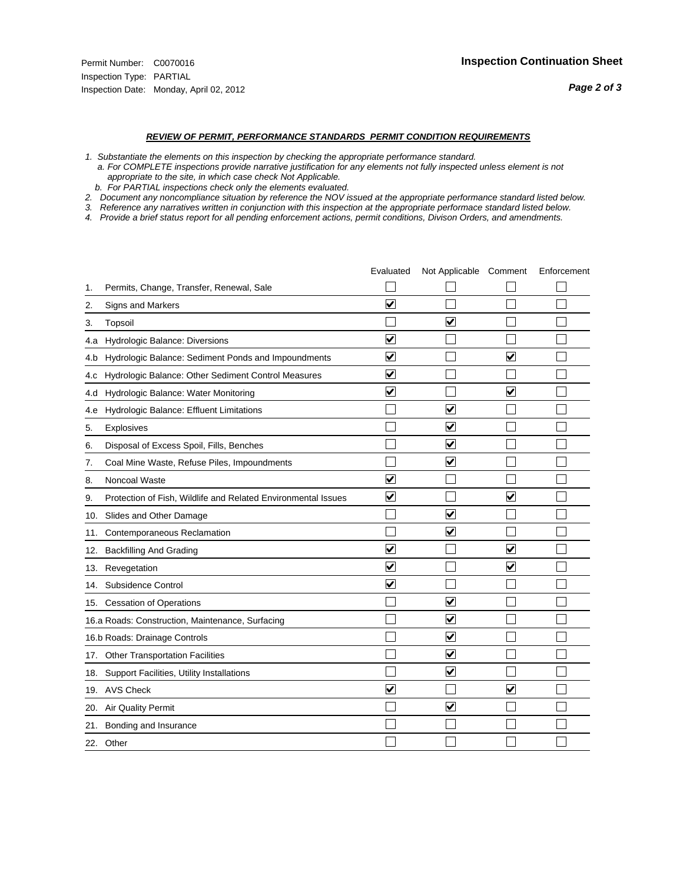Permit Number: C0070016
Inspection Type: PARTIAL
Inspection Date: Monday, April 02, 2012

**Inspection Continuation Sheet**

***REVIEW OF PERMIT, PERFORMANCE STANDARDS PERMIT CONDITION REQUIREMENTS***

*1. Substantiate the elements on this inspection by checking the appropriate performance standard.*
   *a. For COMPLETE inspections provide narrative justification for any elements not fully inspected unless element is not appropriate to the site, in which case check Not Applicable.*
   *b. For PARTIAL inspections check only the elements evaluated.*
*2. Document any noncompliance situation by reference the NOV issued at the appropriate performance standard listed below.*
*3. Reference any narratives written in conjunction with this inspection at the appropriate performace standard listed below.*
*4. Provide a brief status report for all pending enforcement actions, permit conditions, Divison Orders, and amendments.*

| | Evaluated | Not Applicable | Comment | Enforcement |
|---|---|---|---|---|
| 1. Permits, Change, Transfer, Renewal, Sale | ☐ | ☐ | ☐ | ☐ |
| 2. Signs and Markers | ☑ | ☐ | ☐ | ☐ |
| 3. Topsoil | ☐ | ☑ | ☐ | ☐ |
| 4.a Hydrologic Balance: Diversions | ☑ | ☐ | ☐ | ☐ |
| 4.b Hydrologic Balance: Sediment Ponds and Impoundments | ☑ | ☐ | ☑ | ☐ |
| 4.c Hydrologic Balance: Other Sediment Control Measures | ☑ | ☐ | ☐ | ☐ |
| 4.d Hydrologic Balance: Water Monitoring | ☑ | ☐ | ☑ | ☐ |
| 4.e Hydrologic Balance: Effluent Limitations | ☐ | ☑ | ☐ | ☐ |
| 5. Explosives | ☐ | ☑ | ☐ | ☐ |
| 6. Disposal of Excess Spoil, Fills, Benches | ☐ | ☑ | ☐ | ☐ |
| 7. Coal Mine Waste, Refuse Piles, Impoundments | ☐ | ☑ | ☐ | ☐ |
| 8. Noncoal Waste | ☑ | ☐ | ☐ | ☐ |
| 9. Protection of Fish, Wildlife and Related Environmental Issues | ☑ | ☐ | ☑ | ☐ |
| 10. Slides and Other Damage | ☐ | ☑ | ☐ | ☐ |
| 11. Contemporaneous Reclamation | ☐ | ☑ | ☐ | ☐ |
| 12. Backfilling And Grading | ☑ | ☐ | ☑ | ☐ |
| 13. Revegetation | ☑ | ☐ | ☑ | ☐ |
| 14. Subsidence Control | ☑ | ☐ | ☐ | ☐ |
| 15. Cessation of Operations | ☐ | ☑ | ☐ | ☐ |
| 16.a Roads: Construction, Maintenance, Surfacing | ☐ | ☑ | ☐ | ☐ |
| 16.b Roads: Drainage Controls | ☐ | ☑ | ☐ | ☐ |
| 17. Other Transportation Facilities | ☐ | ☑ | ☐ | ☐ |
| 18. Support Facilities, Utility Installations | ☐ | ☑ | ☐ | ☐ |
| 19. AVS Check | ☑ | ☐ | ☑ | ☐ |
| 20. Air Quality Permit | ☐ | ☑ | ☐ | ☐ |
| 21. Bonding and Insurance | ☐ | ☐ | ☐ | ☐ |
| 22. Other | ☐ | ☐ | ☐ | ☐ |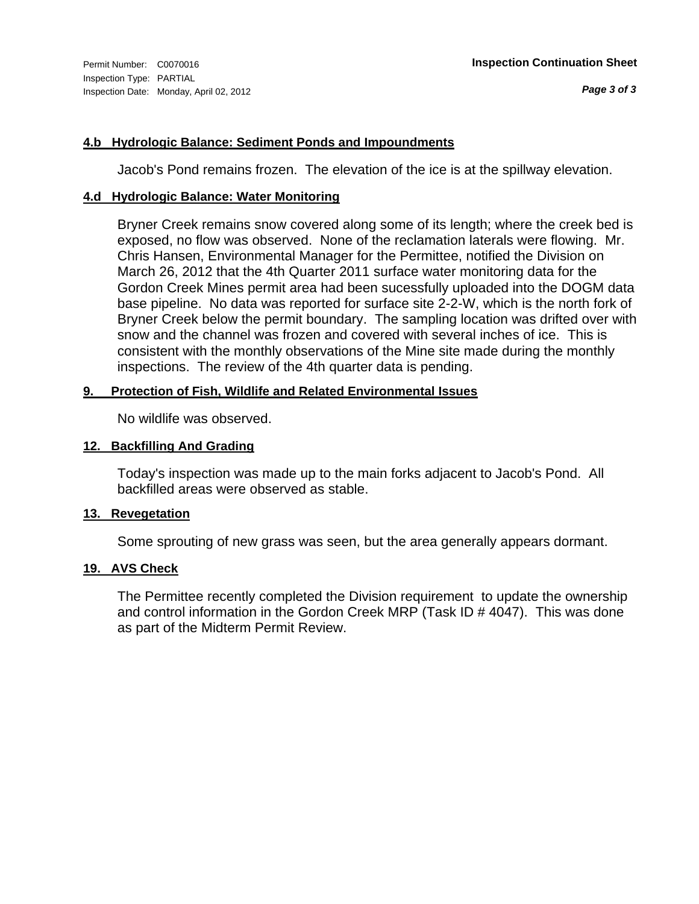#### 4.b Hydrologic Balance: Sediment Ponds and Impoundments

Jacob's Pond remains frozen. The elevation of the ice is at the spillway elevation.

#### 4.d Hydrologic Balance: Water Monitoring

Bryner Creek remains snow covered along some of its length; where the creek bed is exposed, no flow was observed. None of the reclamation laterals were flowing. Mr. Chris Hansen, Environmental Manager for the Permittee, notified the Division on March 26, 2012 that the 4th Quarter 2011 surface water monitoring data for the Gordon Creek Mines permit area had been sucessfully uploaded into the DOGM data base pipeline. No data was reported for surface site 2-2-W, which is the north fork of Bryner Creek below the permit boundary. The sampling location was drifted over with snow and the channel was frozen and covered with several inches of ice. This is consistent with the monthly observations of the Mine site made during the monthly inspections. The review of the 4th quarter data is pending.

#### 9. Protection of Fish, Wildlife and Related Environmental Issues

No wildlife was observed.

#### 12. Backfilling And Grading

Today's inspection was made up to the main forks adjacent to Jacob's Pond. All backfilled areas were observed as stable.

#### 13. Revegetation

Some sprouting of new grass was seen, but the area generally appears dormant.

#### 19. AVS Check

The Permittee recently completed the Division requirement to update the ownership and control information in the Gordon Creek MRP (Task ID # 4047). This was done as part of the Midterm Permit Review.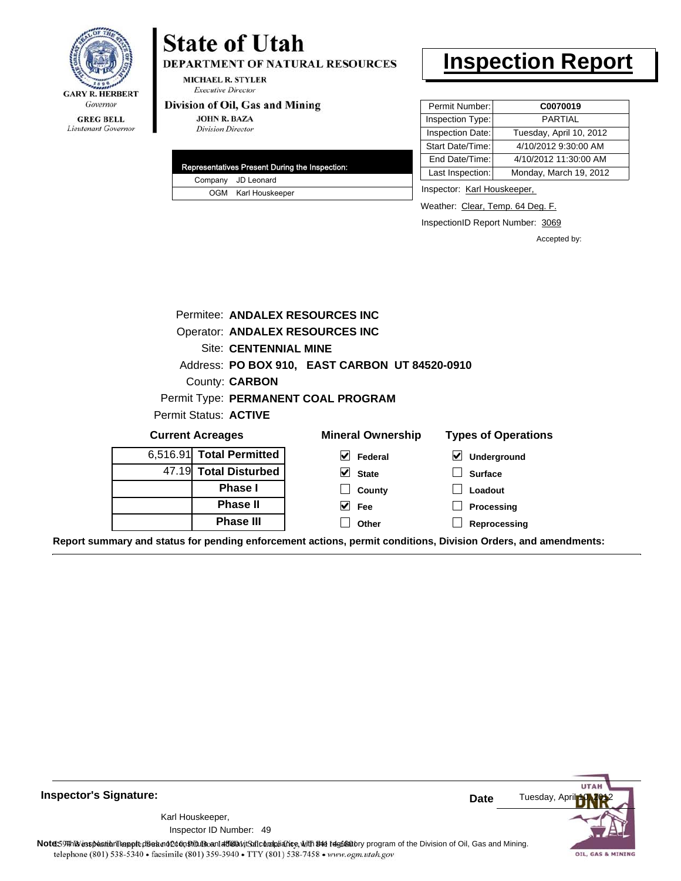GARY R. HERBERT
*Governor*

GREG BELL
*Lieutenant Governor*

# State of Utah

**DEPARTMENT OF NATURAL RESOURCES**

MICHAEL R. STYLER
*Executive Director*

**Division of Oil, Gas and Mining**

JOHN R. BAZA
*Division Director*

# Inspection Report

| | |
|---|---|
| Permit Number: | **C0070019** |
| Inspection Type: | PARTIAL |
| Inspection Date: | Tuesday, April 10, 2012 |
| Start Date/Time: | 4/10/2012 9:30:00 AM |
| End Date/Time: | 4/10/2012 11:30:00 AM |
| Last Inspection: | Monday, March 19, 2012 |

| Representatives Present During the Inspection: | |
|---|---|
| Company | JD Leonard |
| OGM | Karl Houskeeper |

Inspector: Karl Houskeeper,

Weather: Clear, Temp. 64 Deg. F.

InspectionID Report Number: 3069

Accepted by:

Permitee: **ANDALEX RESOURCES INC**

Operator: **ANDALEX RESOURCES INC**

Site: **CENTENNIAL MINE**

Address: **PO BOX 910, EAST CARBON UT 84520-0910**

County: **CARBON**

Permit Type: **PERMANENT COAL PROGRAM**

Permit Status: **ACTIVE**

**Current Acreages**

| | |
|---|---|
| 6,516.91 | **Total Permitted** |
| 47.19 | **Total Disturbed** |
| | **Phase I** |
| | **Phase II** |
| | **Phase III** |

**Mineral Ownership**

- [x] Federal
- [x] State
- [ ] County
- [x] Fee
- [ ] Other

**Types of Operations**

- [x] Underground
- [ ] Surface
- [ ] Loadout
- [ ] Processing
- [ ] Reprocessing

**Report summary and status for pending enforcement actions, permit conditions, Division Orders, and amendments:**

---

**Inspector's Signature:**

Karl Houskeeper,

Inspector ID Number: 49

**Date** Tuesday, April 10, 2012

**Note:** This inspection report does not constitute an affidavit of compliance with the regulatory program of the Division of Oil, Gas and Mining.

1594 West North Temple, Suite 1210, PO Box 145801, Salt Lake City, UT 84114-5801
telephone (801) 538-5340 • facsimile (801) 359-3940 • TTY (801) 538-7458 • *www.ogm.utah.gov*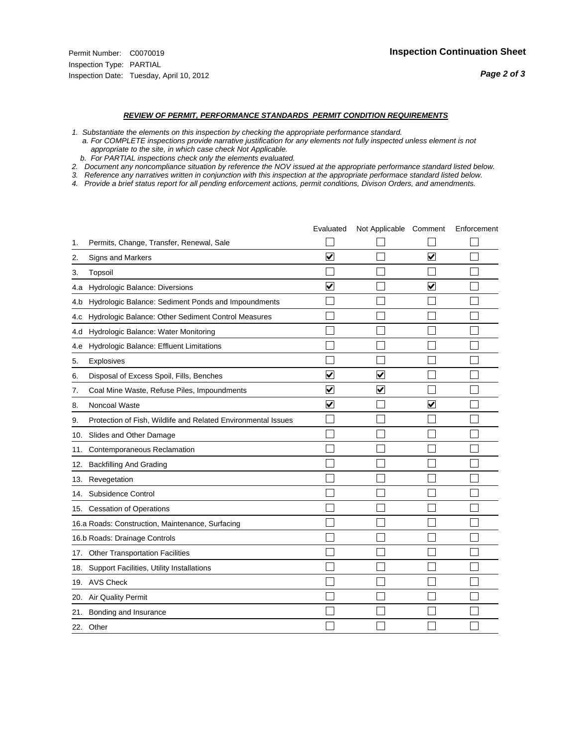Permit Number: C0070019
Inspection Type: PARTIAL
Inspection Date: Tuesday, April 10, 2012

## Inspection Continuation Sheet

*Page 2 of 3*

***REVIEW OF PERMIT, PERFORMANCE STANDARDS PERMIT CONDITION REQUIREMENTS***

*1. Substantiate the elements on this inspection by checking the appropriate performance standard.*
*a. For COMPLETE inspections provide narrative justification for any elements not fully inspected unless element is not appropriate to the site, in which case check Not Applicable.*
*b. For PARTIAL inspections check only the elements evaluated.*
*2. Document any noncompliance situation by reference the NOV issued at the appropriate performance standard listed below.*
*3. Reference any narratives written in conjunction with this inspection at the appropriate performace standard listed below.*
*4. Provide a brief status report for all pending enforcement actions, permit conditions, Divison Orders, and amendments.*

| | Evaluated | Not Applicable | Comment | Enforcement |
|---|---|---|---|---|
| 1. Permits, Change, Transfer, Renewal, Sale | ☐ | ☐ | ☐ | ☐ |
| 2. Signs and Markers | ☑ | ☐ | ☑ | ☐ |
| 3. Topsoil | ☐ | ☐ | ☐ | ☐ |
| 4.a Hydrologic Balance: Diversions | ☑ | ☐ | ☑ | ☐ |
| 4.b Hydrologic Balance: Sediment Ponds and Impoundments | ☐ | ☐ | ☐ | ☐ |
| 4.c Hydrologic Balance: Other Sediment Control Measures | ☐ | ☐ | ☐ | ☐ |
| 4.d Hydrologic Balance: Water Monitoring | ☐ | ☐ | ☐ | ☐ |
| 4.e Hydrologic Balance: Effluent Limitations | ☐ | ☐ | ☐ | ☐ |
| 5. Explosives | ☐ | ☐ | ☐ | ☐ |
| 6. Disposal of Excess Spoil, Fills, Benches | ☑ | ☑ | ☐ | ☐ |
| 7. Coal Mine Waste, Refuse Piles, Impoundments | ☑ | ☑ | ☐ | ☐ |
| 8. Noncoal Waste | ☑ | ☐ | ☑ | ☐ |
| 9. Protection of Fish, Wildlife and Related Environmental Issues | ☐ | ☐ | ☐ | ☐ |
| 10. Slides and Other Damage | ☐ | ☐ | ☐ | ☐ |
| 11. Contemporaneous Reclamation | ☐ | ☐ | ☐ | ☐ |
| 12. Backfilling And Grading | ☐ | ☐ | ☐ | ☐ |
| 13. Revegetation | ☐ | ☐ | ☐ | ☐ |
| 14. Subsidence Control | ☐ | ☐ | ☐ | ☐ |
| 15. Cessation of Operations | ☐ | ☐ | ☐ | ☐ |
| 16.a Roads: Construction, Maintenance, Surfacing | ☐ | ☐ | ☐ | ☐ |
| 16.b Roads: Drainage Controls | ☐ | ☐ | ☐ | ☐ |
| 17. Other Transportation Facilities | ☐ | ☐ | ☐ | ☐ |
| 18. Support Facilities, Utility Installations | ☐ | ☐ | ☐ | ☐ |
| 19. AVS Check | ☐ | ☐ | ☐ | ☐ |
| 20. Air Quality Permit | ☐ | ☐ | ☐ | ☐ |
| 21. Bonding and Insurance | ☐ | ☐ | ☐ | ☐ |
| 22. Other | ☐ | ☐ | ☐ | ☐ |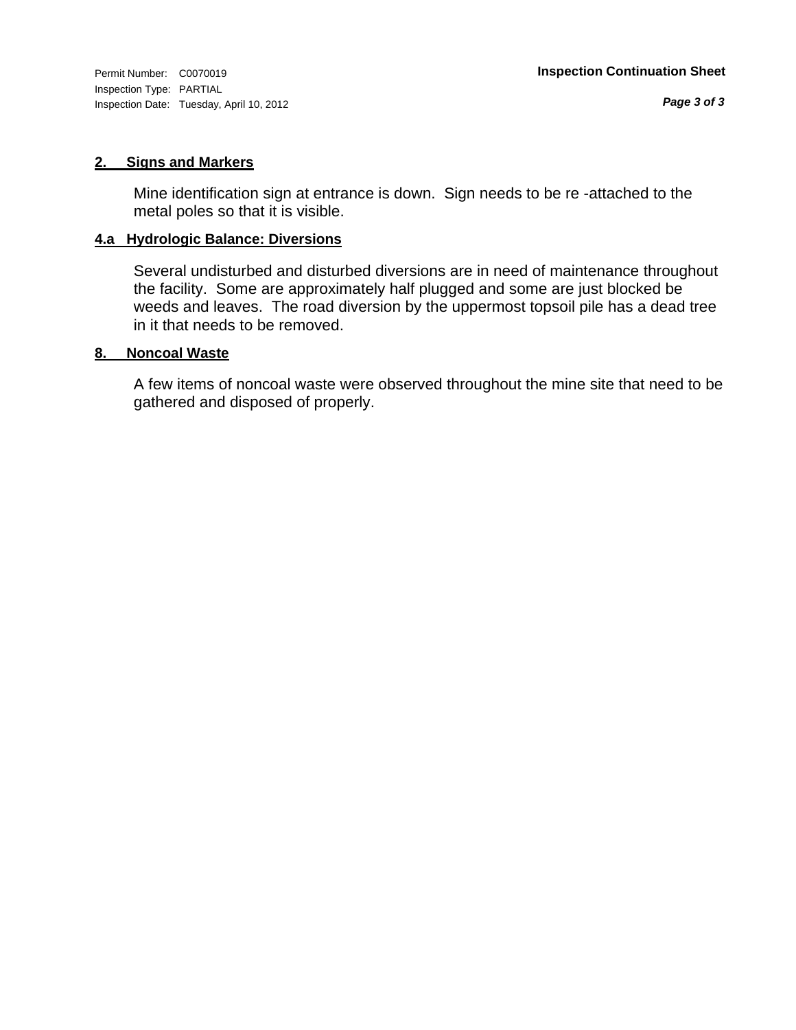Permit Number: C0070019
Inspection Type: PARTIAL
Inspection Date: Tuesday, April 10, 2012

**Inspection Continuation Sheet**

## 2. Signs and Markers

Mine identification sign at entrance is down. Sign needs to be re -attached to the metal poles so that it is visible.

## 4.a Hydrologic Balance: Diversions

Several undisturbed and disturbed diversions are in need of maintenance throughout the facility. Some are approximately half plugged and some are just blocked be weeds and leaves. The road diversion by the uppermost topsoil pile has a dead tree in it that needs to be removed.

## 8. Noncoal Waste

A few items of noncoal waste were observed throughout the mine site that need to be gathered and disposed of properly.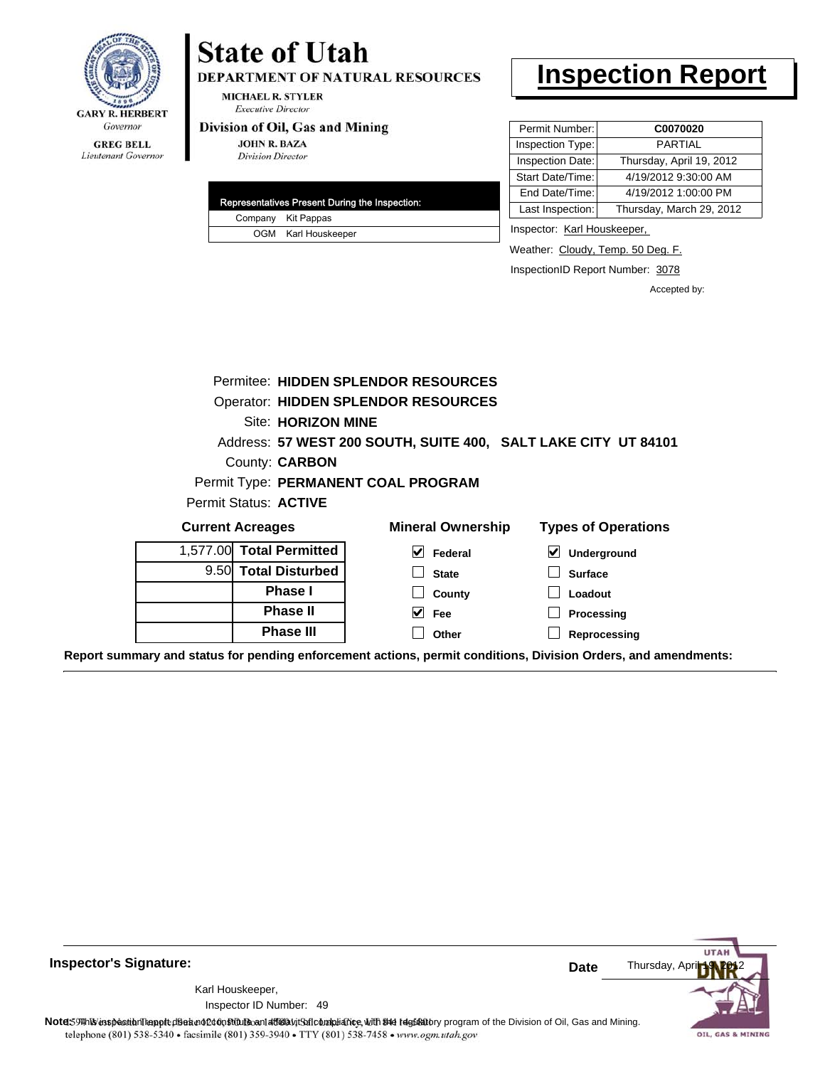GARY R. HERBERT
*Governor*

GREG BELL
*Lieutenant Governor*

# State of Utah

**DEPARTMENT OF NATURAL RESOURCES**

MICHAEL R. STYLER
*Executive Director*

**Division of Oil, Gas and Mining**

JOHN R. BAZA
*Division Director*

# Inspection Report

| | |
|---|---|
| Permit Number: | **C0070020** |
| Inspection Type: | PARTIAL |
| Inspection Date: | Thursday, April 19, 2012 |
| Start Date/Time: | 4/19/2012 9:30:00 AM |
| End Date/Time: | 4/19/2012 1:00:00 PM |
| Last Inspection: | Thursday, March 29, 2012 |

| Representatives Present During the Inspection: | |
|---|---|
| Company | Kit Pappas |
| OGM | Karl Houskeeper |

Inspector: Karl Houskeeper,

Weather: Cloudy, Temp. 50 Deg. F.

InspectionID Report Number: 3078

Accepted by:

Permitee: **HIDDEN SPLENDOR RESOURCES**
Operator: **HIDDEN SPLENDOR RESOURCES**
Site: **HORIZON MINE**
Address: **57 WEST 200 SOUTH, SUITE 400, SALT LAKE CITY UT 84101**
County: **CARBON**
Permit Type: **PERMANENT COAL PROGRAM**
Permit Status: **ACTIVE**

**Current Acreages**

| | |
|---|---|
| 1,577.00 | **Total Permitted** |
| 9.50 | **Total Disturbed** |
| | **Phase I** |
| | **Phase II** |
| | **Phase III** |

**Mineral Ownership**

- [x] Federal
- [ ] State
- [ ] County
- [x] Fee
- [ ] Other

**Types of Operations**

- [x] Underground
- [ ] Surface
- [ ] Loadout
- [ ] Processing
- [ ] Reprocessing

**Report summary and status for pending enforcement actions, permit conditions, Division Orders, and amendments:**

**Inspector's Signature:**

Karl Houskeeper,
Inspector ID Number: 49

**Date** Thursday, April 19, 2012

**Note:** This inspection report does not constitute an affidavit of compliance with the regulatory program of the Division of Oil, Gas and Mining.

1594 West North Temple, Suite 1210, Box 145801, Salt Lake City, UT 84114-5801
telephone (801) 538-5340 • facsimile (801) 359-3940 • TTY (801) 538-7458 • www.ogm.utah.gov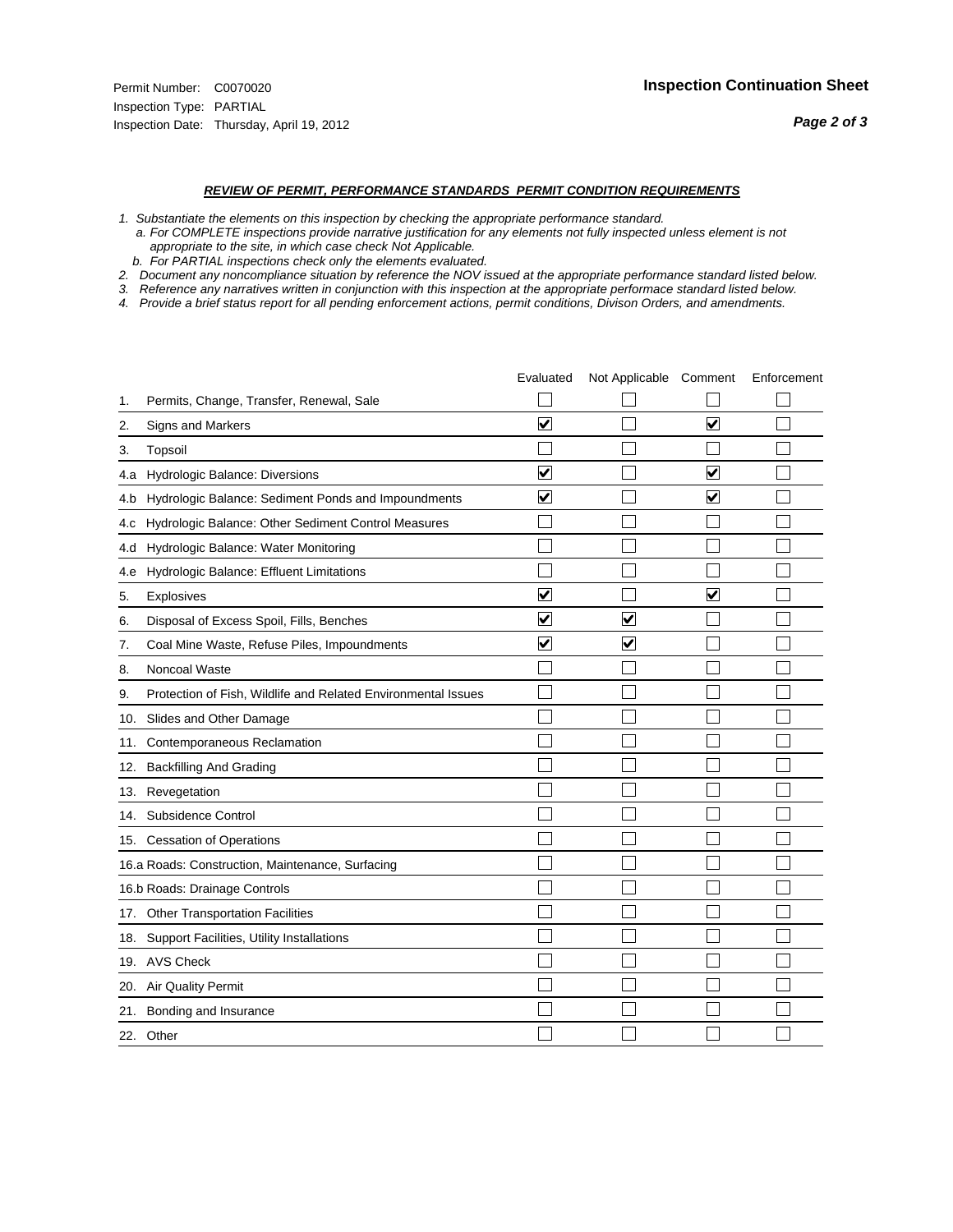Permit Number: C0070020
Inspection Type: PARTIAL
Inspection Date: Thursday, April 19, 2012

**Inspection Continuation Sheet**

***REVIEW OF PERMIT, PERFORMANCE STANDARDS PERMIT CONDITION REQUIREMENTS***

*1. Substantiate the elements on this inspection by checking the appropriate performance standard.*
*a. For COMPLETE inspections provide narrative justification for any elements not fully inspected unless element is not appropriate to the site, in which case check Not Applicable.*
*b. For PARTIAL inspections check only the elements evaluated.*
*2. Document any noncompliance situation by reference the NOV issued at the appropriate performance standard listed below.*
*3. Reference any narratives written in conjunction with this inspection at the appropriate performace standard listed below.*
*4. Provide a brief status report for all pending enforcement actions, permit conditions, Divison Orders, and amendments.*

| | Evaluated | Not Applicable | Comment | Enforcement |
|---|---|---|---|---|
| 1. Permits, Change, Transfer, Renewal, Sale | ☐ | ☐ | ☐ | ☐ |
| 2. Signs and Markers | ☑ | ☐ | ☑ | ☐ |
| 3. Topsoil | ☐ | ☐ | ☐ | ☐ |
| 4.a Hydrologic Balance: Diversions | ☑ | ☐ | ☑ | ☐ |
| 4.b Hydrologic Balance: Sediment Ponds and Impoundments | ☑ | ☐ | ☑ | ☐ |
| 4.c Hydrologic Balance: Other Sediment Control Measures | ☐ | ☐ | ☐ | ☐ |
| 4.d Hydrologic Balance: Water Monitoring | ☐ | ☐ | ☐ | ☐ |
| 4.e Hydrologic Balance: Effluent Limitations | ☐ | ☐ | ☐ | ☐ |
| 5. Explosives | ☑ | ☐ | ☑ | ☐ |
| 6. Disposal of Excess Spoil, Fills, Benches | ☑ | ☑ | ☐ | ☐ |
| 7. Coal Mine Waste, Refuse Piles, Impoundments | ☑ | ☑ | ☐ | ☐ |
| 8. Noncoal Waste | ☐ | ☐ | ☐ | ☐ |
| 9. Protection of Fish, Wildlife and Related Environmental Issues | ☐ | ☐ | ☐ | ☐ |
| 10. Slides and Other Damage | ☐ | ☐ | ☐ | ☐ |
| 11. Contemporaneous Reclamation | ☐ | ☐ | ☐ | ☐ |
| 12. Backfilling And Grading | ☐ | ☐ | ☐ | ☐ |
| 13. Revegetation | ☐ | ☐ | ☐ | ☐ |
| 14. Subsidence Control | ☐ | ☐ | ☐ | ☐ |
| 15. Cessation of Operations | ☐ | ☐ | ☐ | ☐ |
| 16.a Roads: Construction, Maintenance, Surfacing | ☐ | ☐ | ☐ | ☐ |
| 16.b Roads: Drainage Controls | ☐ | ☐ | ☐ | ☐ |
| 17. Other Transportation Facilities | ☐ | ☐ | ☐ | ☐ |
| 18. Support Facilities, Utility Installations | ☐ | ☐ | ☐ | ☐ |
| 19. AVS Check | ☐ | ☐ | ☐ | ☐ |
| 20. Air Quality Permit | ☐ | ☐ | ☐ | ☐ |
| 21. Bonding and Insurance | ☐ | ☐ | ☐ | ☐ |
| 22. Other | ☐ | ☐ | ☐ | ☐ |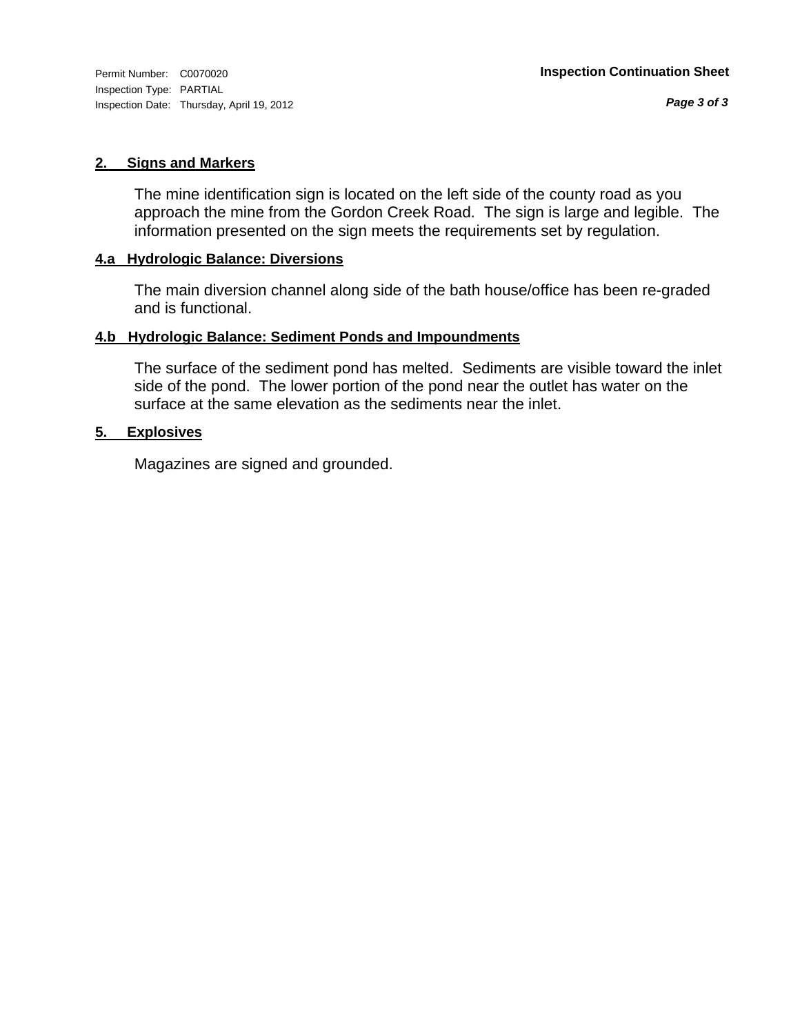## 2. Signs and Markers

The mine identification sign is located on the left side of the county road as you approach the mine from the Gordon Creek Road. The sign is large and legible. The information presented on the sign meets the requirements set by regulation.

## 4.a Hydrologic Balance: Diversions

The main diversion channel along side of the bath house/office has been re-graded and is functional.

## 4.b Hydrologic Balance: Sediment Ponds and Impoundments

The surface of the sediment pond has melted. Sediments are visible toward the inlet side of the pond. The lower portion of the pond near the outlet has water on the surface at the same elevation as the sediments near the inlet.

## 5. Explosives

Magazines are signed and grounded.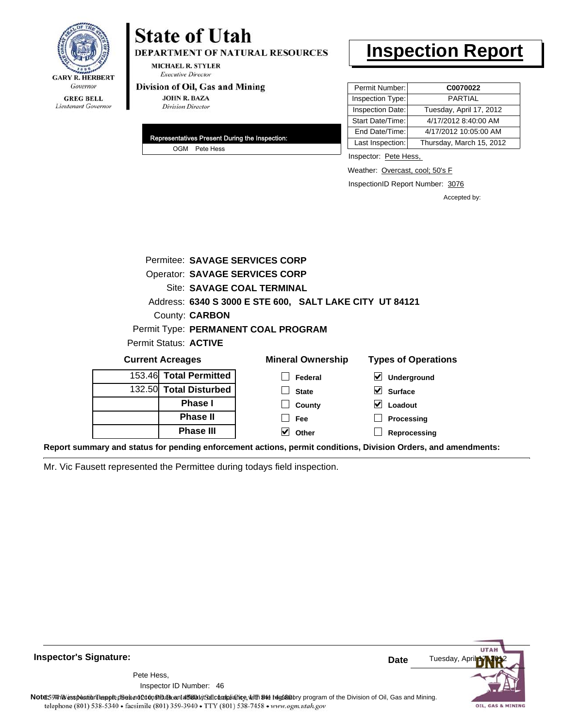**GARY R. HERBERT**
*Governor*

**GREG BELL**
*Lieutenant Governor*

# State of Utah

**DEPARTMENT OF NATURAL RESOURCES**

**MICHAEL R. STYLER**
*Executive Director*

**Division of Oil, Gas and Mining**

**JOHN R. BAZA**
*Division Director*

# Inspection Report

| | |
|---|---|
| Permit Number: | **C0070022** |
| Inspection Type: | PARTIAL |
| Inspection Date: | Tuesday, April 17, 2012 |
| Start Date/Time: | 4/17/2012 8:40:00 AM |
| End Date/Time: | 4/17/2012 10:05:00 AM |
| Last Inspection: | Thursday, March 15, 2012 |

**Representatives Present During the Inspection:**

OGM Pete Hess

Inspector: Pete Hess,

Weather: Overcast, cool; 50's F

InspectionID Report Number: 3076

Accepted by:

Permitee: **SAVAGE SERVICES CORP**
Operator: **SAVAGE SERVICES CORP**
Site: **SAVAGE COAL TERMINAL**
Address: **6340 S 3000 E STE 600, SALT LAKE CITY UT 84121**
County: **CARBON**
Permit Type: **PERMANENT COAL PROGRAM**
Permit Status: **ACTIVE**

**Current Acreages**

| | |
|---|---|
| 153.46 | **Total Permitted** |
| 132.50 | **Total Disturbed** |
| | **Phase I** |
| | **Phase II** |
| | **Phase III** |

**Mineral Ownership**

- [ ] Federal
- [ ] State
- [ ] County
- [ ] Fee
- [x] Other

**Types of Operations**

- [x] Underground
- [x] Surface
- [x] Loadout
- [ ] Processing
- [ ] Reprocessing

**Report summary and status for pending enforcement actions, permit conditions, Division Orders, and amendments:**

Mr. Vic Fausett represented the Permittee during todays field inspection.

**Inspector's Signature:**

Pete Hess,
Inspector ID Number: 46

**Date** Tuesday, April 17, 2012

**Note:** This inspection report does not constitute an affidavit of compliance with the regulatory program of the Division of Oil, Gas and Mining.
telephone (801) 538-5340 • facsimile (801) 359-3940 • TTY (801) 538-7458 • www.ogm.utah.gov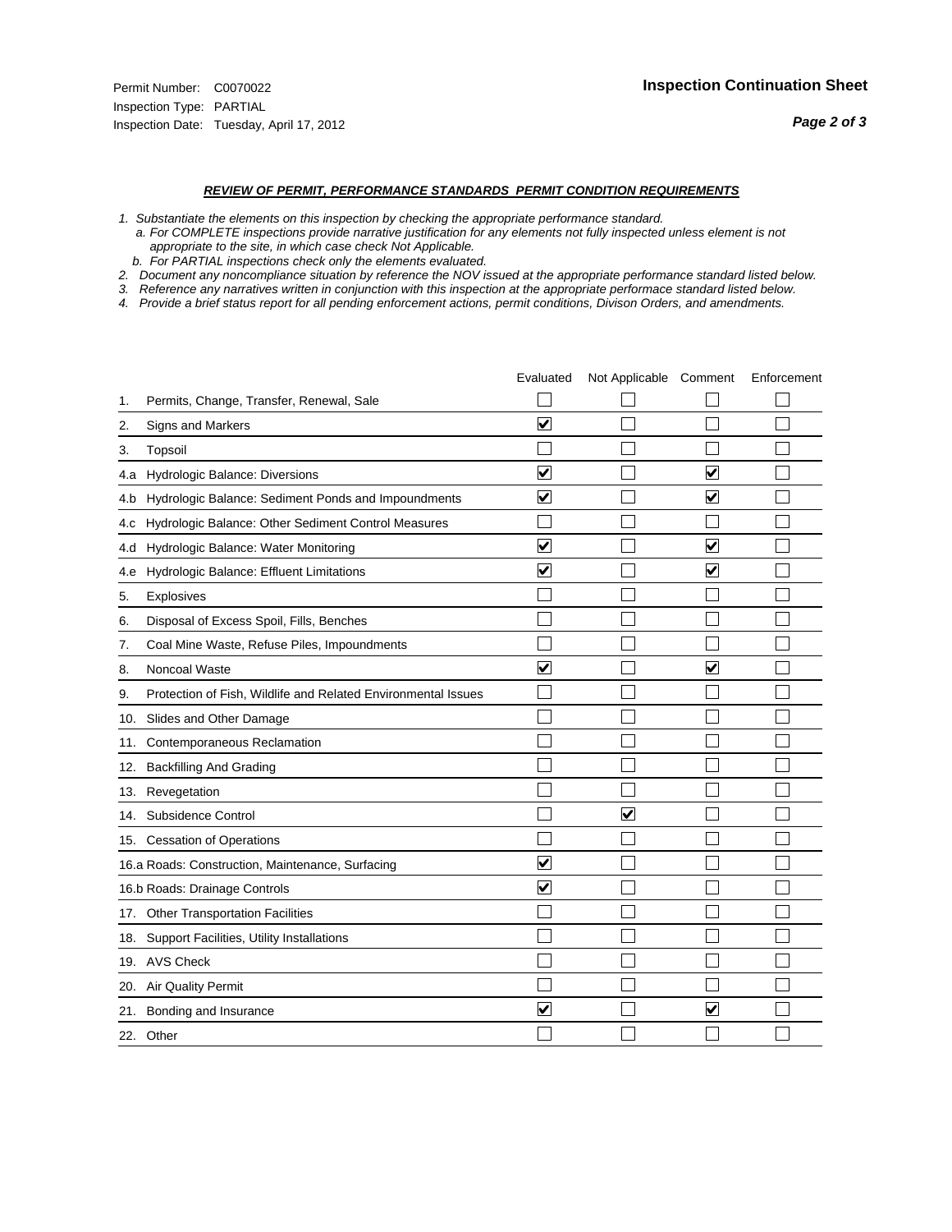Permit Number: C0070022
Inspection Type: PARTIAL
Inspection Date: Tuesday, April 17, 2012

## Inspection Continuation Sheet

***REVIEW OF PERMIT, PERFORMANCE STANDARDS PERMIT CONDITION REQUIREMENTS***

*1. Substantiate the elements on this inspection by checking the appropriate performance standard.*
*a. For COMPLETE inspections provide narrative justification for any elements not fully inspected unless element is not appropriate to the site, in which case check Not Applicable.*
*b. For PARTIAL inspections check only the elements evaluated.*
*2. Document any noncompliance situation by reference the NOV issued at the appropriate performance standard listed below.*
*3. Reference any narratives written in conjunction with this inspection at the appropriate performace standard listed below.*
*4. Provide a brief status report for all pending enforcement actions, permit conditions, Divison Orders, and amendments.*

| | Evaluated | Not Applicable | Comment | Enforcement |
|---|---|---|---|---|
| 1. Permits, Change, Transfer, Renewal, Sale | ☐ | ☐ | ☐ | ☐ |
| 2. Signs and Markers | ☑ | ☐ | ☐ | ☐ |
| 3. Topsoil | ☐ | ☐ | ☐ | ☐ |
| 4.a Hydrologic Balance: Diversions | ☑ | ☐ | ☑ | ☐ |
| 4.b Hydrologic Balance: Sediment Ponds and Impoundments | ☑ | ☐ | ☑ | ☐ |
| 4.c Hydrologic Balance: Other Sediment Control Measures | ☐ | ☐ | ☐ | ☐ |
| 4.d Hydrologic Balance: Water Monitoring | ☑ | ☐ | ☑ | ☐ |
| 4.e Hydrologic Balance: Effluent Limitations | ☑ | ☐ | ☑ | ☐ |
| 5. Explosives | ☐ | ☐ | ☐ | ☐ |
| 6. Disposal of Excess Spoil, Fills, Benches | ☐ | ☐ | ☐ | ☐ |
| 7. Coal Mine Waste, Refuse Piles, Impoundments | ☐ | ☐ | ☐ | ☐ |
| 8. Noncoal Waste | ☑ | ☐ | ☑ | ☐ |
| 9. Protection of Fish, Wildlife and Related Environmental Issues | ☐ | ☐ | ☐ | ☐ |
| 10. Slides and Other Damage | ☐ | ☐ | ☐ | ☐ |
| 11. Contemporaneous Reclamation | ☐ | ☐ | ☐ | ☐ |
| 12. Backfilling And Grading | ☐ | ☐ | ☐ | ☐ |
| 13. Revegetation | ☐ | ☐ | ☐ | ☐ |
| 14. Subsidence Control | ☐ | ☑ | ☐ | ☐ |
| 15. Cessation of Operations | ☐ | ☐ | ☐ | ☐ |
| 16.a Roads: Construction, Maintenance, Surfacing | ☑ | ☐ | ☐ | ☐ |
| 16.b Roads: Drainage Controls | ☑ | ☐ | ☐ | ☐ |
| 17. Other Transportation Facilities | ☐ | ☐ | ☐ | ☐ |
| 18. Support Facilities, Utility Installations | ☐ | ☐ | ☐ | ☐ |
| 19. AVS Check | ☐ | ☐ | ☐ | ☐ |
| 20. Air Quality Permit | ☐ | ☐ | ☐ | ☐ |
| 21. Bonding and Insurance | ☑ | ☐ | ☑ | ☐ |
| 22. Other | ☐ | ☐ | ☐ | ☐ |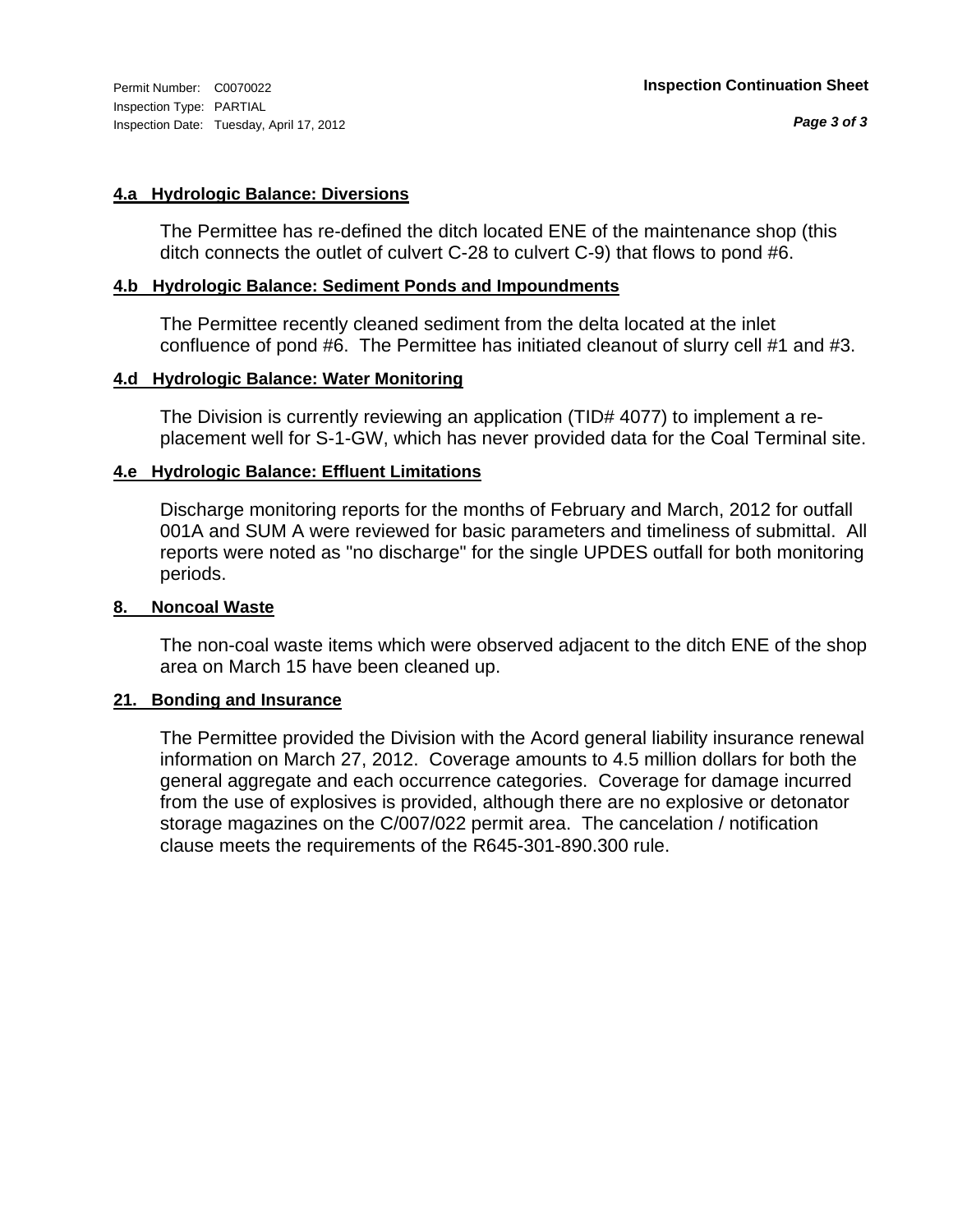Permit Number: C0070022
Inspection Type: PARTIAL
Inspection Date: Tuesday, April 17, 2012

**Inspection Continuation Sheet**

#### 4.a Hydrologic Balance: Diversions

The Permittee has re-defined the ditch located ENE of the maintenance shop (this ditch connects the outlet of culvert C-28 to culvert C-9) that flows to pond #6.

#### 4.b Hydrologic Balance: Sediment Ponds and Impoundments

The Permittee recently cleaned sediment from the delta located at the inlet confluence of pond #6. The Permittee has initiated cleanout of slurry cell #1 and #3.

#### 4.d Hydrologic Balance: Water Monitoring

The Division is currently reviewing an application (TID# 4077) to implement a re-placement well for S-1-GW, which has never provided data for the Coal Terminal site.

#### 4.e Hydrologic Balance: Effluent Limitations

Discharge monitoring reports for the months of February and March, 2012 for outfall 001A and SUM A were reviewed for basic parameters and timeliness of submittal. All reports were noted as "no discharge" for the single UPDES outfall for both monitoring periods.

#### 8. Noncoal Waste

The non-coal waste items which were observed adjacent to the ditch ENE of the shop area on March 15 have been cleaned up.

#### 21. Bonding and Insurance

The Permittee provided the Division with the Acord general liability insurance renewal information on March 27, 2012. Coverage amounts to 4.5 million dollars for both the general aggregate and each occurrence categories. Coverage for damage incurred from the use of explosives is provided, although there are no explosive or detonator storage magazines on the C/007/022 permit area. The cancelation / notification clause meets the requirements of the R645-301-890.300 rule.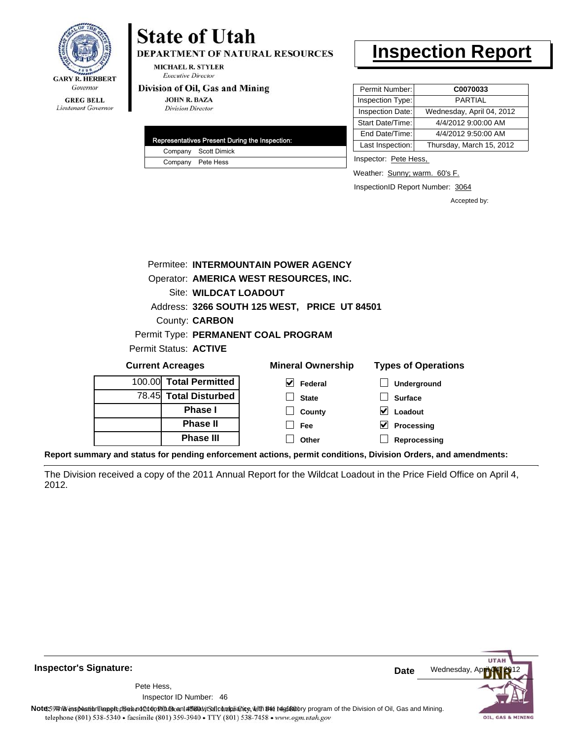GARY R. HERBERT
*Governor*

GREG BELL
*Lieutenant Governor*

# State of Utah

**DEPARTMENT OF NATURAL RESOURCES**

MICHAEL R. STYLER
*Executive Director*

**Division of Oil, Gas and Mining**

JOHN R. BAZA
*Division Director*

# Inspection Report

| | |
|---|---|
| Permit Number: | **C0070033** |
| Inspection Type: | PARTIAL |
| Inspection Date: | Wednesday, April 04, 2012 |
| Start Date/Time: | 4/4/2012 9:00:00 AM |
| End Date/Time: | 4/4/2012 9:50:00 AM |
| Last Inspection: | Thursday, March 15, 2012 |

| Representatives Present During the Inspection: | |
|---|---|
| Company | Scott Dimick |
| Company | Pete Hess |

Inspector: Pete Hess,

Weather: Sunny; warm. 60's F.

InspectionID Report Number: 3064

Accepted by:

Permitee: **INTERMOUNTAIN POWER AGENCY**
Operator: **AMERICA WEST RESOURCES, INC.**
Site: **WILDCAT LOADOUT**
Address: **3266 SOUTH 125 WEST, PRICE UT 84501**
County: **CARBON**
Permit Type: **PERMANENT COAL PROGRAM**
Permit Status: **ACTIVE**

**Current Acreages**

| | |
|---|---|
| 100.00 | **Total Permitted** |
| 78.45 | **Total Disturbed** |
| | **Phase I** |
| | **Phase II** |
| | **Phase III** |

**Mineral Ownership**

- [x] Federal
- [ ] State
- [ ] County
- [ ] Fee
- [ ] Other

**Types of Operations**

- [ ] Underground
- [ ] Surface
- [x] Loadout
- [x] Processing
- [ ] Reprocessing

**Report summary and status for pending enforcement actions, permit conditions, Division Orders, and amendments:**

The Division received a copy of the 2011 Annual Report for the Wildcat Loadout in the Price Field Office on April 4, 2012.

**Inspector's Signature:**

Pete Hess,
Inspector ID Number: 46

**Date** Wednesday, April 04, 2012

**Note:** This inspection report does not constitute an affidavit of compliance with the regulatory program of the Division of Oil, Gas and Mining.
telephone (801) 538-5340 • facsimile (801) 359-3940 • TTY (801) 538-7458 • www.ogm.utah.gov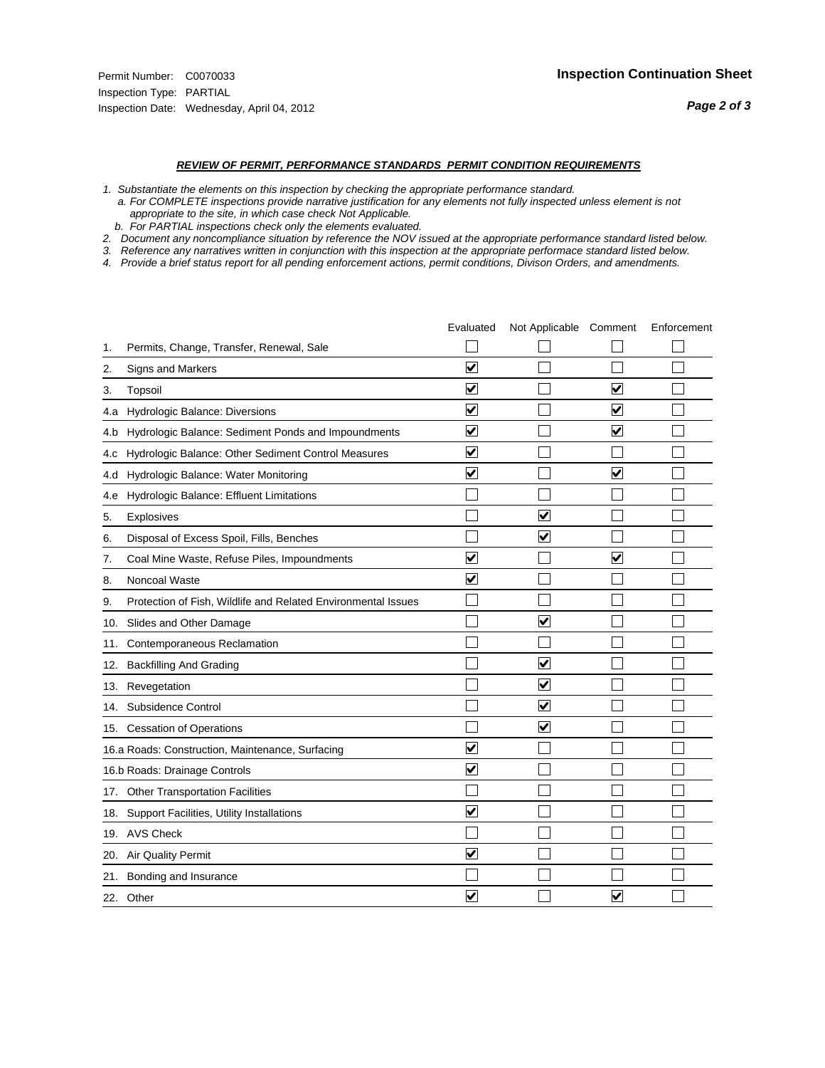Permit Number: C0070033
Inspection Type: PARTIAL
Inspection Date: Wednesday, April 04, 2012

## Inspection Continuation Sheet

### *REVIEW OF PERMIT, PERFORMANCE STANDARDS PERMIT CONDITION REQUIREMENTS*

*1. Substantiate the elements on this inspection by checking the appropriate performance standard.*
*a. For COMPLETE inspections provide narrative justification for any elements not fully inspected unless element is not appropriate to the site, in which case check Not Applicable.*
*b. For PARTIAL inspections check only the elements evaluated.*
*2. Document any noncompliance situation by reference the NOV issued at the appropriate performance standard listed below.*
*3. Reference any narratives written in conjunction with this inspection at the appropriate performace standard listed below.*
*4. Provide a brief status report for all pending enforcement actions, permit conditions, Divison Orders, and amendments.*

| | Evaluated | Not Applicable | Comment | Enforcement |
|---|---|---|---|---|
| 1. Permits, Change, Transfer, Renewal, Sale | ☐ | ☐ | ☐ | ☐ |
| 2. Signs and Markers | ☑ | ☐ | ☐ | ☐ |
| 3. Topsoil | ☑ | ☐ | ☑ | ☐ |
| 4.a Hydrologic Balance: Diversions | ☑ | ☐ | ☑ | ☐ |
| 4.b Hydrologic Balance: Sediment Ponds and Impoundments | ☑ | ☐ | ☑ | ☐ |
| 4.c Hydrologic Balance: Other Sediment Control Measures | ☑ | ☐ | ☐ | ☐ |
| 4.d Hydrologic Balance: Water Monitoring | ☑ | ☐ | ☑ | ☐ |
| 4.e Hydrologic Balance: Effluent Limitations | ☐ | ☐ | ☐ | ☐ |
| 5. Explosives | ☐ | ☑ | ☐ | ☐ |
| 6. Disposal of Excess Spoil, Fills, Benches | ☐ | ☑ | ☐ | ☐ |
| 7. Coal Mine Waste, Refuse Piles, Impoundments | ☑ | ☐ | ☑ | ☐ |
| 8. Noncoal Waste | ☑ | ☐ | ☐ | ☐ |
| 9. Protection of Fish, Wildlife and Related Environmental Issues | ☐ | ☐ | ☐ | ☐ |
| 10. Slides and Other Damage | ☐ | ☑ | ☐ | ☐ |
| 11. Contemporaneous Reclamation | ☐ | ☐ | ☐ | ☐ |
| 12. Backfilling And Grading | ☐ | ☑ | ☐ | ☐ |
| 13. Revegetation | ☐ | ☑ | ☐ | ☐ |
| 14. Subsidence Control | ☐ | ☑ | ☐ | ☐ |
| 15. Cessation of Operations | ☐ | ☑ | ☐ | ☐ |
| 16.a Roads: Construction, Maintenance, Surfacing | ☑ | ☐ | ☐ | ☐ |
| 16.b Roads: Drainage Controls | ☑ | ☐ | ☐ | ☐ |
| 17. Other Transportation Facilities | ☐ | ☐ | ☐ | ☐ |
| 18. Support Facilities, Utility Installations | ☑ | ☐ | ☐ | ☐ |
| 19. AVS Check | ☐ | ☐ | ☐ | ☐ |
| 20. Air Quality Permit | ☑ | ☐ | ☐ | ☐ |
| 21. Bonding and Insurance | ☐ | ☐ | ☐ | ☐ |
| 22. Other | ☑ | ☐ | ☑ | ☐ |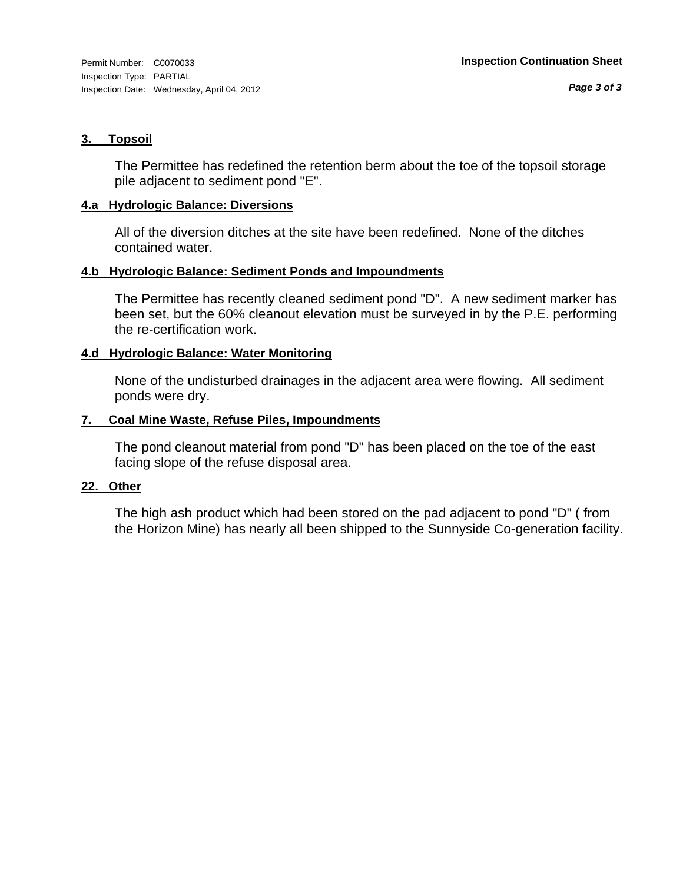### 3. Topsoil

The Permittee has redefined the retention berm about the toe of the topsoil storage pile adjacent to sediment pond "E".

### 4.a Hydrologic Balance: Diversions

All of the diversion ditches at the site have been redefined. None of the ditches contained water.

### 4.b Hydrologic Balance: Sediment Ponds and Impoundments

The Permittee has recently cleaned sediment pond "D". A new sediment marker has been set, but the 60% cleanout elevation must be surveyed in by the P.E. performing the re-certification work.

### 4.d Hydrologic Balance: Water Monitoring

None of the undisturbed drainages in the adjacent area were flowing. All sediment ponds were dry.

### 7. Coal Mine Waste, Refuse Piles, Impoundments

The pond cleanout material from pond "D" has been placed on the toe of the east facing slope of the refuse disposal area.

### 22. Other

The high ash product which had been stored on the pad adjacent to pond "D" ( from the Horizon Mine) has nearly all been shipped to the Sunnyside Co-generation facility.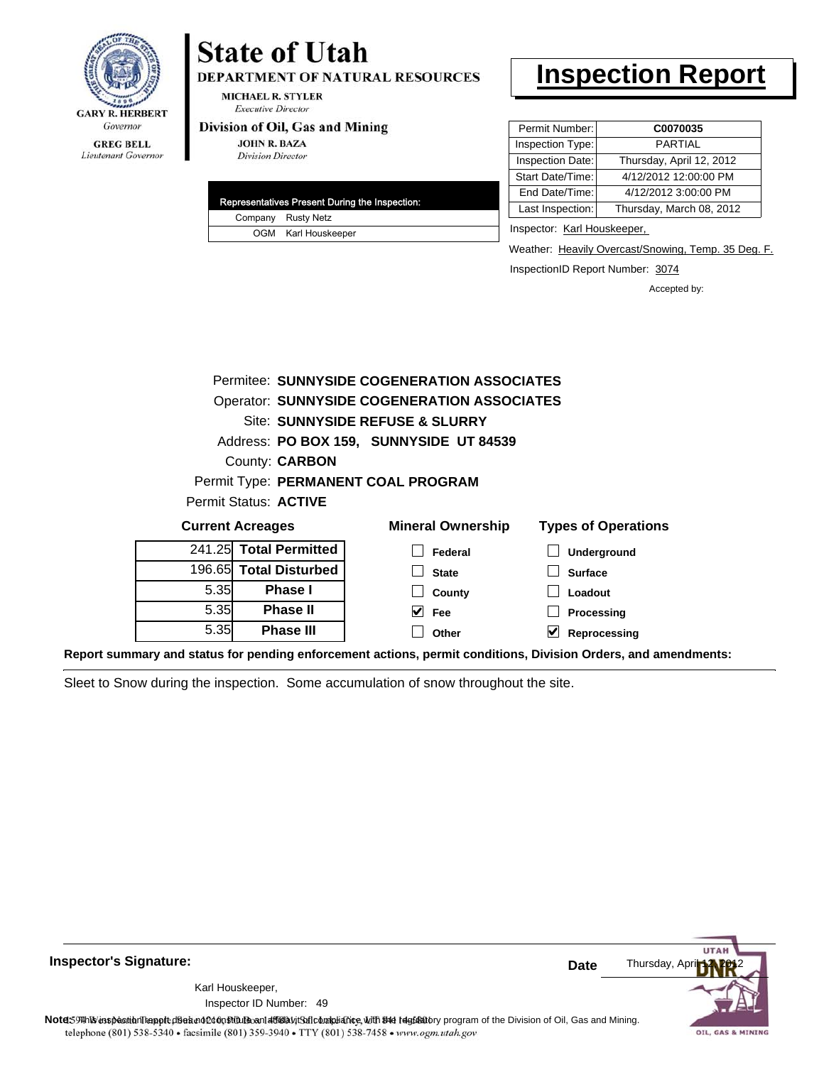**State of Utah**

**DEPARTMENT OF NATURAL RESOURCES**

MICHAEL R. STYLER
*Executive Director*

**Division of Oil, Gas and Mining**

JOHN R. BAZA
*Division Director*

GARY R. HERBERT
*Governor*

GREG BELL
*Lieutenant Governor*

# Inspection Report

| | |
|---|---|
| Permit Number: | **C0070035** |
| Inspection Type: | PARTIAL |
| Inspection Date: | Thursday, April 12, 2012 |
| Start Date/Time: | 4/12/2012 12:00:00 PM |
| End Date/Time: | 4/12/2012 3:00:00 PM |
| Last Inspection: | Thursday, March 08, 2012 |

| Representatives Present During the Inspection: | |
|---|---|
| Company | Rusty Netz |
| OGM | Karl Houskeeper |

Inspector: Karl Houskeeper,

Weather: Heavily Overcast/Snowing, Temp. 35 Deg. F.

InspectionID Report Number: 3074

Accepted by:

Permitee: **SUNNYSIDE COGENERATION ASSOCIATES**
Operator: **SUNNYSIDE COGENERATION ASSOCIATES**
Site: **SUNNYSIDE REFUSE & SLURRY**
Address: **PO BOX 159, SUNNYSIDE UT 84539**
County: **CARBON**
Permit Type: **PERMANENT COAL PROGRAM**
Permit Status: **ACTIVE**

**Current Acreages**

| | |
|---|---|
| 241.25 | **Total Permitted** |
| 196.65 | **Total Disturbed** |
| 5.35 | **Phase I** |
| 5.35 | **Phase II** |
| 5.35 | **Phase III** |

**Mineral Ownership**

- [ ] Federal
- [ ] State
- [ ] County
- [x] Fee
- [ ] Other

**Types of Operations**

- [ ] Underground
- [ ] Surface
- [ ] Loadout
- [ ] Processing
- [x] Reprocessing

**Report summary and status for pending enforcement actions, permit conditions, Division Orders, and amendments:**

Sleet to Snow during the inspection. Some accumulation of snow throughout the site.

**Inspector's Signature:**

Karl Houskeeper,
Inspector ID Number: 49

**Date** Thursday, April 12, 2012

**Note:** This inspection report does not constitute an affidavit of compliance with the regulatory program of the Division of Oil, Gas and Mining.
telephone (801) 538-5340 • facsimile (801) 359-3940 • TTY (801) 538-7458 • www.ogm.utah.gov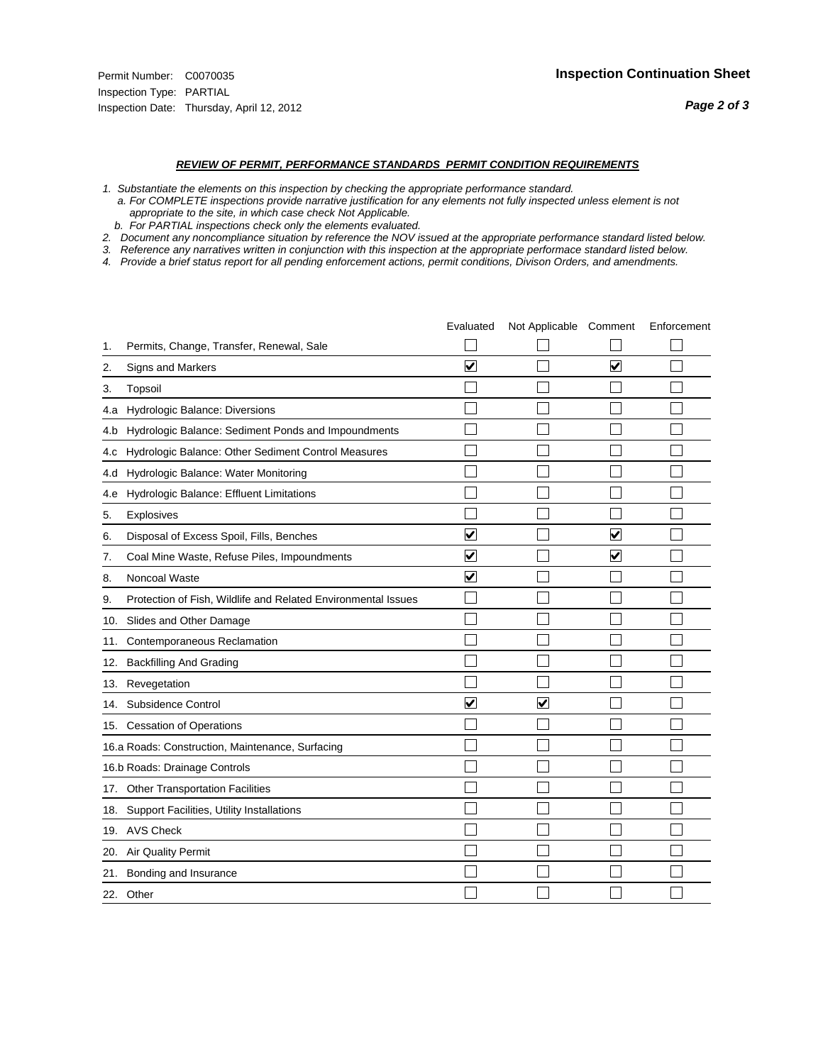Permit Number: C0070035
Inspection Type: PARTIAL
Inspection Date: Thursday, April 12, 2012

## Inspection Continuation Sheet

***REVIEW OF PERMIT, PERFORMANCE STANDARDS PERMIT CONDITION REQUIREMENTS***

*1. Substantiate the elements on this inspection by checking the appropriate performance standard.*
*a. For COMPLETE inspections provide narrative justification for any elements not fully inspected unless element is not appropriate to the site, in which case check Not Applicable.*
*b. For PARTIAL inspections check only the elements evaluated.*
*2. Document any noncompliance situation by reference the NOV issued at the appropriate performance standard listed below.*
*3. Reference any narratives written in conjunction with this inspection at the appropriate performace standard listed below.*
*4. Provide a brief status report for all pending enforcement actions, permit conditions, Divison Orders, and amendments.*

| | Evaluated | Not Applicable | Comment | Enforcement |
|---|---|---|---|---|
| 1. Permits, Change, Transfer, Renewal, Sale | ☐ | ☐ | ☐ | ☐ |
| 2. Signs and Markers | ☑ | ☐ | ☑ | ☐ |
| 3. Topsoil | ☐ | ☐ | ☐ | ☐ |
| 4.a Hydrologic Balance: Diversions | ☐ | ☐ | ☐ | ☐ |
| 4.b Hydrologic Balance: Sediment Ponds and Impoundments | ☐ | ☐ | ☐ | ☐ |
| 4.c Hydrologic Balance: Other Sediment Control Measures | ☐ | ☐ | ☐ | ☐ |
| 4.d Hydrologic Balance: Water Monitoring | ☐ | ☐ | ☐ | ☐ |
| 4.e Hydrologic Balance: Effluent Limitations | ☐ | ☐ | ☐ | ☐ |
| 5. Explosives | ☐ | ☐ | ☐ | ☐ |
| 6. Disposal of Excess Spoil, Fills, Benches | ☑ | ☐ | ☑ | ☐ |
| 7. Coal Mine Waste, Refuse Piles, Impoundments | ☑ | ☐ | ☑ | ☐ |
| 8. Noncoal Waste | ☑ | ☐ | ☐ | ☐ |
| 9. Protection of Fish, Wildlife and Related Environmental Issues | ☐ | ☐ | ☐ | ☐ |
| 10. Slides and Other Damage | ☐ | ☐ | ☐ | ☐ |
| 11. Contemporaneous Reclamation | ☐ | ☐ | ☐ | ☐ |
| 12. Backfilling And Grading | ☐ | ☐ | ☐ | ☐ |
| 13. Revegetation | ☐ | ☐ | ☐ | ☐ |
| 14. Subsidence Control | ☑ | ☑ | ☐ | ☐ |
| 15. Cessation of Operations | ☐ | ☐ | ☐ | ☐ |
| 16.a Roads: Construction, Maintenance, Surfacing | ☐ | ☐ | ☐ | ☐ |
| 16.b Roads: Drainage Controls | ☐ | ☐ | ☐ | ☐ |
| 17. Other Transportation Facilities | ☐ | ☐ | ☐ | ☐ |
| 18. Support Facilities, Utility Installations | ☐ | ☐ | ☐ | ☐ |
| 19. AVS Check | ☐ | ☐ | ☐ | ☐ |
| 20. Air Quality Permit | ☐ | ☐ | ☐ | ☐ |
| 21. Bonding and Insurance | ☐ | ☐ | ☐ | ☐ |
| 22. Other | ☐ | ☐ | ☐ | ☐ |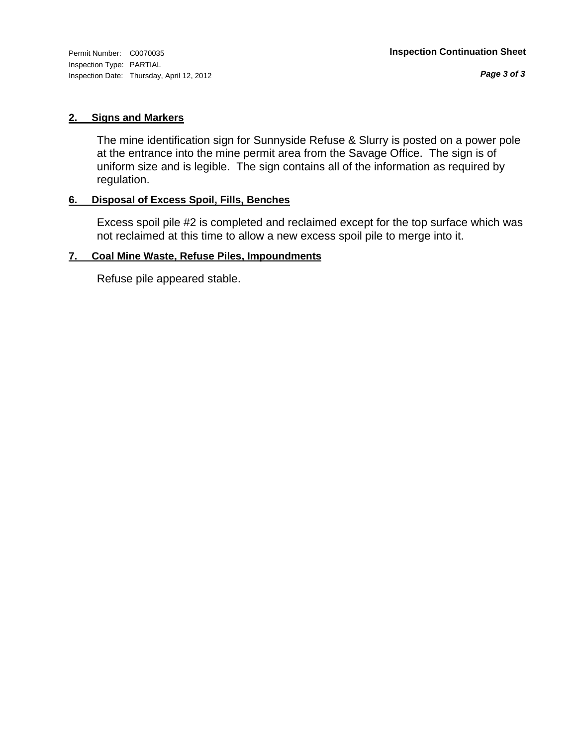Permit Number: C0070035
Inspection Type: PARTIAL
Inspection Date: Thursday, April 12, 2012

**Inspection Continuation Sheet**

## 2. Signs and Markers

The mine identification sign for Sunnyside Refuse & Slurry is posted on a power pole at the entrance into the mine permit area from the Savage Office. The sign is of uniform size and is legible. The sign contains all of the information as required by regulation.

## 6. Disposal of Excess Spoil, Fills, Benches

Excess spoil pile #2 is completed and reclaimed except for the top surface which was not reclaimed at this time to allow a new excess spoil pile to merge into it.

## 7. Coal Mine Waste, Refuse Piles, Impoundments

Refuse pile appeared stable.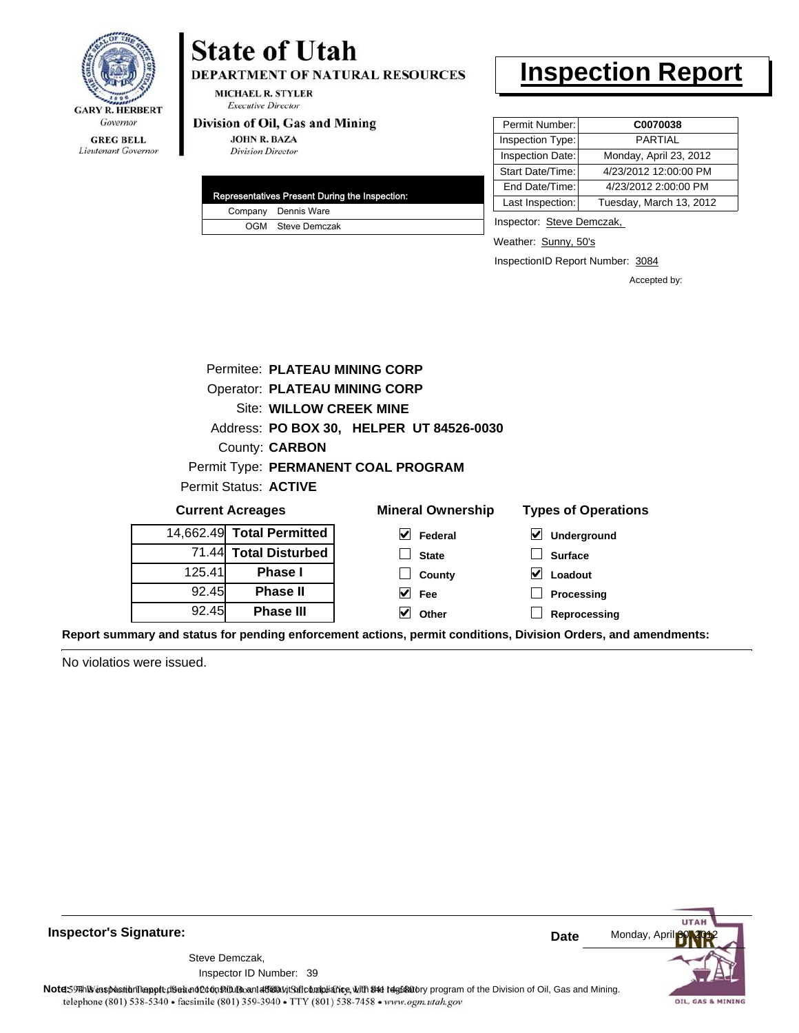# State of Utah

**DEPARTMENT OF NATURAL RESOURCES**

MICHAEL R. STYLER
*Executive Director*

**Division of Oil, Gas and Mining**

JOHN R. BAZA
*Division Director*

GARY R. HERBERT
*Governor*

GREG BELL
*Lieutenant Governor*

# Inspection Report

| | |
|---|---|
| Permit Number: | **C0070038** |
| Inspection Type: | PARTIAL |
| Inspection Date: | Monday, April 23, 2012 |
| Start Date/Time: | 4/23/2012 12:00:00 PM |
| End Date/Time: | 4/23/2012 2:00:00 PM |
| Last Inspection: | Tuesday, March 13, 2012 |

| Representatives Present During the Inspection: | |
|---|---|
| Company | Dennis Ware |
| OGM | Steve Demczak |

Inspector: Steve Demczak,

Weather: Sunny, 50's

InspectionID Report Number: 3084

Accepted by:

Permitee: **PLATEAU MINING CORP**
Operator: **PLATEAU MINING CORP**
Site: **WILLOW CREEK MINE**
Address: **PO BOX 30, HELPER UT 84526-0030**
County: **CARBON**
Permit Type: **PERMANENT COAL PROGRAM**
Permit Status: **ACTIVE**

**Current Acreages**

| | |
|---|---|
| 14,662.49 | **Total Permitted** |
| 71.44 | **Total Disturbed** |
| 125.41 | **Phase I** |
| 92.45 | **Phase II** |
| 92.45 | **Phase III** |

**Mineral Ownership**

- [x] **Federal**
- [ ] **State**
- [ ] **County**
- [x] **Fee**
- [x] **Other**

**Types of Operations**

- [x] **Underground**
- [ ] **Surface**
- [x] **Loadout**
- [ ] **Processing**
- [ ] **Reprocessing**

**Report summary and status for pending enforcement actions, permit conditions, Division Orders, and amendments:**

No violatios were issued.

**Inspector's Signature:**

Steve Demczak,
Inspector ID Number: 39

**Date** Monday, April 30, 2012

**Note:** This inspection report does not constitute an affidavit of compliance with the regulatory program of the Division of Oil, Gas and Mining.

telephone (801) 538-5340 • facsimile (801) 359-3940 • TTY (801) 538-7458 • www.ogm.utah.gov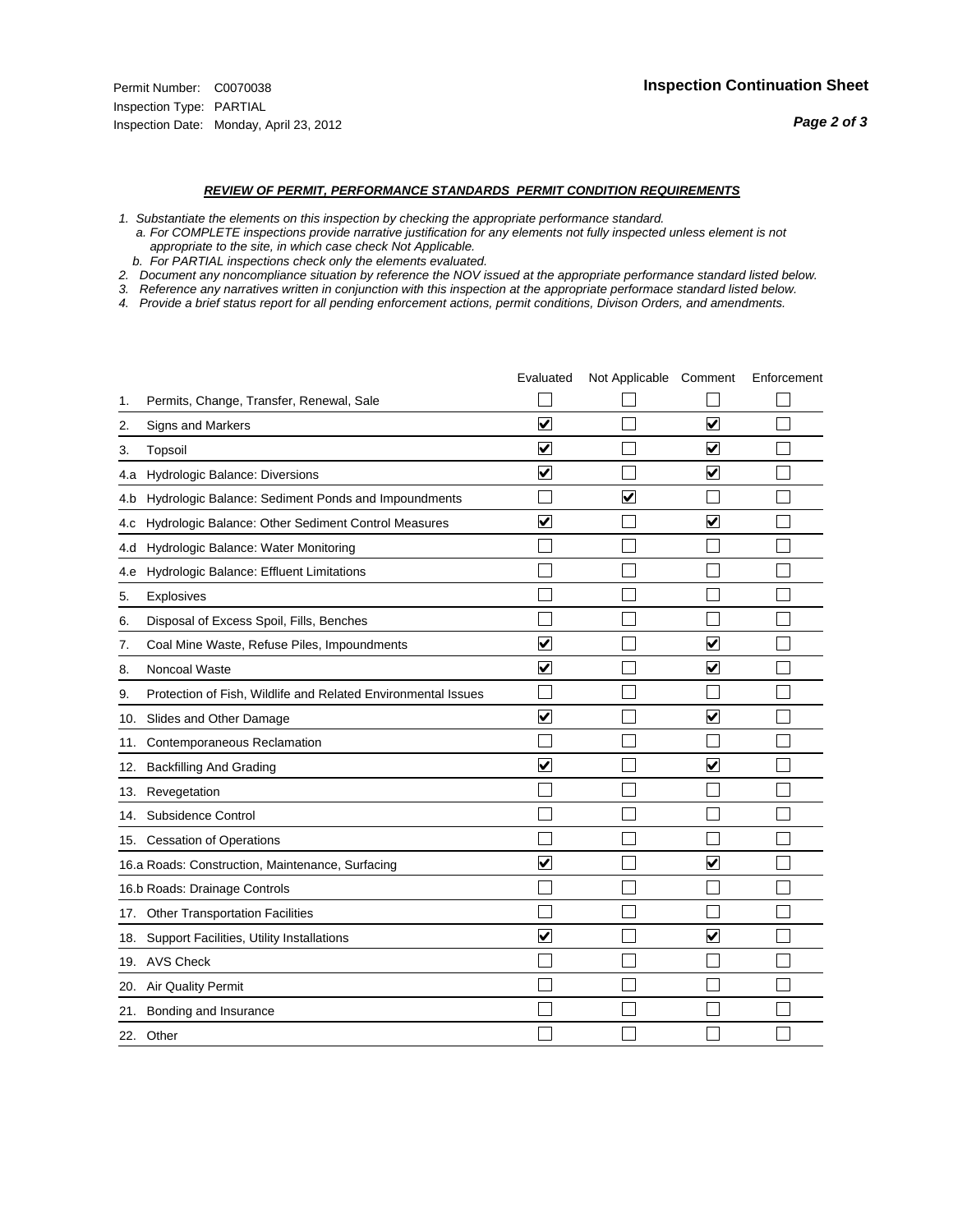Permit Number: C0070038
Inspection Type: PARTIAL
Inspection Date: Monday, April 23, 2012

## Inspection Continuation Sheet

*Page 2 of 3*

### *REVIEW OF PERMIT, PERFORMANCE STANDARDS PERMIT CONDITION REQUIREMENTS*

*1. Substantiate the elements on this inspection by checking the appropriate performance standard.*
*a. For COMPLETE inspections provide narrative justification for any elements not fully inspected unless element is not appropriate to the site, in which case check Not Applicable.*
*b. For PARTIAL inspections check only the elements evaluated.*
*2. Document any noncompliance situation by reference the NOV issued at the appropriate performance standard listed below.*
*3. Reference any narratives written in conjunction with this inspection at the appropriate performace standard listed below.*
*4. Provide a brief status report for all pending enforcement actions, permit conditions, Divison Orders, and amendments.*

| | Evaluated | Not Applicable | Comment | Enforcement |
|---|---|---|---|---|
| 1. Permits, Change, Transfer, Renewal, Sale | ☐ | ☐ | ☐ | ☐ |
| 2. Signs and Markers | ☑ | ☐ | ☑ | ☐ |
| 3. Topsoil | ☑ | ☐ | ☑ | ☐ |
| 4.a Hydrologic Balance: Diversions | ☑ | ☐ | ☑ | ☐ |
| 4.b Hydrologic Balance: Sediment Ponds and Impoundments | ☐ | ☑ | ☐ | ☐ |
| 4.c Hydrologic Balance: Other Sediment Control Measures | ☑ | ☐ | ☑ | ☐ |
| 4.d Hydrologic Balance: Water Monitoring | ☐ | ☐ | ☐ | ☐ |
| 4.e Hydrologic Balance: Effluent Limitations | ☐ | ☐ | ☐ | ☐ |
| 5. Explosives | ☐ | ☐ | ☐ | ☐ |
| 6. Disposal of Excess Spoil, Fills, Benches | ☐ | ☐ | ☐ | ☐ |
| 7. Coal Mine Waste, Refuse Piles, Impoundments | ☑ | ☐ | ☑ | ☐ |
| 8. Noncoal Waste | ☑ | ☐ | ☑ | ☐ |
| 9. Protection of Fish, Wildlife and Related Environmental Issues | ☐ | ☐ | ☐ | ☐ |
| 10. Slides and Other Damage | ☑ | ☐ | ☑ | ☐ |
| 11. Contemporaneous Reclamation | ☐ | ☐ | ☐ | ☐ |
| 12. Backfilling And Grading | ☑ | ☐ | ☑ | ☐ |
| 13. Revegetation | ☐ | ☐ | ☐ | ☐ |
| 14. Subsidence Control | ☐ | ☐ | ☐ | ☐ |
| 15. Cessation of Operations | ☐ | ☐ | ☐ | ☐ |
| 16.a Roads: Construction, Maintenance, Surfacing | ☑ | ☐ | ☑ | ☐ |
| 16.b Roads: Drainage Controls | ☐ | ☐ | ☐ | ☐ |
| 17. Other Transportation Facilities | ☐ | ☐ | ☐ | ☐ |
| 18. Support Facilities, Utility Installations | ☑ | ☐ | ☑ | ☐ |
| 19. AVS Check | ☐ | ☐ | ☐ | ☐ |
| 20. Air Quality Permit | ☐ | ☐ | ☐ | ☐ |
| 21. Bonding and Insurance | ☐ | ☐ | ☐ | ☐ |
| 22. Other | ☐ | ☐ | ☐ | ☐ |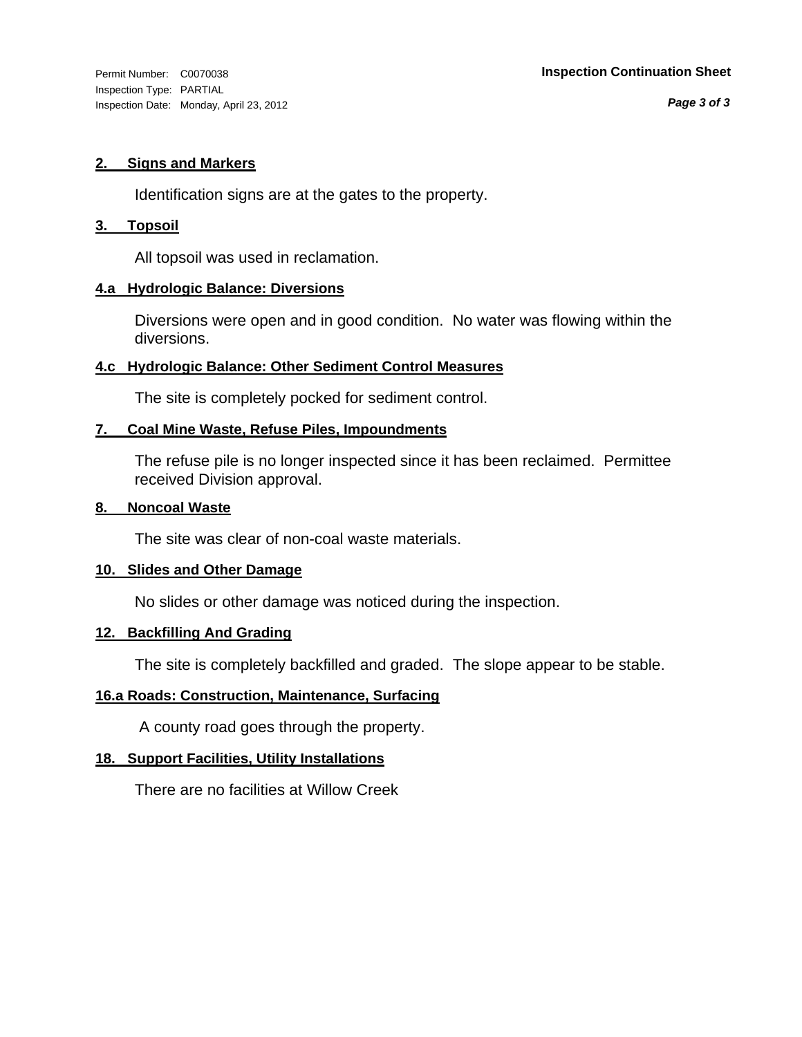Permit Number: C0070038
Inspection Type: PARTIAL
Inspection Date: Monday, April 23, 2012

**Inspection Continuation Sheet**

**2. Signs and Markers**

Identification signs are at the gates to the property.

**3. Topsoil**

All topsoil was used in reclamation.

**4.a Hydrologic Balance: Diversions**

Diversions were open and in good condition. No water was flowing within the diversions.

**4.c Hydrologic Balance: Other Sediment Control Measures**

The site is completely pocked for sediment control.

**7. Coal Mine Waste, Refuse Piles, Impoundments**

The refuse pile is no longer inspected since it has been reclaimed. Permittee received Division approval.

**8. Noncoal Waste**

The site was clear of non-coal waste materials.

**10. Slides and Other Damage**

No slides or other damage was noticed during the inspection.

**12. Backfilling And Grading**

The site is completely backfilled and graded. The slope appear to be stable.

**16.a Roads: Construction, Maintenance, Surfacing**

A county road goes through the property.

**18. Support Facilities, Utility Installations**

There are no facilities at Willow Creek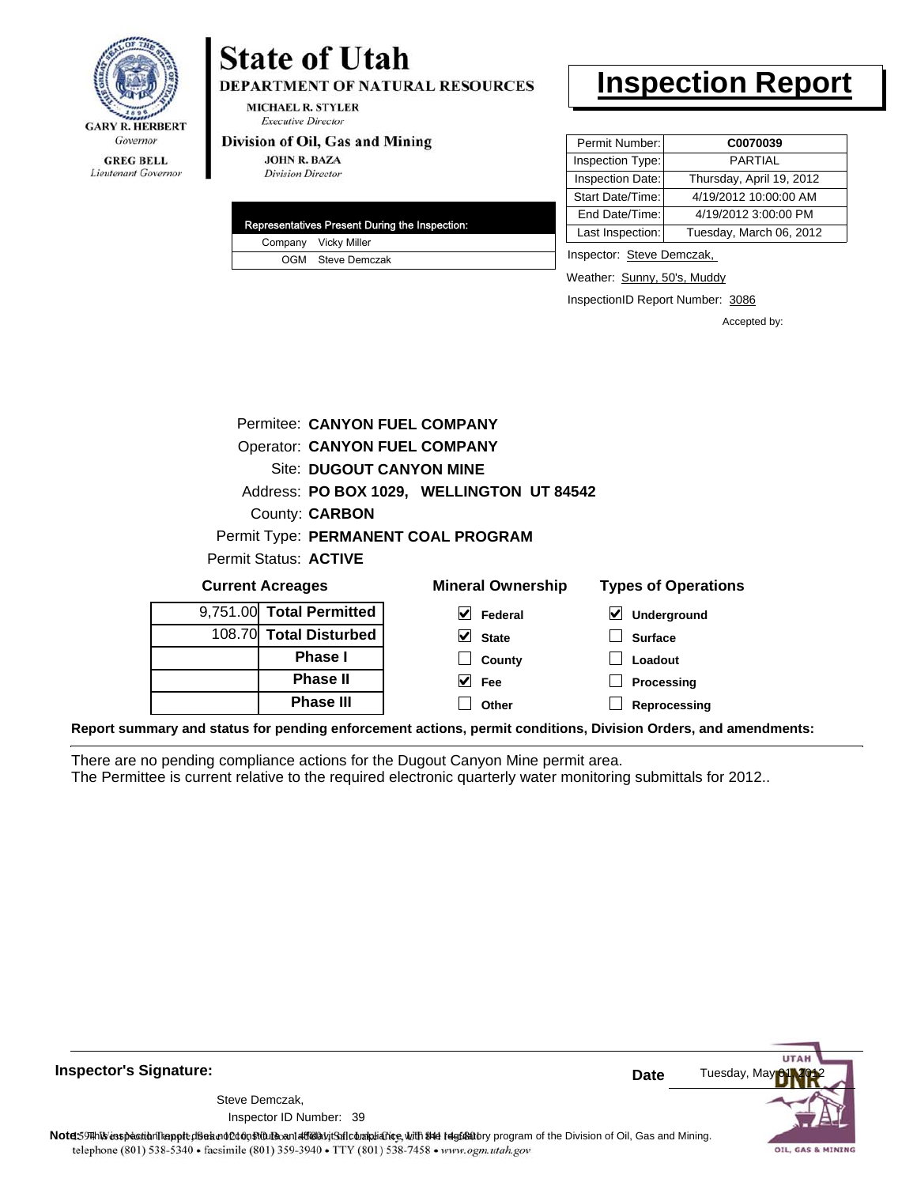GARY R. HERBERT
*Governor*

GREG BELL
*Lieutenant Governor*

# State of Utah

**DEPARTMENT OF NATURAL RESOURCES**

MICHAEL R. STYLER
*Executive Director*

**Division of Oil, Gas and Mining**

JOHN R. BAZA
*Division Director*

# Inspection Report

| | |
|---|---|
| Permit Number: | **C0070039** |
| Inspection Type: | PARTIAL |
| Inspection Date: | Thursday, April 19, 2012 |
| Start Date/Time: | 4/19/2012 10:00:00 AM |
| End Date/Time: | 4/19/2012 3:00:00 PM |
| Last Inspection: | Tuesday, March 06, 2012 |

| Representatives Present During the Inspection: | |
|---|---|
| Company | Vicky Miller |
| OGM | Steve Demczak |

Inspector: Steve Demczak,

Weather: Sunny, 50's, Muddy

InspectionID Report Number: 3086

Accepted by:

Permitee: **CANYON FUEL COMPANY**
Operator: **CANYON FUEL COMPANY**
Site: **DUGOUT CANYON MINE**
Address: **PO BOX 1029, WELLINGTON UT 84542**
County: **CARBON**
Permit Type: **PERMANENT COAL PROGRAM**
Permit Status: **ACTIVE**

**Current Acreages**

| | |
|---|---|
| 9,751.00 | **Total Permitted** |
| 108.70 | **Total Disturbed** |
| | **Phase I** |
| | **Phase II** |
| | **Phase III** |

**Mineral Ownership**

- [x] Federal
- [x] State
- [ ] County
- [x] Fee
- [ ] Other

**Types of Operations**

- [x] Underground
- [ ] Surface
- [ ] Loadout
- [ ] Processing
- [ ] Reprocessing

**Report summary and status for pending enforcement actions, permit conditions, Division Orders, and amendments:**

There are no pending compliance actions for the Dugout Canyon Mine permit area.
The Permittee is current relative to the required electronic quarterly water monitoring submittals for 2012..

**Inspector's Signature:**

Steve Demczak,
Inspector ID Number: 39

**Date** Tuesday, May 01, 2012

**Note:** This inspection report does not constitute an affidavit of compliance with the regulatory program of the Division of Oil, Gas and Mining.

1594 West North Temple, Suite 1210, PO Box 145801, Salt Lake City, UT 84114-5801
telephone (801) 538-5340 • facsimile (801) 359-3940 • TTY (801) 538-7458 • www.ogm.utah.gov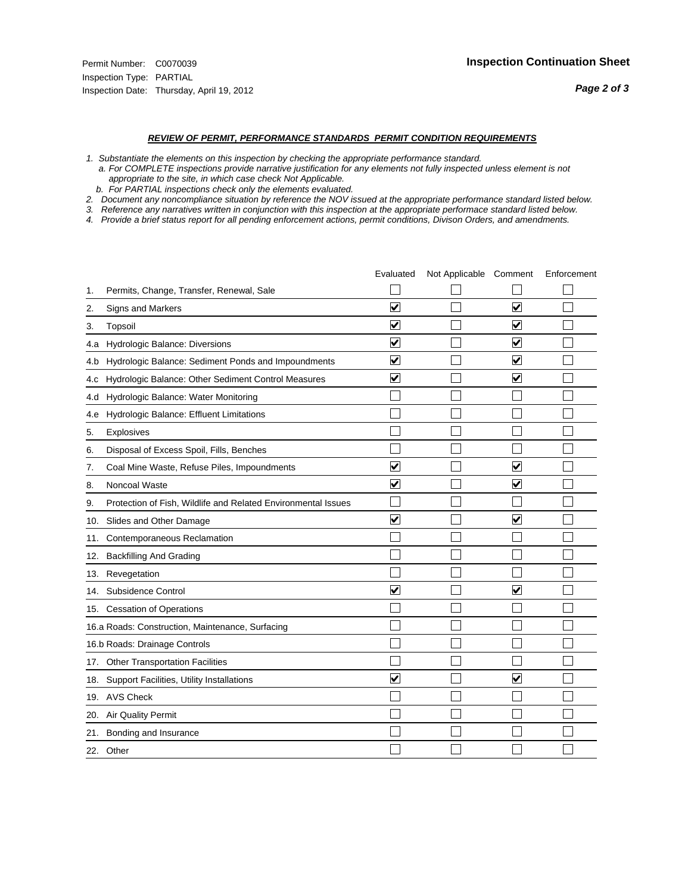Permit Number: C0070039
Inspection Type: PARTIAL
Inspection Date: Thursday, April 19, 2012

## Inspection Continuation Sheet

***REVIEW OF PERMIT, PERFORMANCE STANDARDS PERMIT CONDITION REQUIREMENTS***

*1. Substantiate the elements on this inspection by checking the appropriate performance standard.*
*a. For COMPLETE inspections provide narrative justification for any elements not fully inspected unless element is not appropriate to the site, in which case check Not Applicable.*
*b. For PARTIAL inspections check only the elements evaluated.*
*2. Document any noncompliance situation by reference the NOV issued at the appropriate performance standard listed below.*
*3. Reference any narratives written in conjunction with this inspection at the appropriate performace standard listed below.*
*4. Provide a brief status report for all pending enforcement actions, permit conditions, Divison Orders, and amendments.*

| | Evaluated | Not Applicable | Comment | Enforcement |
|---|---|---|---|---|
| 1. Permits, Change, Transfer, Renewal, Sale | ☐ | ☐ | ☐ | ☐ |
| 2. Signs and Markers | ☑ | ☐ | ☑ | ☐ |
| 3. Topsoil | ☑ | ☐ | ☑ | ☐ |
| 4.a Hydrologic Balance: Diversions | ☑ | ☐ | ☑ | ☐ |
| 4.b Hydrologic Balance: Sediment Ponds and Impoundments | ☑ | ☐ | ☑ | ☐ |
| 4.c Hydrologic Balance: Other Sediment Control Measures | ☑ | ☐ | ☑ | ☐ |
| 4.d Hydrologic Balance: Water Monitoring | ☐ | ☐ | ☐ | ☐ |
| 4.e Hydrologic Balance: Effluent Limitations | ☐ | ☐ | ☐ | ☐ |
| 5. Explosives | ☐ | ☐ | ☐ | ☐ |
| 6. Disposal of Excess Spoil, Fills, Benches | ☐ | ☐ | ☐ | ☐ |
| 7. Coal Mine Waste, Refuse Piles, Impoundments | ☑ | ☐ | ☑ | ☐ |
| 8. Noncoal Waste | ☑ | ☐ | ☑ | ☐ |
| 9. Protection of Fish, Wildlife and Related Environmental Issues | ☐ | ☐ | ☐ | ☐ |
| 10. Slides and Other Damage | ☑ | ☐ | ☑ | ☐ |
| 11. Contemporaneous Reclamation | ☐ | ☐ | ☐ | ☐ |
| 12. Backfilling And Grading | ☐ | ☐ | ☐ | ☐ |
| 13. Revegetation | ☐ | ☐ | ☐ | ☐ |
| 14. Subsidence Control | ☑ | ☐ | ☑ | ☐ |
| 15. Cessation of Operations | ☐ | ☐ | ☐ | ☐ |
| 16.a Roads: Construction, Maintenance, Surfacing | ☐ | ☐ | ☐ | ☐ |
| 16.b Roads: Drainage Controls | ☐ | ☐ | ☐ | ☐ |
| 17. Other Transportation Facilities | ☐ | ☐ | ☐ | ☐ |
| 18. Support Facilities, Utility Installations | ☑ | ☐ | ☑ | ☐ |
| 19. AVS Check | ☐ | ☐ | ☐ | ☐ |
| 20. Air Quality Permit | ☐ | ☐ | ☐ | ☐ |
| 21. Bonding and Insurance | ☐ | ☐ | ☐ | ☐ |
| 22. Other | ☐ | ☐ | ☐ | ☐ |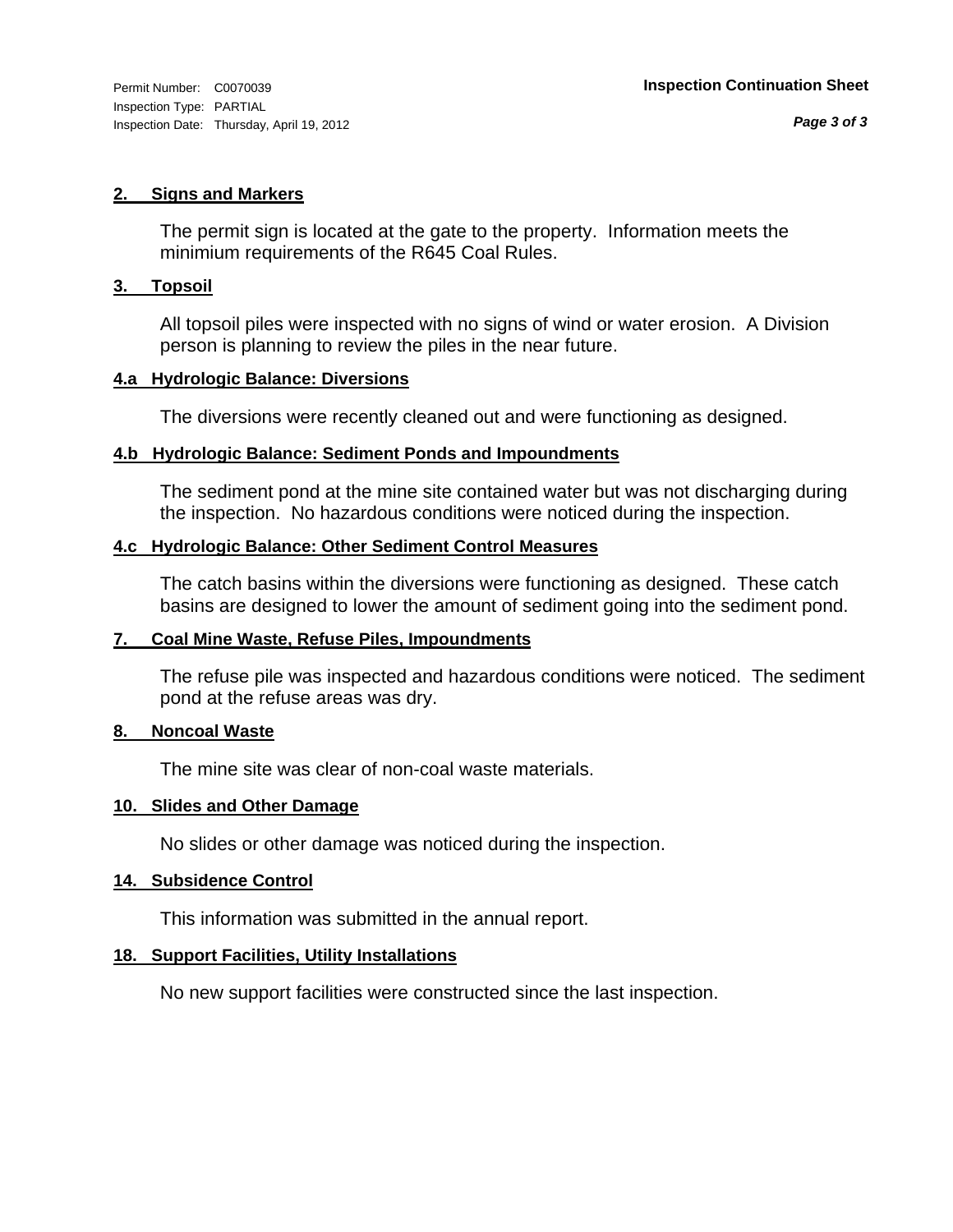Permit Number: C0070039
Inspection Type: PARTIAL
Inspection Date: Thursday, April 19, 2012

**Inspection Continuation Sheet**

**2. Signs and Markers**

The permit sign is located at the gate to the property. Information meets the minimium requirements of the R645 Coal Rules.

**3. Topsoil**

All topsoil piles were inspected with no signs of wind or water erosion. A Division person is planning to review the piles in the near future.

**4.a Hydrologic Balance: Diversions**

The diversions were recently cleaned out and were functioning as designed.

**4.b Hydrologic Balance: Sediment Ponds and Impoundments**

The sediment pond at the mine site contained water but was not discharging during the inspection. No hazardous conditions were noticed during the inspection.

**4.c Hydrologic Balance: Other Sediment Control Measures**

The catch basins within the diversions were functioning as designed. These catch basins are designed to lower the amount of sediment going into the sediment pond.

**7. Coal Mine Waste, Refuse Piles, Impoundments**

The refuse pile was inspected and hazardous conditions were noticed. The sediment pond at the refuse areas was dry.

**8. Noncoal Waste**

The mine site was clear of non-coal waste materials.

**10. Slides and Other Damage**

No slides or other damage was noticed during the inspection.

**14. Subsidence Control**

This information was submitted in the annual report.

**18. Support Facilities, Utility Installations**

No new support facilities were constructed since the last inspection.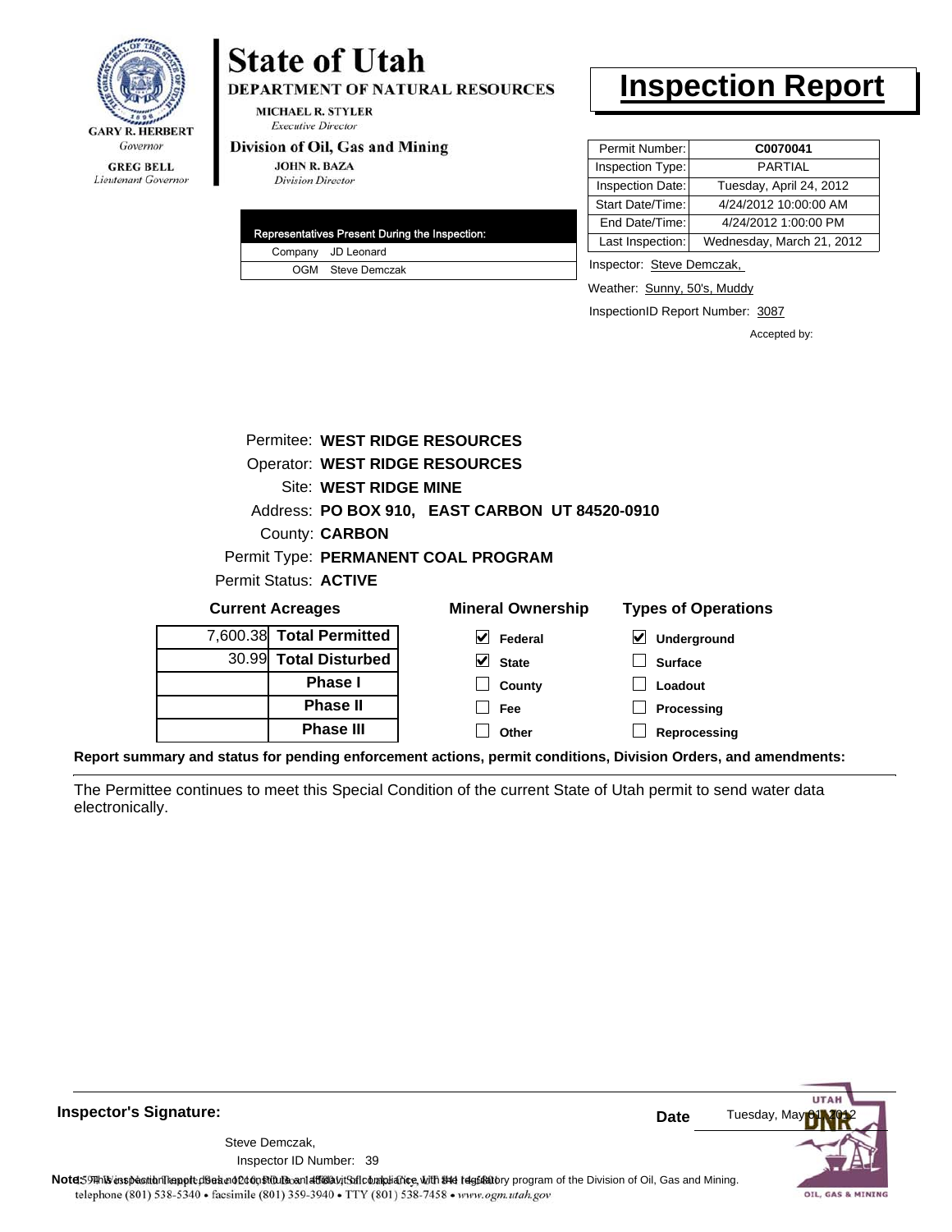GARY R. HERBERT
*Governor*

GREG BELL
*Lieutenant Governor*

# State of Utah

**DEPARTMENT OF NATURAL RESOURCES**

MICHAEL R. STYLER
*Executive Director*

**Division of Oil, Gas and Mining**

JOHN R. BAZA
*Division Director*

# Inspection Report

| | |
|---|---|
| Permit Number: | **C0070041** |
| Inspection Type: | PARTIAL |
| Inspection Date: | Tuesday, April 24, 2012 |
| Start Date/Time: | 4/24/2012 10:00:00 AM |
| End Date/Time: | 4/24/2012 1:00:00 PM |
| Last Inspection: | Wednesday, March 21, 2012 |

| Representatives Present During the Inspection: | |
|---|---|
| Company | JD Leonard |
| OGM | Steve Demczak |

Inspector: Steve Demczak,

Weather: Sunny, 50's, Muddy

InspectionID Report Number: 3087

Accepted by:

Permitee: **WEST RIDGE RESOURCES**
Operator: **WEST RIDGE RESOURCES**
Site: **WEST RIDGE MINE**
Address: **PO BOX 910, EAST CARBON UT 84520-0910**
County: **CARBON**
Permit Type: **PERMANENT COAL PROGRAM**
Permit Status: **ACTIVE**

**Current Acreages**

| | |
|---|---|
| 7,600.38 | **Total Permitted** |
| 30.99 | **Total Disturbed** |
| | **Phase I** |
| | **Phase II** |
| | **Phase III** |

**Mineral Ownership**

- [x] Federal
- [x] State
- [ ] County
- [ ] Fee
- [ ] Other

**Types of Operations**

- [x] Underground
- [ ] Surface
- [ ] Loadout
- [ ] Processing
- [ ] Reprocessing

**Report summary and status for pending enforcement actions, permit conditions, Division Orders, and amendments:**

The Permittee continues to meet this Special Condition of the current State of Utah permit to send water data electronically.

**Inspector's Signature:**

Steve Demczak,
Inspector ID Number: 39

**Date** Tuesday, May 01, 2012

**Note:** This inspection report does not constitute an affidavit of compliance with the regulatory program of the Division of Oil, Gas and Mining.

telephone (801) 538-5340 • facsimile (801) 359-3940 • TTY (801) 538-7458 • www.ogm.utah.gov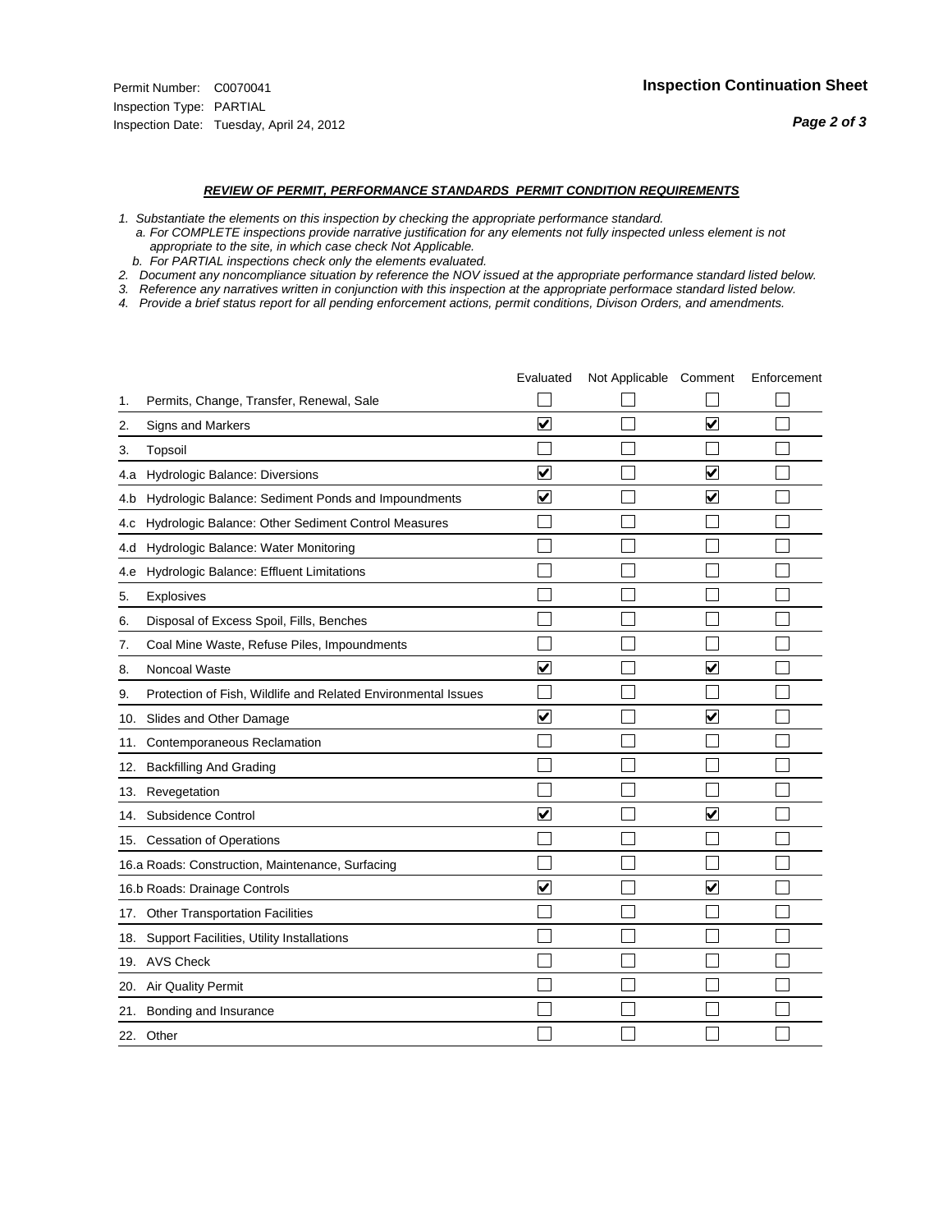Permit Number: C0070041
Inspection Type: PARTIAL
Inspection Date: Tuesday, April 24, 2012

**Inspection Continuation Sheet**

***REVIEW OF PERMIT, PERFORMANCE STANDARDS PERMIT CONDITION REQUIREMENTS***

*1. Substantiate the elements on this inspection by checking the appropriate performance standard.*
*a. For COMPLETE inspections provide narrative justification for any elements not fully inspected unless element is not appropriate to the site, in which case check Not Applicable.*
*b. For PARTIAL inspections check only the elements evaluated.*
*2. Document any noncompliance situation by reference the NOV issued at the appropriate performance standard listed below.*
*3. Reference any narratives written in conjunction with this inspection at the appropriate performace standard listed below.*
*4. Provide a brief status report for all pending enforcement actions, permit conditions, Divison Orders, and amendments.*

| | Evaluated | Not Applicable | Comment | Enforcement |
|---|---|---|---|---|
| 1. Permits, Change, Transfer, Renewal, Sale | ☐ | ☐ | ☐ | ☐ |
| 2. Signs and Markers | ☑ | ☐ | ☑ | ☐ |
| 3. Topsoil | ☐ | ☐ | ☐ | ☐ |
| 4.a Hydrologic Balance: Diversions | ☑ | ☐ | ☑ | ☐ |
| 4.b Hydrologic Balance: Sediment Ponds and Impoundments | ☑ | ☐ | ☑ | ☐ |
| 4.c Hydrologic Balance: Other Sediment Control Measures | ☐ | ☐ | ☐ | ☐ |
| 4.d Hydrologic Balance: Water Monitoring | ☐ | ☐ | ☐ | ☐ |
| 4.e Hydrologic Balance: Effluent Limitations | ☐ | ☐ | ☐ | ☐ |
| 5. Explosives | ☐ | ☐ | ☐ | ☐ |
| 6. Disposal of Excess Spoil, Fills, Benches | ☐ | ☐ | ☐ | ☐ |
| 7. Coal Mine Waste, Refuse Piles, Impoundments | ☐ | ☐ | ☐ | ☐ |
| 8. Noncoal Waste | ☑ | ☐ | ☑ | ☐ |
| 9. Protection of Fish, Wildlife and Related Environmental Issues | ☐ | ☐ | ☐ | ☐ |
| 10. Slides and Other Damage | ☑ | ☐ | ☑ | ☐ |
| 11. Contemporaneous Reclamation | ☐ | ☐ | ☐ | ☐ |
| 12. Backfilling And Grading | ☐ | ☐ | ☐ | ☐ |
| 13. Revegetation | ☐ | ☐ | ☐ | ☐ |
| 14. Subsidence Control | ☑ | ☐ | ☑ | ☐ |
| 15. Cessation of Operations | ☐ | ☐ | ☐ | ☐ |
| 16.a Roads: Construction, Maintenance, Surfacing | ☐ | ☐ | ☐ | ☐ |
| 16.b Roads: Drainage Controls | ☑ | ☐ | ☑ | ☐ |
| 17. Other Transportation Facilities | ☐ | ☐ | ☐ | ☐ |
| 18. Support Facilities, Utility Installations | ☐ | ☐ | ☐ | ☐ |
| 19. AVS Check | ☐ | ☐ | ☐ | ☐ |
| 20. Air Quality Permit | ☐ | ☐ | ☐ | ☐ |
| 21. Bonding and Insurance | ☐ | ☐ | ☐ | ☐ |
| 22. Other | ☐ | ☐ | ☐ | ☐ |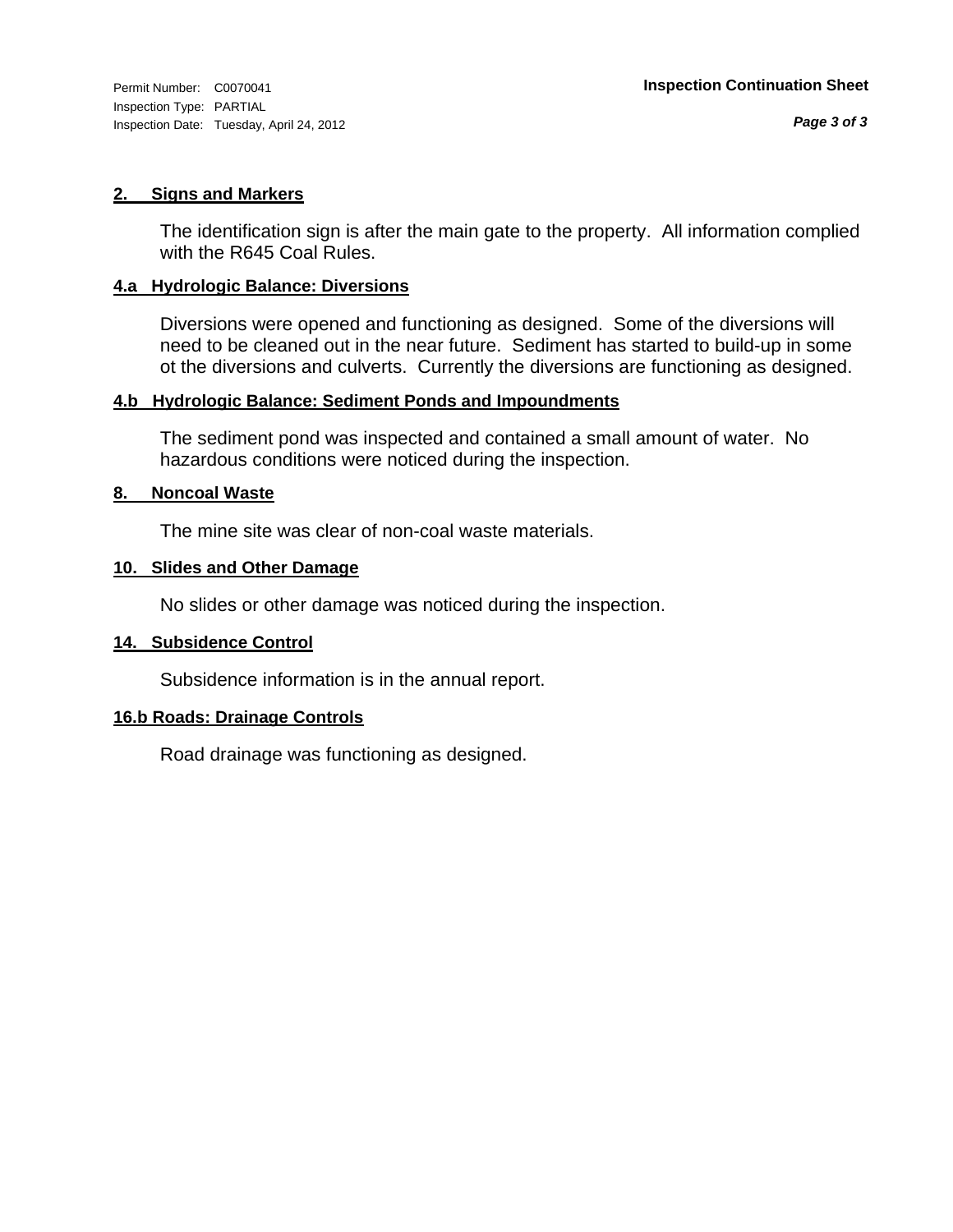Permit Number: C0070041
Inspection Type: PARTIAL
Inspection Date: Tuesday, April 24, 2012

**Inspection Continuation Sheet**

### 2. Signs and Markers

The identification sign is after the main gate to the property. All information complied with the R645 Coal Rules.

### 4.a Hydrologic Balance: Diversions

Diversions were opened and functioning as designed. Some of the diversions will need to be cleaned out in the near future. Sediment has started to build-up in some ot the diversions and culverts. Currently the diversions are functioning as designed.

### 4.b Hydrologic Balance: Sediment Ponds and Impoundments

The sediment pond was inspected and contained a small amount of water. No hazardous conditions were noticed during the inspection.

### 8. Noncoal Waste

The mine site was clear of non-coal waste materials.

### 10. Slides and Other Damage

No slides or other damage was noticed during the inspection.

### 14. Subsidence Control

Subsidence information is in the annual report.

### 16.b Roads: Drainage Controls

Road drainage was functioning as designed.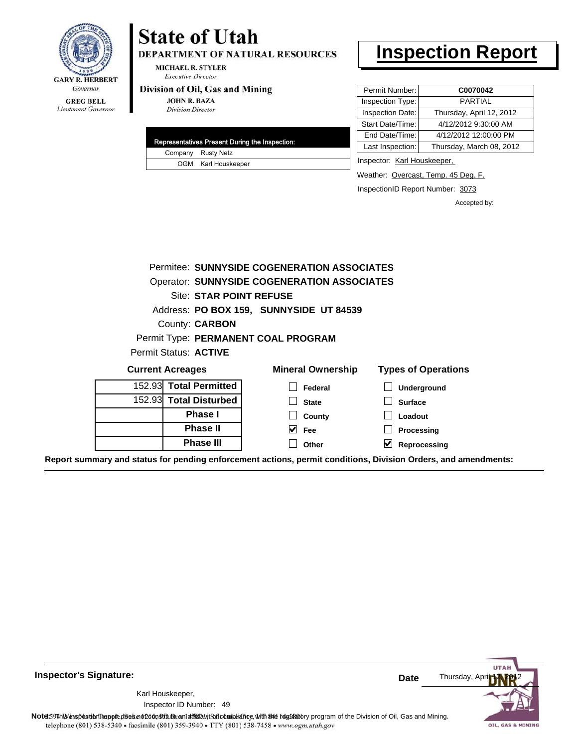GARY R. HERBERT
*Governor*

GREG BELL
*Lieutenant Governor*

# State of Utah

**DEPARTMENT OF NATURAL RESOURCES**

MICHAEL R. STYLER
*Executive Director*

**Division of Oil, Gas and Mining**

JOHN R. BAZA
*Division Director*

# Inspection Report

| | |
|---|---|
| Permit Number: | **C0070042** |
| Inspection Type: | PARTIAL |
| Inspection Date: | Thursday, April 12, 2012 |
| Start Date/Time: | 4/12/2012 9:30:00 AM |
| End Date/Time: | 4/12/2012 12:00:00 PM |
| Last Inspection: | Thursday, March 08, 2012 |

| Representatives Present During the Inspection: | |
|---|---|
| Company | Rusty Netz |
| OGM | Karl Houskeeper |

Inspector: Karl Houskeeper,

Weather: Overcast, Temp. 45 Deg. F.

InspectionID Report Number: 3073

Accepted by:

Permitee: **SUNNYSIDE COGENERATION ASSOCIATES**
Operator: **SUNNYSIDE COGENERATION ASSOCIATES**
Site: **STAR POINT REFUSE**
Address: **PO BOX 159, SUNNYSIDE UT 84539**
County: **CARBON**
Permit Type: **PERMANENT COAL PROGRAM**
Permit Status: **ACTIVE**

**Current Acreages**

| | |
|---|---|
| 152.93 | **Total Permitted** |
| 152.93 | **Total Disturbed** |
| | **Phase I** |
| | **Phase II** |
| | **Phase III** |

**Mineral Ownership**

- [ ] Federal
- [ ] State
- [ ] County
- [x] Fee
- [ ] Other

**Types of Operations**

- [ ] Underground
- [ ] Surface
- [ ] Loadout
- [ ] Processing
- [x] Reprocessing

**Report summary and status for pending enforcement actions, permit conditions, Division Orders, and amendments:**

**Inspector's Signature:**

Karl Houskeeper,
Inspector ID Number: 49

**Date** Thursday, April 12, 2012

**Note:** This inspection report does not constitute an affidavit of compliance with the regulatory program of the Division of Oil, Gas and Mining.

telephone (801) 538-5340 • facsimile (801) 359-3940 • TTY (801) 538-7458 • www.ogm.utah.gov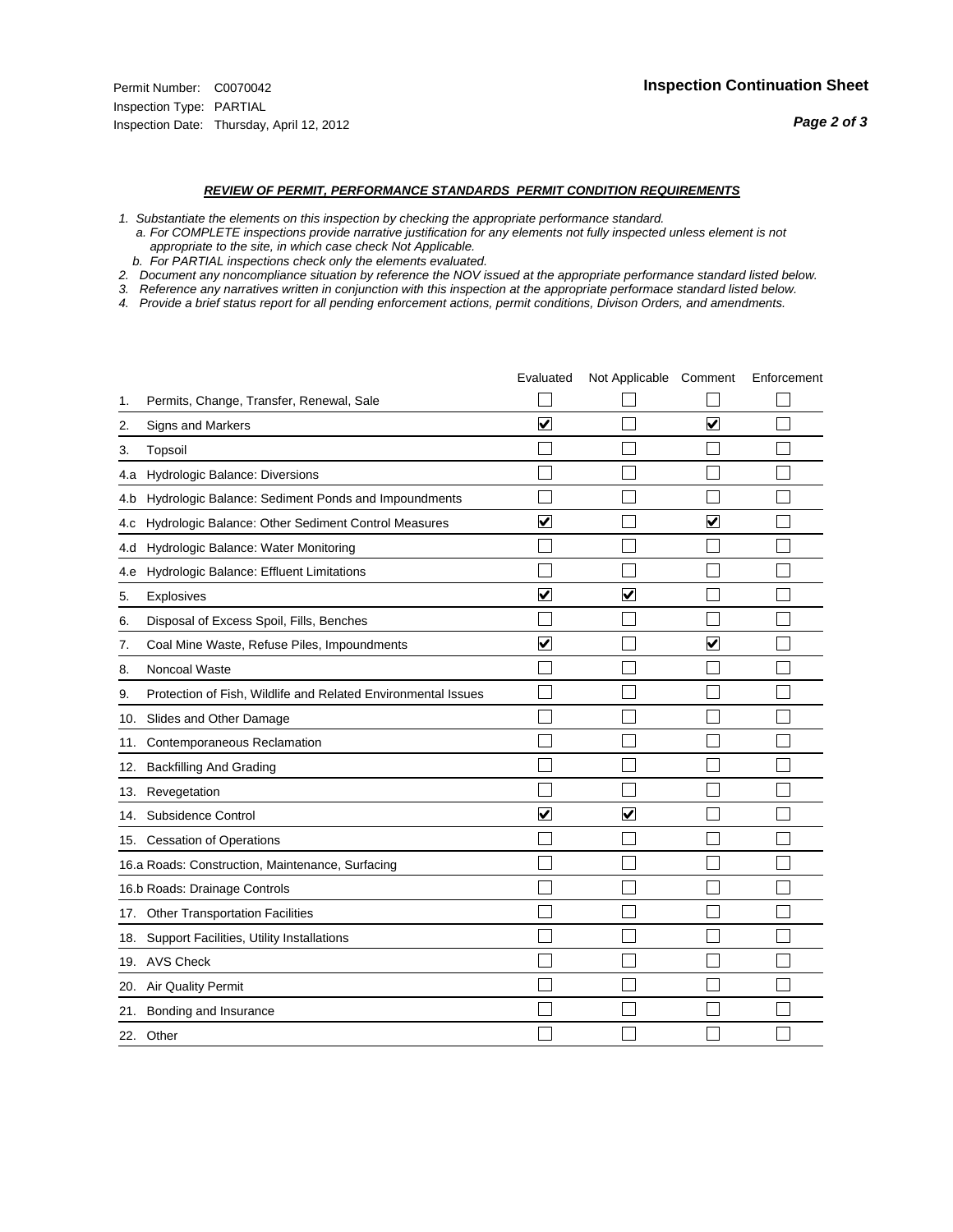Permit Number: C0070042
Inspection Type: PARTIAL
Inspection Date: Thursday, April 12, 2012

## Inspection Continuation Sheet

***REVIEW OF PERMIT, PERFORMANCE STANDARDS PERMIT CONDITION REQUIREMENTS***

*1. Substantiate the elements on this inspection by checking the appropriate performance standard.*
*a. For COMPLETE inspections provide narrative justification for any elements not fully inspected unless element is not appropriate to the site, in which case check Not Applicable.*
*b. For PARTIAL inspections check only the elements evaluated.*
*2. Document any noncompliance situation by reference the NOV issued at the appropriate performance standard listed below.*
*3. Reference any narratives written in conjunction with this inspection at the appropriate performace standard listed below.*
*4. Provide a brief status report for all pending enforcement actions, permit conditions, Divison Orders, and amendments.*

| | Evaluated | Not Applicable | Comment | Enforcement |
|---|---|---|---|---|
| 1. Permits, Change, Transfer, Renewal, Sale | ☐ | ☐ | ☐ | ☐ |
| 2. Signs and Markers | ☑ | ☐ | ☑ | ☐ |
| 3. Topsoil | ☐ | ☐ | ☐ | ☐ |
| 4.a Hydrologic Balance: Diversions | ☐ | ☐ | ☐ | ☐ |
| 4.b Hydrologic Balance: Sediment Ponds and Impoundments | ☐ | ☐ | ☐ | ☐ |
| 4.c Hydrologic Balance: Other Sediment Control Measures | ☑ | ☐ | ☑ | ☐ |
| 4.d Hydrologic Balance: Water Monitoring | ☐ | ☐ | ☐ | ☐ |
| 4.e Hydrologic Balance: Effluent Limitations | ☐ | ☐ | ☐ | ☐ |
| 5. Explosives | ☑ | ☑ | ☐ | ☐ |
| 6. Disposal of Excess Spoil, Fills, Benches | ☐ | ☐ | ☐ | ☐ |
| 7. Coal Mine Waste, Refuse Piles, Impoundments | ☑ | ☐ | ☑ | ☐ |
| 8. Noncoal Waste | ☐ | ☐ | ☐ | ☐ |
| 9. Protection of Fish, Wildlife and Related Environmental Issues | ☐ | ☐ | ☐ | ☐ |
| 10. Slides and Other Damage | ☐ | ☐ | ☐ | ☐ |
| 11. Contemporaneous Reclamation | ☐ | ☐ | ☐ | ☐ |
| 12. Backfilling And Grading | ☐ | ☐ | ☐ | ☐ |
| 13. Revegetation | ☐ | ☐ | ☐ | ☐ |
| 14. Subsidence Control | ☑ | ☑ | ☐ | ☐ |
| 15. Cessation of Operations | ☐ | ☐ | ☐ | ☐ |
| 16.a Roads: Construction, Maintenance, Surfacing | ☐ | ☐ | ☐ | ☐ |
| 16.b Roads: Drainage Controls | ☐ | ☐ | ☐ | ☐ |
| 17. Other Transportation Facilities | ☐ | ☐ | ☐ | ☐ |
| 18. Support Facilities, Utility Installations | ☐ | ☐ | ☐ | ☐ |
| 19. AVS Check | ☐ | ☐ | ☐ | ☐ |
| 20. Air Quality Permit | ☐ | ☐ | ☐ | ☐ |
| 21. Bonding and Insurance | ☐ | ☐ | ☐ | ☐ |
| 22. Other | ☐ | ☐ | ☐ | ☐ |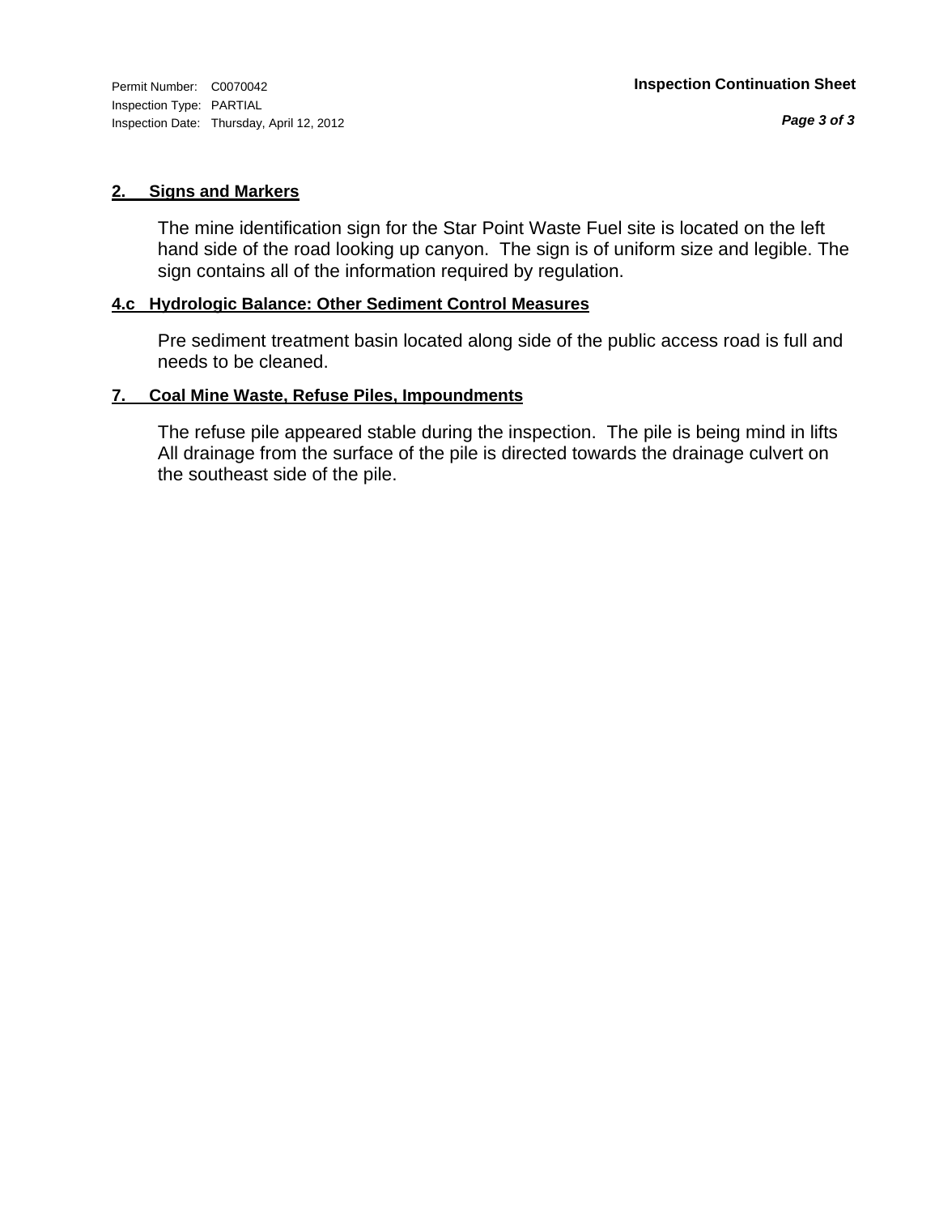Permit Number: C0070042
Inspection Type: PARTIAL
Inspection Date: Thursday, April 12, 2012

**Inspection Continuation Sheet**

### 2. Signs and Markers

The mine identification sign for the Star Point Waste Fuel site is located on the left hand side of the road looking up canyon. The sign is of uniform size and legible. The sign contains all of the information required by regulation.

### 4.c Hydrologic Balance: Other Sediment Control Measures

Pre sediment treatment basin located along side of the public access road is full and needs to be cleaned.

### 7. Coal Mine Waste, Refuse Piles, Impoundments

The refuse pile appeared stable during the inspection. The pile is being mind in lifts All drainage from the surface of the pile is directed towards the drainage culvert on the southeast side of the pile.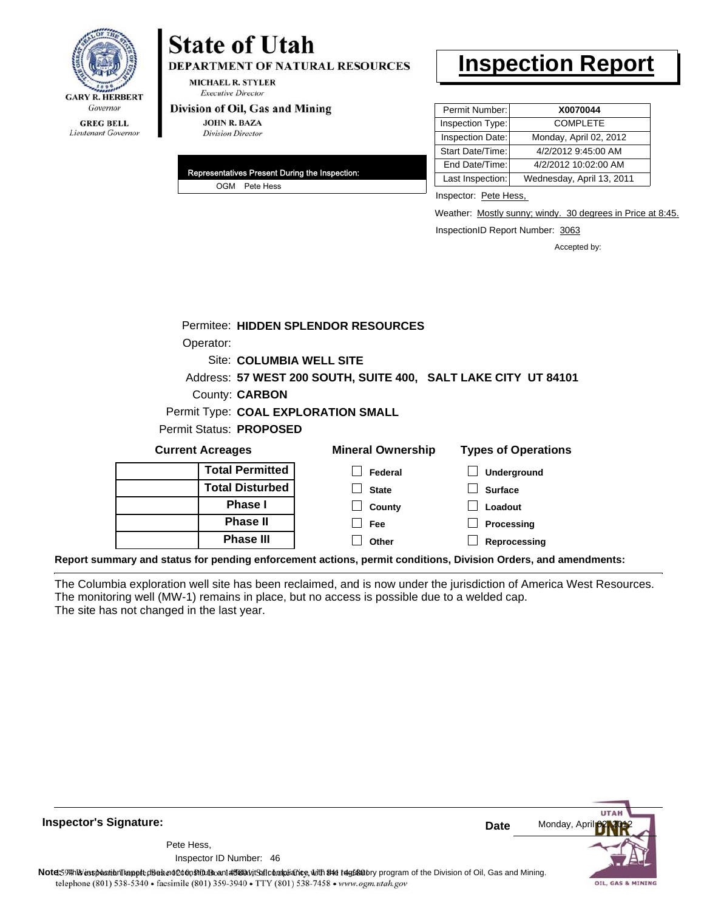GARY R. HERBERT
*Governor*

GREG BELL
*Lieutenant Governor*

# State of Utah

**DEPARTMENT OF NATURAL RESOURCES**

MICHAEL R. STYLER
*Executive Director*

**Division of Oil, Gas and Mining**

JOHN R. BAZA
*Division Director*

# Inspection Report

| | |
|---|---|
| Permit Number: | **X0070044** |
| Inspection Type: | COMPLETE |
| Inspection Date: | Monday, April 02, 2012 |
| Start Date/Time: | 4/2/2012 9:45:00 AM |
| End Date/Time: | 4/2/2012 10:02:00 AM |
| Last Inspection: | Wednesday, April 13, 2011 |

**Representatives Present During the Inspection:**

OGM Pete Hess

Inspector: Pete Hess,

Weather: Mostly sunny; windy. 30 degrees in Price at 8:45.

InspectionID Report Number: 3063

Accepted by:

Permitee: **HIDDEN SPLENDOR RESOURCES**

Operator:

Site: **COLUMBIA WELL SITE**

Address: **57 WEST 200 SOUTH, SUITE 400, SALT LAKE CITY UT 84101**

County: **CARBON**

Permit Type: **COAL EXPLORATION SMALL**

Permit Status: **PROPOSED**

**Current Acreages**

| | |
|---|---|
| | **Total Permitted** |
| | **Total Disturbed** |
| | **Phase I** |
| | **Phase II** |
| | **Phase III** |

**Mineral Ownership**

- ☐ Federal
- ☐ State
- ☐ County
- ☐ Fee
- ☐ Other

**Types of Operations**

- ☐ Underground
- ☐ Surface
- ☐ Loadout
- ☐ Processing
- ☐ Reprocessing

**Report summary and status for pending enforcement actions, permit conditions, Division Orders, and amendments:**

The Columbia exploration well site has been reclaimed, and is now under the jurisdiction of America West Resources. The monitoring well (MW-1) remains in place, but no access is possible due to a welded cap.
The site has not changed in the last year.

**Inspector's Signature:**

Pete Hess,

Inspector ID Number: 46

**Date** Monday, April 02, 2012

**Note:** This inspection report does not constitute an affidavit of compliance with the regulatory program of the Division of Oil, Gas and Mining.

1594 West North Temple, Suite 1210, PO Box 145801, Salt Lake City, UT 84114-5801
telephone (801) 538-5340 • facsimile (801) 359-3940 • TTY (801) 538-7458 • www.ogm.utah.gov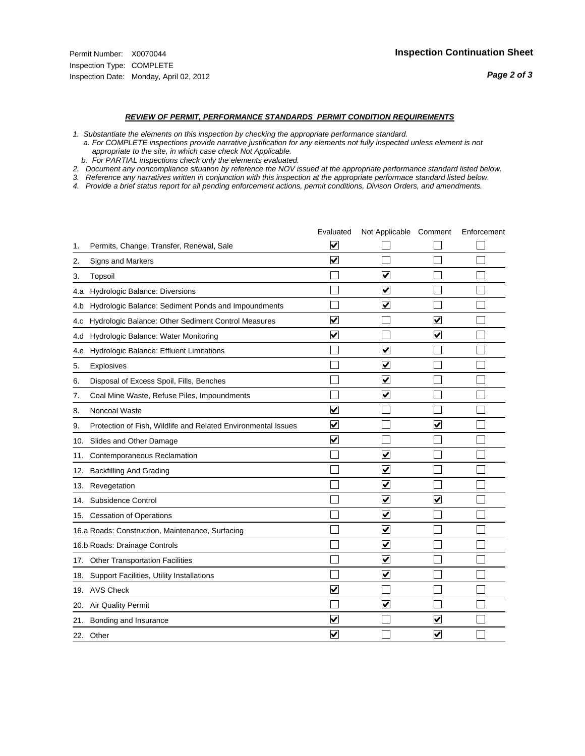Permit Number: X0070044
Inspection Type: COMPLETE
Inspection Date: Monday, April 02, 2012

**Inspection Continuation Sheet**

***REVIEW OF PERMIT, PERFORMANCE STANDARDS PERMIT CONDITION REQUIREMENTS***

*1. Substantiate the elements on this inspection by checking the appropriate performance standard.*
   *a. For COMPLETE inspections provide narrative justification for any elements not fully inspected unless element is not appropriate to the site, in which case check Not Applicable.*
   *b. For PARTIAL inspections check only the elements evaluated.*
*2. Document any noncompliance situation by reference the NOV issued at the appropriate performance standard listed below.*
*3. Reference any narratives written in conjunction with this inspection at the appropriate performace standard listed below.*
*4. Provide a brief status report for all pending enforcement actions, permit conditions, Divison Orders, and amendments.*

| | | Evaluated | Not Applicable | Comment | Enforcement |
|---|---|---|---|---|---|
| 1. | Permits, Change, Transfer, Renewal, Sale | ☑ | ☐ | ☐ | ☐ |
| 2. | Signs and Markers | ☑ | ☐ | ☐ | ☐ |
| 3. | Topsoil | ☐ | ☑ | ☐ | ☐ |
| 4.a | Hydrologic Balance: Diversions | ☐ | ☑ | ☐ | ☐ |
| 4.b | Hydrologic Balance: Sediment Ponds and Impoundments | ☐ | ☑ | ☐ | ☐ |
| 4.c | Hydrologic Balance: Other Sediment Control Measures | ☑ | ☐ | ☑ | ☐ |
| 4.d | Hydrologic Balance: Water Monitoring | ☑ | ☐ | ☑ | ☐ |
| 4.e | Hydrologic Balance: Effluent Limitations | ☐ | ☑ | ☐ | ☐ |
| 5. | Explosives | ☐ | ☑ | ☐ | ☐ |
| 6. | Disposal of Excess Spoil, Fills, Benches | ☐ | ☑ | ☐ | ☐ |
| 7. | Coal Mine Waste, Refuse Piles, Impoundments | ☐ | ☑ | ☐ | ☐ |
| 8. | Noncoal Waste | ☑ | ☐ | ☐ | ☐ |
| 9. | Protection of Fish, Wildlife and Related Environmental Issues | ☑ | ☐ | ☑ | ☐ |
| 10. | Slides and Other Damage | ☑ | ☐ | ☐ | ☐ |
| 11. | Contemporaneous Reclamation | ☐ | ☑ | ☐ | ☐ |
| 12. | Backfilling And Grading | ☐ | ☑ | ☐ | ☐ |
| 13. | Revegetation | ☐ | ☑ | ☐ | ☐ |
| 14. | Subsidence Control | ☐ | ☑ | ☑ | ☐ |
| 15. | Cessation of Operations | ☐ | ☑ | ☐ | ☐ |
| 16.a | Roads: Construction, Maintenance, Surfacing | ☐ | ☑ | ☐ | ☐ |
| 16.b | Roads: Drainage Controls | ☐ | ☑ | ☐ | ☐ |
| 17. | Other Transportation Facilities | ☐ | ☑ | ☐ | ☐ |
| 18. | Support Facilities, Utility Installations | ☐ | ☑ | ☐ | ☐ |
| 19. | AVS Check | ☑ | ☐ | ☐ | ☐ |
| 20. | Air Quality Permit | ☐ | ☑ | ☐ | ☐ |
| 21. | Bonding and Insurance | ☑ | ☐ | ☑ | ☐ |
| 22. | Other | ☑ | ☐ | ☑ | ☐ |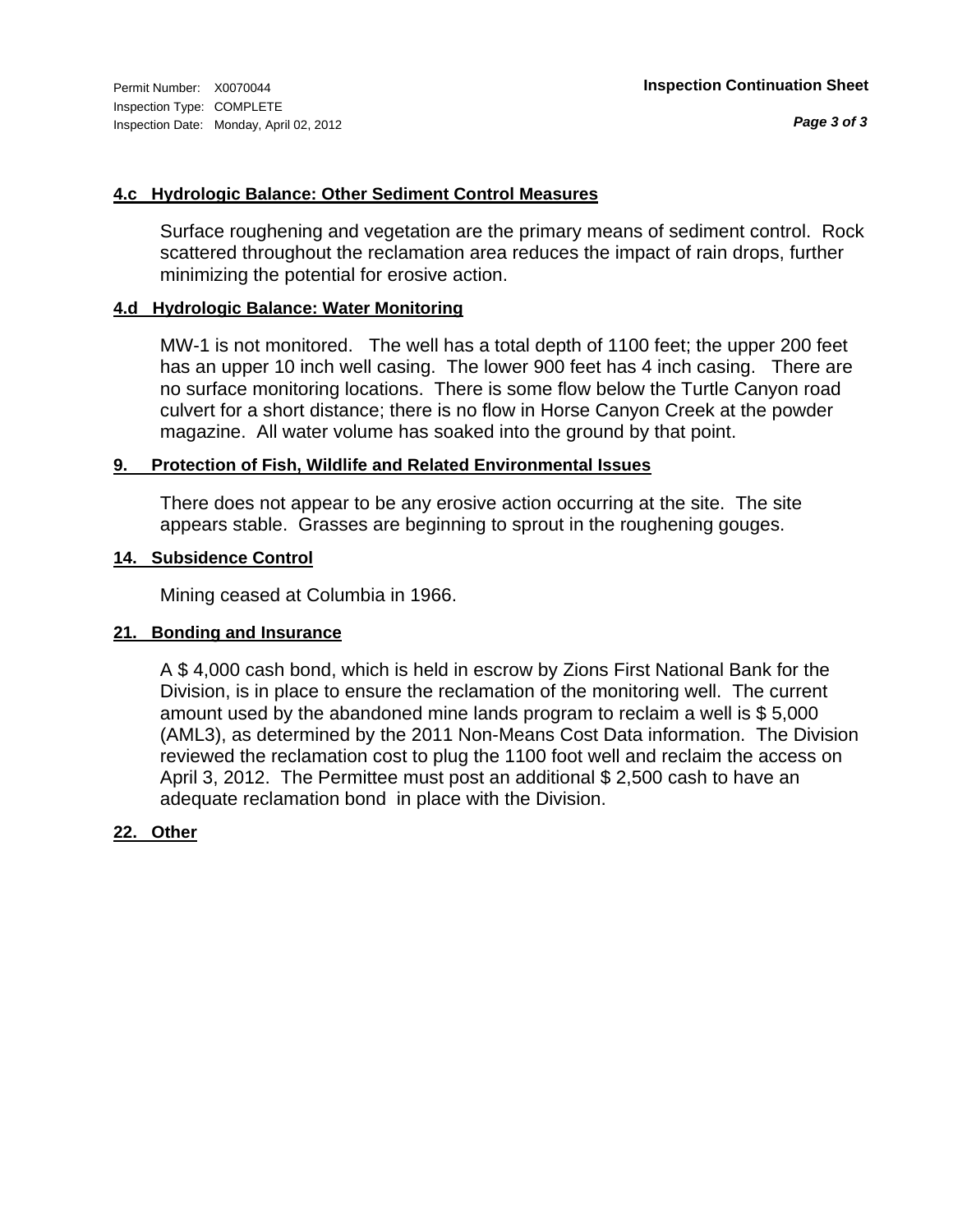#### 4.c Hydrologic Balance: Other Sediment Control Measures

Surface roughening and vegetation are the primary means of sediment control. Rock scattered throughout the reclamation area reduces the impact of rain drops, further minimizing the potential for erosive action.

#### 4.d Hydrologic Balance: Water Monitoring

MW-1 is not monitored. The well has a total depth of 1100 feet; the upper 200 feet has an upper 10 inch well casing. The lower 900 feet has 4 inch casing. There are no surface monitoring locations. There is some flow below the Turtle Canyon road culvert for a short distance; there is no flow in Horse Canyon Creek at the powder magazine. All water volume has soaked into the ground by that point.

#### 9. Protection of Fish, Wildlife and Related Environmental Issues

There does not appear to be any erosive action occurring at the site. The site appears stable. Grasses are beginning to sprout in the roughening gouges.

#### 14. Subsidence Control

Mining ceased at Columbia in 1966.

#### 21. Bonding and Insurance

A $ 4,000 cash bond, which is held in escrow by Zions First National Bank for the Division, is in place to ensure the reclamation of the monitoring well. The current amount used by the abandoned mine lands program to reclaim a well is $ 5,000 (AML3), as determined by the 2011 Non-Means Cost Data information. The Division reviewed the reclamation cost to plug the 1100 foot well and reclaim the access on April 3, 2012. The Permittee must post an additional $ 2,500 cash to have an adequate reclamation bond in place with the Division.

#### 22. Other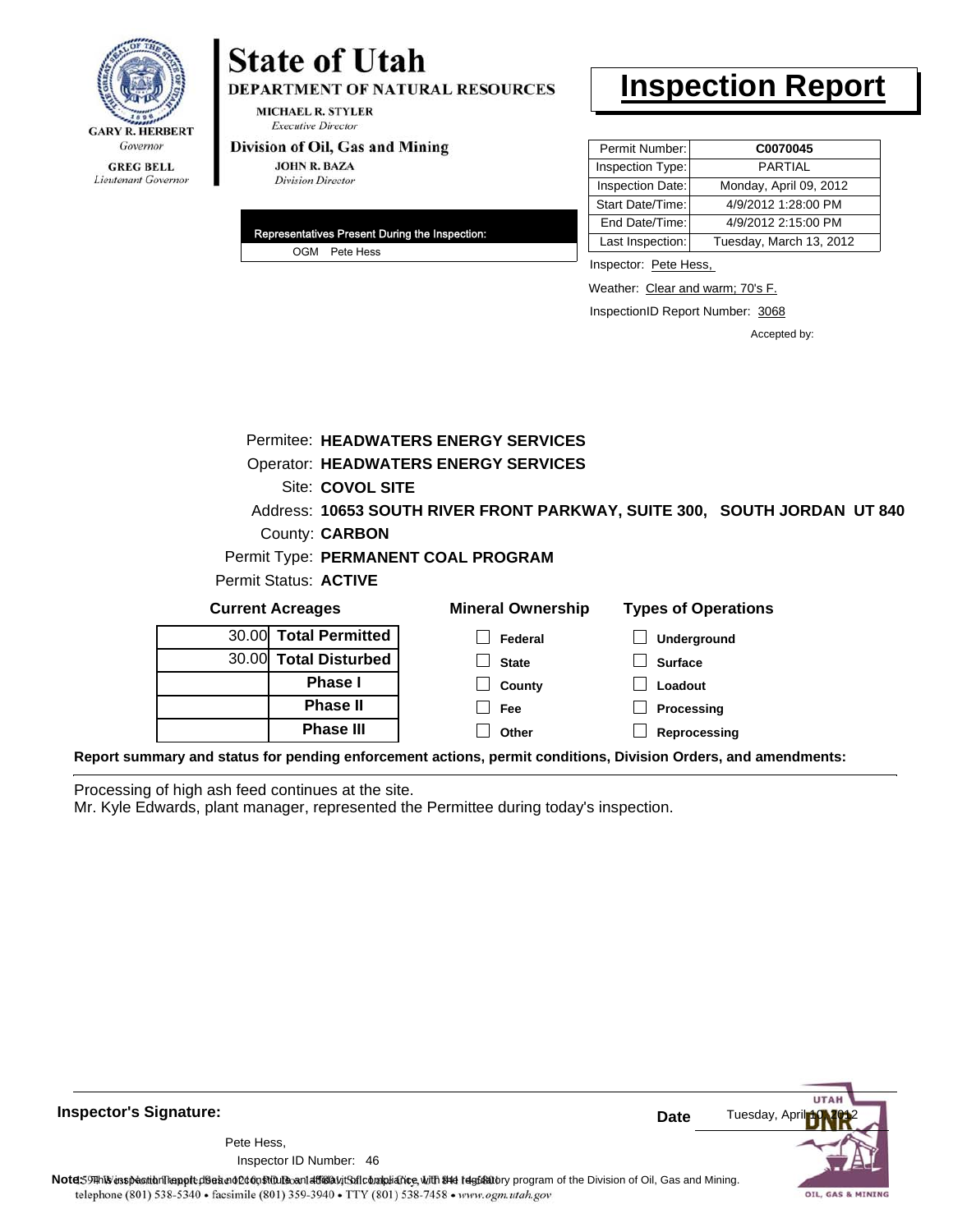GARY R. HERBERT
*Governor*

GREG BELL
*Lieutenant Governor*

# State of Utah

**DEPARTMENT OF NATURAL RESOURCES**

MICHAEL R. STYLER
*Executive Director*

**Division of Oil, Gas and Mining**

JOHN R. BAZA
*Division Director*

# Inspection Report

| Permit Number: | C0070045 |
|---|---|
| Inspection Type: | PARTIAL |
| Inspection Date: | Monday, April 09, 2012 |
| Start Date/Time: | 4/9/2012 1:28:00 PM |
| End Date/Time: | 4/9/2012 2:15:00 PM |
| Last Inspection: | Tuesday, March 13, 2012 |

**Representatives Present During the Inspection:**

OGM Pete Hess

Inspector: Pete Hess,

Weather: Clear and warm; 70's F.

InspectionID Report Number: 3068

Accepted by:

Permitee: **HEADWATERS ENERGY SERVICES**
Operator: **HEADWATERS ENERGY SERVICES**
Site: **COVOL SITE**
Address: **10653 SOUTH RIVER FRONT PARKWAY, SUITE 300, SOUTH JORDAN UT 840**
County: **CARBON**
Permit Type: **PERMANENT COAL PROGRAM**
Permit Status: **ACTIVE**

**Current Acreages**

| | |
|---|---|
| 30.00 | **Total Permitted** |
| 30.00 | **Total Disturbed** |
| | **Phase I** |
| | **Phase II** |
| | **Phase III** |

**Mineral Ownership**

- [ ] Federal
- [ ] State
- [ ] County
- [ ] Fee
- [ ] Other

**Types of Operations**

- [ ] Underground
- [ ] Surface
- [ ] Loadout
- [ ] Processing
- [ ] Reprocessing

**Report summary and status for pending enforcement actions, permit conditions, Division Orders, and amendments:**

Processing of high ash feed continues at the site.
Mr. Kyle Edwards, plant manager, represented the Permittee during today's inspection.

**Inspector's Signature:**

Pete Hess,
Inspector ID Number: 46

**Date** Tuesday, April 10, 2012

**Note:** This inspection report does not constitute an affidavit of compliance with the regulatory program of the Division of Oil, Gas and Mining.
1594 West North Temple, Suite 1210, PO Box 145801, Salt Lake City, UT 84114-5801
telephone (801) 538-5340 • facsimile (801) 359-3940 • TTY (801) 538-7458 • www.ogm.utah.gov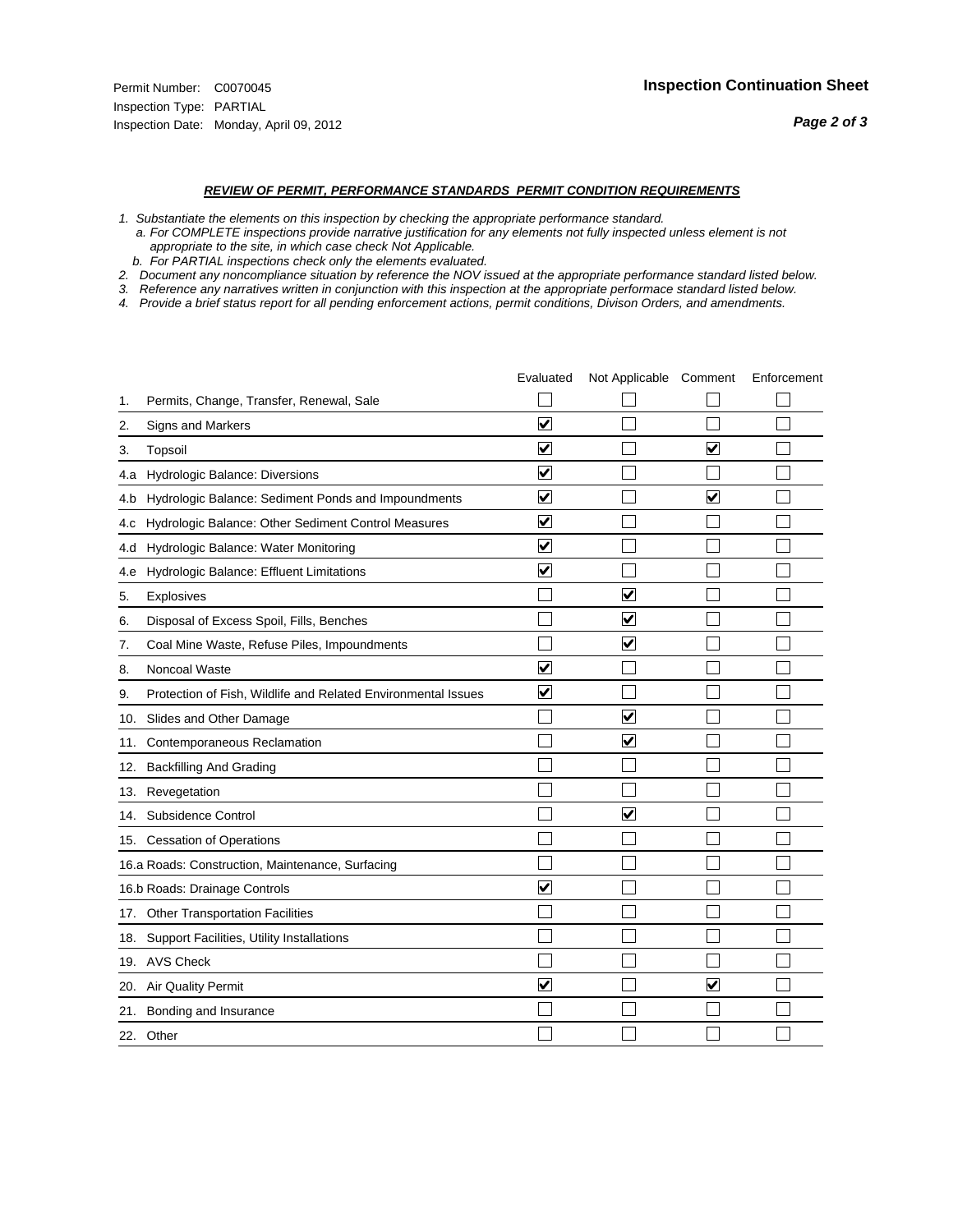Permit Number: C0070045
Inspection Type: PARTIAL
Inspection Date: Monday, April 09, 2012

**Inspection Continuation Sheet**

***REVIEW OF PERMIT, PERFORMANCE STANDARDS PERMIT CONDITION REQUIREMENTS***

*1. Substantiate the elements on this inspection by checking the appropriate performance standard.*
*a. For COMPLETE inspections provide narrative justification for any elements not fully inspected unless element is not appropriate to the site, in which case check Not Applicable.*
*b. For PARTIAL inspections check only the elements evaluated.*
*2. Document any noncompliance situation by reference the NOV issued at the appropriate performance standard listed below.*
*3. Reference any narratives written in conjunction with this inspection at the appropriate performace standard listed below.*
*4. Provide a brief status report for all pending enforcement actions, permit conditions, Divison Orders, and amendments.*

| | | Evaluated | Not Applicable | Comment | Enforcement |
|---|---|---|---|---|---|
| 1. | Permits, Change, Transfer, Renewal, Sale | ☐ | ☐ | ☐ | ☐ |
| 2. | Signs and Markers | ☑ | ☐ | ☐ | ☐ |
| 3. | Topsoil | ☑ | ☐ | ☑ | ☐ |
| 4.a | Hydrologic Balance: Diversions | ☑ | ☐ | ☐ | ☐ |
| 4.b | Hydrologic Balance: Sediment Ponds and Impoundments | ☑ | ☐ | ☑ | ☐ |
| 4.c | Hydrologic Balance: Other Sediment Control Measures | ☑ | ☐ | ☐ | ☐ |
| 4.d | Hydrologic Balance: Water Monitoring | ☑ | ☐ | ☐ | ☐ |
| 4.e | Hydrologic Balance: Effluent Limitations | ☑ | ☐ | ☐ | ☐ |
| 5. | Explosives | ☐ | ☑ | ☐ | ☐ |
| 6. | Disposal of Excess Spoil, Fills, Benches | ☐ | ☑ | ☐ | ☐ |
| 7. | Coal Mine Waste, Refuse Piles, Impoundments | ☐ | ☑ | ☐ | ☐ |
| 8. | Noncoal Waste | ☑ | ☐ | ☐ | ☐ |
| 9. | Protection of Fish, Wildlife and Related Environmental Issues | ☑ | ☐ | ☐ | ☐ |
| 10. | Slides and Other Damage | ☐ | ☑ | ☐ | ☐ |
| 11. | Contemporaneous Reclamation | ☐ | ☑ | ☐ | ☐ |
| 12. | Backfilling And Grading | ☐ | ☐ | ☐ | ☐ |
| 13. | Revegetation | ☐ | ☐ | ☐ | ☐ |
| 14. | Subsidence Control | ☐ | ☑ | ☐ | ☐ |
| 15. | Cessation of Operations | ☐ | ☐ | ☐ | ☐ |
| 16.a | Roads: Construction, Maintenance, Surfacing | ☐ | ☐ | ☐ | ☐ |
| 16.b | Roads: Drainage Controls | ☑ | ☐ | ☐ | ☐ |
| 17. | Other Transportation Facilities | ☐ | ☐ | ☐ | ☐ |
| 18. | Support Facilities, Utility Installations | ☐ | ☐ | ☐ | ☐ |
| 19. | AVS Check | ☐ | ☐ | ☐ | ☐ |
| 20. | Air Quality Permit | ☑ | ☐ | ☑ | ☐ |
| 21. | Bonding and Insurance | ☐ | ☐ | ☐ | ☐ |
| 22. | Other | ☐ | ☐ | ☐ | ☐ |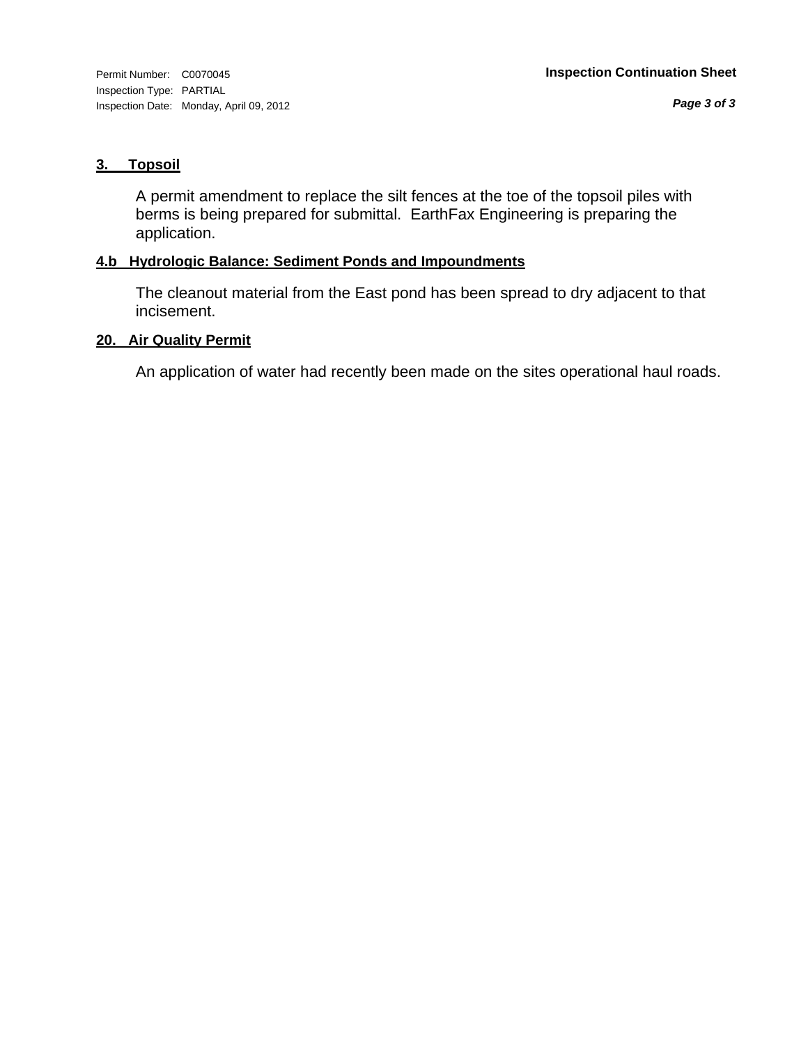### 3. Topsoil

A permit amendment to replace the silt fences at the toe of the topsoil piles with berms is being prepared for submittal. EarthFax Engineering is preparing the application.

### 4.b Hydrologic Balance: Sediment Ponds and Impoundments

The cleanout material from the East pond has been spread to dry adjacent to that incisement.

### 20. Air Quality Permit

An application of water had recently been made on the sites operational haul roads.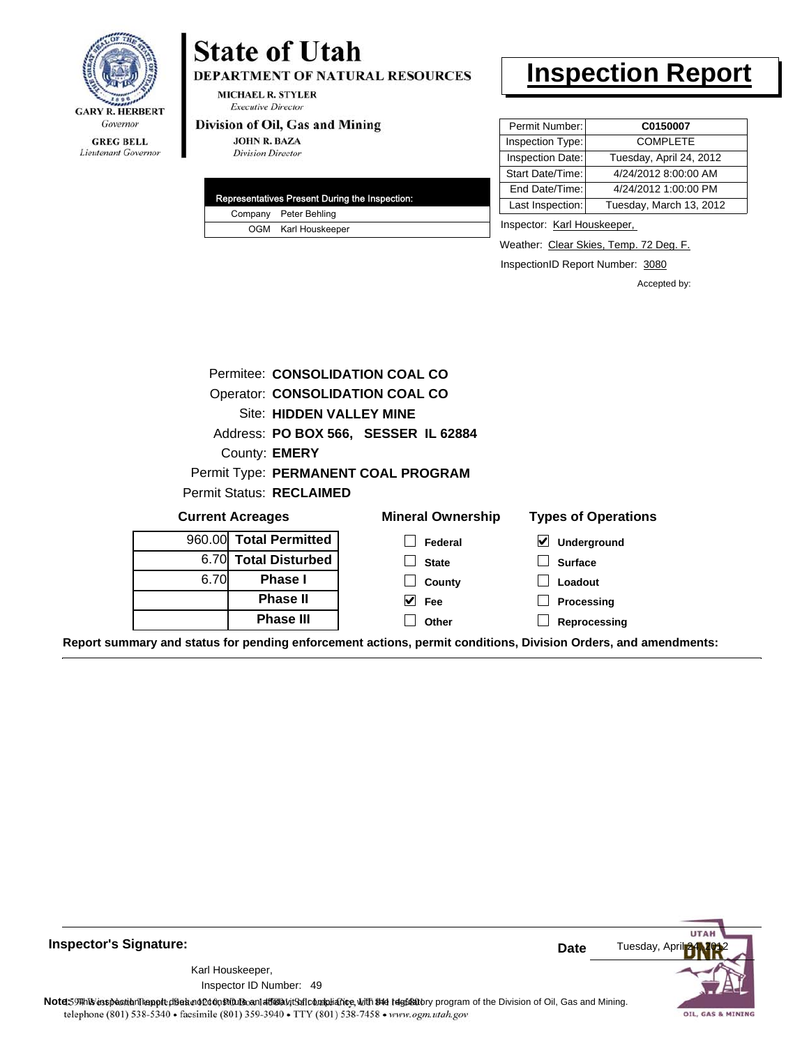GARY R. HERBERT
*Governor*

GREG BELL
*Lieutenant Governor*

# State of Utah

**DEPARTMENT OF NATURAL RESOURCES**

MICHAEL R. STYLER
*Executive Director*

**Division of Oil, Gas and Mining**

JOHN R. BAZA
*Division Director*

# Inspection Report

| | |
|---|---|
| Permit Number: | **C0150007** |
| Inspection Type: | COMPLETE |
| Inspection Date: | Tuesday, April 24, 2012 |
| Start Date/Time: | 4/24/2012 8:00:00 AM |
| End Date/Time: | 4/24/2012 1:00:00 PM |
| Last Inspection: | Tuesday, March 13, 2012 |

| Representatives Present During the Inspection: | |
|---|---|
| Company | Peter Behling |
| OGM | Karl Houskeeper |

Inspector: Karl Houskeeper,

Weather: Clear Skies, Temp. 72 Deg. F.

InspectionID Report Number: 3080

Accepted by:

Permitee: **CONSOLIDATION COAL CO**

Operator: **CONSOLIDATION COAL CO**

Site: **HIDDEN VALLEY MINE**

Address: **PO BOX 566, SESSER IL 62884**

County: **EMERY**

Permit Type: **PERMANENT COAL PROGRAM**

Permit Status: **RECLAIMED**

**Current Acreages**

| | |
|---|---|
| 960.00 | **Total Permitted** |
| 6.70 | **Total Disturbed** |
| 6.70 | **Phase I** |
| | **Phase II** |
| | **Phase III** |

**Mineral Ownership**

- [ ] Federal
- [ ] State
- [ ] County
- [x] Fee
- [ ] Other

**Types of Operations**

- [x] Underground
- [ ] Surface
- [ ] Loadout
- [ ] Processing
- [ ] Reprocessing

**Report summary and status for pending enforcement actions, permit conditions, Division Orders, and amendments:**

**Inspector's Signature:**

Karl Houskeeper,

Inspector ID Number: 49

**Date** Tuesday, April 24, 2012

**Note:** This inspection report does not constitute an affidavit of compliance with the regulatory program of the Division of Oil, Gas and Mining.

telephone (801) 538-5340 • facsimile (801) 359-3940 • TTY (801) 538-7458 • www.ogm.utah.gov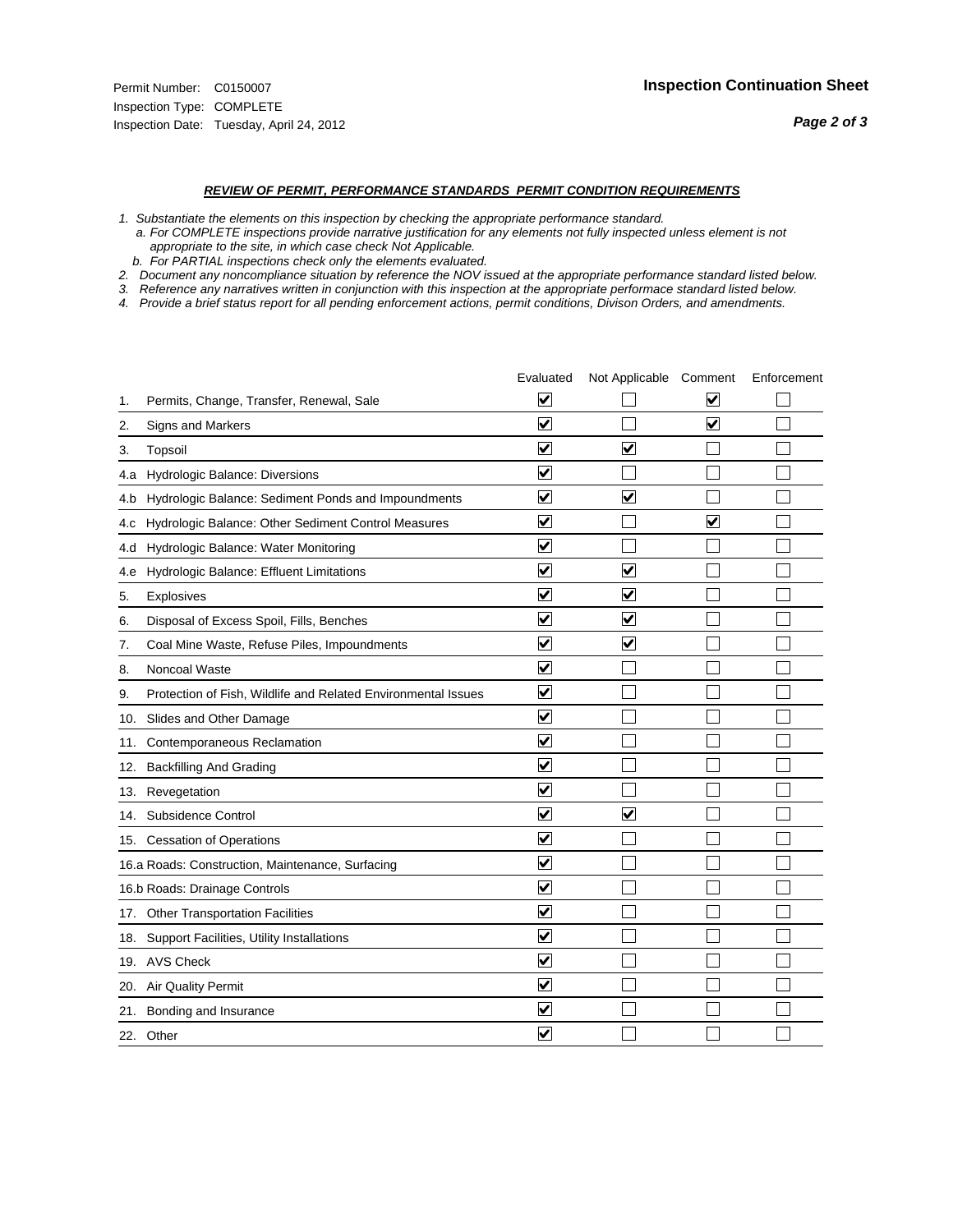Permit Number: C0150007
Inspection Type: COMPLETE
Inspection Date: Tuesday, April 24, 2012

## Inspection Continuation Sheet

### *REVIEW OF PERMIT, PERFORMANCE STANDARDS PERMIT CONDITION REQUIREMENTS*

*1. Substantiate the elements on this inspection by checking the appropriate performance standard.*
*a. For COMPLETE inspections provide narrative justification for any elements not fully inspected unless element is not appropriate to the site, in which case check Not Applicable.*
*b. For PARTIAL inspections check only the elements evaluated.*
*2. Document any noncompliance situation by reference the NOV issued at the appropriate performance standard listed below.*
*3. Reference any narratives written in conjunction with this inspection at the appropriate performace standard listed below.*
*4. Provide a brief status report for all pending enforcement actions, permit conditions, Divison Orders, and amendments.*

| | | Evaluated | Not Applicable | Comment | Enforcement |
|---|---|---|---|---|---|
| 1. | Permits, Change, Transfer, Renewal, Sale | ☑ | ☐ | ☑ | ☐ |
| 2. | Signs and Markers | ☑ | ☐ | ☑ | ☐ |
| 3. | Topsoil | ☑ | ☑ | ☐ | ☐ |
| 4.a | Hydrologic Balance: Diversions | ☑ | ☐ | ☐ | ☐ |
| 4.b | Hydrologic Balance: Sediment Ponds and Impoundments | ☑ | ☑ | ☐ | ☐ |
| 4.c | Hydrologic Balance: Other Sediment Control Measures | ☑ | ☐ | ☑ | ☐ |
| 4.d | Hydrologic Balance: Water Monitoring | ☑ | ☐ | ☐ | ☐ |
| 4.e | Hydrologic Balance: Effluent Limitations | ☑ | ☑ | ☐ | ☐ |
| 5. | Explosives | ☑ | ☑ | ☐ | ☐ |
| 6. | Disposal of Excess Spoil, Fills, Benches | ☑ | ☑ | ☐ | ☐ |
| 7. | Coal Mine Waste, Refuse Piles, Impoundments | ☑ | ☑ | ☐ | ☐ |
| 8. | Noncoal Waste | ☑ | ☐ | ☐ | ☐ |
| 9. | Protection of Fish, Wildlife and Related Environmental Issues | ☑ | ☐ | ☐ | ☐ |
| 10. | Slides and Other Damage | ☑ | ☐ | ☐ | ☐ |
| 11. | Contemporaneous Reclamation | ☑ | ☐ | ☐ | ☐ |
| 12. | Backfilling And Grading | ☑ | ☐ | ☐ | ☐ |
| 13. | Revegetation | ☑ | ☐ | ☐ | ☐ |
| 14. | Subsidence Control | ☑ | ☑ | ☐ | ☐ |
| 15. | Cessation of Operations | ☑ | ☐ | ☐ | ☐ |
| 16.a | Roads: Construction, Maintenance, Surfacing | ☑ | ☐ | ☐ | ☐ |
| 16.b | Roads: Drainage Controls | ☑ | ☐ | ☐ | ☐ |
| 17. | Other Transportation Facilities | ☑ | ☐ | ☐ | ☐ |
| 18. | Support Facilities, Utility Installations | ☑ | ☐ | ☐ | ☐ |
| 19. | AVS Check | ☑ | ☐ | ☐ | ☐ |
| 20. | Air Quality Permit | ☑ | ☐ | ☐ | ☐ |
| 21. | Bonding and Insurance | ☑ | ☐ | ☐ | ☐ |
| 22. | Other | ☑ | ☐ | ☐ | ☐ |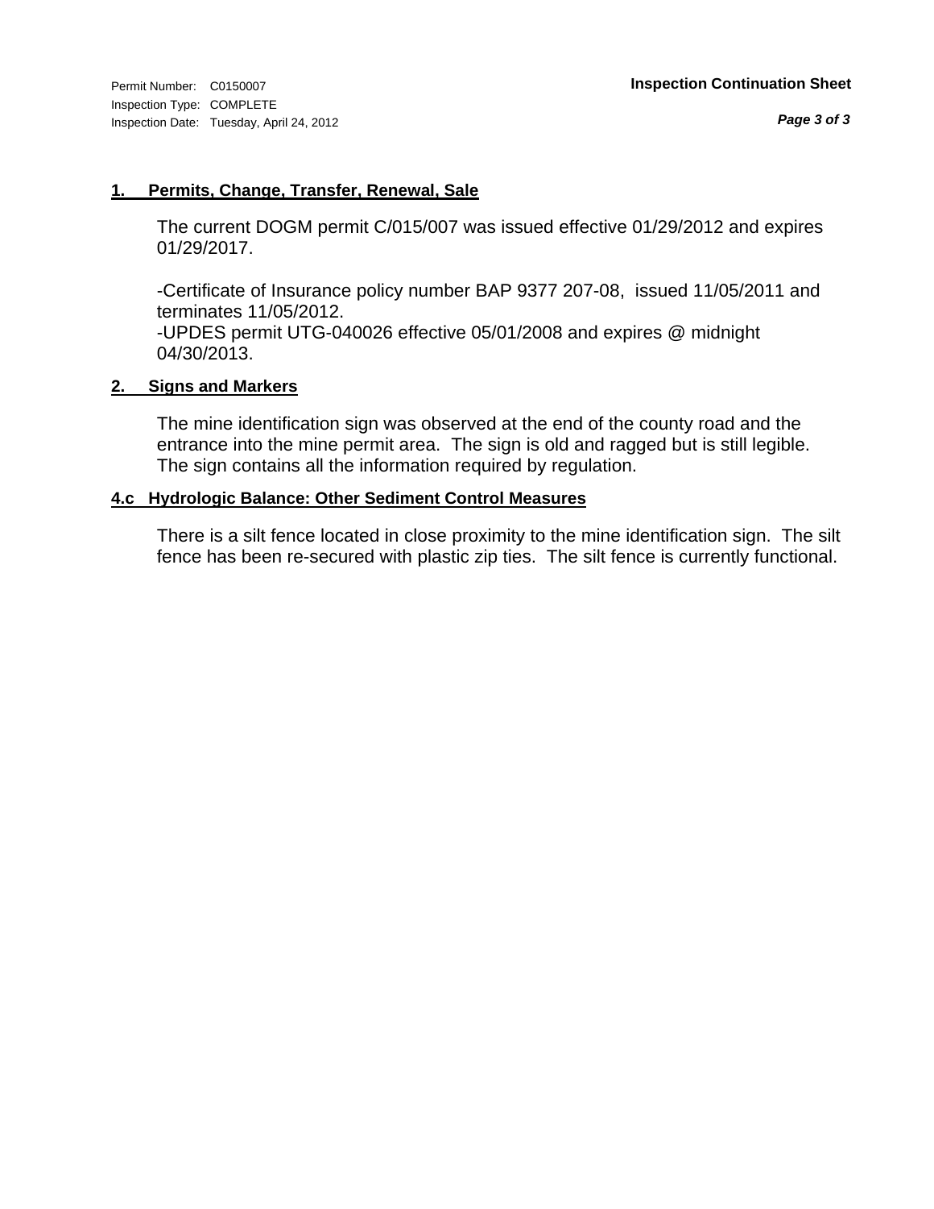Permit Number: C0150007

Inspection Type: COMPLETE

Inspection Date: Tuesday, April 24, 2012

**Inspection Continuation Sheet**

## 1. Permits, Change, Transfer, Renewal, Sale

The current DOGM permit C/015/007 was issued effective 01/29/2012 and expires 01/29/2017.

-Certificate of Insurance policy number BAP 9377 207-08, issued 11/05/2011 and terminates 11/05/2012.
-UPDES permit UTG-040026 effective 05/01/2008 and expires @ midnight 04/30/2013.

## 2. Signs and Markers

The mine identification sign was observed at the end of the county road and the entrance into the mine permit area. The sign is old and ragged but is still legible. The sign contains all the information required by regulation.

## 4.c Hydrologic Balance: Other Sediment Control Measures

There is a silt fence located in close proximity to the mine identification sign. The silt fence has been re-secured with plastic zip ties. The silt fence is currently functional.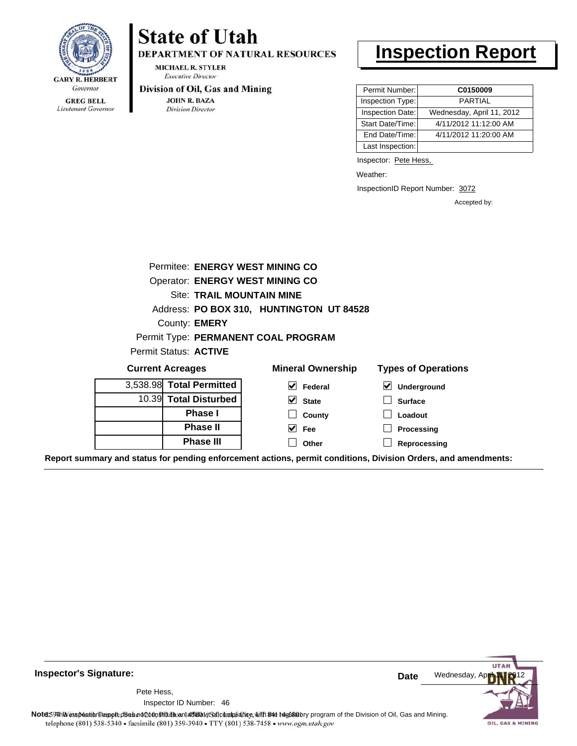GARY R. HERBERT
*Governor*

GREG BELL
*Lieutenant Governor*

# State of Utah

**DEPARTMENT OF NATURAL RESOURCES**

MICHAEL R. STYLER
*Executive Director*

**Division of Oil, Gas and Mining**

JOHN R. BAZA
*Division Director*

# Inspection Report

| | |
|---|---|
| Permit Number: | **C0150009** |
| Inspection Type: | PARTIAL |
| Inspection Date: | Wednesday, April 11, 2012 |
| Start Date/Time: | 4/11/2012 11:12:00 AM |
| End Date/Time: | 4/11/2012 11:20:00 AM |
| Last Inspection: | |

Inspector: Pete Hess,

Weather:

InspectionID Report Number: 3072

Accepted by:

Permitee: **ENERGY WEST MINING CO**

Operator: **ENERGY WEST MINING CO**

Site: **TRAIL MOUNTAIN MINE**

Address: **PO BOX 310, HUNTINGTON UT 84528**

County: **EMERY**

Permit Type: **PERMANENT COAL PROGRAM**

Permit Status: **ACTIVE**

**Current Acreages**

| | |
|---|---|
| 3,538.98 | **Total Permitted** |
| 10.39 | **Total Disturbed** |
| | **Phase I** |
| | **Phase II** |
| | **Phase III** |

**Mineral Ownership**

- [x] Federal
- [x] State
- [ ] County
- [x] Fee
- [ ] Other

**Types of Operations**

- [x] Underground
- [ ] Surface
- [ ] Loadout
- [ ] Processing
- [ ] Reprocessing

**Report summary and status for pending enforcement actions, permit conditions, Division Orders, and amendments:**

---

**Inspector's Signature:**

Pete Hess,

Inspector ID Number: 46

**Date** Wednesday, April 11, 2012

**Note:** This inspection report does not constitute an affidavit of compliance with the regulatory program of the Division of Oil, Gas and Mining.

telephone (801) 538-5340 • facsimile (801) 359-3940 • TTY (801) 538-7458 • www.ogm.utah.gov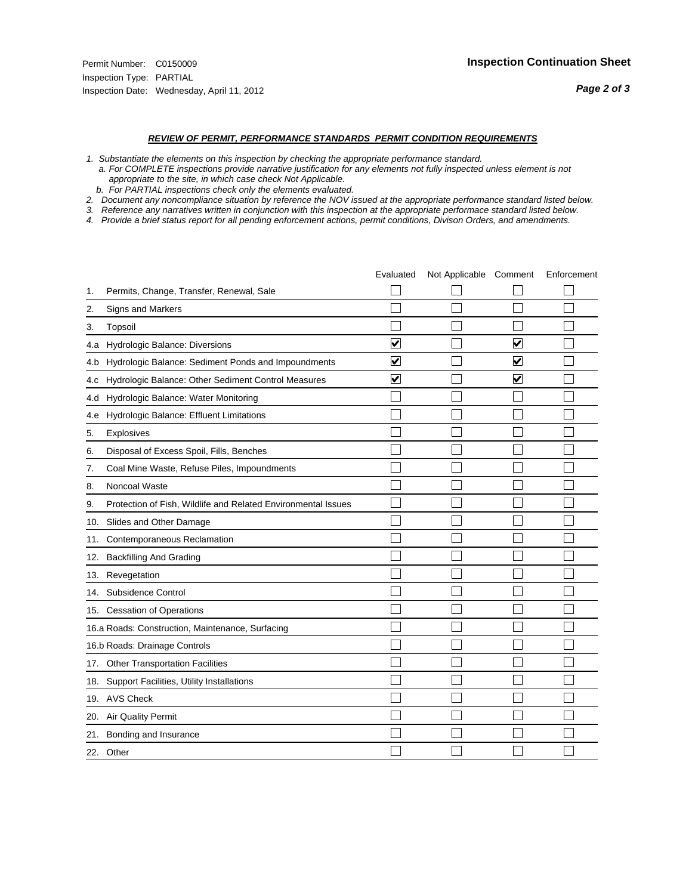Permit Number: C0150009
Inspection Type: PARTIAL
Inspection Date: Wednesday, April 11, 2012

## Inspection Continuation Sheet

***REVIEW OF PERMIT, PERFORMANCE STANDARDS PERMIT CONDITION REQUIREMENTS***

*1. Substantiate the elements on this inspection by checking the appropriate performance standard.*
*a. For COMPLETE inspections provide narrative justification for any elements not fully inspected unless element is not appropriate to the site, in which case check Not Applicable.*
*b. For PARTIAL inspections check only the elements evaluated.*
*2. Document any noncompliance situation by reference the NOV issued at the appropriate performance standard listed below.*
*3. Reference any narratives written in conjunction with this inspection at the appropriate performace standard listed below.*
*4. Provide a brief status report for all pending enforcement actions, permit conditions, Divison Orders, and amendments.*

| | Evaluated | Not Applicable | Comment | Enforcement |
|---|---|---|---|---|
| 1. Permits, Change, Transfer, Renewal, Sale | ☐ | ☐ | ☐ | ☐ |
| 2. Signs and Markers | ☐ | ☐ | ☐ | ☐ |
| 3. Topsoil | ☐ | ☐ | ☐ | ☐ |
| 4.a Hydrologic Balance: Diversions | ☑ | ☐ | ☑ | ☐ |
| 4.b Hydrologic Balance: Sediment Ponds and Impoundments | ☑ | ☐ | ☑ | ☐ |
| 4.c Hydrologic Balance: Other Sediment Control Measures | ☑ | ☐ | ☑ | ☐ |
| 4.d Hydrologic Balance: Water Monitoring | ☐ | ☐ | ☐ | ☐ |
| 4.e Hydrologic Balance: Effluent Limitations | ☐ | ☐ | ☐ | ☐ |
| 5. Explosives | ☐ | ☐ | ☐ | ☐ |
| 6. Disposal of Excess Spoil, Fills, Benches | ☐ | ☐ | ☐ | ☐ |
| 7. Coal Mine Waste, Refuse Piles, Impoundments | ☐ | ☐ | ☐ | ☐ |
| 8. Noncoal Waste | ☐ | ☐ | ☐ | ☐ |
| 9. Protection of Fish, Wildlife and Related Environmental Issues | ☐ | ☐ | ☐ | ☐ |
| 10. Slides and Other Damage | ☐ | ☐ | ☐ | ☐ |
| 11. Contemporaneous Reclamation | ☐ | ☐ | ☐ | ☐ |
| 12. Backfilling And Grading | ☐ | ☐ | ☐ | ☐ |
| 13. Revegetation | ☐ | ☐ | ☐ | ☐ |
| 14. Subsidence Control | ☐ | ☐ | ☐ | ☐ |
| 15. Cessation of Operations | ☐ | ☐ | ☐ | ☐ |
| 16.a Roads: Construction, Maintenance, Surfacing | ☐ | ☐ | ☐ | ☐ |
| 16.b Roads: Drainage Controls | ☐ | ☐ | ☐ | ☐ |
| 17. Other Transportation Facilities | ☐ | ☐ | ☐ | ☐ |
| 18. Support Facilities, Utility Installations | ☐ | ☐ | ☐ | ☐ |
| 19. AVS Check | ☐ | ☐ | ☐ | ☐ |
| 20. Air Quality Permit | ☐ | ☐ | ☐ | ☐ |
| 21. Bonding and Insurance | ☐ | ☐ | ☐ | ☐ |
| 22. Other | ☐ | ☐ | ☐ | ☐ |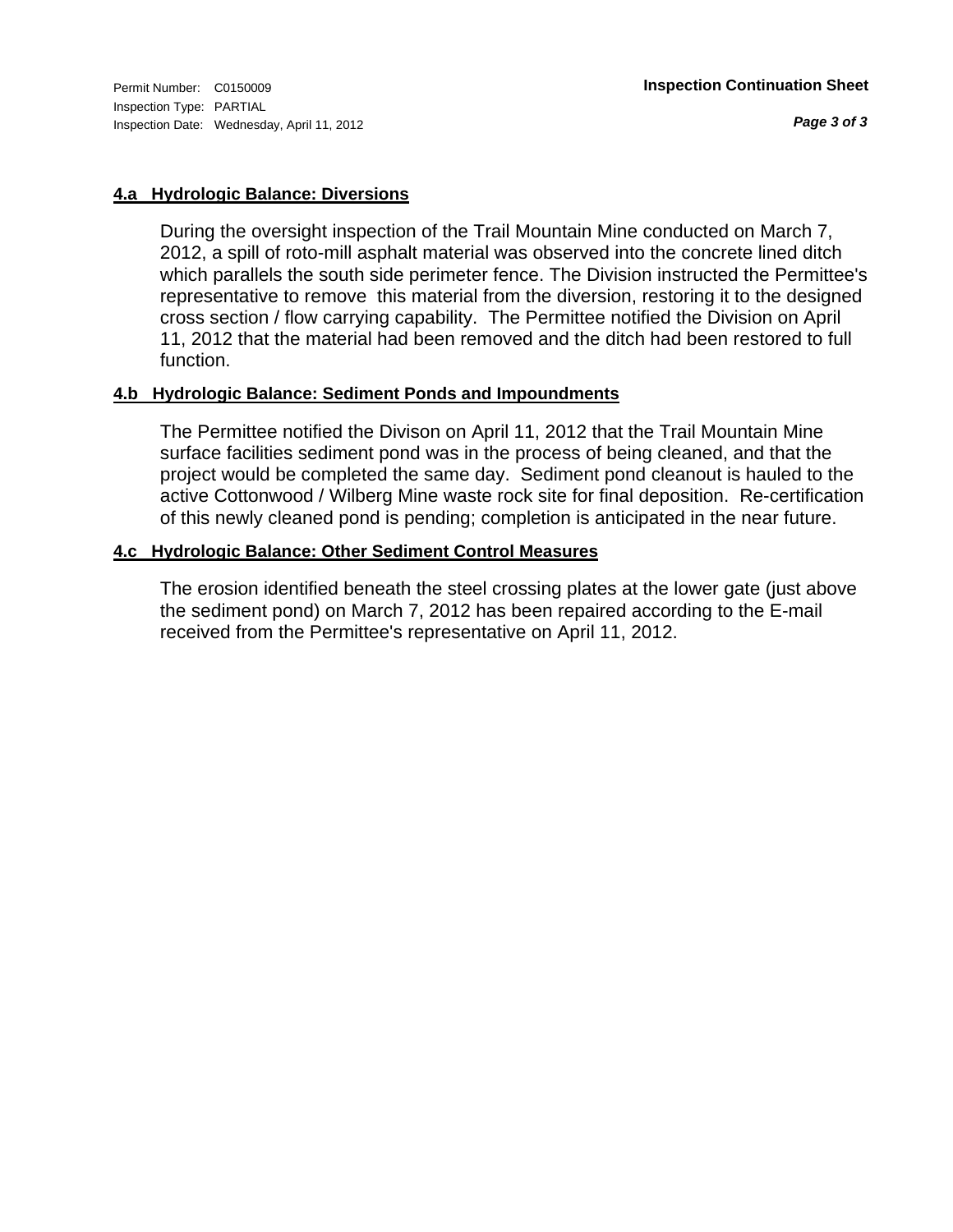#### 4.a Hydrologic Balance: Diversions

During the oversight inspection of the Trail Mountain Mine conducted on March 7, 2012, a spill of roto-mill asphalt material was observed into the concrete lined ditch which parallels the south side perimeter fence. The Division instructed the Permittee's representative to remove this material from the diversion, restoring it to the designed cross section / flow carrying capability. The Permittee notified the Division on April 11, 2012 that the material had been removed and the ditch had been restored to full function.

#### 4.b Hydrologic Balance: Sediment Ponds and Impoundments

The Permittee notified the Divison on April 11, 2012 that the Trail Mountain Mine surface facilities sediment pond was in the process of being cleaned, and that the project would be completed the same day. Sediment pond cleanout is hauled to the active Cottonwood / Wilberg Mine waste rock site for final deposition. Re-certification of this newly cleaned pond is pending; completion is anticipated in the near future.

#### 4.c Hydrologic Balance: Other Sediment Control Measures

The erosion identified beneath the steel crossing plates at the lower gate (just above the sediment pond) on March 7, 2012 has been repaired according to the E-mail received from the Permittee's representative on April 11, 2012.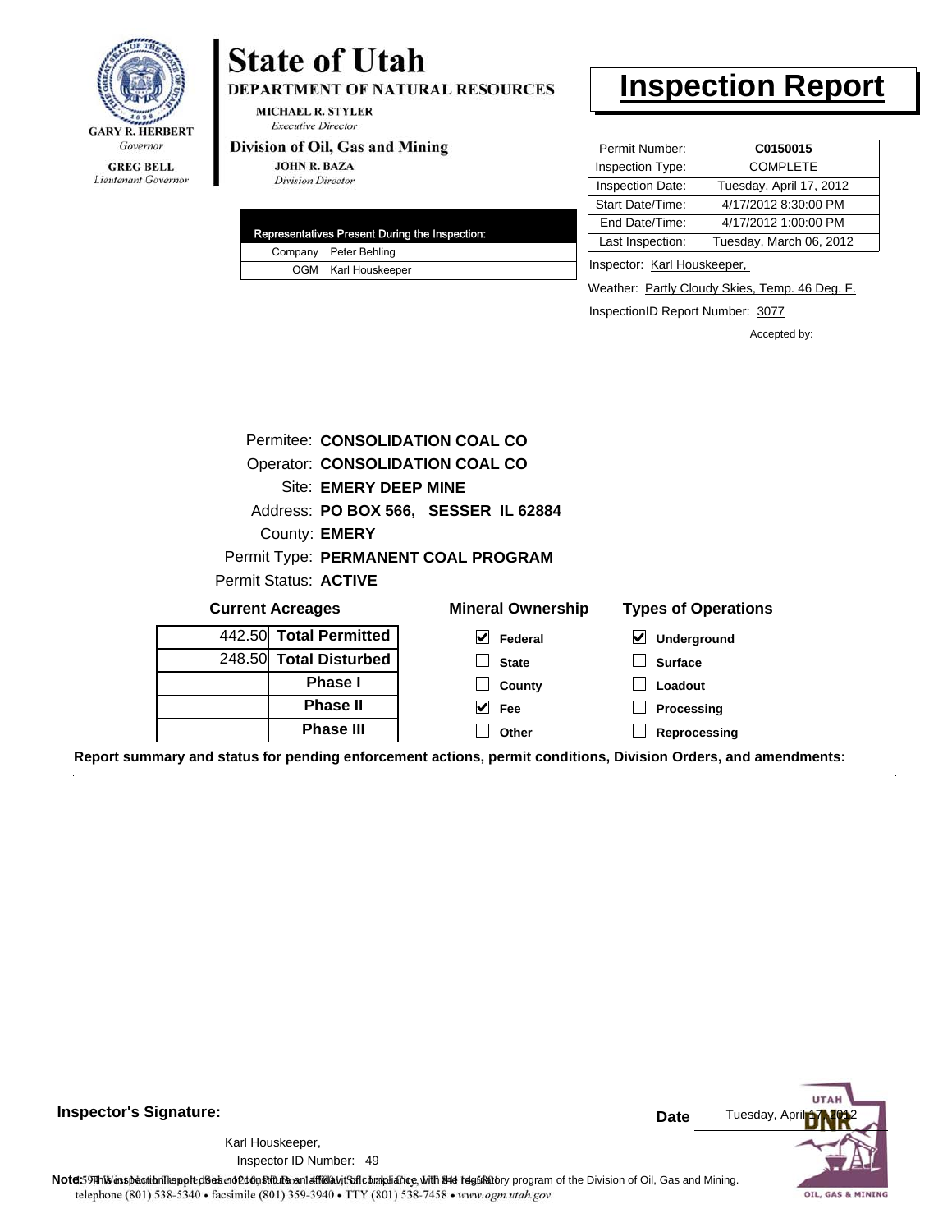GARY R. HERBERT
*Governor*

GREG BELL
*Lieutenant Governor*

# State of Utah

**DEPARTMENT OF NATURAL RESOURCES**

MICHAEL R. STYLER
*Executive Director*

**Division of Oil, Gas and Mining**

JOHN R. BAZA
*Division Director*

# Inspection Report

| | |
|---|---|
| Permit Number: | **C0150015** |
| Inspection Type: | COMPLETE |
| Inspection Date: | Tuesday, April 17, 2012 |
| Start Date/Time: | 4/17/2012 8:30:00 PM |
| End Date/Time: | 4/17/2012 1:00:00 PM |
| Last Inspection: | Tuesday, March 06, 2012 |

| Representatives Present During the Inspection: | |
|---|---|
| Company | Peter Behling |
| OGM | Karl Houskeeper |

Inspector: Karl Houskeeper,

Weather: Partly Cloudy Skies, Temp. 46 Deg. F.

InspectionID Report Number: 3077

Accepted by:

Permitee: **CONSOLIDATION COAL CO**
Operator: **CONSOLIDATION COAL CO**
Site: **EMERY DEEP MINE**
Address: **PO BOX 566, SESSER IL 62884**
County: **EMERY**
Permit Type: **PERMANENT COAL PROGRAM**
Permit Status: **ACTIVE**

**Current Acreages**

| | |
|---|---|
| 442.50 | **Total Permitted** |
| 248.50 | **Total Disturbed** |
| | **Phase I** |
| | **Phase II** |
| | **Phase III** |

**Mineral Ownership**

- [x] Federal
- [ ] State
- [ ] County
- [x] Fee
- [ ] Other

**Types of Operations**

- [x] Underground
- [ ] Surface
- [ ] Loadout
- [ ] Processing
- [ ] Reprocessing

**Report summary and status for pending enforcement actions, permit conditions, Division Orders, and amendments:**

**Inspector's Signature:**

Karl Houskeeper,

Inspector ID Number: 49

**Date** Tuesday, April 17, 2012

**Note:** This inspection report does not constitute an affidavit of compliance with the regulatory program of the Division of Oil, Gas and Mining.

telephone (801) 538-5340 • facsimile (801) 359-3940 • TTY (801) 538-7458 • www.ogm.utah.gov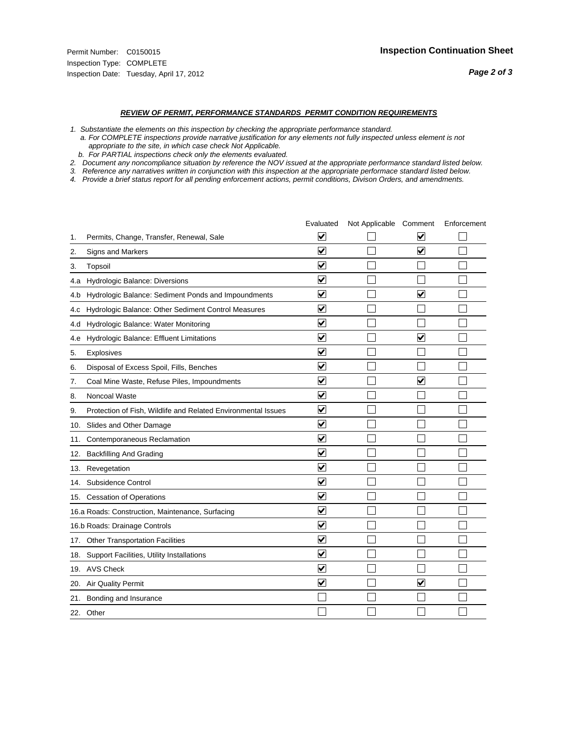Permit Number: C0150015
Inspection Type: COMPLETE
Inspection Date: Tuesday, April 17, 2012

**Inspection Continuation Sheet**

***REVIEW OF PERMIT, PERFORMANCE STANDARDS PERMIT CONDITION REQUIREMENTS***

*1. Substantiate the elements on this inspection by checking the appropriate performance standard.*
*a. For COMPLETE inspections provide narrative justification for any elements not fully inspected unless element is not appropriate to the site, in which case check Not Applicable.*
*b. For PARTIAL inspections check only the elements evaluated.*
*2. Document any noncompliance situation by reference the NOV issued at the appropriate performance standard listed below.*
*3. Reference any narratives written in conjunction with this inspection at the appropriate performace standard listed below.*
*4. Provide a brief status report for all pending enforcement actions, permit conditions, Divison Orders, and amendments.*

| | Evaluated | Not Applicable | Comment | Enforcement |
|---|---|---|---|---|
| 1. Permits, Change, Transfer, Renewal, Sale | ☑ | ☐ | ☑ | ☐ |
| 2. Signs and Markers | ☑ | ☐ | ☑ | ☐ |
| 3. Topsoil | ☑ | ☐ | ☐ | ☐ |
| 4.a Hydrologic Balance: Diversions | ☑ | ☐ | ☐ | ☐ |
| 4.b Hydrologic Balance: Sediment Ponds and Impoundments | ☑ | ☐ | ☑ | ☐ |
| 4.c Hydrologic Balance: Other Sediment Control Measures | ☑ | ☐ | ☐ | ☐ |
| 4.d Hydrologic Balance: Water Monitoring | ☑ | ☐ | ☐ | ☐ |
| 4.e Hydrologic Balance: Effluent Limitations | ☑ | ☐ | ☑ | ☐ |
| 5. Explosives | ☑ | ☐ | ☐ | ☐ |
| 6. Disposal of Excess Spoil, Fills, Benches | ☑ | ☐ | ☐ | ☐ |
| 7. Coal Mine Waste, Refuse Piles, Impoundments | ☑ | ☐ | ☑ | ☐ |
| 8. Noncoal Waste | ☑ | ☐ | ☐ | ☐ |
| 9. Protection of Fish, Wildlife and Related Environmental Issues | ☑ | ☐ | ☐ | ☐ |
| 10. Slides and Other Damage | ☑ | ☐ | ☐ | ☐ |
| 11. Contemporaneous Reclamation | ☑ | ☐ | ☐ | ☐ |
| 12. Backfilling And Grading | ☑ | ☐ | ☐ | ☐ |
| 13. Revegetation | ☑ | ☐ | ☐ | ☐ |
| 14. Subsidence Control | ☑ | ☐ | ☐ | ☐ |
| 15. Cessation of Operations | ☑ | ☐ | ☐ | ☐ |
| 16.a Roads: Construction, Maintenance, Surfacing | ☑ | ☐ | ☐ | ☐ |
| 16.b Roads: Drainage Controls | ☑ | ☐ | ☐ | ☐ |
| 17. Other Transportation Facilities | ☑ | ☐ | ☐ | ☐ |
| 18. Support Facilities, Utility Installations | ☑ | ☐ | ☐ | ☐ |
| 19. AVS Check | ☑ | ☐ | ☐ | ☐ |
| 20. Air Quality Permit | ☑ | ☐ | ☑ | ☐ |
| 21. Bonding and Insurance | ☐ | ☐ | ☐ | ☐ |
| 22. Other | ☐ | ☐ | ☐ | ☐ |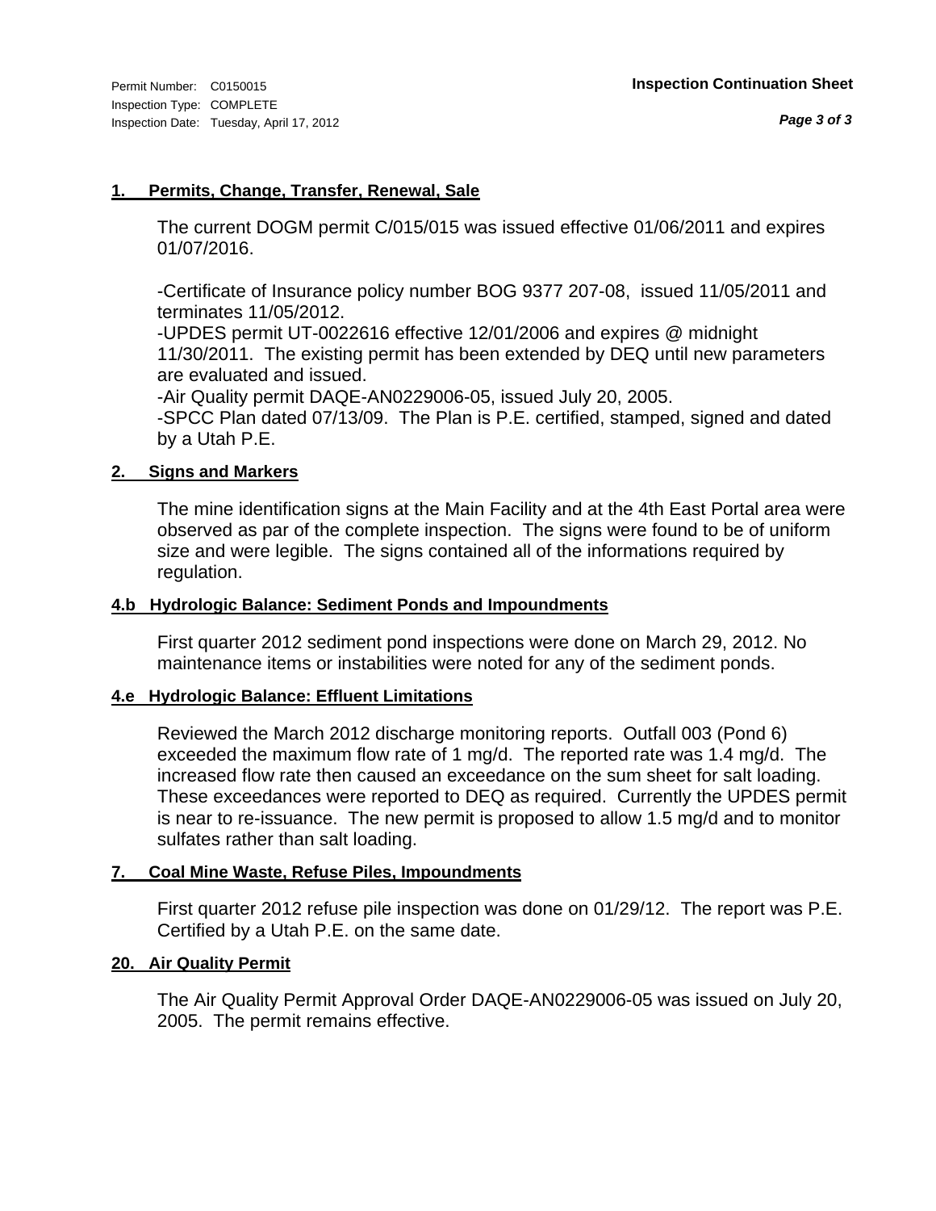## 1. Permits, Change, Transfer, Renewal, Sale

The current DOGM permit C/015/015 was issued effective 01/06/2011 and expires 01/07/2016.

-Certificate of Insurance policy number BOG 9377 207-08, issued 11/05/2011 and terminates 11/05/2012.
-UPDES permit UT-0022616 effective 12/01/2006 and expires @ midnight 11/30/2011. The existing permit has been extended by DEQ until new parameters are evaluated and issued.
-Air Quality permit DAQE-AN0229006-05, issued July 20, 2005.
-SPCC Plan dated 07/13/09. The Plan is P.E. certified, stamped, signed and dated by a Utah P.E.

## 2. Signs and Markers

The mine identification signs at the Main Facility and at the 4th East Portal area were observed as par of the complete inspection. The signs were found to be of uniform size and were legible. The signs contained all of the informations required by regulation.

## 4.b Hydrologic Balance: Sediment Ponds and Impoundments

First quarter 2012 sediment pond inspections were done on March 29, 2012. No maintenance items or instabilities were noted for any of the sediment ponds.

## 4.e Hydrologic Balance: Effluent Limitations

Reviewed the March 2012 discharge monitoring reports. Outfall 003 (Pond 6) exceeded the maximum flow rate of 1 mg/d. The reported rate was 1.4 mg/d. The increased flow rate then caused an exceedance on the sum sheet for salt loading. These exceedances were reported to DEQ as required. Currently the UPDES permit is near to re-issuance. The new permit is proposed to allow 1.5 mg/d and to monitor sulfates rather than salt loading.

## 7. Coal Mine Waste, Refuse Piles, Impoundments

First quarter 2012 refuse pile inspection was done on 01/29/12. The report was P.E. Certified by a Utah P.E. on the same date.

## 20. Air Quality Permit

The Air Quality Permit Approval Order DAQE-AN0229006-05 was issued on July 20, 2005. The permit remains effective.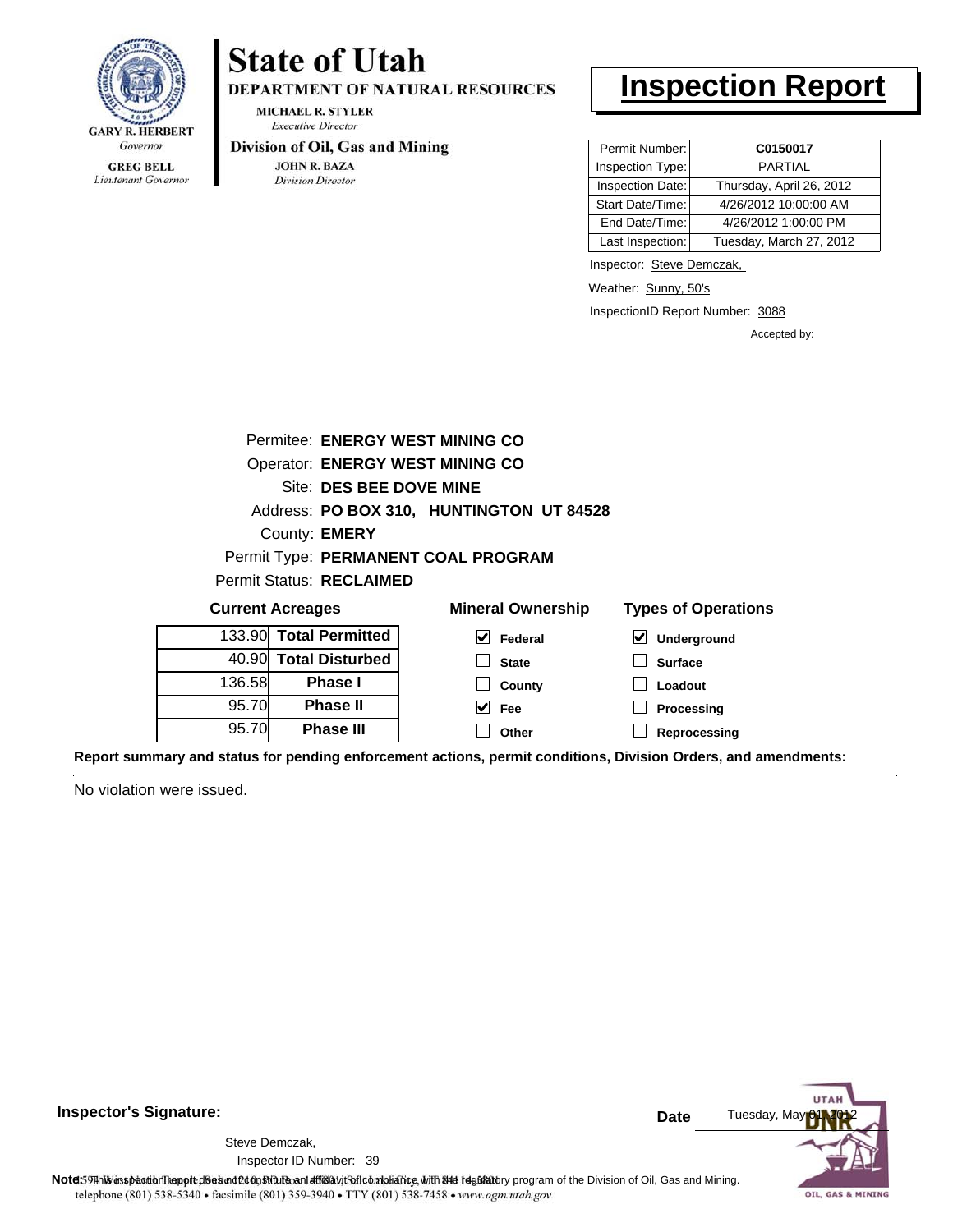**GARY R. HERBERT**
*Governor*

**GREG BELL**
*Lieutenant Governor*

# State of Utah

**DEPARTMENT OF NATURAL RESOURCES**

MICHAEL R. STYLER
*Executive Director*

**Division of Oil, Gas and Mining**

JOHN R. BAZA
*Division Director*

# Inspection Report

| | |
|---|---|
| Permit Number: | **C0150017** |
| Inspection Type: | PARTIAL |
| Inspection Date: | Thursday, April 26, 2012 |
| Start Date/Time: | 4/26/2012 10:00:00 AM |
| End Date/Time: | 4/26/2012 1:00:00 PM |
| Last Inspection: | Tuesday, March 27, 2012 |

Inspector: Steve Demczak,

Weather: Sunny, 50's

InspectionID Report Number: 3088

Accepted by:

Permitee: **ENERGY WEST MINING CO**
Operator: **ENERGY WEST MINING CO**
Site: **DES BEE DOVE MINE**
Address: **PO BOX 310, HUNTINGTON UT 84528**
County: **EMERY**
Permit Type: **PERMANENT COAL PROGRAM**
Permit Status: **RECLAIMED**

**Current Acreages**

| | |
|---|---|
| 133.90 | **Total Permitted** |
| 40.90 | **Total Disturbed** |
| 136.58 | **Phase I** |
| 95.70 | **Phase II** |
| 95.70 | **Phase III** |

**Mineral Ownership**

- [x] Federal
- [ ] State
- [ ] County
- [x] Fee
- [ ] Other

**Types of Operations**

- [x] Underground
- [ ] Surface
- [ ] Loadout
- [ ] Processing
- [ ] Reprocessing

**Report summary and status for pending enforcement actions, permit conditions, Division Orders, and amendments:**

No violation were issued.

**Inspector's Signature:**

Steve Demczak,
Inspector ID Number: 39

**Date** Tuesday, May 01, 2012

**Note:** This inspection report does not constitute an affidavit of compliance with the regulatory program of the Division of Oil, Gas and Mining.

telephone (801) 538-5340 • facsimile (801) 359-3940 • TTY (801) 538-7458 • www.ogm.utah.gov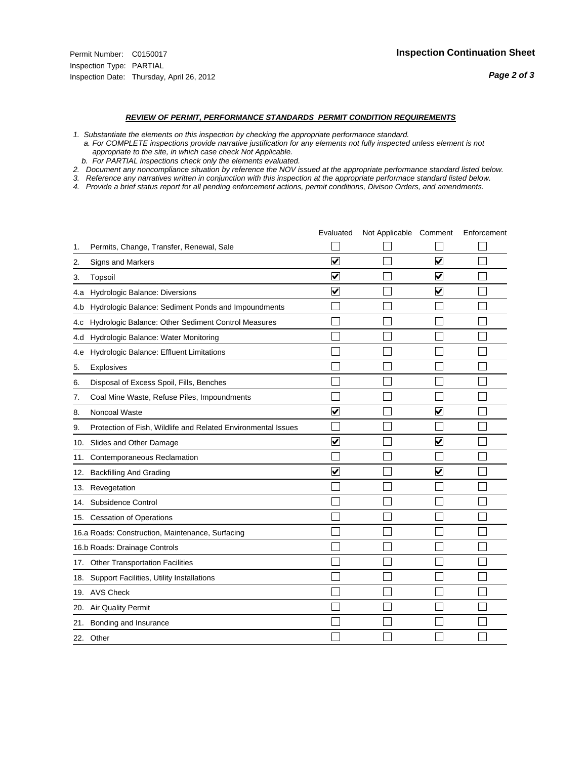Permit Number: C0150017
Inspection Type: PARTIAL
Inspection Date: Thursday, April 26, 2012

**Inspection Continuation Sheet**

***REVIEW OF PERMIT, PERFORMANCE STANDARDS PERMIT CONDITION REQUIREMENTS***

*1. Substantiate the elements on this inspection by checking the appropriate performance standard.*
*a. For COMPLETE inspections provide narrative justification for any elements not fully inspected unless element is not appropriate to the site, in which case check Not Applicable.*
*b. For PARTIAL inspections check only the elements evaluated.*
*2. Document any noncompliance situation by reference the NOV issued at the appropriate performance standard listed below.*
*3. Reference any narratives written in conjunction with this inspection at the appropriate performace standard listed below.*
*4. Provide a brief status report for all pending enforcement actions, permit conditions, Divison Orders, and amendments.*

| | Evaluated | Not Applicable | Comment | Enforcement |
|---|---|---|---|---|
| 1. Permits, Change, Transfer, Renewal, Sale | ☐ | ☐ | ☐ | ☐ |
| 2. Signs and Markers | ☑ | ☐ | ☑ | ☐ |
| 3. Topsoil | ☑ | ☐ | ☑ | ☐ |
| 4.a Hydrologic Balance: Diversions | ☑ | ☐ | ☑ | ☐ |
| 4.b Hydrologic Balance: Sediment Ponds and Impoundments | ☐ | ☐ | ☐ | ☐ |
| 4.c Hydrologic Balance: Other Sediment Control Measures | ☐ | ☐ | ☐ | ☐ |
| 4.d Hydrologic Balance: Water Monitoring | ☐ | ☐ | ☐ | ☐ |
| 4.e Hydrologic Balance: Effluent Limitations | ☐ | ☐ | ☐ | ☐ |
| 5. Explosives | ☐ | ☐ | ☐ | ☐ |
| 6. Disposal of Excess Spoil, Fills, Benches | ☐ | ☐ | ☐ | ☐ |
| 7. Coal Mine Waste, Refuse Piles, Impoundments | ☐ | ☐ | ☐ | ☐ |
| 8. Noncoal Waste | ☑ | ☐ | ☑ | ☐ |
| 9. Protection of Fish, Wildlife and Related Environmental Issues | ☐ | ☐ | ☐ | ☐ |
| 10. Slides and Other Damage | ☑ | ☐ | ☑ | ☐ |
| 11. Contemporaneous Reclamation | ☐ | ☐ | ☐ | ☐ |
| 12. Backfilling And Grading | ☑ | ☐ | ☑ | ☐ |
| 13. Revegetation | ☐ | ☐ | ☐ | ☐ |
| 14. Subsidence Control | ☐ | ☐ | ☐ | ☐ |
| 15. Cessation of Operations | ☐ | ☐ | ☐ | ☐ |
| 16.a Roads: Construction, Maintenance, Surfacing | ☐ | ☐ | ☐ | ☐ |
| 16.b Roads: Drainage Controls | ☐ | ☐ | ☐ | ☐ |
| 17. Other Transportation Facilities | ☐ | ☐ | ☐ | ☐ |
| 18. Support Facilities, Utility Installations | ☐ | ☐ | ☐ | ☐ |
| 19. AVS Check | ☐ | ☐ | ☐ | ☐ |
| 20. Air Quality Permit | ☐ | ☐ | ☐ | ☐ |
| 21. Bonding and Insurance | ☐ | ☐ | ☐ | ☐ |
| 22. Other | ☐ | ☐ | ☐ | ☐ |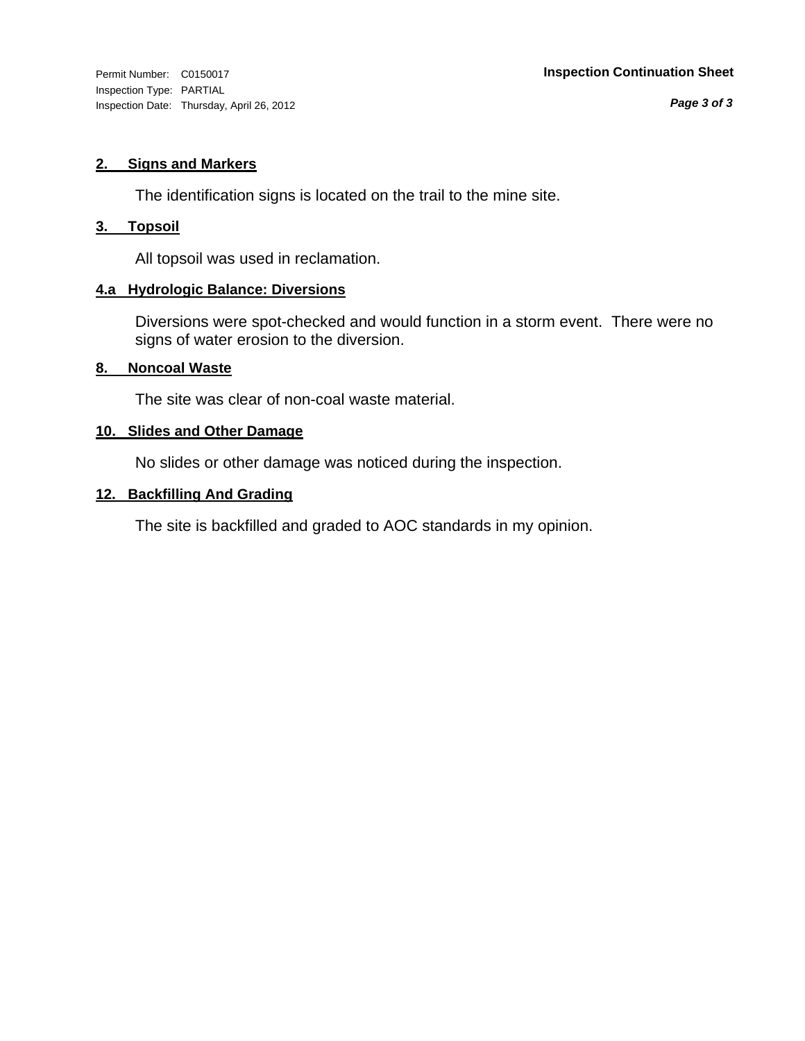Permit Number: C0150017
Inspection Type: PARTIAL
Inspection Date: Thursday, April 26, 2012

**Inspection Continuation Sheet**

## 2. Signs and Markers

The identification signs is located on the trail to the mine site.

## 3. Topsoil

All topsoil was used in reclamation.

## 4.a Hydrologic Balance: Diversions

Diversions were spot-checked and would function in a storm event. There were no signs of water erosion to the diversion.

## 8. Noncoal Waste

The site was clear of non-coal waste material.

## 10. Slides and Other Damage

No slides or other damage was noticed during the inspection.

## 12. Backfilling And Grading

The site is backfilled and graded to AOC standards in my opinion.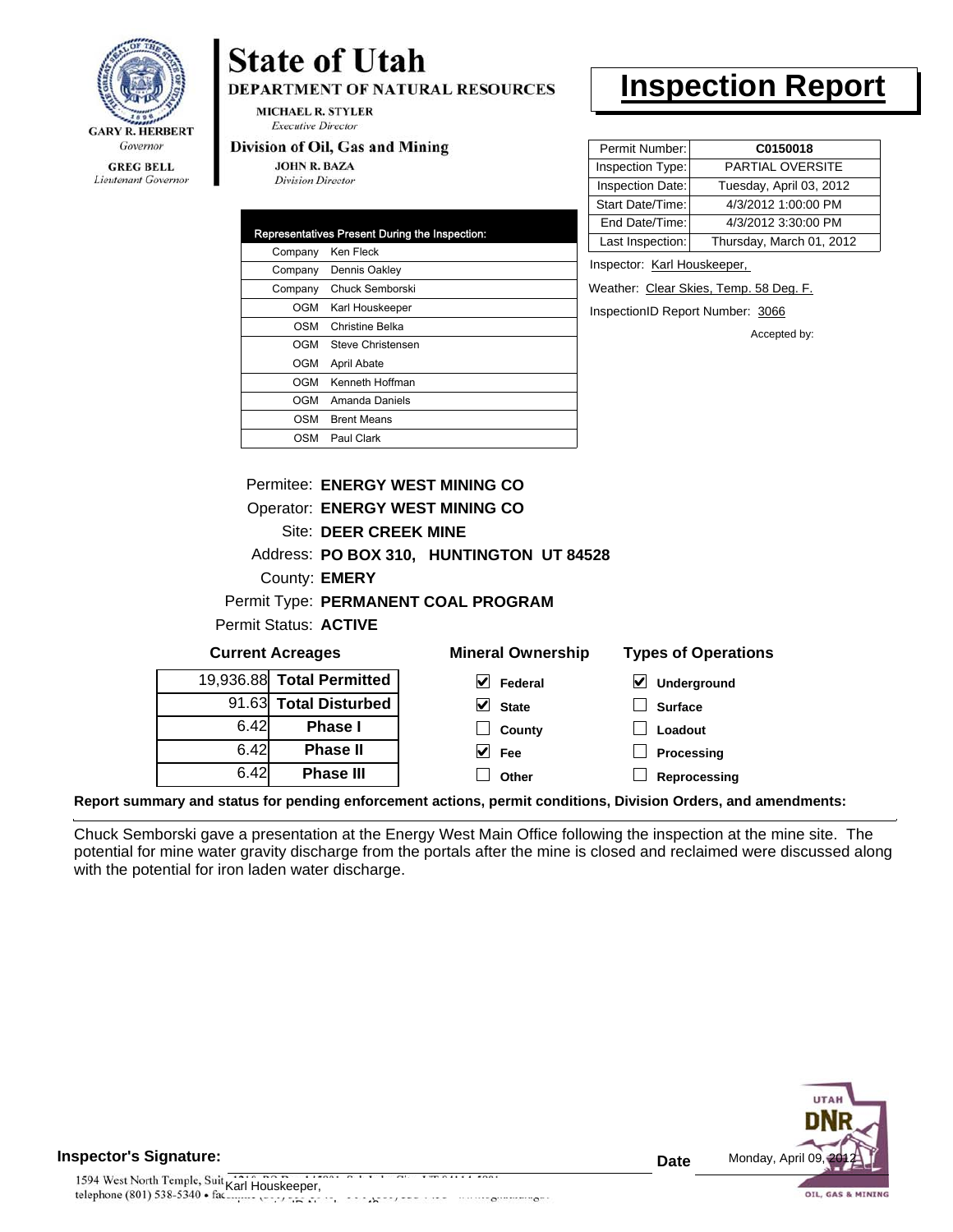GARY R. HERBERT
*Governor*

GREG BELL
*Lieutenant Governor*

# State of Utah

**DEPARTMENT OF NATURAL RESOURCES**

MICHAEL R. STYLER
*Executive Director*

**Division of Oil, Gas and Mining**

JOHN R. BAZA
*Division Director*

# Inspection Report

| | |
|---|---|
| Permit Number: | **C0150018** |
| Inspection Type: | PARTIAL OVERSITE |
| Inspection Date: | Tuesday, April 03, 2012 |
| Start Date/Time: | 4/3/2012 1:00:00 PM |
| End Date/Time: | 4/3/2012 3:30:00 PM |
| Last Inspection: | Thursday, March 01, 2012 |

Inspector: Karl Houskeeper,

Weather: Clear Skies, Temp. 58 Deg. F.

InspectionID Report Number: 3066

Accepted by:

| Representatives Present During the Inspection: | |
|---|---|
| Company | Ken Fleck |
| Company | Dennis Oakley |
| Company | Chuck Semborski |
| OGM | Karl Houskeeper |
| OSM | Christine Belka |
| OGM | Steve Christensen |
| OGM | April Abate |
| OGM | Kenneth Hoffman |
| OGM | Amanda Daniels |
| OSM | Brent Means |
| OSM | Paul Clark |

Permitee: **ENERGY WEST MINING CO**
Operator: **ENERGY WEST MINING CO**
Site: **DEER CREEK MINE**
Address: **PO BOX 310, HUNTINGTON UT 84528**
County: **EMERY**
Permit Type: **PERMANENT COAL PROGRAM**
Permit Status: **ACTIVE**

**Current Acreages**

| | |
|---|---|
| 19,936.88 | **Total Permitted** |
| 91.63 | **Total Disturbed** |
| 6.42 | **Phase I** |
| 6.42 | **Phase II** |
| 6.42 | **Phase III** |

**Mineral Ownership**

- [x] Federal
- [x] State
- [ ] County
- [x] Fee
- [ ] Other

**Types of Operations**

- [x] Underground
- [ ] Surface
- [ ] Loadout
- [ ] Processing
- [ ] Reprocessing

**Report summary and status for pending enforcement actions, permit conditions, Division Orders, and amendments:**

Chuck Semborski gave a presentation at the Energy West Main Office following the inspection at the mine site. The potential for mine water gravity discharge from the portals after the mine is closed and reclaimed were discussed along with the potential for iron laden water discharge.

**Inspector's Signature:** Karl Houskeeper,

**Date** Monday, April 09, 2012

1594 West North Temple, Suite 1210, PO Box 145801, Salt Lake City, UT 84114-5801
telephone (801) 538-5340 • facsimile (801) 359-3940 • TTY (801) 538-7458 • www.ogm.utah.gov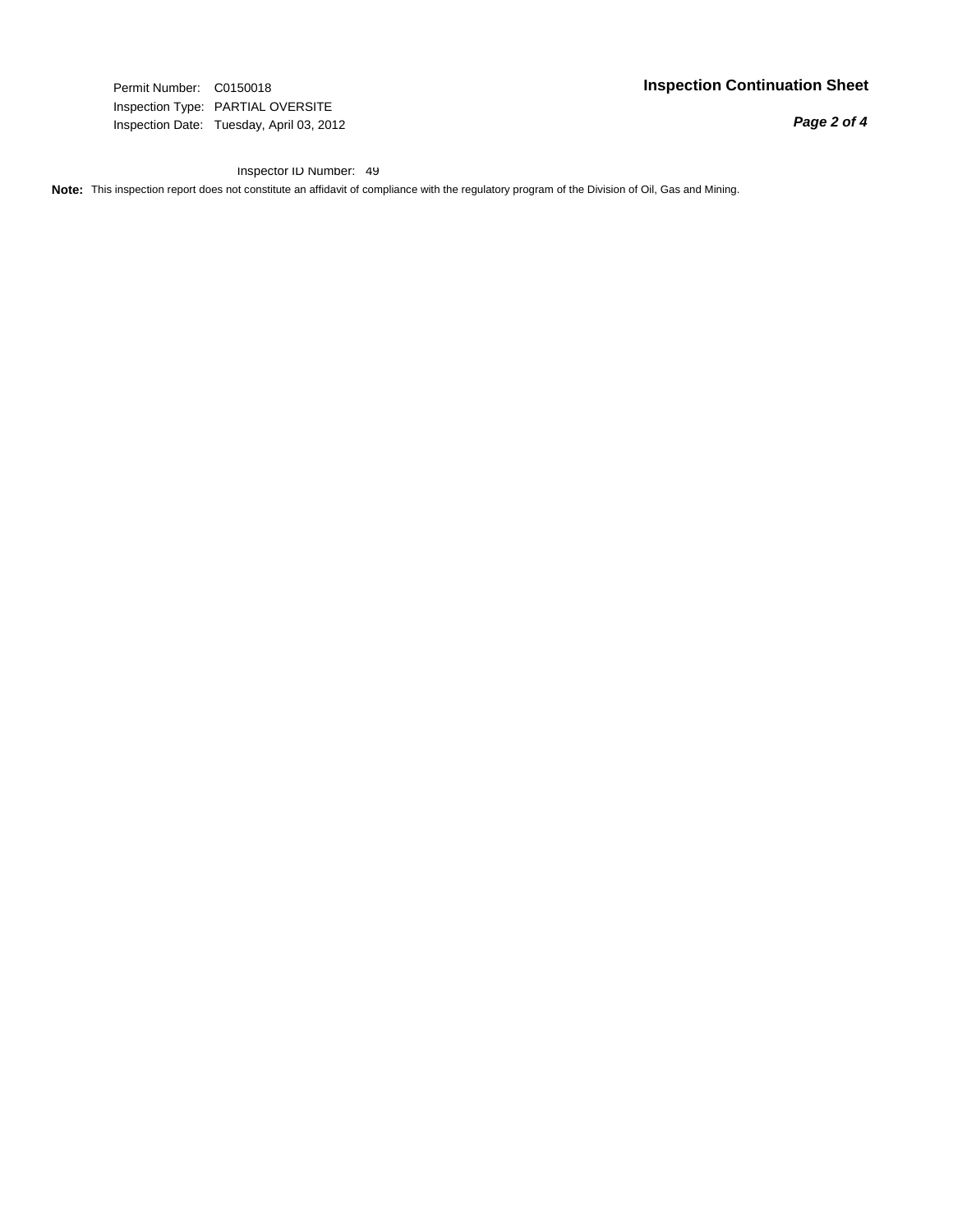Permit Number: C0150018
Inspection Type: PARTIAL OVERSITE
Inspection Date: Tuesday, April 03, 2012

## Inspection Continuation Sheet

Inspector ID Number: 49

**Note:** This inspection report does not constitute an affidavit of compliance with the regulatory program of the Division of Oil, Gas and Mining.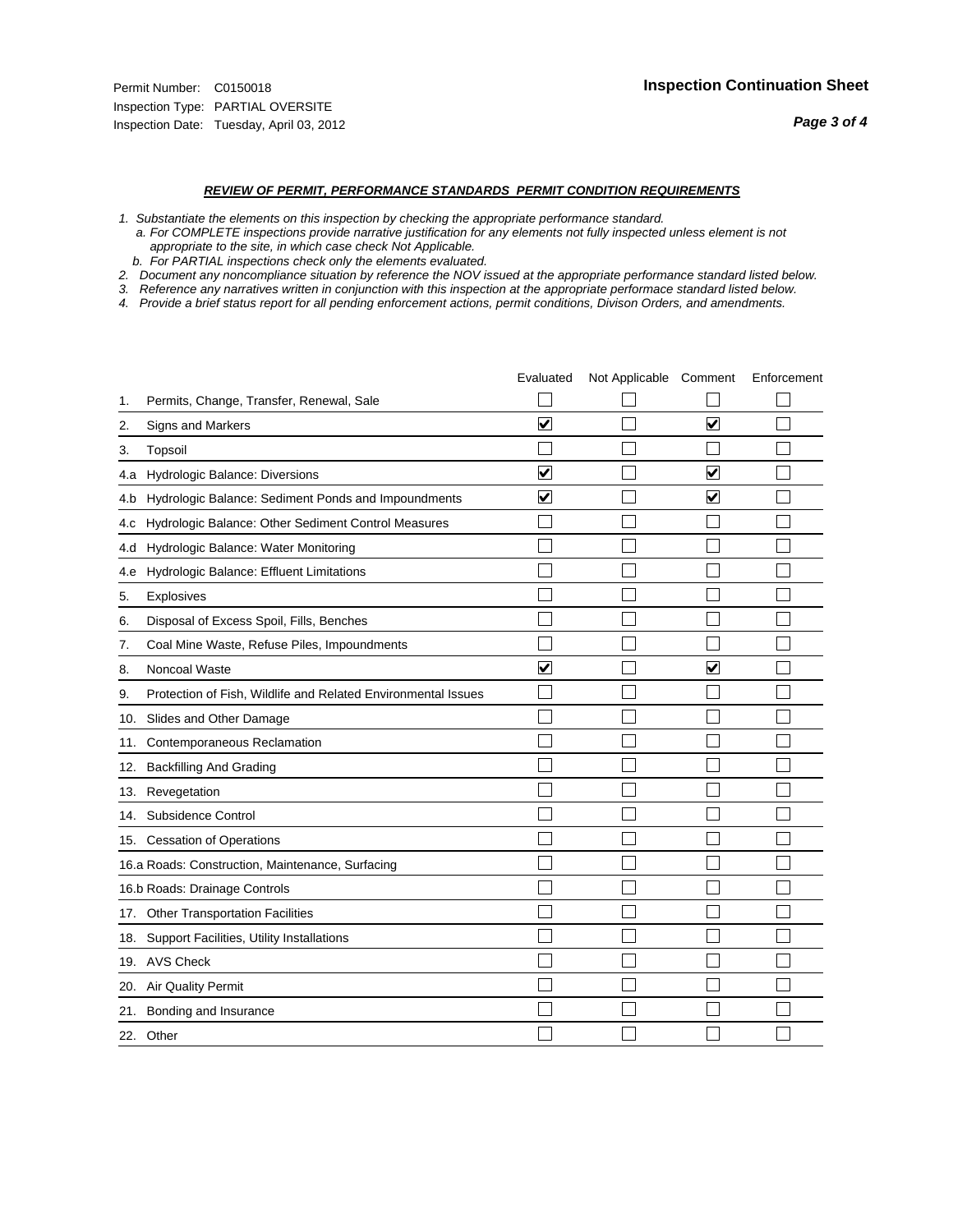Permit Number: C0150018
Inspection Type: PARTIAL OVERSITE
Inspection Date: Tuesday, April 03, 2012

## Inspection Continuation Sheet

***REVIEW OF PERMIT, PERFORMANCE STANDARDS PERMIT CONDITION REQUIREMENTS***

*1. Substantiate the elements on this inspection by checking the appropriate performance standard.*
*a. For COMPLETE inspections provide narrative justification for any elements not fully inspected unless element is not appropriate to the site, in which case check Not Applicable.*
*b. For PARTIAL inspections check only the elements evaluated.*
*2. Document any noncompliance situation by reference the NOV issued at the appropriate performance standard listed below.*
*3. Reference any narratives written in conjunction with this inspection at the appropriate performace standard listed below.*
*4. Provide a brief status report for all pending enforcement actions, permit conditions, Divison Orders, and amendments.*

| | Evaluated | Not Applicable | Comment | Enforcement |
|---|---|---|---|---|
| 1. Permits, Change, Transfer, Renewal, Sale | ☐ | ☐ | ☐ | ☐ |
| 2. Signs and Markers | ☑ | ☐ | ☑ | ☐ |
| 3. Topsoil | ☐ | ☐ | ☐ | ☐ |
| 4.a Hydrologic Balance: Diversions | ☑ | ☐ | ☑ | ☐ |
| 4.b Hydrologic Balance: Sediment Ponds and Impoundments | ☑ | ☐ | ☑ | ☐ |
| 4.c Hydrologic Balance: Other Sediment Control Measures | ☐ | ☐ | ☐ | ☐ |
| 4.d Hydrologic Balance: Water Monitoring | ☐ | ☐ | ☐ | ☐ |
| 4.e Hydrologic Balance: Effluent Limitations | ☐ | ☐ | ☐ | ☐ |
| 5. Explosives | ☐ | ☐ | ☐ | ☐ |
| 6. Disposal of Excess Spoil, Fills, Benches | ☐ | ☐ | ☐ | ☐ |
| 7. Coal Mine Waste, Refuse Piles, Impoundments | ☐ | ☐ | ☐ | ☐ |
| 8. Noncoal Waste | ☑ | ☐ | ☑ | ☐ |
| 9. Protection of Fish, Wildlife and Related Environmental Issues | ☐ | ☐ | ☐ | ☐ |
| 10. Slides and Other Damage | ☐ | ☐ | ☐ | ☐ |
| 11. Contemporaneous Reclamation | ☐ | ☐ | ☐ | ☐ |
| 12. Backfilling And Grading | ☐ | ☐ | ☐ | ☐ |
| 13. Revegetation | ☐ | ☐ | ☐ | ☐ |
| 14. Subsidence Control | ☐ | ☐ | ☐ | ☐ |
| 15. Cessation of Operations | ☐ | ☐ | ☐ | ☐ |
| 16.a Roads: Construction, Maintenance, Surfacing | ☐ | ☐ | ☐ | ☐ |
| 16.b Roads: Drainage Controls | ☐ | ☐ | ☐ | ☐ |
| 17. Other Transportation Facilities | ☐ | ☐ | ☐ | ☐ |
| 18. Support Facilities, Utility Installations | ☐ | ☐ | ☐ | ☐ |
| 19. AVS Check | ☐ | ☐ | ☐ | ☐ |
| 20. Air Quality Permit | ☐ | ☐ | ☐ | ☐ |
| 21. Bonding and Insurance | ☐ | ☐ | ☐ | ☐ |
| 22. Other | ☐ | ☐ | ☐ | ☐ |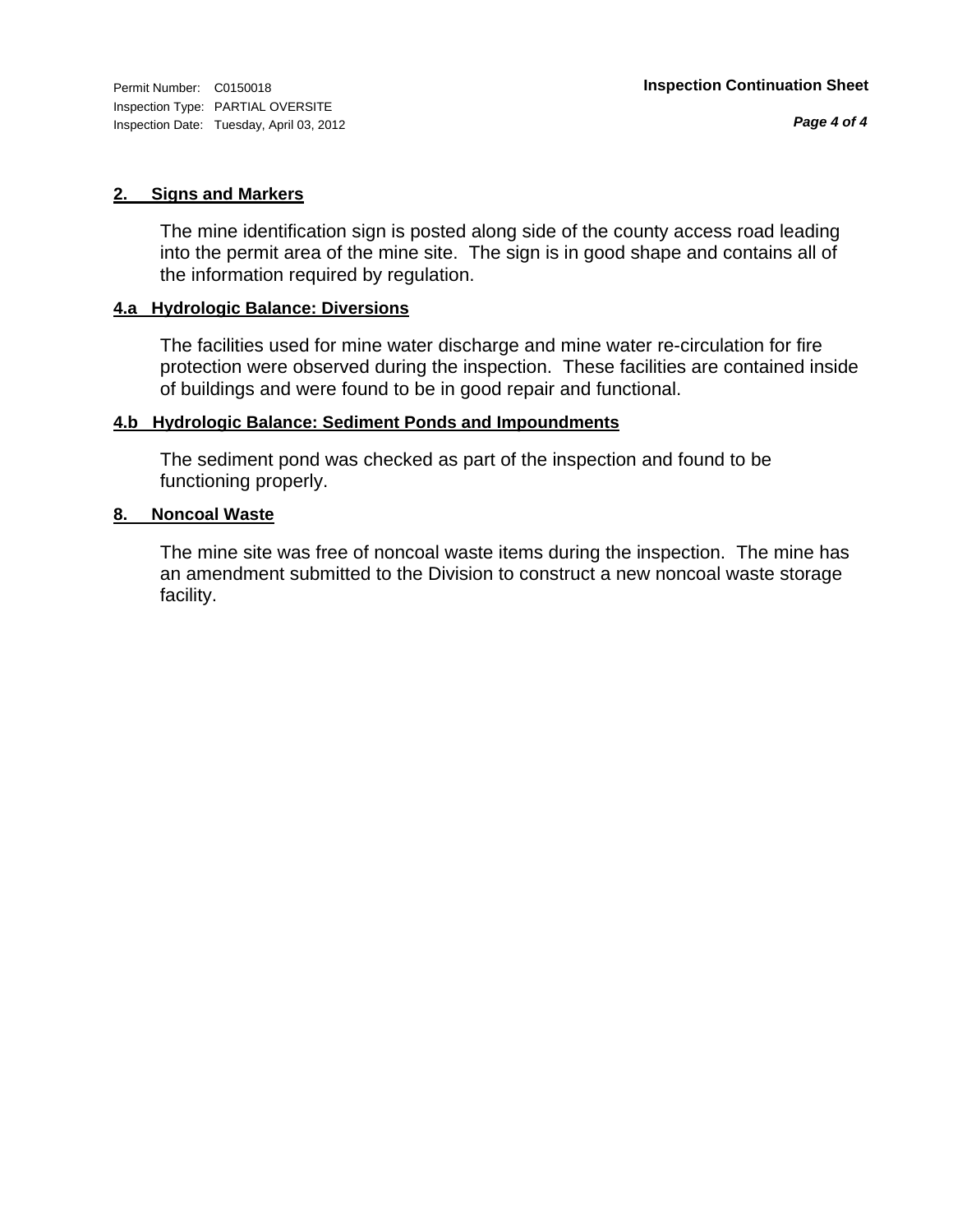**2. Signs and Markers**

The mine identification sign is posted along side of the county access road leading into the permit area of the mine site. The sign is in good shape and contains all of the information required by regulation.

**4.a Hydrologic Balance: Diversions**

The facilities used for mine water discharge and mine water re-circulation for fire protection were observed during the inspection. These facilities are contained inside of buildings and were found to be in good repair and functional.

**4.b Hydrologic Balance: Sediment Ponds and Impoundments**

The sediment pond was checked as part of the inspection and found to be functioning properly.

**8. Noncoal Waste**

The mine site was free of noncoal waste items during the inspection. The mine has an amendment submitted to the Division to construct a new noncoal waste storage facility.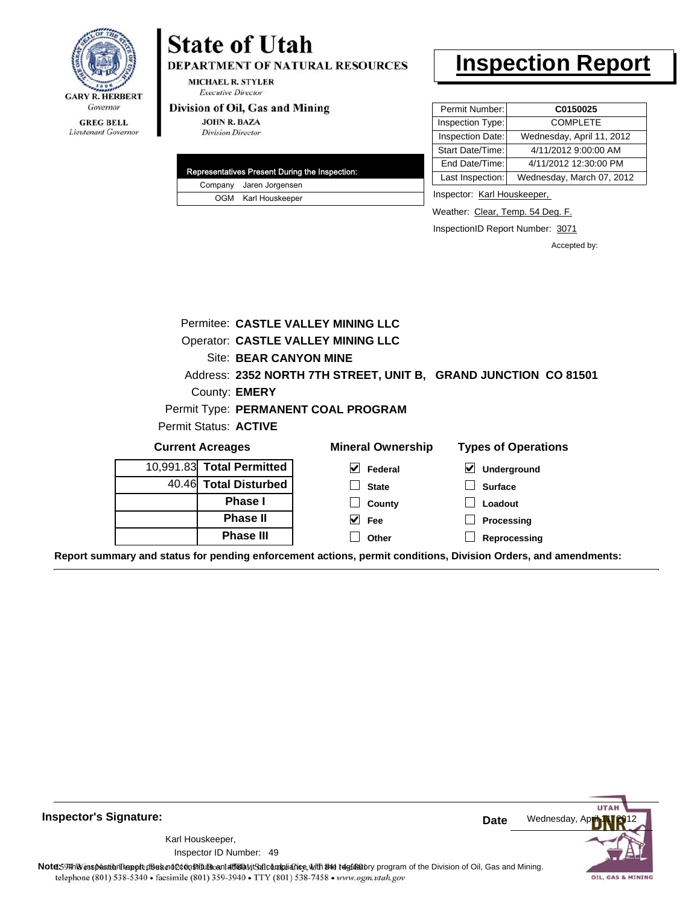GARY R. HERBERT
*Governor*

GREG BELL
*Lieutenant Governor*

# State of Utah

**DEPARTMENT OF NATURAL RESOURCES**

MICHAEL R. STYLER
*Executive Director*

**Division of Oil, Gas and Mining**

JOHN R. BAZA
*Division Director*

# Inspection Report

| | |
|---|---|
| Permit Number: | **C0150025** |
| Inspection Type: | COMPLETE |
| Inspection Date: | Wednesday, April 11, 2012 |
| Start Date/Time: | 4/11/2012 9:00:00 AM |
| End Date/Time: | 4/11/2012 12:30:00 PM |
| Last Inspection: | Wednesday, March 07, 2012 |

| Representatives Present During the Inspection: | |
|---|---|
| Company | Jaren Jorgensen |
| OGM | Karl Houskeeper |

Inspector: Karl Houskeeper,

Weather: Clear, Temp. 54 Deg. F.

InspectionID Report Number: 3071

Accepted by:

Permitee: **CASTLE VALLEY MINING LLC**

Operator: **CASTLE VALLEY MINING LLC**

Site: **BEAR CANYON MINE**

Address: **2352 NORTH 7TH STREET, UNIT B, GRAND JUNCTION CO 81501**

County: **EMERY**

Permit Type: **PERMANENT COAL PROGRAM**

Permit Status: **ACTIVE**

**Current Acreages**

| | |
|---|---|
| 10,991.83 | **Total Permitted** |
| 40.46 | **Total Disturbed** |
| | **Phase I** |
| | **Phase II** |
| | **Phase III** |

**Mineral Ownership**

- [x] Federal
- [ ] State
- [ ] County
- [x] Fee
- [ ] Other

**Types of Operations**

- [x] Underground
- [ ] Surface
- [ ] Loadout
- [ ] Processing
- [ ] Reprocessing

**Report summary and status for pending enforcement actions, permit conditions, Division Orders, and amendments:**

**Inspector's Signature:**

Karl Houskeeper,

Inspector ID Number: 49

**Date** Wednesday, April 11, 2012

**Note:** This inspection report does not constitute an affidavit of compliance with the regulatory program of the Division of Oil, Gas and Mining.

telephone (801) 538-5340 • facsimile (801) 359-3940 • TTY (801) 538-7458 • www.ogm.utah.gov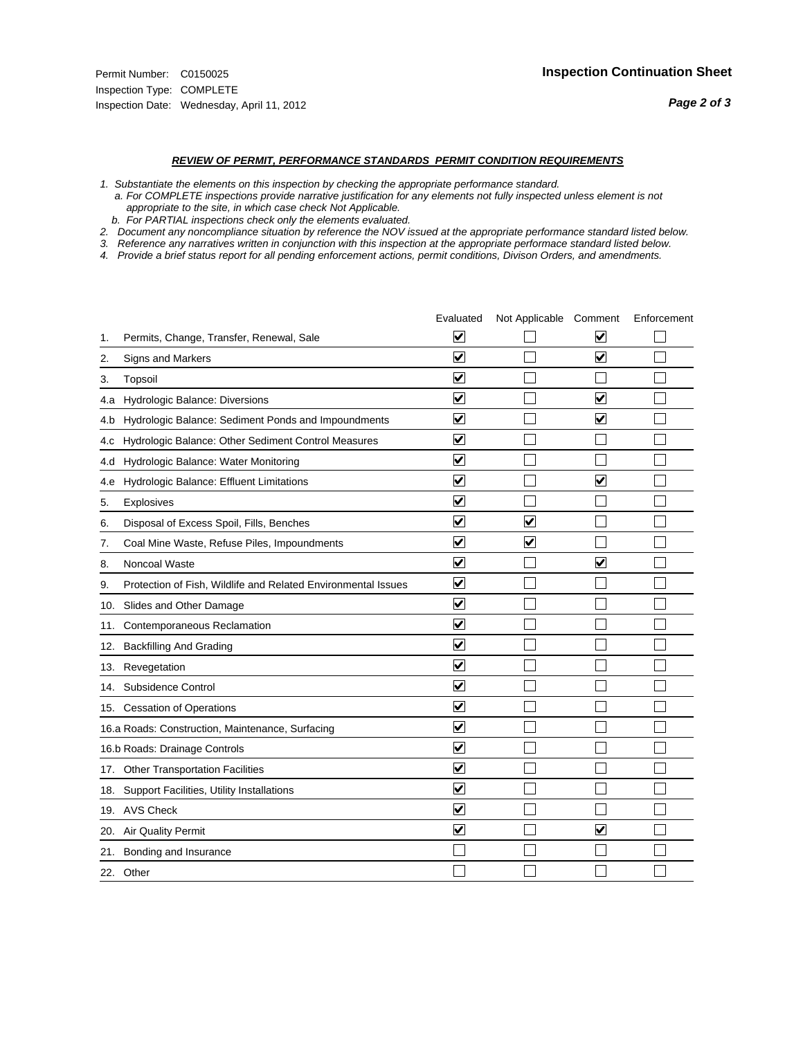Permit Number: C0150025
Inspection Type: COMPLETE
Inspection Date: Wednesday, April 11, 2012

**Inspection Continuation Sheet**

***REVIEW OF PERMIT, PERFORMANCE STANDARDS PERMIT CONDITION REQUIREMENTS***

*1. Substantiate the elements on this inspection by checking the appropriate performance standard.*
*a. For COMPLETE inspections provide narrative justification for any elements not fully inspected unless element is not appropriate to the site, in which case check Not Applicable.*
*b. For PARTIAL inspections check only the elements evaluated.*
*2. Document any noncompliance situation by reference the NOV issued at the appropriate performance standard listed below.*
*3. Reference any narratives written in conjunction with this inspection at the appropriate performace standard listed below.*
*4. Provide a brief status report for all pending enforcement actions, permit conditions, Divison Orders, and amendments.*

| | Evaluated | Not Applicable | Comment | Enforcement |
|---|---|---|---|---|
| 1. Permits, Change, Transfer, Renewal, Sale | ☑ | ☐ | ☑ | ☐ |
| 2. Signs and Markers | ☑ | ☐ | ☑ | ☐ |
| 3. Topsoil | ☑ | ☐ | ☐ | ☐ |
| 4.a Hydrologic Balance: Diversions | ☑ | ☐ | ☑ | ☐ |
| 4.b Hydrologic Balance: Sediment Ponds and Impoundments | ☑ | ☐ | ☑ | ☐ |
| 4.c Hydrologic Balance: Other Sediment Control Measures | ☑ | ☐ | ☐ | ☐ |
| 4.d Hydrologic Balance: Water Monitoring | ☑ | ☐ | ☐ | ☐ |
| 4.e Hydrologic Balance: Effluent Limitations | ☑ | ☐ | ☑ | ☐ |
| 5. Explosives | ☑ | ☐ | ☐ | ☐ |
| 6. Disposal of Excess Spoil, Fills, Benches | ☑ | ☑ | ☐ | ☐ |
| 7. Coal Mine Waste, Refuse Piles, Impoundments | ☑ | ☑ | ☐ | ☐ |
| 8. Noncoal Waste | ☑ | ☐ | ☑ | ☐ |
| 9. Protection of Fish, Wildlife and Related Environmental Issues | ☑ | ☐ | ☐ | ☐ |
| 10. Slides and Other Damage | ☑ | ☐ | ☐ | ☐ |
| 11. Contemporaneous Reclamation | ☑ | ☐ | ☐ | ☐ |
| 12. Backfilling And Grading | ☑ | ☐ | ☐ | ☐ |
| 13. Revegetation | ☑ | ☐ | ☐ | ☐ |
| 14. Subsidence Control | ☑ | ☐ | ☐ | ☐ |
| 15. Cessation of Operations | ☑ | ☐ | ☐ | ☐ |
| 16.a Roads: Construction, Maintenance, Surfacing | ☑ | ☐ | ☐ | ☐ |
| 16.b Roads: Drainage Controls | ☑ | ☐ | ☐ | ☐ |
| 17. Other Transportation Facilities | ☑ | ☐ | ☐ | ☐ |
| 18. Support Facilities, Utility Installations | ☑ | ☐ | ☐ | ☐ |
| 19. AVS Check | ☑ | ☐ | ☐ | ☐ |
| 20. Air Quality Permit | ☑ | ☐ | ☑ | ☐ |
| 21. Bonding and Insurance | ☐ | ☐ | ☐ | ☐ |
| 22. Other | ☐ | ☐ | ☐ | ☐ |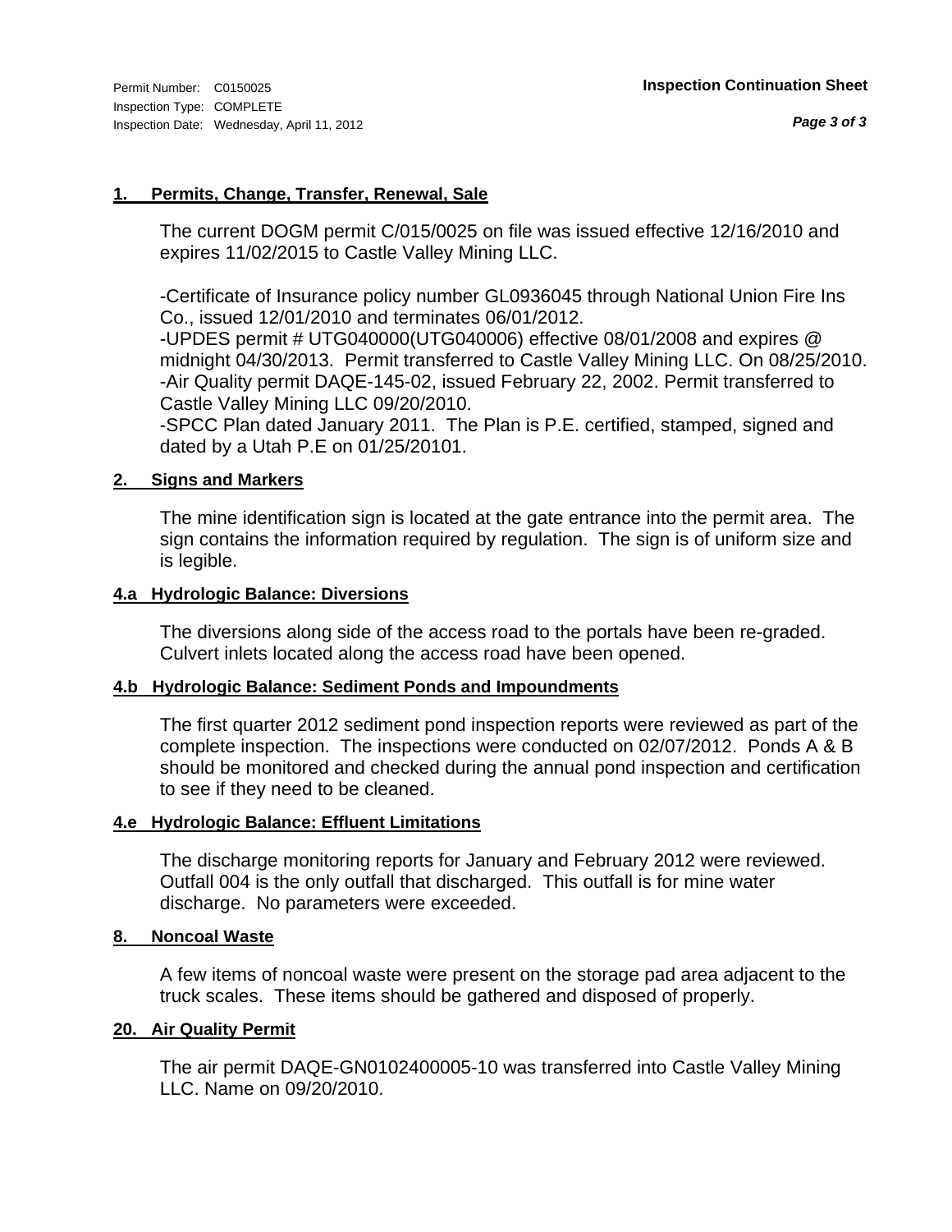Permit Number: C0150025
Inspection Type: COMPLETE
Inspection Date: Wednesday, April 11, 2012

**Inspection Continuation Sheet**

### 1. Permits, Change, Transfer, Renewal, Sale

The current DOGM permit C/015/0025 on file was issued effective 12/16/2010 and expires 11/02/2015 to Castle Valley Mining LLC.

-Certificate of Insurance policy number GL0936045 through National Union Fire Ins Co., issued 12/01/2010 and terminates 06/01/2012.
-UPDES permit # UTG040000(UTG040006) effective 08/01/2008 and expires @ midnight 04/30/2013. Permit transferred to Castle Valley Mining LLC. On 08/25/2010.
-Air Quality permit DAQE-145-02, issued February 22, 2002. Permit transferred to Castle Valley Mining LLC 09/20/2010.
-SPCC Plan dated January 2011. The Plan is P.E. certified, stamped, signed and dated by a Utah P.E on 01/25/20101.

### 2. Signs and Markers

The mine identification sign is located at the gate entrance into the permit area. The sign contains the information required by regulation. The sign is of uniform size and is legible.

### 4.a Hydrologic Balance: Diversions

The diversions along side of the access road to the portals have been re-graded. Culvert inlets located along the access road have been opened.

### 4.b Hydrologic Balance: Sediment Ponds and Impoundments

The first quarter 2012 sediment pond inspection reports were reviewed as part of the complete inspection. The inspections were conducted on 02/07/2012. Ponds A & B should be monitored and checked during the annual pond inspection and certification to see if they need to be cleaned.

### 4.e Hydrologic Balance: Effluent Limitations

The discharge monitoring reports for January and February 2012 were reviewed. Outfall 004 is the only outfall that discharged. This outfall is for mine water discharge. No parameters were exceeded.

### 8. Noncoal Waste

A few items of noncoal waste were present on the storage pad area adjacent to the truck scales. These items should be gathered and disposed of properly.

### 20. Air Quality Permit

The air permit DAQE-GN0102400005-10 was transferred into Castle Valley Mining LLC. Name on 09/20/2010.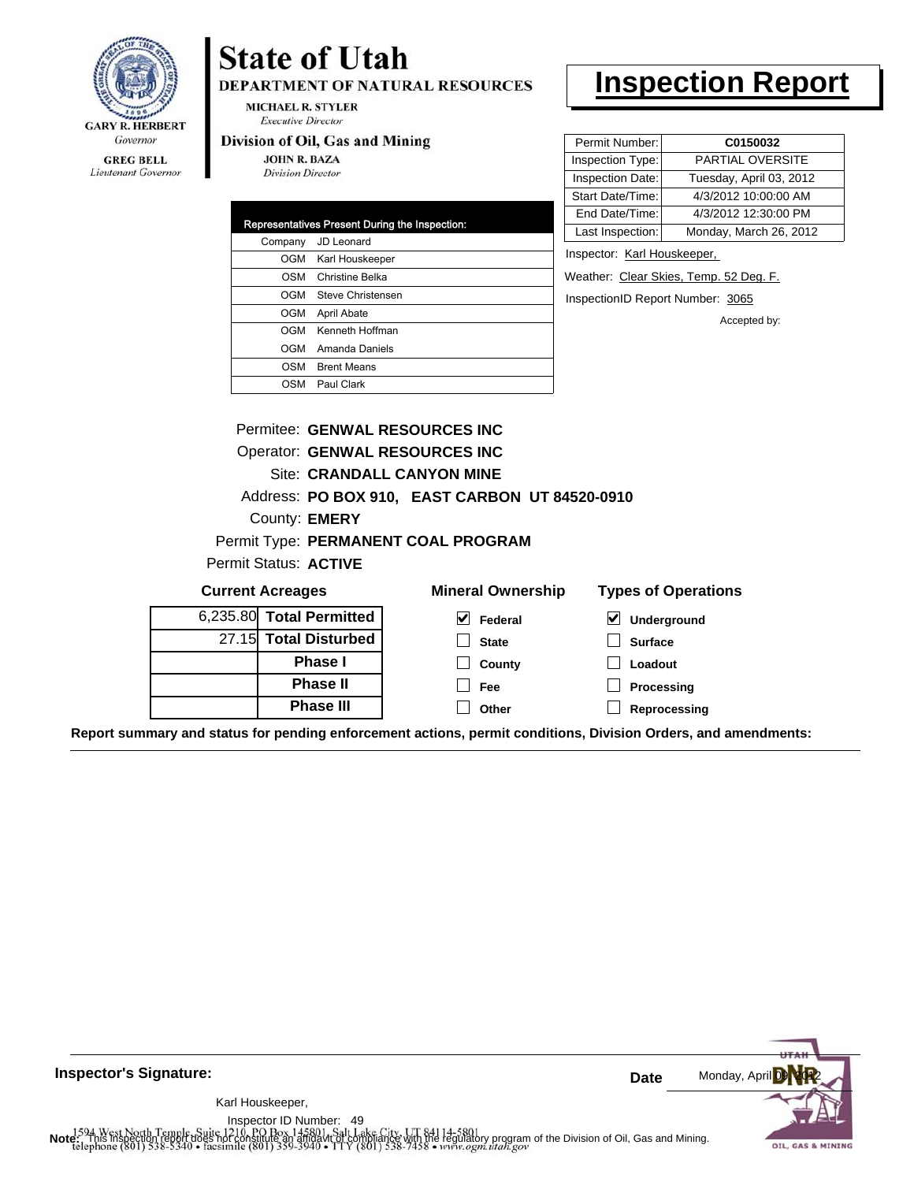GARY R. HERBERT
*Governor*

GREG BELL
*Lieutenant Governor*

# State of Utah

**DEPARTMENT OF NATURAL RESOURCES**

MICHAEL R. STYLER
*Executive Director*

**Division of Oil, Gas and Mining**

JOHN R. BAZA
*Division Director*

# Inspection Report

| | |
|---|---|
| Permit Number: | **C0150032** |
| Inspection Type: | PARTIAL OVERSITE |
| Inspection Date: | Tuesday, April 03, 2012 |
| Start Date/Time: | 4/3/2012 10:00:00 AM |
| End Date/Time: | 4/3/2012 12:30:00 PM |
| Last Inspection: | Monday, March 26, 2012 |

Inspector: Karl Houskeeper,

Weather: Clear Skies, Temp. 52 Deg. F.

InspectionID Report Number: 3065

Accepted by:

| Representatives Present During the Inspection: | |
|---|---|
| Company | JD Leonard |
| OGM | Karl Houskeeper |
| OSM | Christine Belka |
| OGM | Steve Christensen |
| OGM | April Abate |
| OGM | Kenneth Hoffman |
| OGM | Amanda Daniels |
| OSM | Brent Means |
| OSM | Paul Clark |

Permitee: **GENWAL RESOURCES INC**
Operator: **GENWAL RESOURCES INC**
Site: **CRANDALL CANYON MINE**
Address: **PO BOX 910, EAST CARBON UT 84520-0910**
County: **EMERY**
Permit Type: **PERMANENT COAL PROGRAM**
Permit Status: **ACTIVE**

**Current Acreages**

| | |
|---|---|
| 6,235.80 | **Total Permitted** |
| 27.15 | **Total Disturbed** |
| | **Phase I** |
| | **Phase II** |
| | **Phase III** |

**Mineral Ownership**

- [x] Federal
- [ ] State
- [ ] County
- [ ] Fee
- [ ] Other

**Types of Operations**

- [x] Underground
- [ ] Surface
- [ ] Loadout
- [ ] Processing
- [ ] Reprocessing

**Report summary and status for pending enforcement actions, permit conditions, Division Orders, and amendments:**

---

**Inspector's Signature:**

Karl Houskeeper,
Inspector ID Number: 49

**Date** Monday, April 09, 2012

**Note:** This inspection report does not constitute an affidavit of compliance with the regulatory program of the Division of Oil, Gas and Mining.
1594 West North Temple, Suite 1210, PO Box 145801, Salt Lake City, UT 84114-5801
telephone (801) 538-5340 • facsimile (801) 359-3940 • TTY (801) 538-7458 • www.ogm.utah.gov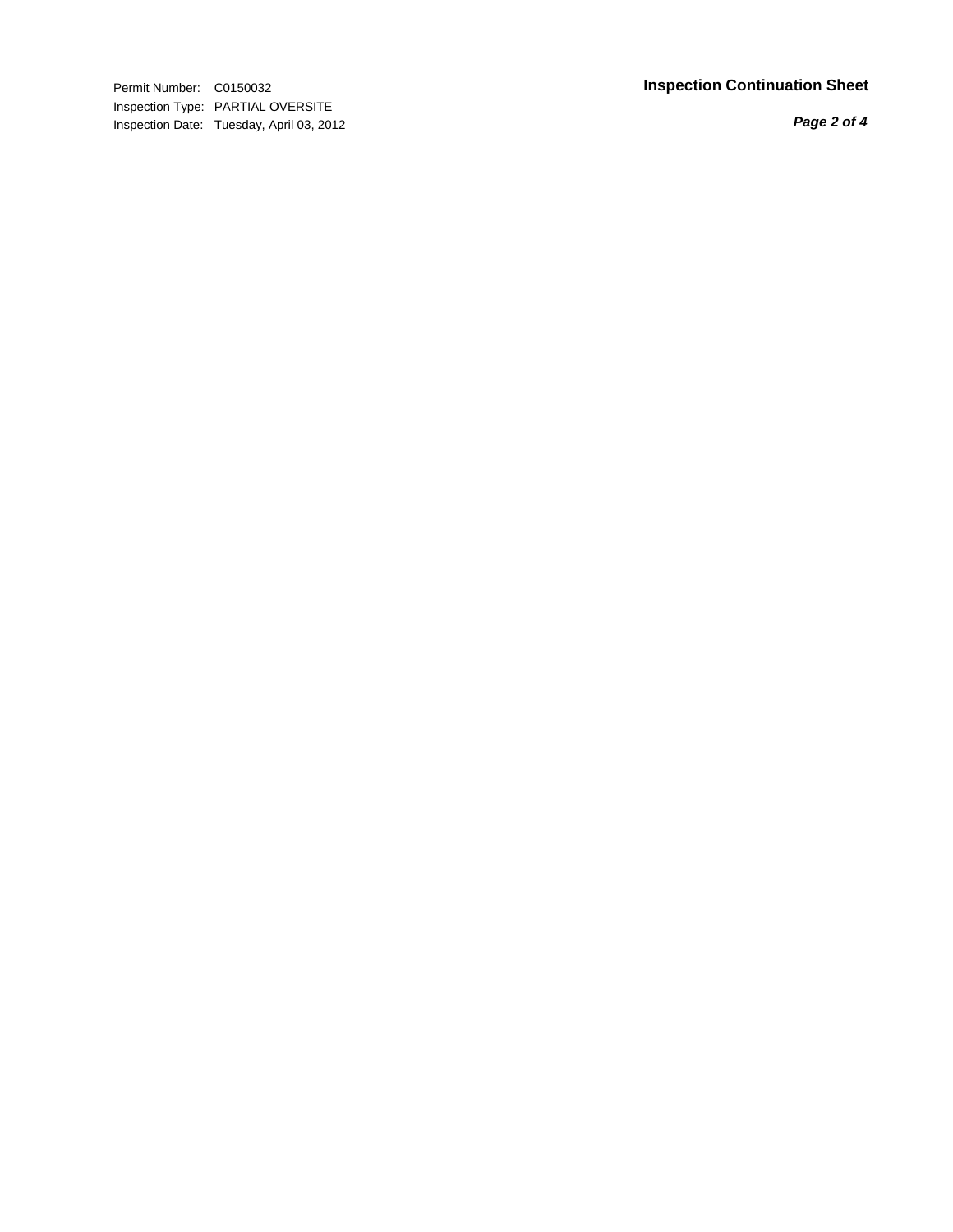Permit Number: C0150032

Inspection Type: PARTIAL OVERSITE

Inspection Date: Tuesday, April 03, 2012

## Inspection Continuation Sheet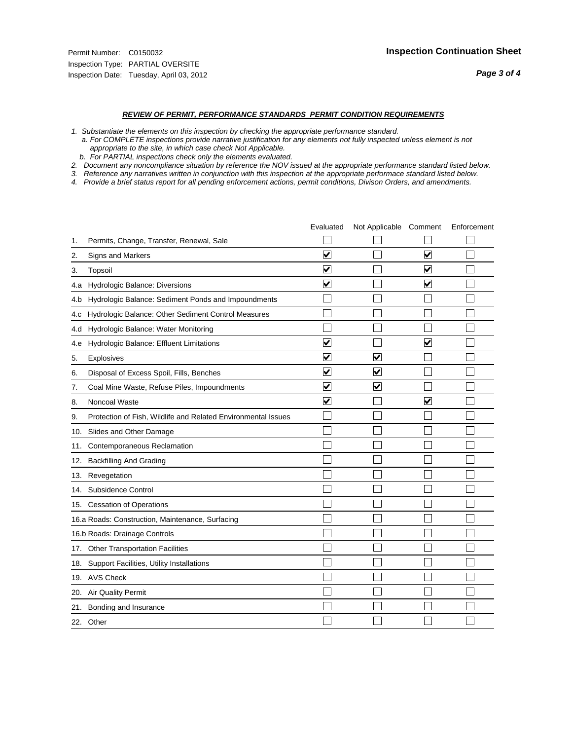Permit Number: C0150032
Inspection Type: PARTIAL OVERSITE
Inspection Date: Tuesday, April 03, 2012

**Inspection Continuation Sheet**

### *REVIEW OF PERMIT, PERFORMANCE STANDARDS PERMIT CONDITION REQUIREMENTS*

*1. Substantiate the elements on this inspection by checking the appropriate performance standard.*
*a. For COMPLETE inspections provide narrative justification for any elements not fully inspected unless element is not appropriate to the site, in which case check Not Applicable.*
*b. For PARTIAL inspections check only the elements evaluated.*
*2. Document any noncompliance situation by reference the NOV issued at the appropriate performance standard listed below.*
*3. Reference any narratives written in conjunction with this inspection at the appropriate performace standard listed below.*
*4. Provide a brief status report for all pending enforcement actions, permit conditions, Divison Orders, and amendments.*

| | Evaluated | Not Applicable | Comment | Enforcement |
|---|---|---|---|---|
| 1. Permits, Change, Transfer, Renewal, Sale | ☐ | ☐ | ☐ | ☐ |
| 2. Signs and Markers | ☑ | ☐ | ☑ | ☐ |
| 3. Topsoil | ☑ | ☐ | ☑ | ☐ |
| 4.a Hydrologic Balance: Diversions | ☑ | ☐ | ☑ | ☐ |
| 4.b Hydrologic Balance: Sediment Ponds and Impoundments | ☐ | ☐ | ☐ | ☐ |
| 4.c Hydrologic Balance: Other Sediment Control Measures | ☐ | ☐ | ☐ | ☐ |
| 4.d Hydrologic Balance: Water Monitoring | ☐ | ☐ | ☐ | ☐ |
| 4.e Hydrologic Balance: Effluent Limitations | ☑ | ☐ | ☑ | ☐ |
| 5. Explosives | ☑ | ☑ | ☐ | ☐ |
| 6. Disposal of Excess Spoil, Fills, Benches | ☑ | ☑ | ☐ | ☐ |
| 7. Coal Mine Waste, Refuse Piles, Impoundments | ☑ | ☑ | ☐ | ☐ |
| 8. Noncoal Waste | ☑ | ☐ | ☑ | ☐ |
| 9. Protection of Fish, Wildlife and Related Environmental Issues | ☐ | ☐ | ☐ | ☐ |
| 10. Slides and Other Damage | ☐ | ☐ | ☐ | ☐ |
| 11. Contemporaneous Reclamation | ☐ | ☐ | ☐ | ☐ |
| 12. Backfilling And Grading | ☐ | ☐ | ☐ | ☐ |
| 13. Revegetation | ☐ | ☐ | ☐ | ☐ |
| 14. Subsidence Control | ☐ | ☐ | ☐ | ☐ |
| 15. Cessation of Operations | ☐ | ☐ | ☐ | ☐ |
| 16.a Roads: Construction, Maintenance, Surfacing | ☐ | ☐ | ☐ | ☐ |
| 16.b Roads: Drainage Controls | ☐ | ☐ | ☐ | ☐ |
| 17. Other Transportation Facilities | ☐ | ☐ | ☐ | ☐ |
| 18. Support Facilities, Utility Installations | ☐ | ☐ | ☐ | ☐ |
| 19. AVS Check | ☐ | ☐ | ☐ | ☐ |
| 20. Air Quality Permit | ☐ | ☐ | ☐ | ☐ |
| 21. Bonding and Insurance | ☐ | ☐ | ☐ | ☐ |
| 22. Other | ☐ | ☐ | ☐ | ☐ |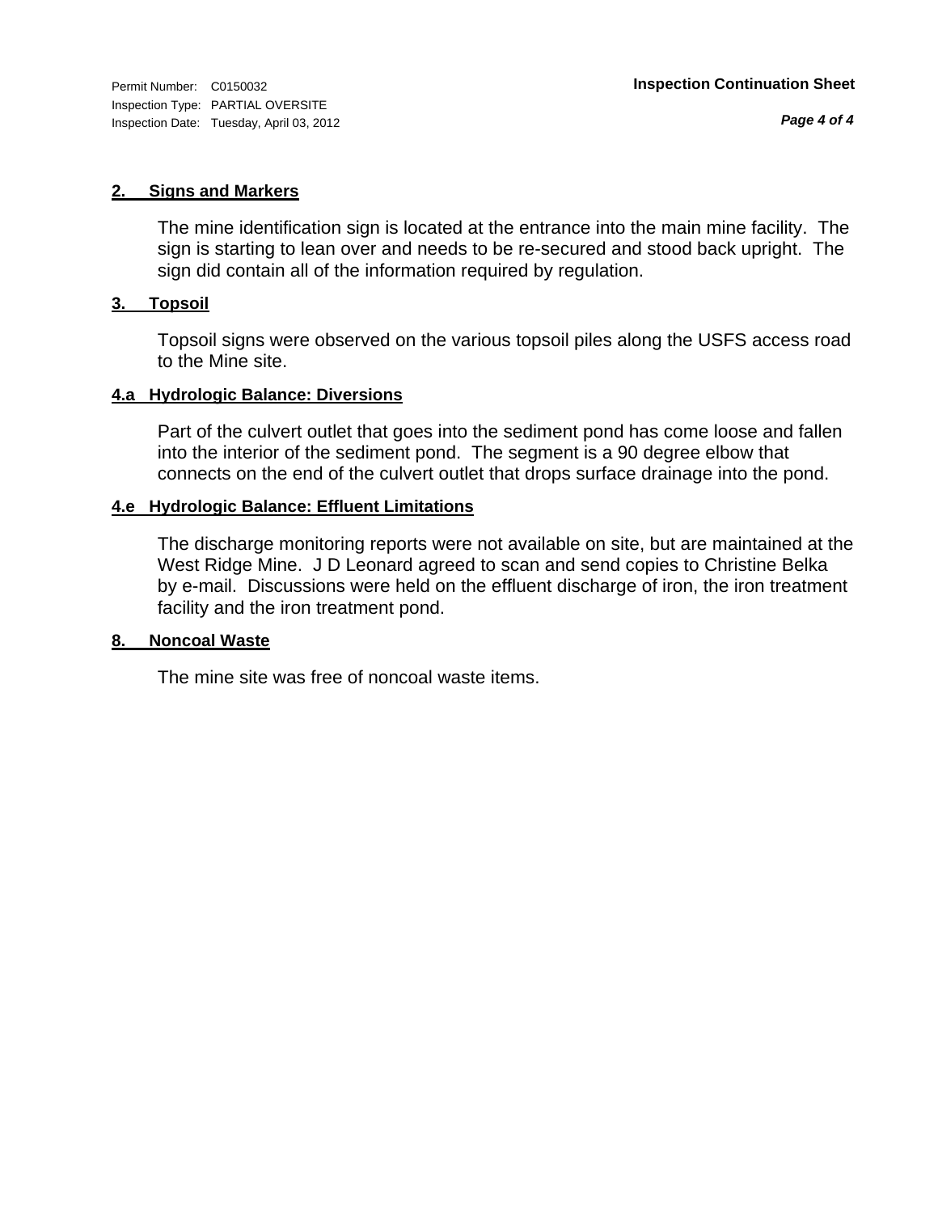### 2. Signs and Markers

The mine identification sign is located at the entrance into the main mine facility. The sign is starting to lean over and needs to be re-secured and stood back upright. The sign did contain all of the information required by regulation.

### 3. Topsoil

Topsoil signs were observed on the various topsoil piles along the USFS access road to the Mine site.

### 4.a Hydrologic Balance: Diversions

Part of the culvert outlet that goes into the sediment pond has come loose and fallen into the interior of the sediment pond. The segment is a 90 degree elbow that connects on the end of the culvert outlet that drops surface drainage into the pond.

### 4.e Hydrologic Balance: Effluent Limitations

The discharge monitoring reports were not available on site, but are maintained at the West Ridge Mine. J D Leonard agreed to scan and send copies to Christine Belka by e-mail. Discussions were held on the effluent discharge of iron, the iron treatment facility and the iron treatment pond.

### 8. Noncoal Waste

The mine site was free of noncoal waste items.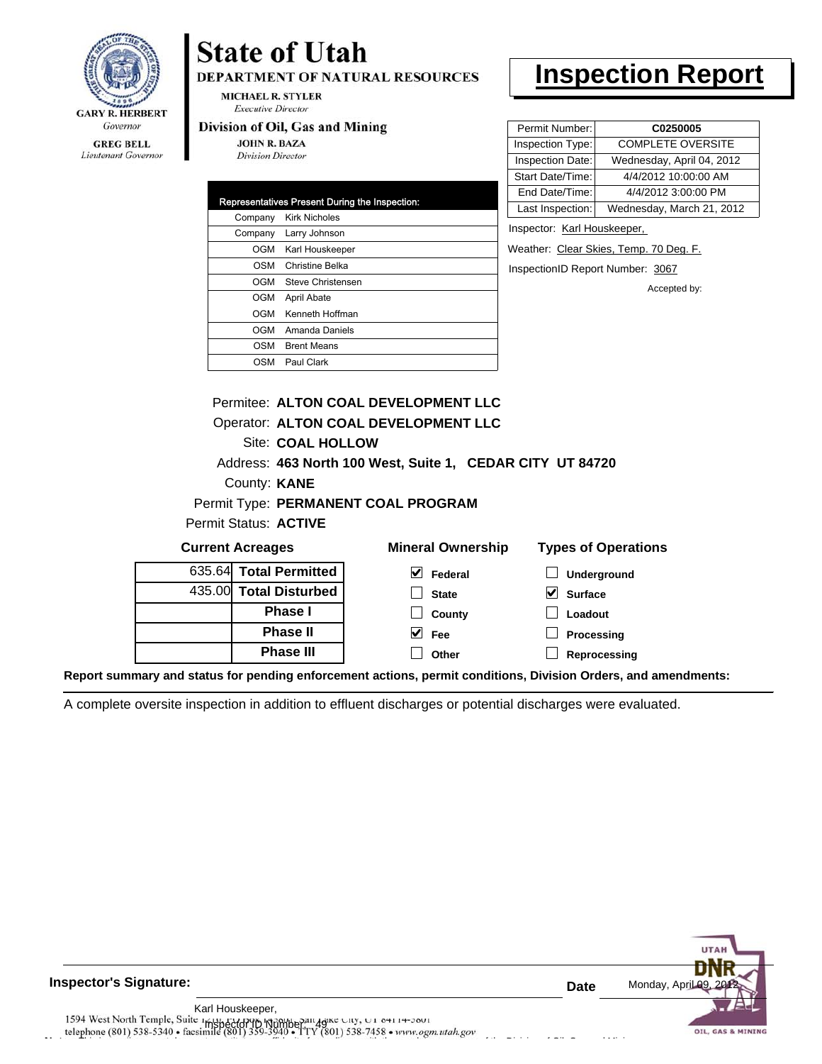GARY R. HERBERT
*Governor*

GREG BELL
*Lieutenant Governor*

# State of Utah

**DEPARTMENT OF NATURAL RESOURCES**

MICHAEL R. STYLER
*Executive Director*

**Division of Oil, Gas and Mining**

JOHN R. BAZA
*Division Director*

# Inspection Report

| | |
|---|---|
| Permit Number: | **C0250005** |
| Inspection Type: | COMPLETE OVERSITE |
| Inspection Date: | Wednesday, April 04, 2012 |
| Start Date/Time: | 4/4/2012 10:00:00 AM |
| End Date/Time: | 4/4/2012 3:00:00 PM |
| Last Inspection: | Wednesday, March 21, 2012 |

Inspector: Karl Houskeeper,

Weather: Clear Skies, Temp. 70 Deg. F.

InspectionID Report Number: 3067

Accepted by:

| Representatives Present During the Inspection: | |
|---|---|
| Company | Kirk Nicholes |
| Company | Larry Johnson |
| OGM | Karl Houskeeper |
| OSM | Christine Belka |
| OGM | Steve Christensen |
| OGM | April Abate |
| OGM | Kenneth Hoffman |
| OGM | Amanda Daniels |
| OSM | Brent Means |
| OSM | Paul Clark |

Permitee: **ALTON COAL DEVELOPMENT LLC**
Operator: **ALTON COAL DEVELOPMENT LLC**
Site: **COAL HOLLOW**
Address: **463 North 100 West, Suite 1, CEDAR CITY UT 84720**
County: **KANE**
Permit Type: **PERMANENT COAL PROGRAM**
Permit Status: **ACTIVE**

**Current Acreages**

| | |
|---|---|
| 635.64 | **Total Permitted** |
| 435.00 | **Total Disturbed** |
| | **Phase I** |
| | **Phase II** |
| | **Phase III** |

**Mineral Ownership**

- [x] Federal
- [ ] State
- [ ] County
- [x] Fee
- [ ] Other

**Types of Operations**

- [ ] Underground
- [x] Surface
- [ ] Loadout
- [ ] Processing
- [ ] Reprocessing

**Report summary and status for pending enforcement actions, permit conditions, Division Orders, and amendments:**

A complete oversite inspection in addition to effluent discharges or potential discharges were evaluated.

**Inspector's Signature:** **Date** Monday, April 09, 2012

Karl Houskeeper,
Inspector ID Number: 49

1594 West North Temple, Suite 1210, PO Box 145801, Salt Lake City, UT 84114-5801
telephone (801) 538-5340 • facsimile (801) 359-3940 • TTY (801) 538-7458 • www.ogm.utah.gov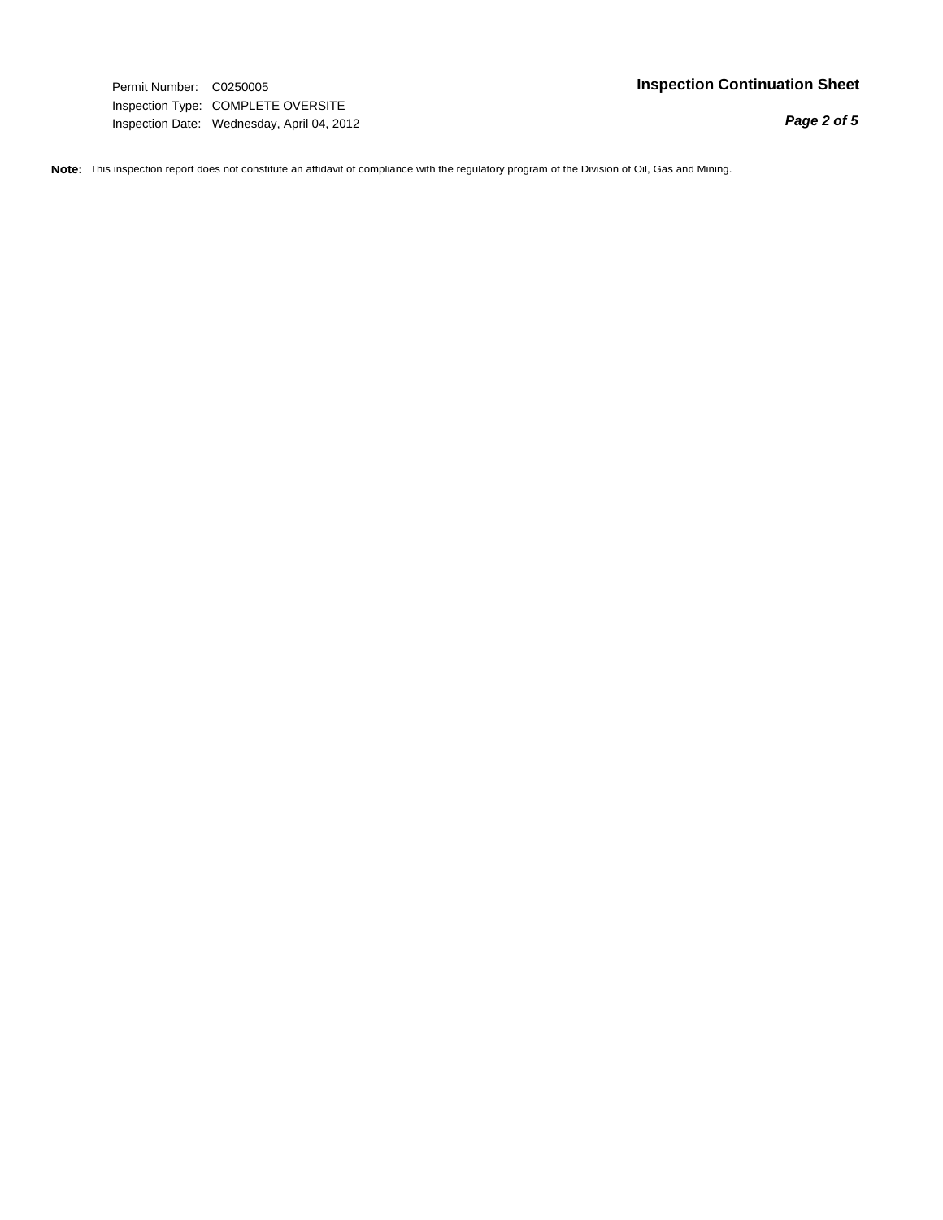Permit Number: C0250005
Inspection Type: COMPLETE OVERSITE
Inspection Date: Wednesday, April 04, 2012

## Inspection Continuation Sheet

**Note:** This inspection report does not constitute an affidavit of compliance with the regulatory program of the Division of Oil, Gas and Mining.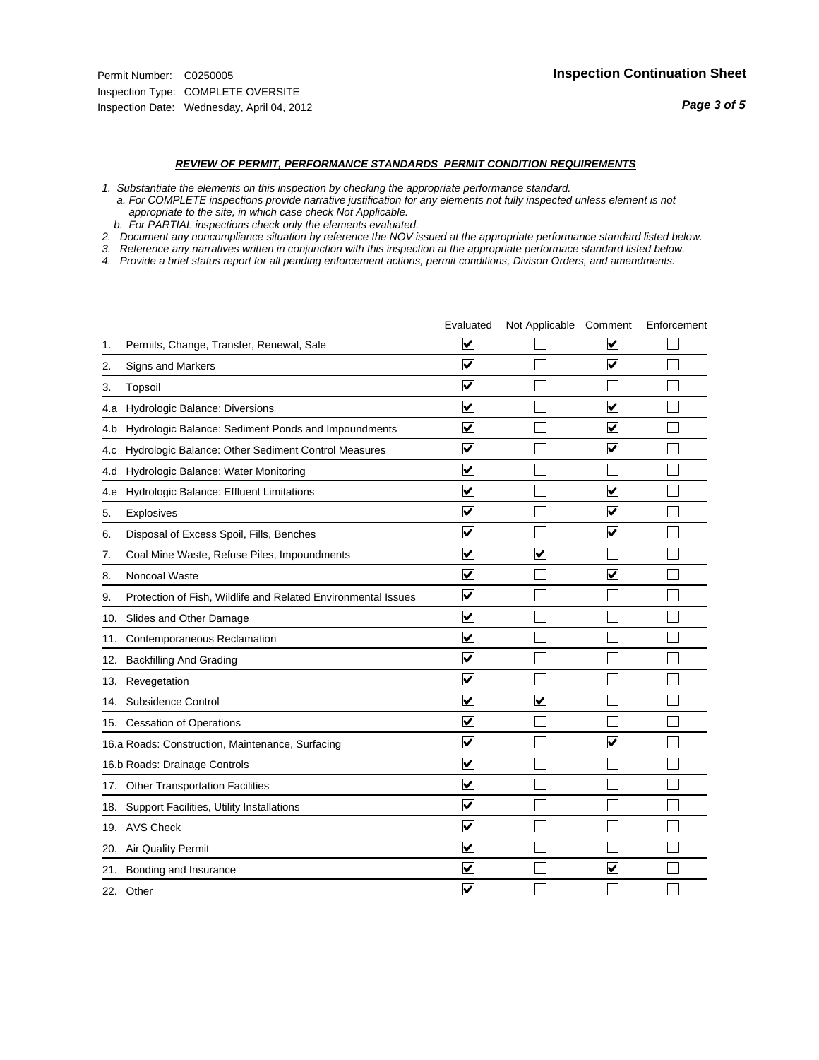Permit Number: C0250005
Inspection Type: COMPLETE OVERSITE
Inspection Date: Wednesday, April 04, 2012

**Inspection Continuation Sheet**

***REVIEW OF PERMIT, PERFORMANCE STANDARDS PERMIT CONDITION REQUIREMENTS***

*1. Substantiate the elements on this inspection by checking the appropriate performance standard.*
*a. For COMPLETE inspections provide narrative justification for any elements not fully inspected unless element is not appropriate to the site, in which case check Not Applicable.*
*b. For PARTIAL inspections check only the elements evaluated.*
*2. Document any noncompliance situation by reference the NOV issued at the appropriate performance standard listed below.*
*3. Reference any narratives written in conjunction with this inspection at the appropriate performace standard listed below.*
*4. Provide a brief status report for all pending enforcement actions, permit conditions, Divison Orders, and amendments.*

| | | Evaluated | Not Applicable | Comment | Enforcement |
|---|---|---|---|---|---|
| 1. | Permits, Change, Transfer, Renewal, Sale | ☑ | ☐ | ☑ | ☐ |
| 2. | Signs and Markers | ☑ | ☐ | ☑ | ☐ |
| 3. | Topsoil | ☑ | ☐ | ☐ | ☐ |
| 4.a | Hydrologic Balance: Diversions | ☑ | ☐ | ☑ | ☐ |
| 4.b | Hydrologic Balance: Sediment Ponds and Impoundments | ☑ | ☐ | ☑ | ☐ |
| 4.c | Hydrologic Balance: Other Sediment Control Measures | ☑ | ☐ | ☑ | ☐ |
| 4.d | Hydrologic Balance: Water Monitoring | ☑ | ☐ | ☐ | ☐ |
| 4.e | Hydrologic Balance: Effluent Limitations | ☑ | ☐ | ☑ | ☐ |
| 5. | Explosives | ☑ | ☐ | ☑ | ☐ |
| 6. | Disposal of Excess Spoil, Fills, Benches | ☑ | ☐ | ☑ | ☐ |
| 7. | Coal Mine Waste, Refuse Piles, Impoundments | ☑ | ☑ | ☐ | ☐ |
| 8. | Noncoal Waste | ☑ | ☐ | ☑ | ☐ |
| 9. | Protection of Fish, Wildlife and Related Environmental Issues | ☑ | ☐ | ☐ | ☐ |
| 10. | Slides and Other Damage | ☑ | ☐ | ☐ | ☐ |
| 11. | Contemporaneous Reclamation | ☑ | ☐ | ☐ | ☐ |
| 12. | Backfilling And Grading | ☑ | ☐ | ☐ | ☐ |
| 13. | Revegetation | ☑ | ☐ | ☐ | ☐ |
| 14. | Subsidence Control | ☑ | ☑ | ☐ | ☐ |
| 15. | Cessation of Operations | ☑ | ☐ | ☐ | ☐ |
| 16.a | Roads: Construction, Maintenance, Surfacing | ☑ | ☐ | ☑ | ☐ |
| 16.b | Roads: Drainage Controls | ☑ | ☐ | ☐ | ☐ |
| 17. | Other Transportation Facilities | ☑ | ☐ | ☐ | ☐ |
| 18. | Support Facilities, Utility Installations | ☑ | ☐ | ☐ | ☐ |
| 19. | AVS Check | ☑ | ☐ | ☐ | ☐ |
| 20. | Air Quality Permit | ☑ | ☐ | ☐ | ☐ |
| 21. | Bonding and Insurance | ☑ | ☐ | ☑ | ☐ |
| 22. | Other | ☑ | ☐ | ☐ | ☐ |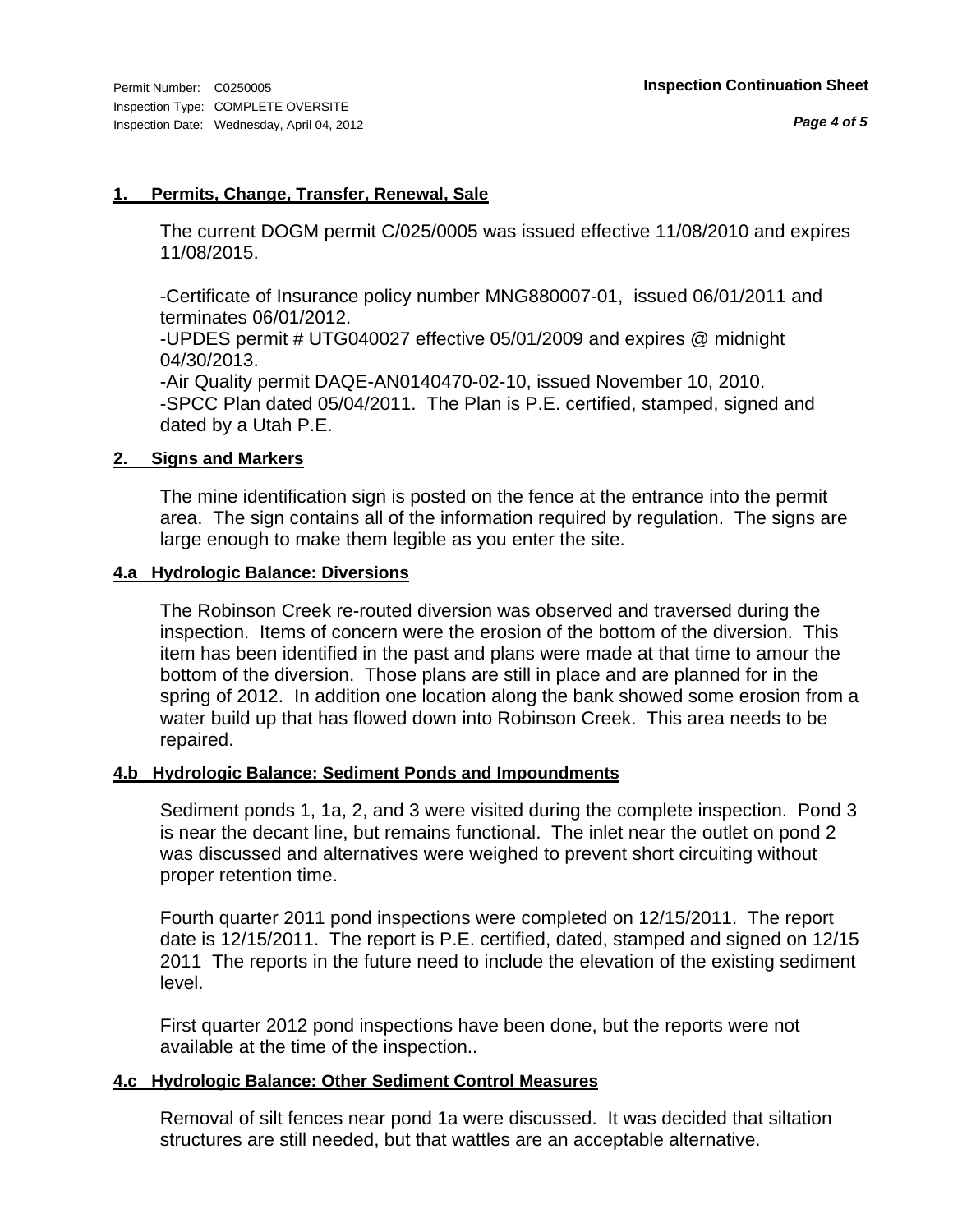## 1. Permits, Change, Transfer, Renewal, Sale

The current DOGM permit C/025/0005 was issued effective 11/08/2010 and expires 11/08/2015.

-Certificate of Insurance policy number MNG880007-01, issued 06/01/2011 and terminates 06/01/2012.
-UPDES permit # UTG040027 effective 05/01/2009 and expires @ midnight 04/30/2013.
-Air Quality permit DAQE-AN0140470-02-10, issued November 10, 2010.
-SPCC Plan dated 05/04/2011. The Plan is P.E. certified, stamped, signed and dated by a Utah P.E.

## 2. Signs and Markers

The mine identification sign is posted on the fence at the entrance into the permit area. The sign contains all of the information required by regulation. The signs are large enough to make them legible as you enter the site.

## 4.a Hydrologic Balance: Diversions

The Robinson Creek re-routed diversion was observed and traversed during the inspection. Items of concern were the erosion of the bottom of the diversion. This item has been identified in the past and plans were made at that time to amour the bottom of the diversion. Those plans are still in place and are planned for in the spring of 2012. In addition one location along the bank showed some erosion from a water build up that has flowed down into Robinson Creek. This area needs to be repaired.

## 4.b Hydrologic Balance: Sediment Ponds and Impoundments

Sediment ponds 1, 1a, 2, and 3 were visited during the complete inspection. Pond 3 is near the decant line, but remains functional. The inlet near the outlet on pond 2 was discussed and alternatives were weighed to prevent short circuiting without proper retention time.

Fourth quarter 2011 pond inspections were completed on 12/15/2011. The report date is 12/15/2011. The report is P.E. certified, dated, stamped and signed on 12/15 2011 The reports in the future need to include the elevation of the existing sediment level.

First quarter 2012 pond inspections have been done, but the reports were not available at the time of the inspection..

## 4.c Hydrologic Balance: Other Sediment Control Measures

Removal of silt fences near pond 1a were discussed. It was decided that siltation structures are still needed, but that wattles are an acceptable alternative.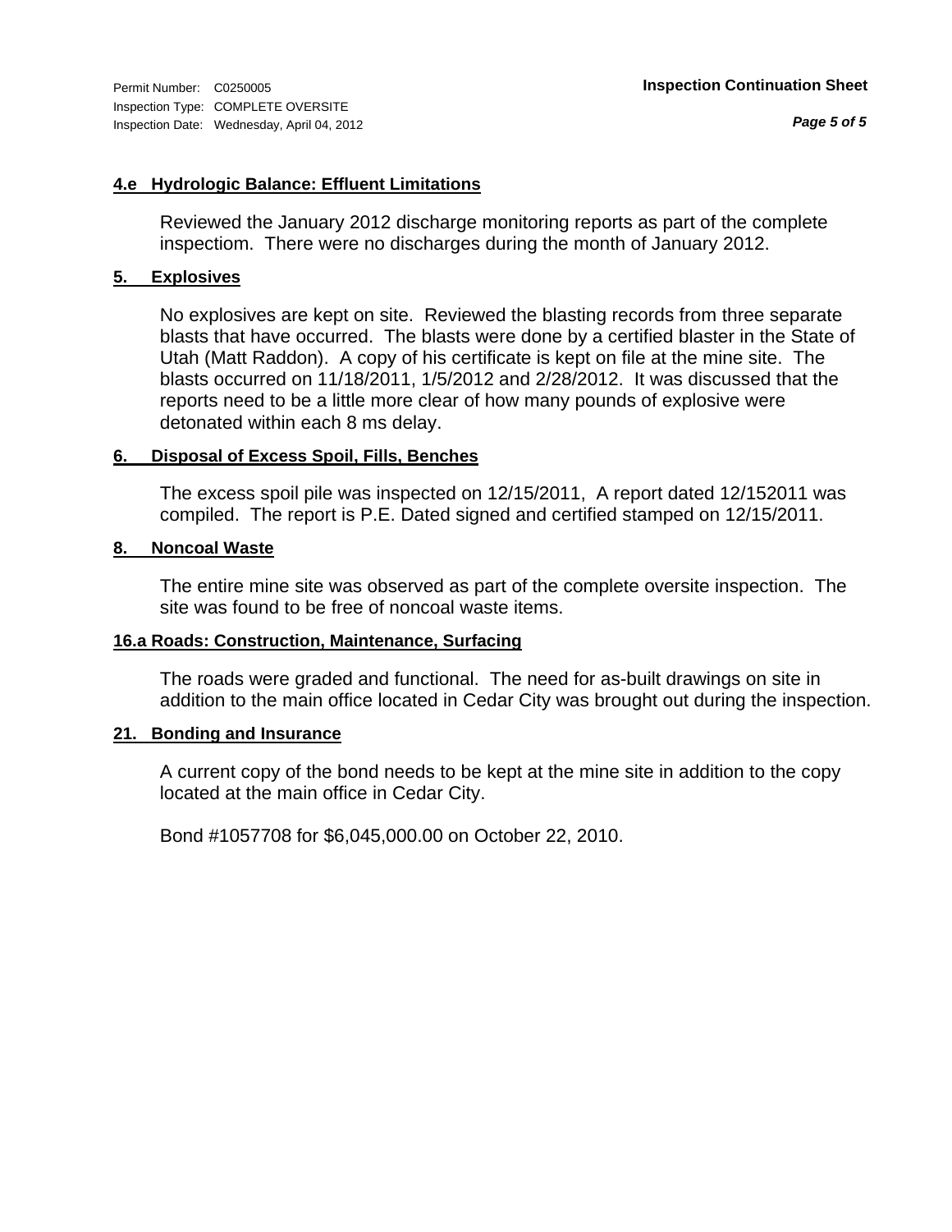Permit Number: C0250005
Inspection Type: COMPLETE OVERSITE
Inspection Date: Wednesday, April 04, 2012

**Inspection Continuation Sheet**

### 4.e Hydrologic Balance: Effluent Limitations

Reviewed the January 2012 discharge monitoring reports as part of the complete inspectiom. There were no discharges during the month of January 2012.

### 5. Explosives

No explosives are kept on site. Reviewed the blasting records from three separate blasts that have occurred. The blasts were done by a certified blaster in the State of Utah (Matt Raddon). A copy of his certificate is kept on file at the mine site. The blasts occurred on 11/18/2011, 1/5/2012 and 2/28/2012. It was discussed that the reports need to be a little more clear of how many pounds of explosive were detonated within each 8 ms delay.

### 6. Disposal of Excess Spoil, Fills, Benches

The excess spoil pile was inspected on 12/15/2011, A report dated 12/152011 was compiled. The report is P.E. Dated signed and certified stamped on 12/15/2011.

### 8. Noncoal Waste

The entire mine site was observed as part of the complete oversite inspection. The site was found to be free of noncoal waste items.

### 16.a Roads: Construction, Maintenance, Surfacing

The roads were graded and functional. The need for as-built drawings on site in addition to the main office located in Cedar City was brought out during the inspection.

### 21. Bonding and Insurance

A current copy of the bond needs to be kept at the mine site in addition to the copy located at the main office in Cedar City.

Bond #1057708 for $6,045,000.00 on October 22, 2010.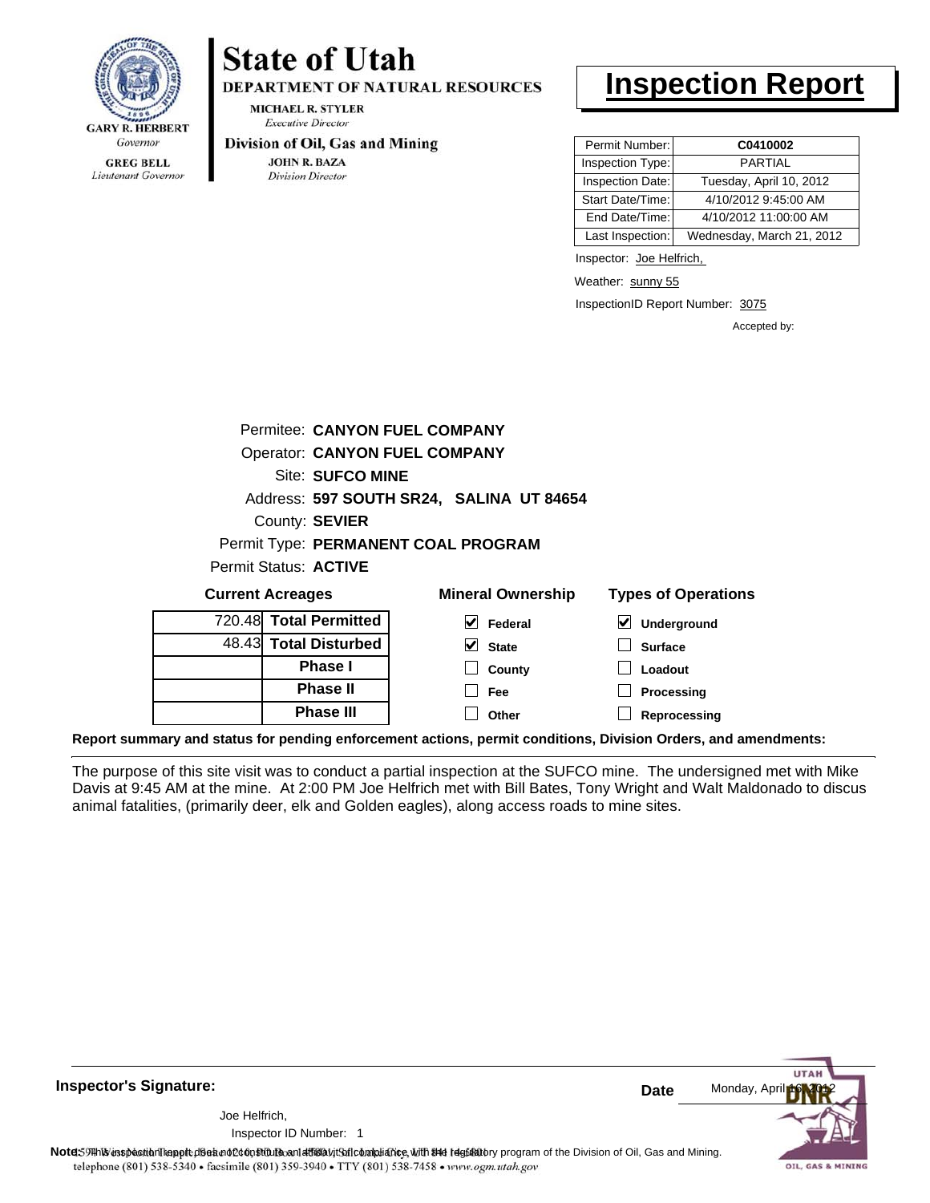GARY R. HERBERT
*Governor*

GREG BELL
*Lieutenant Governor*

# State of Utah

**DEPARTMENT OF NATURAL RESOURCES**

MICHAEL R. STYLER
*Executive Director*

**Division of Oil, Gas and Mining**

JOHN R. BAZA
*Division Director*

# Inspection Report

| Permit Number: | **C0410002** |
|---|---|
| Inspection Type: | PARTIAL |
| Inspection Date: | Tuesday, April 10, 2012 |
| Start Date/Time: | 4/10/2012 9:45:00 AM |
| End Date/Time: | 4/10/2012 11:00:00 AM |
| Last Inspection: | Wednesday, March 21, 2012 |

Inspector: Joe Helfrich,

Weather: sunny 55

InspectionID Report Number: 3075

Accepted by:

Permitee: **CANYON FUEL COMPANY**
Operator: **CANYON FUEL COMPANY**
Site: **SUFCO MINE**
Address: **597 SOUTH SR24, SALINA UT 84654**
County: **SEVIER**
Permit Type: **PERMANENT COAL PROGRAM**
Permit Status: **ACTIVE**

**Current Acreages**

| | |
|---|---|
| 720.48 | **Total Permitted** |
| 48.43 | **Total Disturbed** |
| | **Phase I** |
| | **Phase II** |
| | **Phase III** |

**Mineral Ownership**

- [x] Federal
- [x] State
- [ ] County
- [ ] Fee
- [ ] Other

**Types of Operations**

- [x] Underground
- [ ] Surface
- [ ] Loadout
- [ ] Processing
- [ ] Reprocessing

**Report summary and status for pending enforcement actions, permit conditions, Division Orders, and amendments:**

The purpose of this site visit was to conduct a partial inspection at the SUFCO mine. The undersigned met with Mike Davis at 9:45 AM at the mine. At 2:00 PM Joe Helfrich met with Bill Bates, Tony Wright and Walt Maldonado to discus animal fatalities, (primarily deer, elk and Golden eagles), along access roads to mine sites.

**Inspector's Signature:**

Joe Helfrich,
Inspector ID Number: 1

**Date** Monday, April 16, 2012

**Note:** This inspection report does not constitute an affidavit of compliance with the regulatory program of the Division of Oil, Gas and Mining.
1594 West North Temple, Suite 1210, PO Box 145801, Salt Lake City, UT 84114-5801
telephone (801) 538-5340 • facsimile (801) 359-3940 • TTY (801) 538-7458 • www.ogm.utah.gov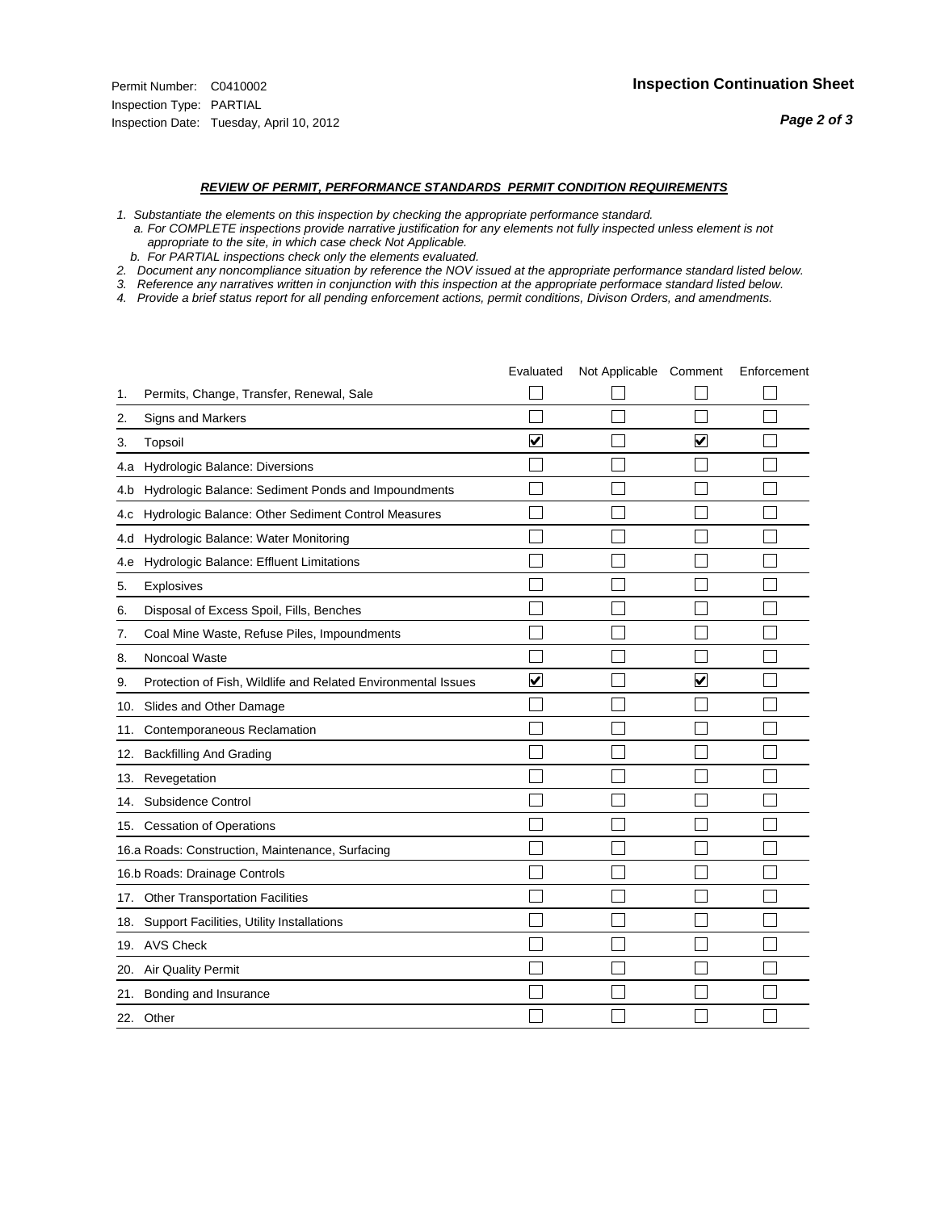Permit Number: C0410002
Inspection Type: PARTIAL
Inspection Date: Tuesday, April 10, 2012

**Inspection Continuation Sheet**

***REVIEW OF PERMIT, PERFORMANCE STANDARDS PERMIT CONDITION REQUIREMENTS***

*1. Substantiate the elements on this inspection by checking the appropriate performance standard.*
*a. For COMPLETE inspections provide narrative justification for any elements not fully inspected unless element is not appropriate to the site, in which case check Not Applicable.*
*b. For PARTIAL inspections check only the elements evaluated.*
*2. Document any noncompliance situation by reference the NOV issued at the appropriate performance standard listed below.*
*3. Reference any narratives written in conjunction with this inspection at the appropriate performace standard listed below.*
*4. Provide a brief status report for all pending enforcement actions, permit conditions, Divison Orders, and amendments.*

| | | Evaluated | Not Applicable | Comment | Enforcement |
|---|---|---|---|---|---|
| 1. | Permits, Change, Transfer, Renewal, Sale | ☐ | ☐ | ☐ | ☐ |
| 2. | Signs and Markers | ☐ | ☐ | ☐ | ☐ |
| 3. | Topsoil | ☑ | ☐ | ☑ | ☐ |
| 4.a | Hydrologic Balance: Diversions | ☐ | ☐ | ☐ | ☐ |
| 4.b | Hydrologic Balance: Sediment Ponds and Impoundments | ☐ | ☐ | ☐ | ☐ |
| 4.c | Hydrologic Balance: Other Sediment Control Measures | ☐ | ☐ | ☐ | ☐ |
| 4.d | Hydrologic Balance: Water Monitoring | ☐ | ☐ | ☐ | ☐ |
| 4.e | Hydrologic Balance: Effluent Limitations | ☐ | ☐ | ☐ | ☐ |
| 5. | Explosives | ☐ | ☐ | ☐ | ☐ |
| 6. | Disposal of Excess Spoil, Fills, Benches | ☐ | ☐ | ☐ | ☐ |
| 7. | Coal Mine Waste, Refuse Piles, Impoundments | ☐ | ☐ | ☐ | ☐ |
| 8. | Noncoal Waste | ☐ | ☐ | ☐ | ☐ |
| 9. | Protection of Fish, Wildlife and Related Environmental Issues | ☑ | ☐ | ☑ | ☐ |
| 10. | Slides and Other Damage | ☐ | ☐ | ☐ | ☐ |
| 11. | Contemporaneous Reclamation | ☐ | ☐ | ☐ | ☐ |
| 12. | Backfilling And Grading | ☐ | ☐ | ☐ | ☐ |
| 13. | Revegetation | ☐ | ☐ | ☐ | ☐ |
| 14. | Subsidence Control | ☐ | ☐ | ☐ | ☐ |
| 15. | Cessation of Operations | ☐ | ☐ | ☐ | ☐ |
| 16.a | Roads: Construction, Maintenance, Surfacing | ☐ | ☐ | ☐ | ☐ |
| 16.b | Roads: Drainage Controls | ☐ | ☐ | ☐ | ☐ |
| 17. | Other Transportation Facilities | ☐ | ☐ | ☐ | ☐ |
| 18. | Support Facilities, Utility Installations | ☐ | ☐ | ☐ | ☐ |
| 19. | AVS Check | ☐ | ☐ | ☐ | ☐ |
| 20. | Air Quality Permit | ☐ | ☐ | ☐ | ☐ |
| 21. | Bonding and Insurance | ☐ | ☐ | ☐ | ☐ |
| 22. | Other | ☐ | ☐ | ☐ | ☐ |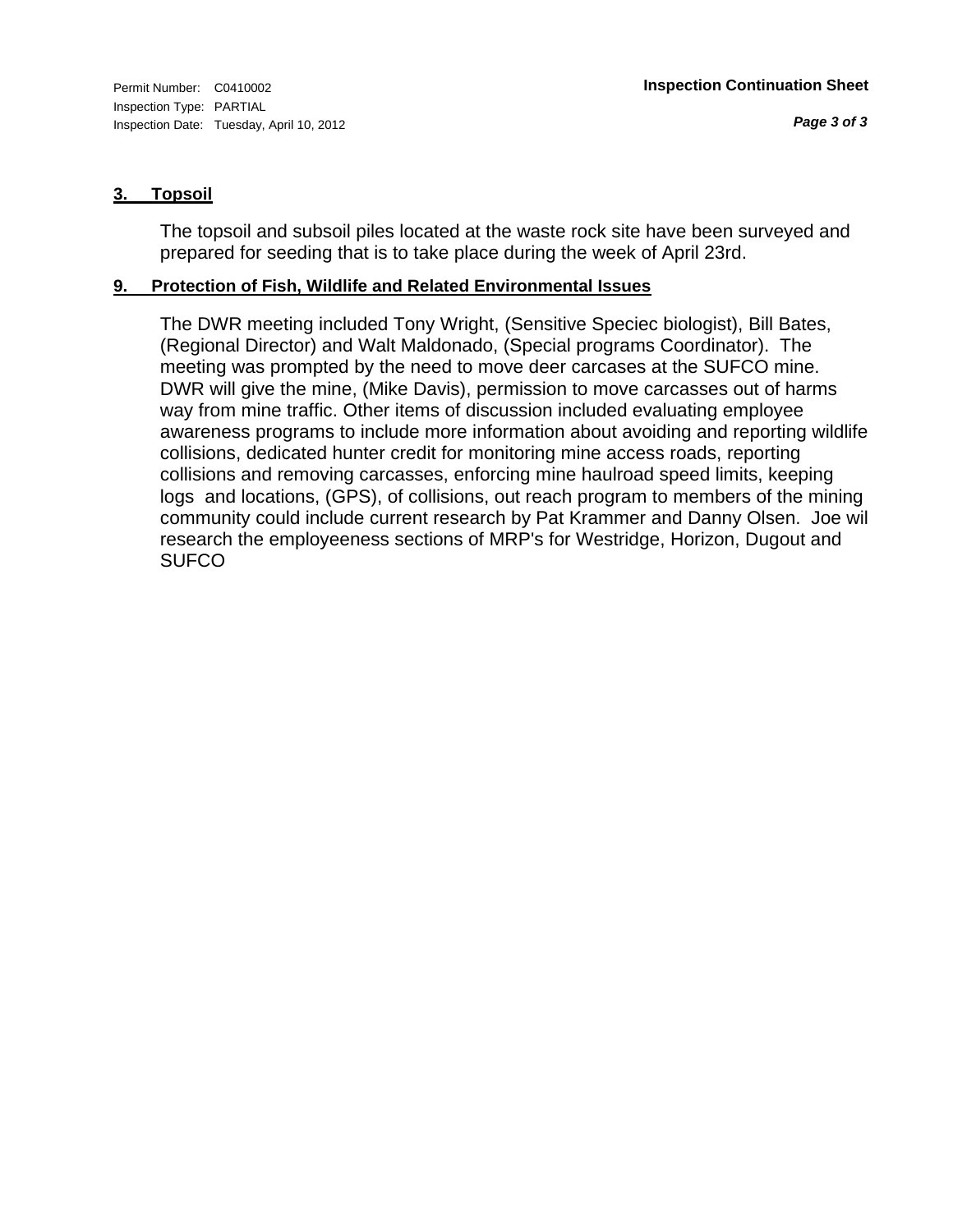Permit Number: C0410002
Inspection Type: PARTIAL
Inspection Date: Tuesday, April 10, 2012

**Inspection Continuation Sheet**

### 3. Topsoil

The topsoil and subsoil piles located at the waste rock site have been surveyed and prepared for seeding that is to take place during the week of April 23rd.

### 9. Protection of Fish, Wildlife and Related Environmental Issues

The DWR meeting included Tony Wright, (Sensitive Speciec biologist), Bill Bates, (Regional Director) and Walt Maldonado, (Special programs Coordinator). The meeting was prompted by the need to move deer carcases at the SUFCO mine. DWR will give the mine, (Mike Davis), permission to move carcasses out of harms way from mine traffic. Other items of discussion included evaluating employee awareness programs to include more information about avoiding and reporting wildlife collisions, dedicated hunter credit for monitoring mine access roads, reporting collisions and removing carcasses, enforcing mine haulroad speed limits, keeping logs and locations, (GPS), of collisions, out reach program to members of the mining community could include current research by Pat Krammer and Danny Olsen. Joe wil research the employeeness sections of MRP's for Westridge, Horizon, Dugout and SUFCO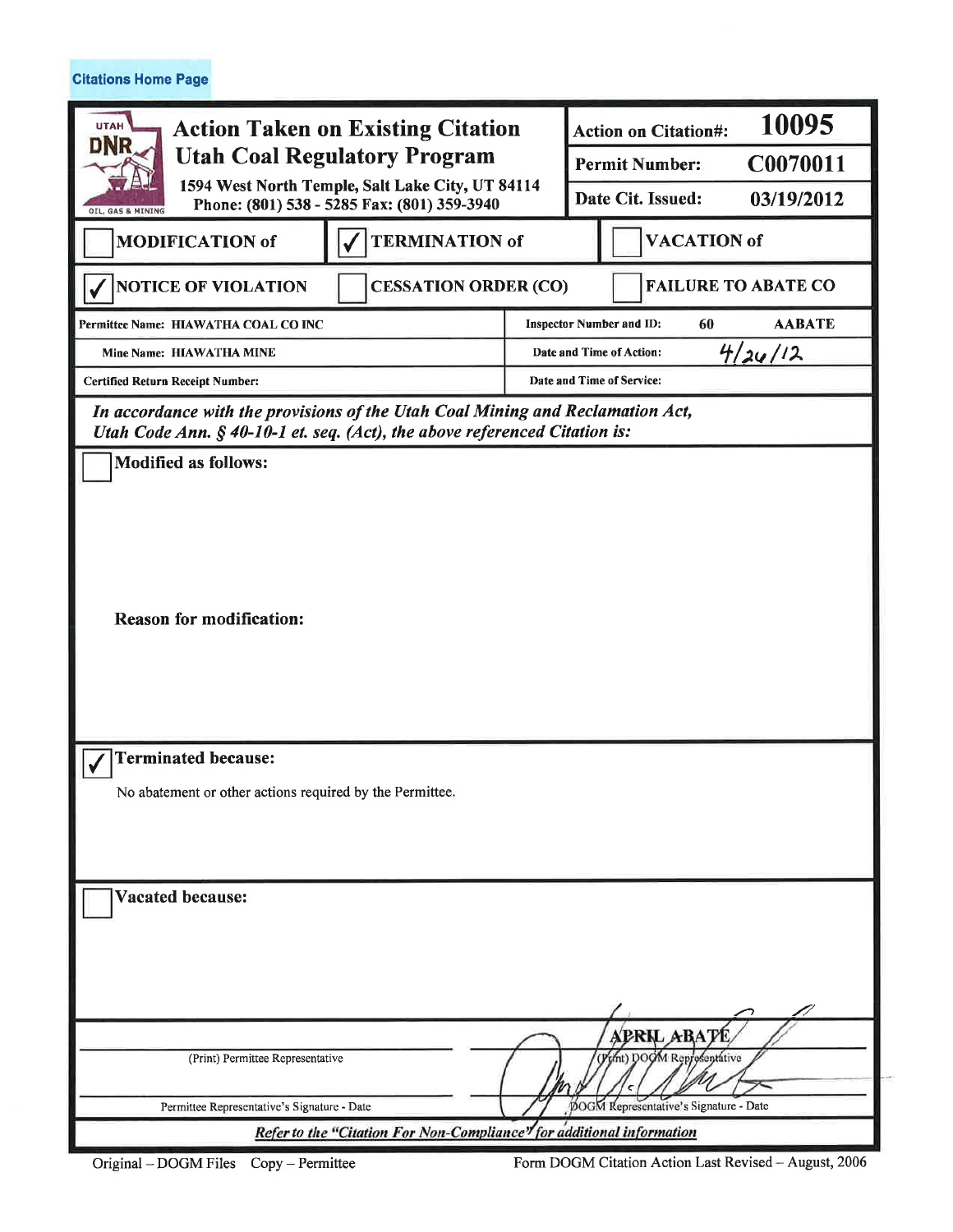Citations Home Page

# Action Taken on Existing Citation
## Utah Coal Regulatory Program

UTAH DNR OIL, GAS & MINING

1594 West North Temple, Salt Lake City, UT 84114
Phone: (801) 538 - 5285 Fax: (801) 359-3940

| | |
|---|---|
| **Action on Citation#:** | **10095** |
| **Permit Number:** | **C0070011** |
| **Date Cit. Issued:** | **03/19/2012** |

☐ **MODIFICATION of** ☑ **TERMINATION of** ☐ **VACATION of**

☑ **NOTICE OF VIOLATION** ☐ **CESSATION ORDER (CO)** ☐ **FAILURE TO ABATE CO**

| | |
|---|---|
| Permittee Name: HIAWATHA COAL CO INC | Inspector Number and ID: 60 AABATE |
| Mine Name: HIAWATHA MINE | Date and Time of Action: 4/24/12 |
| Certified Return Receipt Number: | Date and Time of Service: |

*In accordance with the provisions of the Utah Coal Mining and Reclamation Act, Utah Code Ann. § 40-10-1 et. seq. (Act), the above referenced Citation is:*

☐ **Modified as follows:**

**Reason for modification:**

☑ **Terminated because:**

No abatement or other actions required by the Permittee.

☐ **Vacated because:**

(Print) Permittee Representative

Permittee Representative's Signature - Date

APRIL ABATE
(Print) DOGM Representative

DOGM Representative's Signature - Date

***Refer to the "Citation For Non-Compliance" for additional information***

Original – DOGM Files Copy – Permittee

Form DOGM Citation Action Last Revised – August, 2006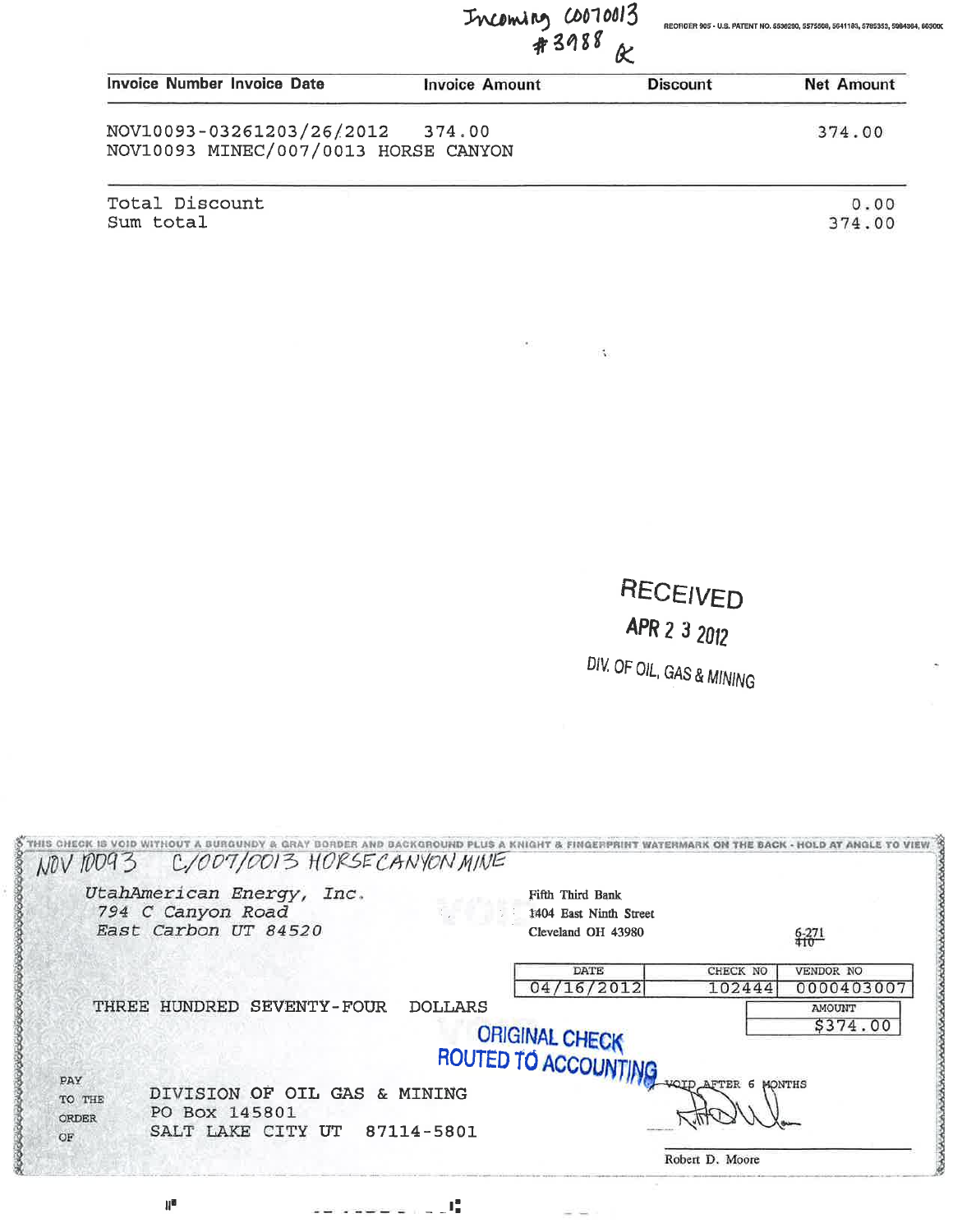Incoming C0070013
#3988 K

REORDER 905 - U.S. PATENT NO. 5538290, 5575508, 5641183, 5785353, 5984364, 60900

| Invoice Number | Invoice Date | Invoice Amount | Discount | Net Amount |
|---|---|---|---|---|
| NOV10093-032612 | 03/26/2012 | 374.00 | | 374.00 |
| NOV10093 MINEC/007/0013 HORSE CANYON | | | | |

Total Discount 0.00
Sum total 374.00

RECEIVED
APR 2 3 2012
DIV. OF OIL, GAS & MINING

THIS CHECK IS VOID WITHOUT A BURGUNDY & GRAY BORDER AND BACKGROUND PLUS A KNIGHT & FINGERPRINT WATERMARK ON THE BACK - HOLD AT ANGLE TO VIEW

NOV 10093 C/007/0013 HORSE CANYON MINE

UtahAmerican Energy, Inc.
794 C Canyon Road
East Carbon UT 84520

Fifth Third Bank
1404 East Ninth Street
Cleveland OH 43980

6-271
410

| DATE | CHECK NO | VENDOR NO |
|---|---|---|
| 04/16/2012 | 102444 | 0000403007 |

THREE HUNDRED SEVENTY-FOUR DOLLARS

AMOUNT
$374.00

ORIGINAL CHECK ROUTED TO ACCOUNTING

VOID AFTER 6 MONTHS

PAY TO THE ORDER OF
DIVISION OF OIL GAS & MINING
PO Box 145801
SALT LAKE CITY UT 87114-5801

Robert D. Moore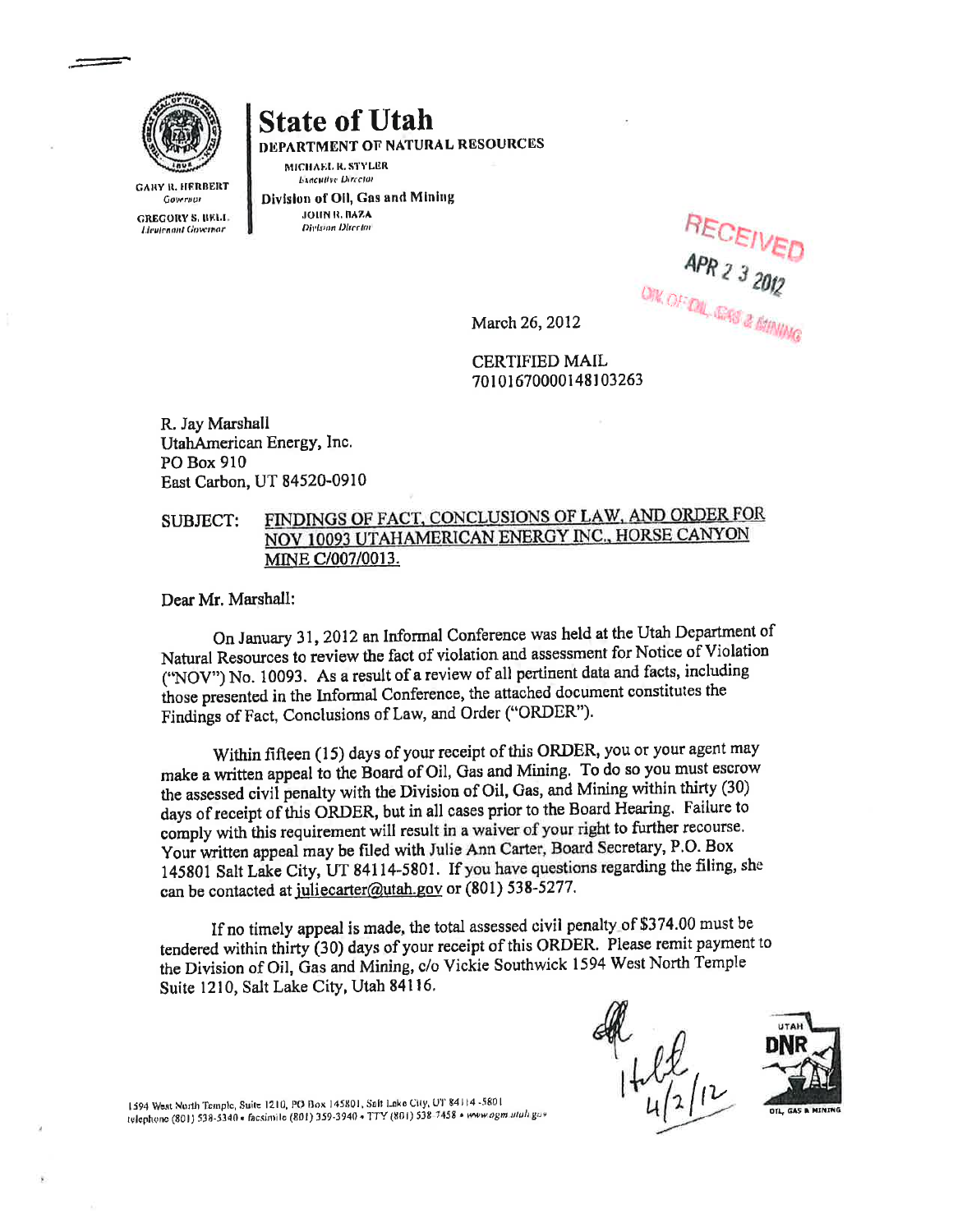GARY R. HERBERT
*Governor*

GREGORY S. BELL
*Lieutenant Governor*

# State of Utah

**DEPARTMENT OF NATURAL RESOURCES**

MICHAEL R. STYLER
*Executive Director*

**Division of Oil, Gas and Mining**

JOHN R. BAZA
*Division Director*

RECEIVED
APR 2 3 2012
DIV. OF OIL, GAS & MINING

March 26, 2012

CERTIFIED MAIL
70101670000148103263

R. Jay Marshall
UtahAmerican Energy, Inc.
PO Box 910
East Carbon, UT 84520-0910

SUBJECT: FINDINGS OF FACT, CONCLUSIONS OF LAW, AND ORDER FOR NOV 10093 UTAHAMERICAN ENERGY INC., HORSE CANYON MINE C/007/0013.

Dear Mr. Marshall:

On January 31, 2012 an Informal Conference was held at the Utah Department of Natural Resources to review the fact of violation and assessment for Notice of Violation ("NOV") No. 10093. As a result of a review of all pertinent data and facts, including those presented in the Informal Conference, the attached document constitutes the Findings of Fact, Conclusions of Law, and Order ("ORDER").

Within fifteen (15) days of your receipt of this ORDER, you or your agent may make a written appeal to the Board of Oil, Gas and Mining. To do so you must escrow the assessed civil penalty with the Division of Oil, Gas, and Mining within thirty (30) days of receipt of this ORDER, but in all cases prior to the Board Hearing. Failure to comply with this requirement will result in a waiver of your right to further recourse. Your written appeal may be filed with Julie Ann Carter, Board Secretary, P.O. Box 145801 Salt Lake City, UT 84114-5801. If you have questions regarding the filing, she can be contacted at juliecarter@utah.gov or (801) 538-5277.

If no timely appeal is made, the total assessed civil penalty of $374.00 must be tendered within thirty (30) days of your receipt of this ORDER. Please remit payment to the Division of Oil, Gas and Mining, c/o Vickie Southwick 1594 West North Temple Suite 1210, Salt Lake City, Utah 84116.

4/2/12

1594 West North Temple, Suite 1210, PO Box 145801, Salt Lake City, UT 84114-5801
telephone (801) 538-5340 • facsimile (801) 359-3940 • TTY (801) 538-7458 • www.ogm.utah.gov

UTAH DNR OIL, GAS & MINING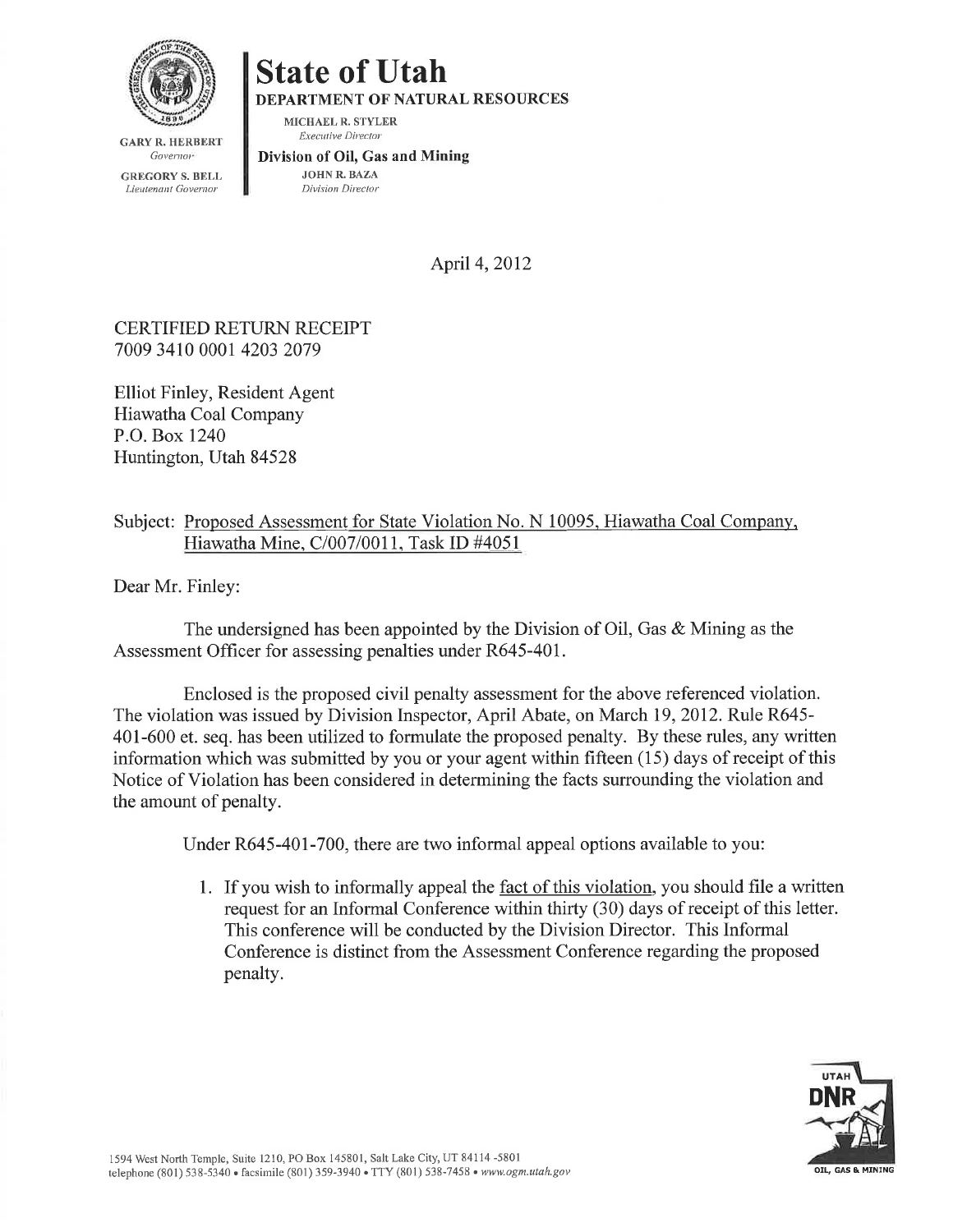GARY R. HERBERT
*Governor*

GREGORY S. BELL
*Lieutenant Governor*

# State of Utah

**DEPARTMENT OF NATURAL RESOURCES**

MICHAEL R. STYLER
*Executive Director*

**Division of Oil, Gas and Mining**

JOHN R. BAZA
*Division Director*

April 4, 2012

CERTIFIED RETURN RECEIPT
7009 3410 0001 4203 2079

Elliot Finley, Resident Agent
Hiawatha Coal Company
P.O. Box 1240
Huntington, Utah 84528

Subject: Proposed Assessment for State Violation No. N 10095, Hiawatha Coal Company, Hiawatha Mine, C/007/0011, Task ID #4051

Dear Mr. Finley:

The undersigned has been appointed by the Division of Oil, Gas & Mining as the Assessment Officer for assessing penalties under R645-401.

Enclosed is the proposed civil penalty assessment for the above referenced violation. The violation was issued by Division Inspector, April Abate, on March 19, 2012. Rule R645-401-600 et. seq. has been utilized to formulate the proposed penalty. By these rules, any written information which was submitted by you or your agent within fifteen (15) days of receipt of this Notice of Violation has been considered in determining the facts surrounding the violation and the amount of penalty.

Under R645-401-700, there are two informal appeal options available to you:

1. If you wish to informally appeal the fact of this violation, you should file a written request for an Informal Conference within thirty (30) days of receipt of this letter. This conference will be conducted by the Division Director. This Informal Conference is distinct from the Assessment Conference regarding the proposed penalty.

1594 West North Temple, Suite 1210, PO Box 145801, Salt Lake City, UT 84114-5801
telephone (801) 538-5340 • facsimile (801) 359-3940 • TTY (801) 538-7458 • *www.ogm.utah.gov*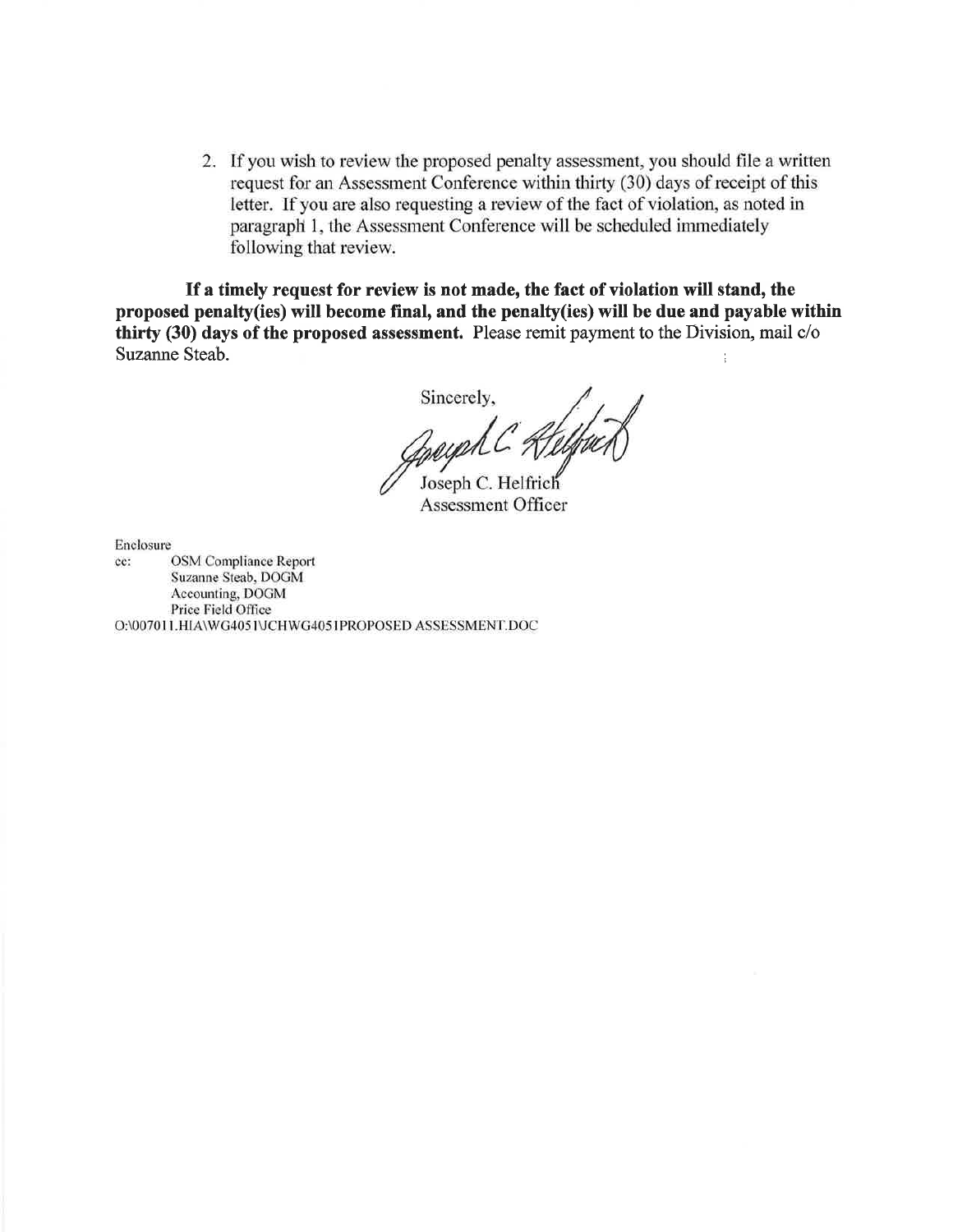2. If you wish to review the proposed penalty assessment, you should file a written request for an Assessment Conference within thirty (30) days of receipt of this letter. If you are also requesting a review of the fact of violation, as noted in paragraph 1, the Assessment Conference will be scheduled immediately following that review.

**If a timely request for review is not made, the fact of violation will stand, the proposed penalty(ies) will become final, and the penalty(ies) will be due and payable within thirty (30) days of the proposed assessment.** Please remit payment to the Division, mail c/o Suzanne Steab.

Sincerely,

Joseph C. Helfrich
Assessment Officer

Enclosure
cc: OSM Compliance Report
Suzanne Steab, DOGM
Accounting, DOGM
Price Field Office
O:\007011.HIA\WG4051\JCHWG4051PROPOSED ASSESSMENT.DOC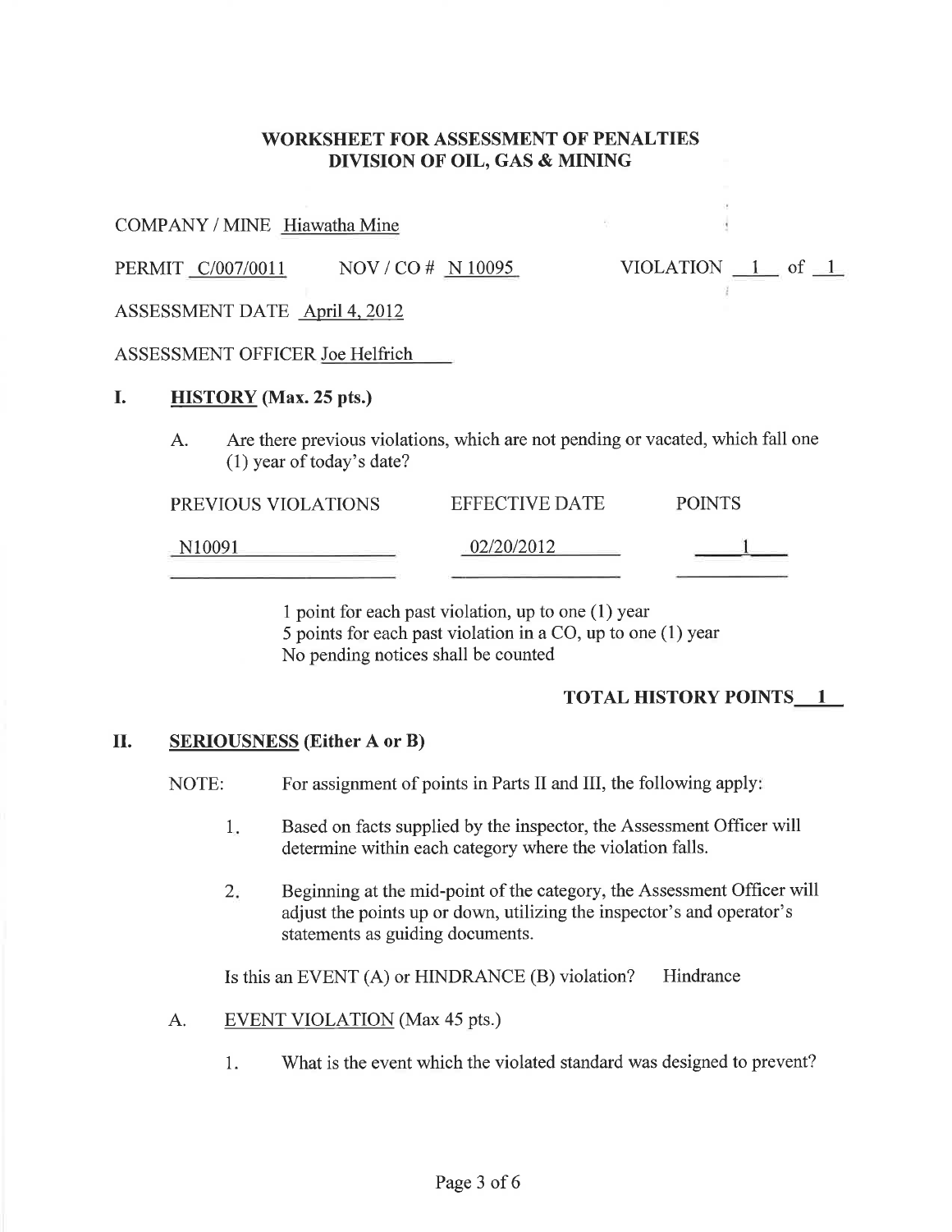## WORKSHEET FOR ASSESSMENT OF PENALTIES
## DIVISION OF OIL, GAS & MINING

COMPANY / MINE Hiawatha Mine

PERMIT C/007/0011 NOV / CO # N 10095 VIOLATION 1 of 1

ASSESSMENT DATE April 4, 2012

ASSESSMENT OFFICER Joe Helfrich

### I. HISTORY (Max. 25 pts.)

A. Are there previous violations, which are not pending or vacated, which fall one (1) year of today's date?

| PREVIOUS VIOLATIONS | EFFECTIVE DATE | POINTS |
|---|---|---|
| N10091 | 02/20/2012 | 1 |

1 point for each past violation, up to one (1) year
5 points for each past violation in a CO, up to one (1) year
No pending notices shall be counted

**TOTAL HISTORY POINTS 1**

### II. SERIOUSNESS (Either A or B)

NOTE: For assignment of points in Parts II and III, the following apply:

1. Based on facts supplied by the inspector, the Assessment Officer will determine within each category where the violation falls.
2. Beginning at the mid-point of the category, the Assessment Officer will adjust the points up or down, utilizing the inspector's and operator's statements as guiding documents.

Is this an EVENT (A) or HINDRANCE (B) violation? Hindrance

A. EVENT VIOLATION (Max 45 pts.)

1. What is the event which the violated standard was designed to prevent?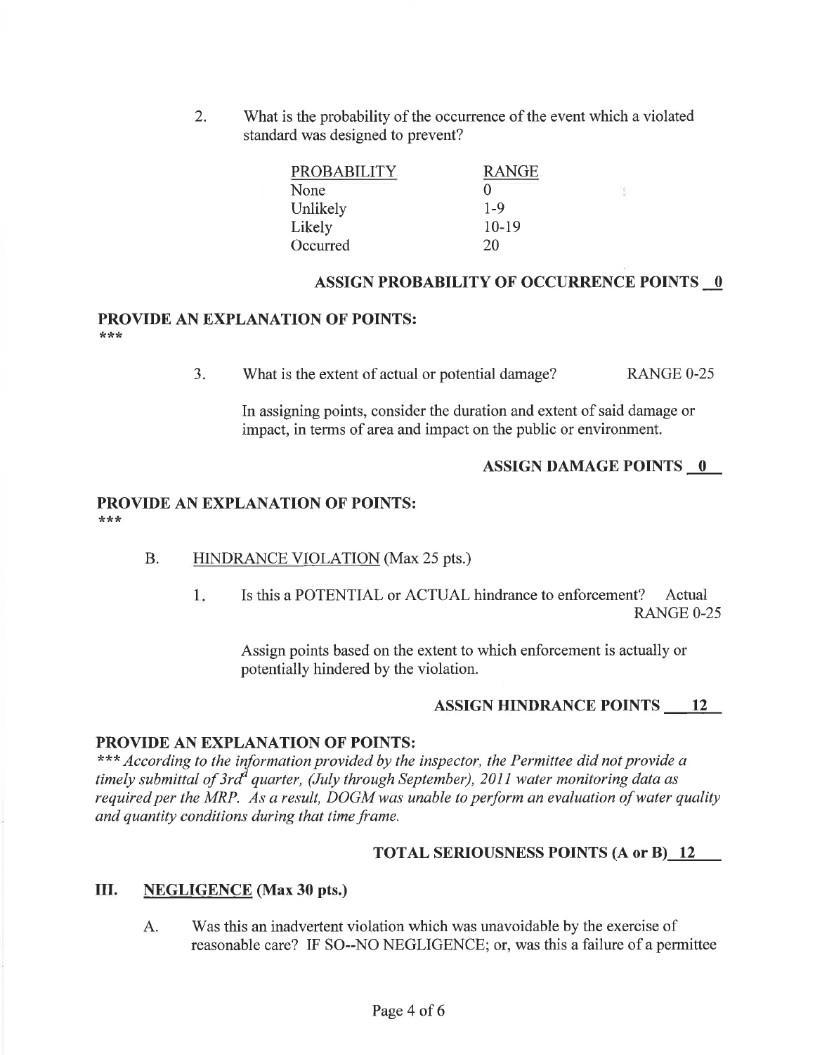2. What is the probability of the occurrence of the event which a violated standard was designed to prevent?

| PROBABILITY | RANGE |
|---|---|
| None | 0 |
| Unlikely | 1-9 |
| Likely | 10-19 |
| Occurred | 20 |

**ASSIGN PROBABILITY OF OCCURRENCE POINTS 0**

**PROVIDE AN EXPLANATION OF POINTS:**
***

3. What is the extent of actual or potential damage? RANGE 0-25

In assigning points, consider the duration and extent of said damage or impact, in terms of area and impact on the public or environment.

**ASSIGN DAMAGE POINTS 0**

**PROVIDE AN EXPLANATION OF POINTS:**
***

B. HINDRANCE VIOLATION (Max 25 pts.)

1. Is this a POTENTIAL or ACTUAL hindrance to enforcement? Actual
RANGE 0-25

Assign points based on the extent to which enforcement is actually or potentially hindered by the violation.

**ASSIGN HINDRANCE POINTS 12**

**PROVIDE AN EXPLANATION OF POINTS:**
*\*\*\* According to the information provided by the inspector, the Permittee did not provide a timely submittal of 3rd quarter, (July through September), 2011 water monitoring data as required per the MRP. As a result, DOGM was unable to perform an evaluation of water quality and quantity conditions during that time frame.*

**TOTAL SERIOUSNESS POINTS (A or B) 12**

## III. NEGLIGENCE (Max 30 pts.)

A. Was this an inadvertent violation which was unavoidable by the exercise of reasonable care? IF SO--NO NEGLIGENCE; or, was this a failure of a permittee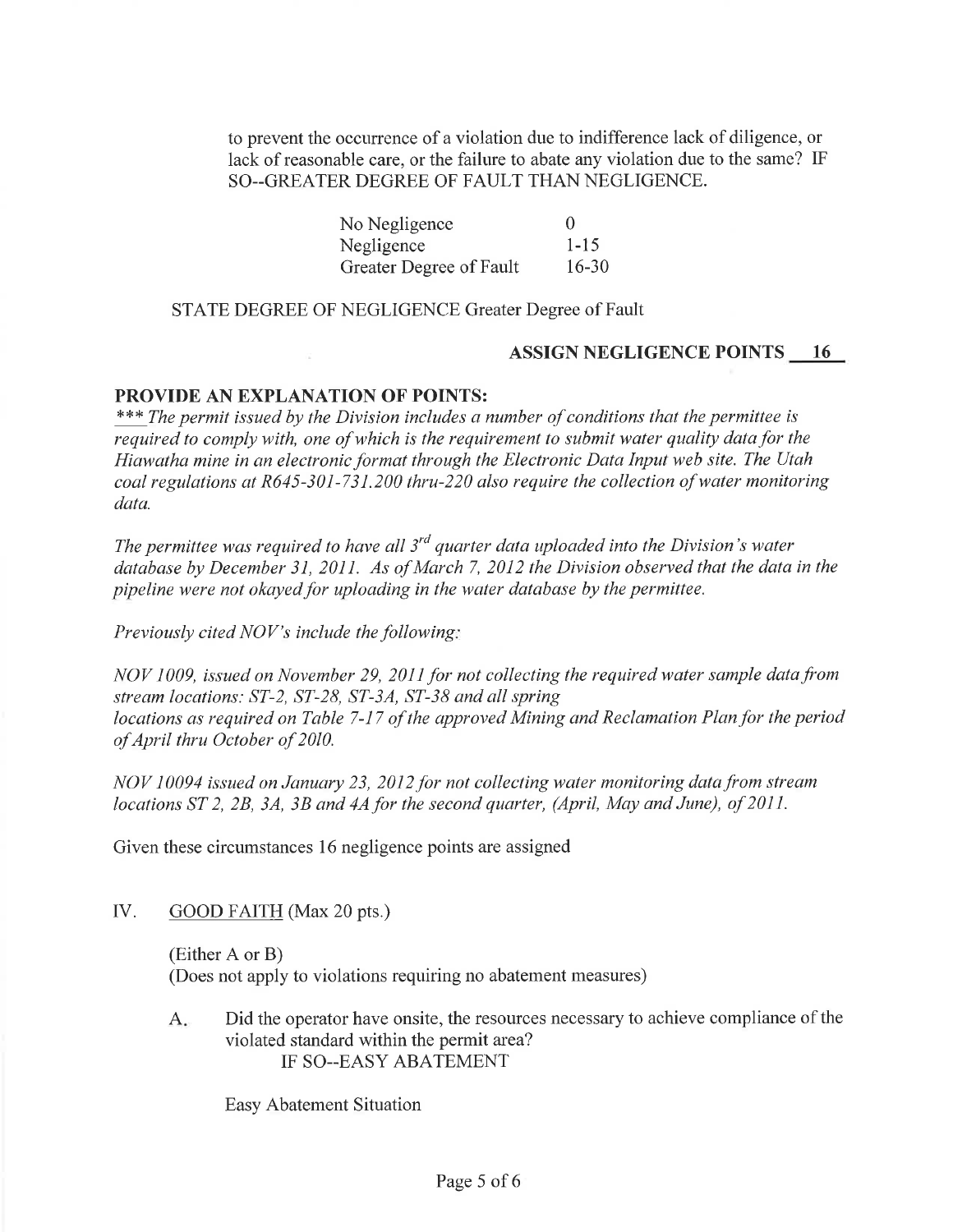to prevent the occurrence of a violation due to indifference lack of diligence, or lack of reasonable care, or the failure to abate any violation due to the same? IF SO--GREATER DEGREE OF FAULT THAN NEGLIGENCE.

| | |
|---|---|
| No Negligence | 0 |
| Negligence | 1-15 |
| Greater Degree of Fault | 16-30 |

STATE DEGREE OF NEGLIGENCE Greater Degree of Fault

**ASSIGN NEGLIGENCE POINTS 16**

**PROVIDE AN EXPLANATION OF POINTS:**

*\*\*\* The permit issued by the Division includes a number of conditions that the permittee is required to comply with, one of which is the requirement to submit water quality data for the Hiawatha mine in an electronic format through the Electronic Data Input web site. The Utah coal regulations at R645-301-731.200 thru-220 also require the collection of water monitoring data.*

*The permittee was required to have all 3rd quarter data uploaded into the Division's water database by December 31, 2011. As of March 7, 2012 the Division observed that the data in the pipeline were not okayed for uploading in the water database by the permittee.*

*Previously cited NOV's include the following:*

*NOV 1009, issued on November 29, 2011 for not collecting the required water sample data from stream locations: ST-2, ST-28, ST-3A, ST-38 and all spring locations as required on Table 7-17 of the approved Mining and Reclamation Plan for the period of April thru October of 2010.*

*NOV 10094 issued on January 23, 2012 for not collecting water monitoring data from stream locations ST 2, 2B, 3A, 3B and 4A for the second quarter, (April, May and June), of 2011.*

Given these circumstances 16 negligence points are assigned

IV. GOOD FAITH (Max 20 pts.)

(Either A or B)
(Does not apply to violations requiring no abatement measures)

A. Did the operator have onsite, the resources necessary to achieve compliance of the violated standard within the permit area?
IF SO--EASY ABATEMENT

Easy Abatement Situation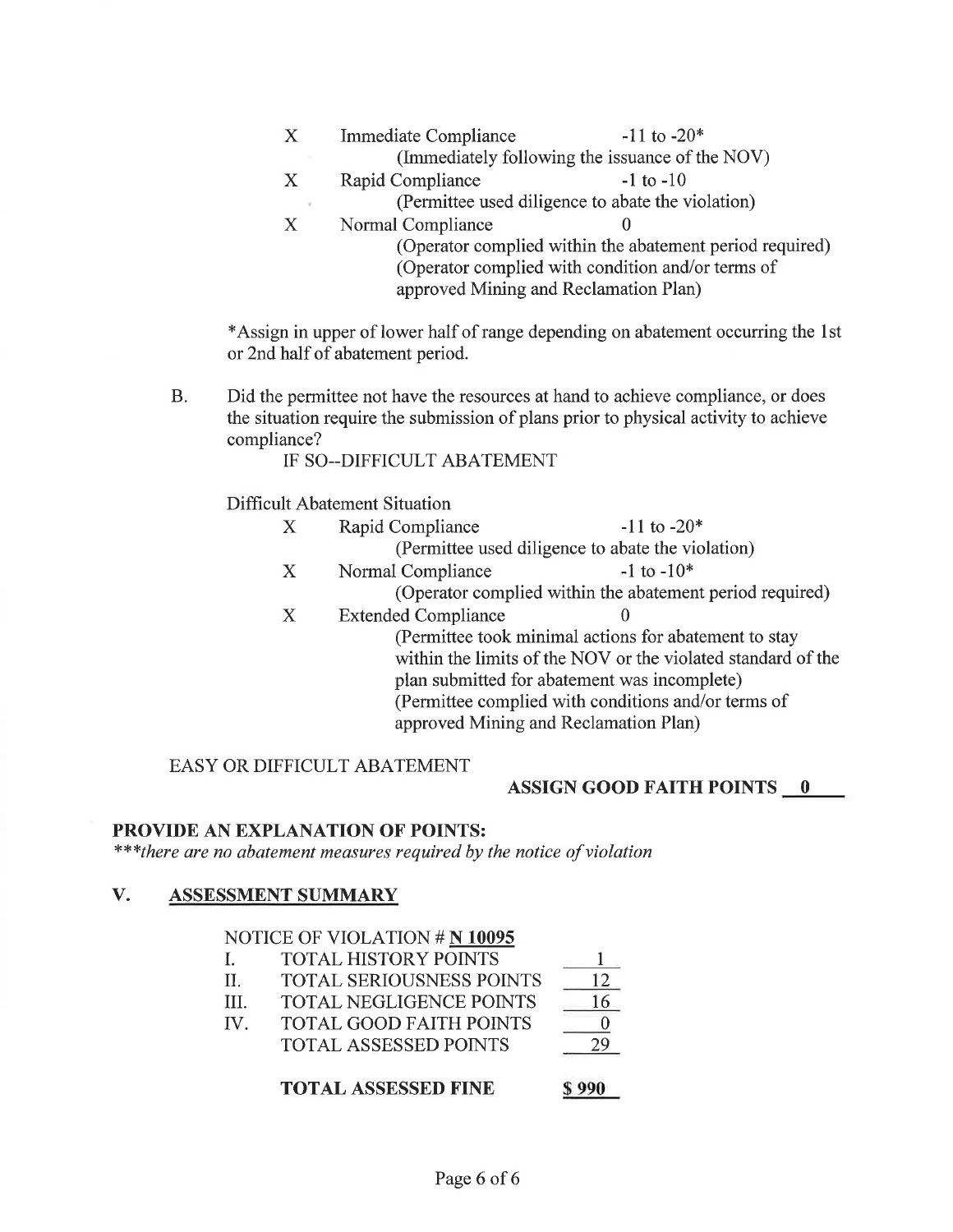X Immediate Compliance -11 to -20*
(Immediately following the issuance of the NOV)

X Rapid Compliance -1 to -10
(Permittee used diligence to abate the violation)

X Normal Compliance 0
(Operator complied within the abatement period required)
(Operator complied with condition and/or terms of approved Mining and Reclamation Plan)

*Assign in upper of lower half of range depending on abatement occurring the 1st or 2nd half of abatement period.

B. Did the permittee not have the resources at hand to achieve compliance, or does the situation require the submission of plans prior to physical activity to achieve compliance?

IF SO--DIFFICULT ABATEMENT

Difficult Abatement Situation

X Rapid Compliance -11 to -20*
(Permittee used diligence to abate the violation)

X Normal Compliance -1 to -10*
(Operator complied within the abatement period required)

X Extended Compliance 0
(Permittee took minimal actions for abatement to stay within the limits of the NOV or the violated standard of the plan submitted for abatement was incomplete)
(Permittee complied with conditions and/or terms of approved Mining and Reclamation Plan)

EASY OR DIFFICULT ABATEMENT

**ASSIGN GOOD FAITH POINTS 0**

**PROVIDE AN EXPLANATION OF POINTS:**

****there are no abatement measures required by the notice of violation*

## V. ASSESSMENT SUMMARY

NOTICE OF VIOLATION # **N 10095**

| | | |
|---|---|---|
| I. | TOTAL HISTORY POINTS | 1 |
| II. | TOTAL SERIOUSNESS POINTS | 12 |
| III. | TOTAL NEGLIGENCE POINTS | 16 |
| IV. | TOTAL GOOD FAITH POINTS | 0 |
| | TOTAL ASSESSED POINTS | 29 |
| | **TOTAL ASSESSED FINE** | **$ 990** |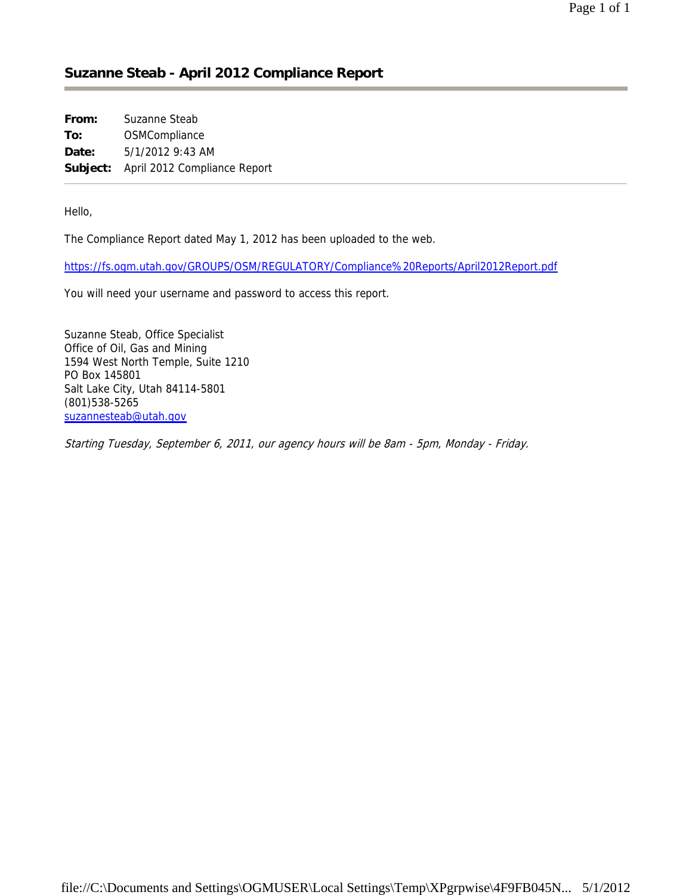## Suzanne Steab - April 2012 Compliance Report

**From:** Suzanne Steab
**To:** OSMCompliance
**Date:** 5/1/2012 9:43 AM
**Subject:** April 2012 Compliance Report

Hello,

The Compliance Report dated May 1, 2012 has been uploaded to the web.

https://fs.ogm.utah.gov/GROUPS/OSM/REGULATORY/Compliance%20Reports/April2012Report.pdf

You will need your username and password to access this report.

Suzanne Steab, Office Specialist
Office of Oil, Gas and Mining
1594 West North Temple, Suite 1210
PO Box 145801
Salt Lake City, Utah 84114-5801
(801)538-5265
suzannesteab@utah.gov

*Starting Tuesday, September 6, 2011, our agency hours will be 8am - 5pm, Monday - Friday.*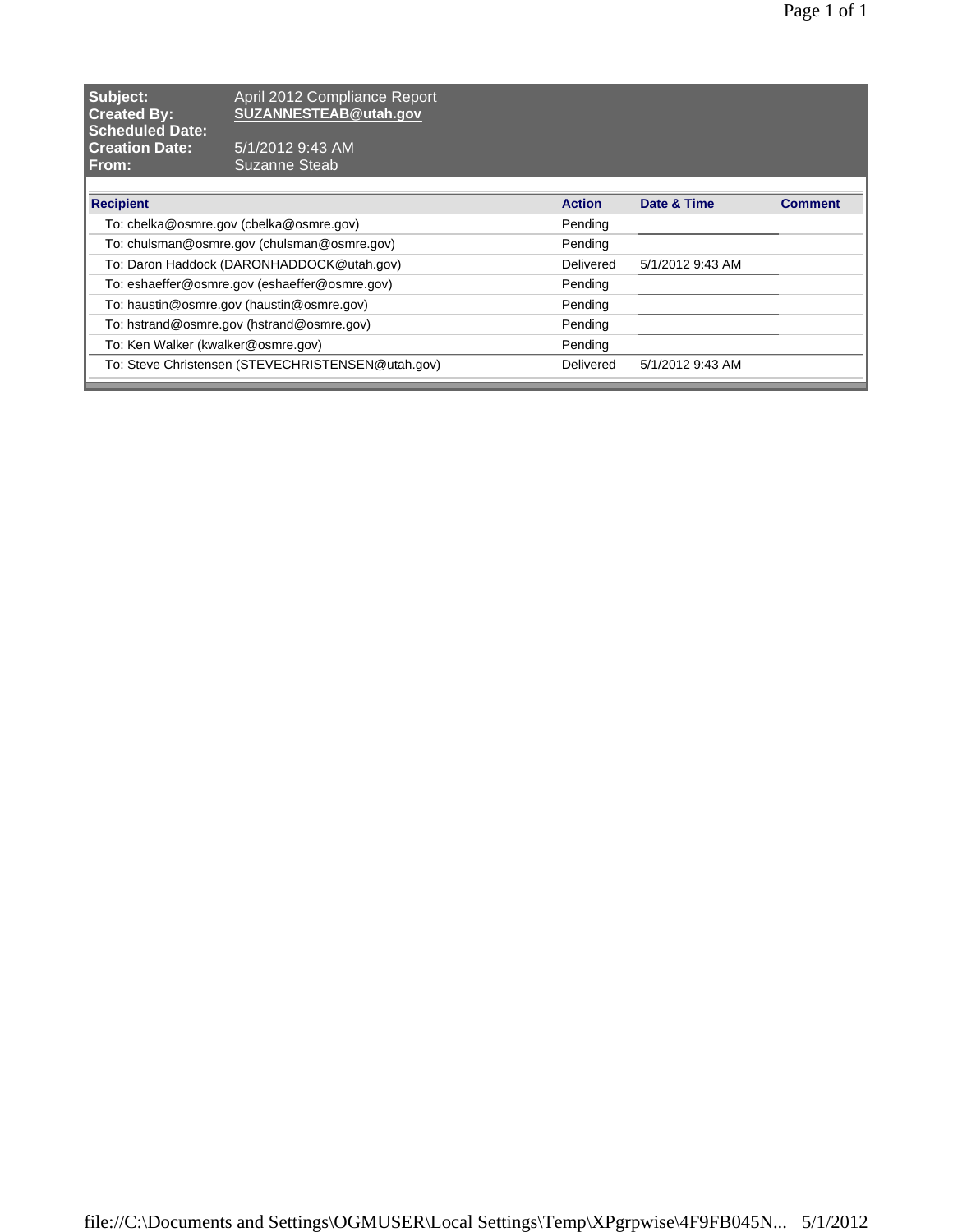| | |
|---|---|
| **Subject:** | April 2012 Compliance Report |
| **Created By:** | **SUZANNESTEAB@utah.gov** |
| **Scheduled Date:** | |
| **Creation Date:** | 5/1/2012 9:43 AM |
| **From:** | Suzanne Steab |

| Recipient | Action | Date & Time | Comment |
|---|---|---|---|
| To: cbelka@osmre.gov (cbelka@osmre.gov) | Pending | | |
| To: chulsman@osmre.gov (chulsman@osmre.gov) | Pending | | |
| To: Daron Haddock (DARONHADDOCK@utah.gov) | Delivered | 5/1/2012 9:43 AM | |
| To: eshaeffer@osmre.gov (eshaeffer@osmre.gov) | Pending | | |
| To: haustin@osmre.gov (haustin@osmre.gov) | Pending | | |
| To: hstrand@osmre.gov (hstrand@osmre.gov) | Pending | | |
| To: Ken Walker (kwalker@osmre.gov) | Pending | | |
| To: Steve Christensen (STEVECHRISTENSEN@utah.gov) | Delivered | 5/1/2012 9:43 AM | |